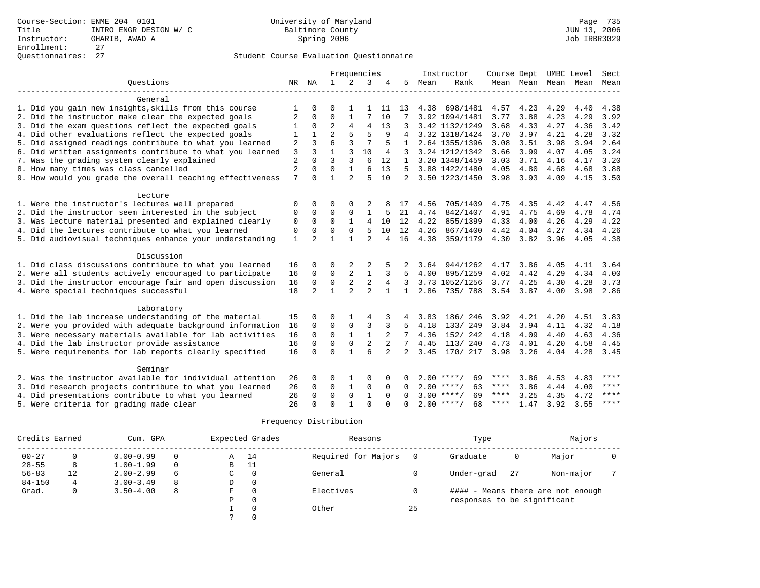Course-Section: ENME 204 0101
Title: INTRO ENGR DESIGN W/ C
Instructor: GHARIB, AWAD A
Enrollment: 27
Questionnaires: 27

University of Maryland
Baltimore County
Spring 2006

JUN 13, 2006
Job IRBR3029

## Student Course Evaluation Questionnaire

| Questions | NR | NA | 1 | 2 | 3 | 4 | 5 | Instructor Mean | Instructor Rank | Course Mean | Dept Mean | UMBC Mean | Level Mean | Sect Mean |
|---|---|---|---|---|---|---|---|---|---|---|---|---|---|---|
| **General** | | | | | | | | | | | | | | |
| 1. Did you gain new insights,skills from this course | 1 | 0 | 0 | 1 | 1 | 11 | 13 | 4.38 | 698/1481 | 4.57 | 4.23 | 4.29 | 4.40 | 4.38 |
| 2. Did the instructor make clear the expected goals | 2 | 0 | 0 | 1 | 7 | 10 | 7 | 3.92 | 1094/1481 | 3.77 | 3.88 | 4.23 | 4.29 | 3.92 |
| 3. Did the exam questions reflect the expected goals | 1 | 0 | 2 | 4 | 4 | 13 | 3 | 3.42 | 1132/1249 | 3.68 | 4.33 | 4.27 | 4.36 | 3.42 |
| 4. Did other evaluations reflect the expected goals | 1 | 1 | 2 | 5 | 5 | 9 | 4 | 3.32 | 1318/1424 | 3.70 | 3.97 | 4.21 | 4.28 | 3.32 |
| 5. Did assigned readings contribute to what you learned | 2 | 3 | 6 | 3 | 7 | 5 | 1 | 2.64 | 1355/1396 | 3.08 | 3.51 | 3.98 | 3.94 | 2.64 |
| 6. Did written assignments contribute to what you learned | 3 | 3 | 1 | 3 | 10 | 4 | 3 | 3.24 | 1212/1342 | 3.66 | 3.99 | 4.07 | 4.05 | 3.24 |
| 7. Was the grading system clearly explained | 2 | 0 | 3 | 3 | 6 | 12 | 1 | 3.20 | 1348/1459 | 3.03 | 3.71 | 4.16 | 4.17 | 3.20 |
| 8. How many times was class cancelled | 2 | 0 | 0 | 1 | 6 | 13 | 5 | 3.88 | 1422/1480 | 4.05 | 4.80 | 4.68 | 4.68 | 3.88 |
| 9. How would you grade the overall teaching effectiveness | 7 | 0 | 1 | 2 | 5 | 10 | 2 | 3.50 | 1223/1450 | 3.98 | 3.93 | 4.09 | 4.15 | 3.50 |
| **Lecture** | | | | | | | | | | | | | | |
| 1. Were the instructor's lectures well prepared | 0 | 0 | 0 | 0 | 2 | 8 | 17 | 4.56 | 705/1409 | 4.75 | 4.35 | 4.42 | 4.47 | 4.56 |
| 2. Did the instructor seem interested in the subject | 0 | 0 | 0 | 0 | 1 | 5 | 21 | 4.74 | 842/1407 | 4.91 | 4.75 | 4.69 | 4.78 | 4.74 |
| 3. Was lecture material presented and explained clearly | 0 | 0 | 0 | 1 | 4 | 10 | 12 | 4.22 | 855/1399 | 4.33 | 4.00 | 4.26 | 4.29 | 4.22 |
| 4. Did the lectures contribute to what you learned | 0 | 0 | 0 | 0 | 5 | 10 | 12 | 4.26 | 867/1400 | 4.42 | 4.04 | 4.27 | 4.34 | 4.26 |
| 5. Did audiovisual techniques enhance your understanding | 1 | 2 | 1 | 1 | 2 | 4 | 16 | 4.38 | 359/1179 | 4.30 | 3.82 | 3.96 | 4.05 | 4.38 |
| **Discussion** | | | | | | | | | | | | | | |
| 1. Did class discussions contribute to what you learned | 16 | 0 | 0 | 2 | 2 | 5 | 2 | 3.64 | 944/1262 | 4.17 | 3.86 | 4.05 | 4.11 | 3.64 |
| 2. Were all students actively encouraged to participate | 16 | 0 | 0 | 2 | 1 | 3 | 5 | 4.00 | 895/1259 | 4.02 | 4.42 | 4.29 | 4.34 | 4.00 |
| 3. Did the instructor encourage fair and open discussion | 16 | 0 | 0 | 2 | 2 | 4 | 3 | 3.73 | 1052/1256 | 3.77 | 4.25 | 4.30 | 4.28 | 3.73 |
| 4. Were special techniques successful | 18 | 2 | 1 | 2 | 2 | 1 | 1 | 2.86 | 735/ 788 | 3.54 | 3.87 | 4.00 | 3.98 | 2.86 |
| **Laboratory** | | | | | | | | | | | | | | |
| 1. Did the lab increase understanding of the material | 15 | 0 | 0 | 1 | 4 | 3 | 4 | 3.83 | 186/ 246 | 3.92 | 4.21 | 4.20 | 4.51 | 3.83 |
| 2. Were you provided with adequate background information | 16 | 0 | 0 | 0 | 3 | 3 | 5 | 4.18 | 133/ 249 | 3.84 | 3.94 | 4.11 | 4.32 | 4.18 |
| 3. Were necessary materials available for lab activities | 16 | 0 | 0 | 1 | 1 | 2 | 7 | 4.36 | 152/ 242 | 4.18 | 4.09 | 4.40 | 4.63 | 4.36 |
| 4. Did the lab instructor provide assistance | 16 | 0 | 0 | 0 | 2 | 2 | 7 | 4.45 | 113/ 240 | 4.73 | 4.01 | 4.20 | 4.58 | 4.45 |
| 5. Were requirements for lab reports clearly specified | 16 | 0 | 0 | 1 | 6 | 2 | 2 | 3.45 | 170/ 217 | 3.98 | 3.26 | 4.04 | 4.28 | 3.45 |
| **Seminar** | | | | | | | | | | | | | | |
| 2. Was the instructor available for individual attention | 26 | 0 | 0 | 1 | 0 | 0 | 0 | 2.00 | \*\*\*\*/ 69 | \*\*\*\* | 3.86 | 4.53 | 4.83 | \*\*\*\* |
| 3. Did research projects contribute to what you learned | 26 | 0 | 0 | 1 | 0 | 0 | 0 | 2.00 | \*\*\*\*/ 63 | \*\*\*\* | 3.86 | 4.44 | 4.00 | \*\*\*\* |
| 4. Did presentations contribute to what you learned | 26 | 0 | 0 | 0 | 1 | 0 | 0 | 3.00 | \*\*\*\*/ 69 | \*\*\*\* | 3.25 | 4.35 | 4.72 | \*\*\*\* |
| 5. Were criteria for grading made clear | 26 | 0 | 0 | 1 | 0 | 0 | 0 | 2.00 | \*\*\*\*/ 68 | \*\*\*\* | 1.47 | 3.92 | 3.55 | \*\*\*\* |

## Frequency Distribution

| Credits Earned | | Cum. GPA | | Expected Grades | | Reasons | | Type | | Majors | |
|---|---|---|---|---|---|---|---|---|---|---|---|
| 00-27 | 0 | 0.00-0.99 | 0 | A | 14 | Required for Majors | 0 | Graduate | 0 | Major | 0 |
| 28-55 | 8 | 1.00-1.99 | 0 | B | 11 | | | | | | |
| 56-83 | 12 | 2.00-2.99 | 6 | C | 0 | General | 0 | Under-grad | 27 | Non-major | 7 |
| 84-150 | 4 | 3.00-3.49 | 8 | D | 0 | | | | | | |
| Grad. | 0 | 3.50-4.00 | 8 | F | 0 | Electives | 0 | #### - Means there are not enough responses to be significant | | | |
| | | | | P | 0 | | | | | | |
| | | | | I | 0 | Other | 25 | | | | |
| | | | | ? | 0 | | | | | | |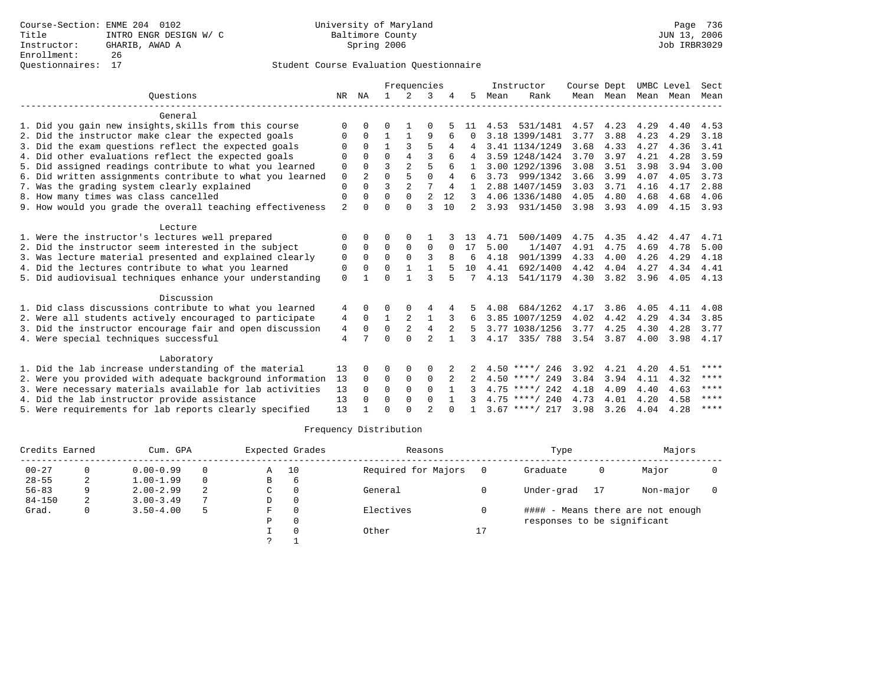Course-Section: ENME 204 0102
Title: INTRO ENGR DESIGN W/ C
Instructor: GHARIB, AWAD A
Enrollment: 26
Questionnaires: 17

University of Maryland
Baltimore County
Spring 2006

JUN 13, 2006
Job IRBR3029

## Student Course Evaluation Questionnaire

| Questions | NR | NA | 1 | 2 | 3 | 4 | 5 | Instructor Mean | Instructor Rank | Course Mean | Dept Mean | UMBC Level Mean | Level Mean | Sect Mean |
|---|---|---|---|---|---|---|---|---|---|---|---|---|---|---|
| **General** | | | | | | | | | | | | | | |
| 1. Did you gain new insights,skills from this course | 0 | 0 | 0 | 1 | 0 | 5 | 11 | 4.53 | 531/1481 | 4.57 | 4.23 | 4.29 | 4.40 | 4.53 |
| 2. Did the instructor make clear the expected goals | 0 | 0 | 1 | 1 | 9 | 6 | 0 | 3.18 | 1399/1481 | 3.77 | 3.88 | 4.23 | 4.29 | 3.18 |
| 3. Did the exam questions reflect the expected goals | 0 | 0 | 1 | 3 | 5 | 4 | 4 | 3.41 | 1134/1249 | 3.68 | 4.33 | 4.27 | 4.36 | 3.41 |
| 4. Did other evaluations reflect the expected goals | 0 | 0 | 0 | 4 | 3 | 6 | 4 | 3.59 | 1248/1424 | 3.70 | 3.97 | 4.21 | 4.28 | 3.59 |
| 5. Did assigned readings contribute to what you learned | 0 | 0 | 3 | 2 | 5 | 6 | 1 | 3.00 | 1292/1396 | 3.08 | 3.51 | 3.98 | 3.94 | 3.00 |
| 6. Did written assignments contribute to what you learned | 0 | 2 | 0 | 5 | 0 | 4 | 6 | 3.73 | 999/1342 | 3.66 | 3.99 | 4.07 | 4.05 | 3.73 |
| 7. Was the grading system clearly explained | 0 | 0 | 3 | 2 | 7 | 4 | 1 | 2.88 | 1407/1459 | 3.03 | 3.71 | 4.16 | 4.17 | 2.88 |
| 8. How many times was class cancelled | 0 | 0 | 0 | 0 | 2 | 12 | 3 | 4.06 | 1336/1480 | 4.05 | 4.80 | 4.68 | 4.68 | 4.06 |
| 9. How would you grade the overall teaching effectiveness | 2 | 0 | 0 | 0 | 3 | 10 | 2 | 3.93 | 931/1450 | 3.98 | 3.93 | 4.09 | 4.15 | 3.93 |
| **Lecture** | | | | | | | | | | | | | | |
| 1. Were the instructor's lectures well prepared | 0 | 0 | 0 | 0 | 1 | 3 | 13 | 4.71 | 500/1409 | 4.75 | 4.35 | 4.42 | 4.47 | 4.71 |
| 2. Did the instructor seem interested in the subject | 0 | 0 | 0 | 0 | 0 | 0 | 17 | 5.00 | 1/1407 | 4.91 | 4.75 | 4.69 | 4.78 | 5.00 |
| 3. Was lecture material presented and explained clearly | 0 | 0 | 0 | 0 | 3 | 8 | 6 | 4.18 | 901/1399 | 4.33 | 4.00 | 4.26 | 4.29 | 4.18 |
| 4. Did the lectures contribute to what you learned | 0 | 0 | 0 | 1 | 1 | 5 | 10 | 4.41 | 692/1400 | 4.42 | 4.04 | 4.27 | 4.34 | 4.41 |
| 5. Did audiovisual techniques enhance your understanding | 0 | 1 | 0 | 1 | 3 | 5 | 7 | 4.13 | 541/1179 | 4.30 | 3.82 | 3.96 | 4.05 | 4.13 |
| **Discussion** | | | | | | | | | | | | | | |
| 1. Did class discussions contribute to what you learned | 4 | 0 | 0 | 0 | 4 | 4 | 5 | 4.08 | 684/1262 | 4.17 | 3.86 | 4.05 | 4.11 | 4.08 |
| 2. Were all students actively encouraged to participate | 4 | 0 | 1 | 2 | 1 | 3 | 6 | 3.85 | 1007/1259 | 4.02 | 4.42 | 4.29 | 4.34 | 3.85 |
| 3. Did the instructor encourage fair and open discussion | 4 | 0 | 0 | 2 | 4 | 2 | 5 | 3.77 | 1038/1256 | 3.77 | 4.25 | 4.30 | 4.28 | 3.77 |
| 4. Were special techniques successful | 4 | 7 | 0 | 0 | 2 | 1 | 3 | 4.17 | 335/ 788 | 3.54 | 3.87 | 4.00 | 3.98 | 4.17 |
| **Laboratory** | | | | | | | | | | | | | | |
| 1. Did the lab increase understanding of the material | 13 | 0 | 0 | 0 | 0 | 2 | 2 | 4.50 | ****/ 246 | 3.92 | 4.21 | 4.20 | 4.51 | **** |
| 2. Were you provided with adequate background information | 13 | 0 | 0 | 0 | 0 | 2 | 2 | 4.50 | ****/ 249 | 3.84 | 3.94 | 4.11 | 4.32 | **** |
| 3. Were necessary materials available for lab activities | 13 | 0 | 0 | 0 | 0 | 1 | 3 | 4.75 | ****/ 242 | 4.18 | 4.09 | 4.40 | 4.63 | **** |
| 4. Did the lab instructor provide assistance | 13 | 0 | 0 | 0 | 0 | 1 | 3 | 4.75 | ****/ 240 | 4.73 | 4.01 | 4.20 | 4.58 | **** |
| 5. Were requirements for lab reports clearly specified | 13 | 1 | 0 | 0 | 2 | 0 | 1 | 3.67 | ****/ 217 | 3.98 | 3.26 | 4.04 | 4.28 | **** |

## Frequency Distribution

| Credits Earned | | Cum. GPA | | Expected Grades | | Reasons | | Type | | Majors | |
|---|---|---|---|---|---|---|---|---|---|---|---|
| 00-27 | 0 | 0.00-0.99 | 0 | A | 10 | Required for Majors | 0 | Graduate | 0 | Major | 0 |
| 28-55 | 2 | 1.00-1.99 | 0 | B | 6 | | | | | | |
| 56-83 | 9 | 2.00-2.99 | 2 | C | 0 | General | 0 | Under-grad | 17 | Non-major | 0 |
| 84-150 | 2 | 3.00-3.49 | 7 | D | 0 | | | | | | |
| Grad. | 0 | 3.50-4.00 | 5 | F | 0 | Electives | 0 | #### - Means there are not enough responses to be significant | | | |
| | | | | P | 0 | | | | | | |
| | | | | I | 0 | Other | 17 | | | | |
| | | | | ? | 1 | | | | | | |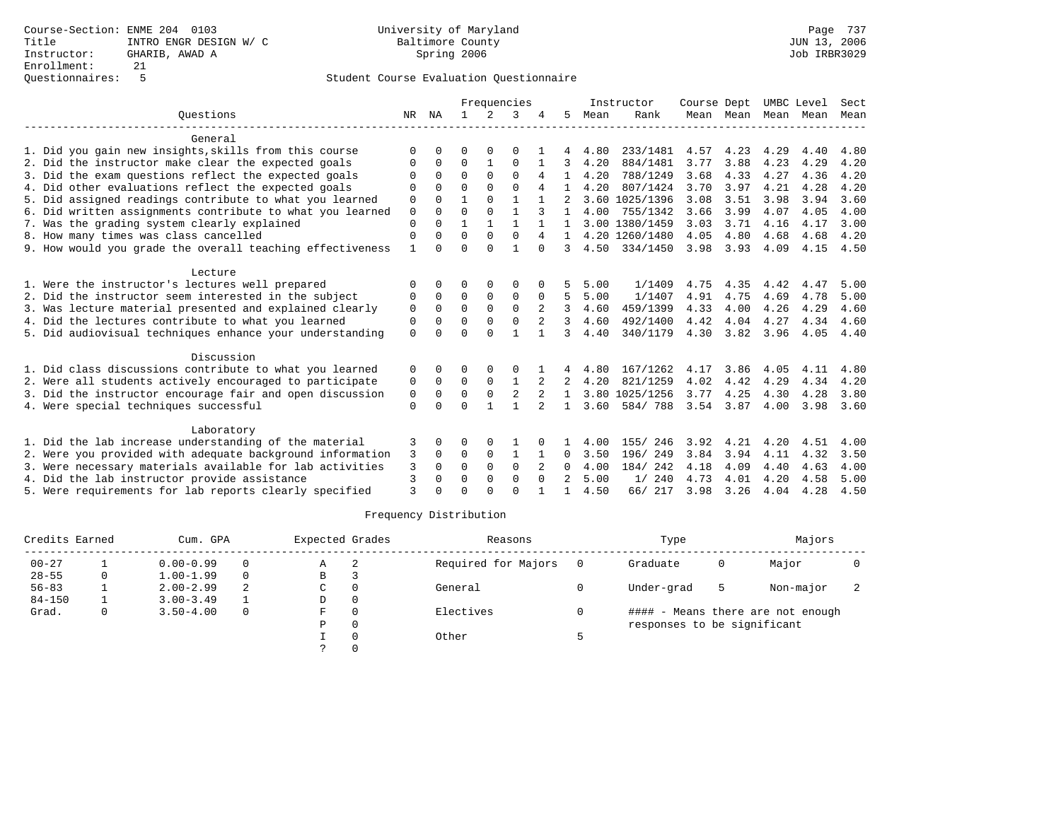Course-Section: ENME 204 0103
Title: INTRO ENGR DESIGN W/ C
Instructor: GHARIB, AWAD A
Enrollment: 21
Questionnaires: 5

University of Maryland
Baltimore County
Spring 2006

JUN 13, 2006
Job IRBR3029

Student Course Evaluation Questionnaire

| Questions | NR | NA | 1 | 2 | 3 | 4 | 5 | Instructor Mean | Instructor Rank | Course Mean | Dept Mean | UMBC Mean | Level Mean | Sect Mean |
|---|---|---|---|---|---|---|---|---|---|---|---|---|---|---|
| **General** | | | | | | | | | | | | | | |
| 1. Did you gain new insights,skills from this course | 0 | 0 | 0 | 0 | 0 | 1 | 4 | 4.80 | 233/1481 | 4.57 | 4.23 | 4.29 | 4.40 | 4.80 |
| 2. Did the instructor make clear the expected goals | 0 | 0 | 0 | 1 | 0 | 1 | 3 | 4.20 | 884/1481 | 3.77 | 3.88 | 4.23 | 4.29 | 4.20 |
| 3. Did the exam questions reflect the expected goals | 0 | 0 | 0 | 0 | 0 | 4 | 1 | 4.20 | 788/1249 | 3.68 | 4.33 | 4.27 | 4.36 | 4.20 |
| 4. Did other evaluations reflect the expected goals | 0 | 0 | 0 | 0 | 0 | 4 | 1 | 4.20 | 807/1424 | 3.70 | 3.97 | 4.21 | 4.28 | 4.20 |
| 5. Did assigned readings contribute to what you learned | 0 | 0 | 1 | 0 | 1 | 1 | 2 | 3.60 | 1025/1396 | 3.08 | 3.51 | 3.98 | 3.94 | 3.60 |
| 6. Did written assignments contribute to what you learned | 0 | 0 | 0 | 0 | 1 | 3 | 1 | 4.00 | 755/1342 | 3.66 | 3.99 | 4.07 | 4.05 | 4.00 |
| 7. Was the grading system clearly explained | 0 | 0 | 1 | 1 | 1 | 1 | 1 | 3.00 | 1380/1459 | 3.03 | 3.71 | 4.16 | 4.17 | 3.00 |
| 8. How many times was class cancelled | 0 | 0 | 0 | 0 | 0 | 4 | 1 | 4.20 | 1260/1480 | 4.05 | 4.80 | 4.68 | 4.68 | 4.20 |
| 9. How would you grade the overall teaching effectiveness | 1 | 0 | 0 | 0 | 1 | 0 | 3 | 4.50 | 334/1450 | 3.98 | 3.93 | 4.09 | 4.15 | 4.50 |
| **Lecture** | | | | | | | | | | | | | | |
| 1. Were the instructor's lectures well prepared | 0 | 0 | 0 | 0 | 0 | 0 | 5 | 5.00 | 1/1409 | 4.75 | 4.35 | 4.42 | 4.47 | 5.00 |
| 2. Did the instructor seem interested in the subject | 0 | 0 | 0 | 0 | 0 | 0 | 5 | 5.00 | 1/1407 | 4.91 | 4.75 | 4.69 | 4.78 | 5.00 |
| 3. Was lecture material presented and explained clearly | 0 | 0 | 0 | 0 | 0 | 2 | 3 | 4.60 | 459/1399 | 4.33 | 4.00 | 4.26 | 4.29 | 4.60 |
| 4. Did the lectures contribute to what you learned | 0 | 0 | 0 | 0 | 0 | 2 | 3 | 4.60 | 492/1400 | 4.42 | 4.04 | 4.27 | 4.34 | 4.60 |
| 5. Did audiovisual techniques enhance your understanding | 0 | 0 | 0 | 0 | 1 | 1 | 3 | 4.40 | 340/1179 | 4.30 | 3.82 | 3.96 | 4.05 | 4.40 |
| **Discussion** | | | | | | | | | | | | | | |
| 1. Did class discussions contribute to what you learned | 0 | 0 | 0 | 0 | 0 | 1 | 4 | 4.80 | 167/1262 | 4.17 | 3.86 | 4.05 | 4.11 | 4.80 |
| 2. Were all students actively encouraged to participate | 0 | 0 | 0 | 0 | 1 | 2 | 2 | 4.20 | 821/1259 | 4.02 | 4.42 | 4.29 | 4.34 | 4.20 |
| 3. Did the instructor encourage fair and open discussion | 0 | 0 | 0 | 0 | 2 | 2 | 1 | 3.80 | 1025/1256 | 3.77 | 4.25 | 4.30 | 4.28 | 3.80 |
| 4. Were special techniques successful | 0 | 0 | 0 | 1 | 1 | 2 | 1 | 3.60 | 584/ 788 | 3.54 | 3.87 | 4.00 | 3.98 | 3.60 |
| **Laboratory** | | | | | | | | | | | | | | |
| 1. Did the lab increase understanding of the material | 3 | 0 | 0 | 0 | 1 | 0 | 1 | 4.00 | 155/ 246 | 3.92 | 4.21 | 4.20 | 4.51 | 4.00 |
| 2. Were you provided with adequate background information | 3 | 0 | 0 | 0 | 1 | 1 | 0 | 3.50 | 196/ 249 | 3.84 | 3.94 | 4.11 | 4.32 | 3.50 |
| 3. Were necessary materials available for lab activities | 3 | 0 | 0 | 0 | 0 | 2 | 0 | 4.00 | 184/ 242 | 4.18 | 4.09 | 4.40 | 4.63 | 4.00 |
| 4. Did the lab instructor provide assistance | 3 | 0 | 0 | 0 | 0 | 0 | 2 | 5.00 | 1/ 240 | 4.73 | 4.01 | 4.20 | 4.58 | 5.00 |
| 5. Were requirements for lab reports clearly specified | 3 | 0 | 0 | 0 | 0 | 1 | 1 | 4.50 | 66/ 217 | 3.98 | 3.26 | 4.04 | 4.28 | 4.50 |

Frequency Distribution

| Credits Earned | | Cum. GPA | | Expected Grades | | Reasons | | Type | | Majors | |
|---|---|---|---|---|---|---|---|---|---|---|---|
| 00-27 | 1 | 0.00-0.99 | 0 | A | 2 | Required for Majors | 0 | Graduate | 0 | Major | 0 |
| 28-55 | 0 | 1.00-1.99 | 0 | B | 3 | | | | | | |
| 56-83 | 1 | 2.00-2.99 | 2 | C | 0 | General | 0 | Under-grad | 5 | Non-major | 2 |
| 84-150 | 1 | 3.00-3.49 | 1 | D | 0 | | | | | | |
| Grad. | 0 | 3.50-4.00 | 0 | F | 0 | Electives | 0 | #### - Means there are not enough responses to be significant | | | |
| | | | | P | 0 | | | | | | |
| | | | | I | 0 | Other | 5 | | | | |
| | | | | ? | 0 | | | | | | |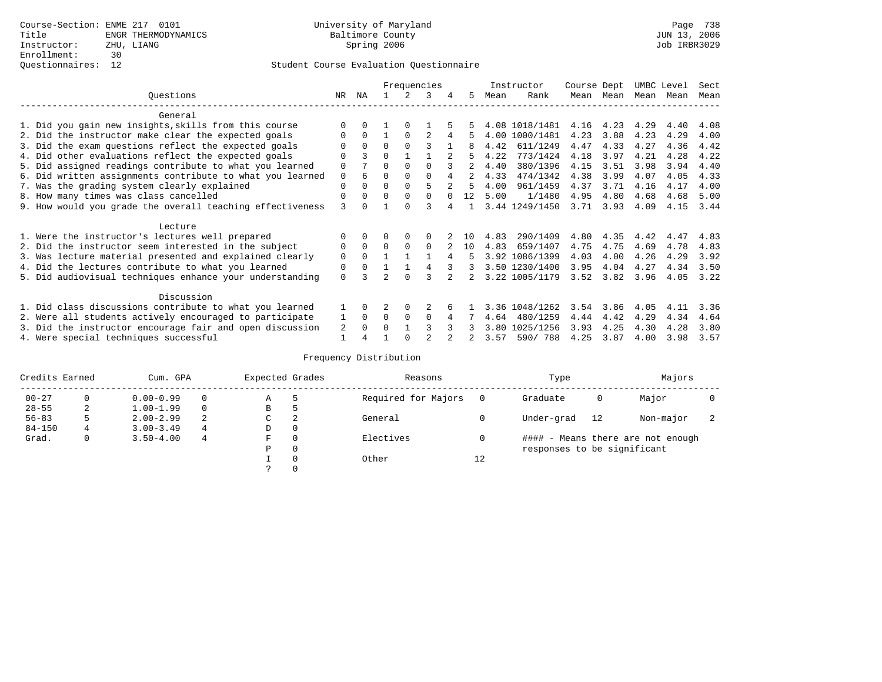Course-Section: ENME 217 0101
Title: ENGR THERMODYNAMICS
Instructor: ZHU, LIANG
Enrollment: 30
Questionnaires: 12

University of Maryland
Baltimore County
Spring 2006

JUN 13, 2006
Job IRBR3029

Student Course Evaluation Questionnaire

| Questions | NR | NA | 1 | 2 | 3 | 4 | 5 | Instructor Mean | Instructor Rank | Course Mean | Dept Mean | UMBC Mean | Level Mean | Sect Mean |
|---|---|---|---|---|---|---|---|---|---|---|---|---|---|---|
| **General** | | | | | | | | | | | | | | |
| 1. Did you gain new insights,skills from this course | 0 | 0 | 1 | 0 | 1 | 5 | 5 | 4.08 | 1018/1481 | 4.16 | 4.23 | 4.29 | 4.40 | 4.08 |
| 2. Did the instructor make clear the expected goals | 0 | 0 | 1 | 0 | 2 | 4 | 5 | 4.00 | 1000/1481 | 4.23 | 3.88 | 4.23 | 4.29 | 4.00 |
| 3. Did the exam questions reflect the expected goals | 0 | 0 | 0 | 0 | 3 | 1 | 8 | 4.42 | 611/1249 | 4.47 | 4.33 | 4.27 | 4.36 | 4.42 |
| 4. Did other evaluations reflect the expected goals | 0 | 3 | 0 | 1 | 1 | 2 | 5 | 4.22 | 773/1424 | 4.18 | 3.97 | 4.21 | 4.28 | 4.22 |
| 5. Did assigned readings contribute to what you learned | 0 | 7 | 0 | 0 | 0 | 3 | 2 | 4.40 | 380/1396 | 4.15 | 3.51 | 3.98 | 3.94 | 4.40 |
| 6. Did written assignments contribute to what you learned | 0 | 6 | 0 | 0 | 0 | 4 | 2 | 4.33 | 474/1342 | 4.38 | 3.99 | 4.07 | 4.05 | 4.33 |
| 7. Was the grading system clearly explained | 0 | 0 | 0 | 0 | 5 | 2 | 5 | 4.00 | 961/1459 | 4.37 | 3.71 | 4.16 | 4.17 | 4.00 |
| 8. How many times was class cancelled | 0 | 0 | 0 | 0 | 0 | 0 | 12 | 5.00 | 1/1480 | 4.95 | 4.80 | 4.68 | 4.68 | 5.00 |
| 9. How would you grade the overall teaching effectiveness | 3 | 0 | 1 | 0 | 3 | 4 | 1 | 3.44 | 1249/1450 | 3.71 | 3.93 | 4.09 | 4.15 | 3.44 |
| **Lecture** | | | | | | | | | | | | | | |
| 1. Were the instructor's lectures well prepared | 0 | 0 | 0 | 0 | 0 | 2 | 10 | 4.83 | 290/1409 | 4.80 | 4.35 | 4.42 | 4.47 | 4.83 |
| 2. Did the instructor seem interested in the subject | 0 | 0 | 0 | 0 | 0 | 2 | 10 | 4.83 | 659/1407 | 4.75 | 4.75 | 4.69 | 4.78 | 4.83 |
| 3. Was lecture material presented and explained clearly | 0 | 0 | 1 | 1 | 1 | 4 | 5 | 3.92 | 1086/1399 | 4.03 | 4.00 | 4.26 | 4.29 | 3.92 |
| 4. Did the lectures contribute to what you learned | 0 | 0 | 1 | 1 | 4 | 3 | 3 | 3.50 | 1230/1400 | 3.95 | 4.04 | 4.27 | 4.34 | 3.50 |
| 5. Did audiovisual techniques enhance your understanding | 0 | 3 | 2 | 0 | 3 | 2 | 2 | 3.22 | 1005/1179 | 3.52 | 3.82 | 3.96 | 4.05 | 3.22 |
| **Discussion** | | | | | | | | | | | | | | |
| 1. Did class discussions contribute to what you learned | 1 | 0 | 2 | 0 | 2 | 6 | 1 | 3.36 | 1048/1262 | 3.54 | 3.86 | 4.05 | 4.11 | 3.36 |
| 2. Were all students actively encouraged to participate | 1 | 0 | 0 | 0 | 0 | 4 | 7 | 4.64 | 480/1259 | 4.44 | 4.42 | 4.29 | 4.34 | 4.64 |
| 3. Did the instructor encourage fair and open discussion | 2 | 0 | 0 | 1 | 3 | 3 | 3 | 3.80 | 1025/1256 | 3.93 | 4.25 | 4.30 | 4.28 | 3.80 |
| 4. Were special techniques successful | 1 | 4 | 1 | 0 | 2 | 2 | 2 | 3.57 | 590/ 788 | 4.25 | 3.87 | 4.00 | 3.98 | 3.57 |

Frequency Distribution

| Credits Earned | | Cum. GPA | | Expected Grades | | Reasons | | Type | | Majors | |
|---|---|---|---|---|---|---|---|---|---|---|---|
| 00-27 | 0 | 0.00-0.99 | 0 | A | 5 | Required for Majors | 0 | Graduate | 0 | Major | 0 |
| 28-55 | 2 | 1.00-1.99 | 0 | B | 5 | | | | | | |
| 56-83 | 5 | 2.00-2.99 | 2 | C | 2 | General | 0 | Under-grad | 12 | Non-major | 2 |
| 84-150 | 4 | 3.00-3.49 | 4 | D | 0 | | | | | | |
| Grad. | 0 | 3.50-4.00 | 4 | F | 0 | Electives | 0 | | | | |
| | | | | P | 0 | | | | | | |
| | | | | I | 0 | Other | 12 | | | | |
| | | | | ? | 0 | | | | | | |

#### - Means there are not enough responses to be significant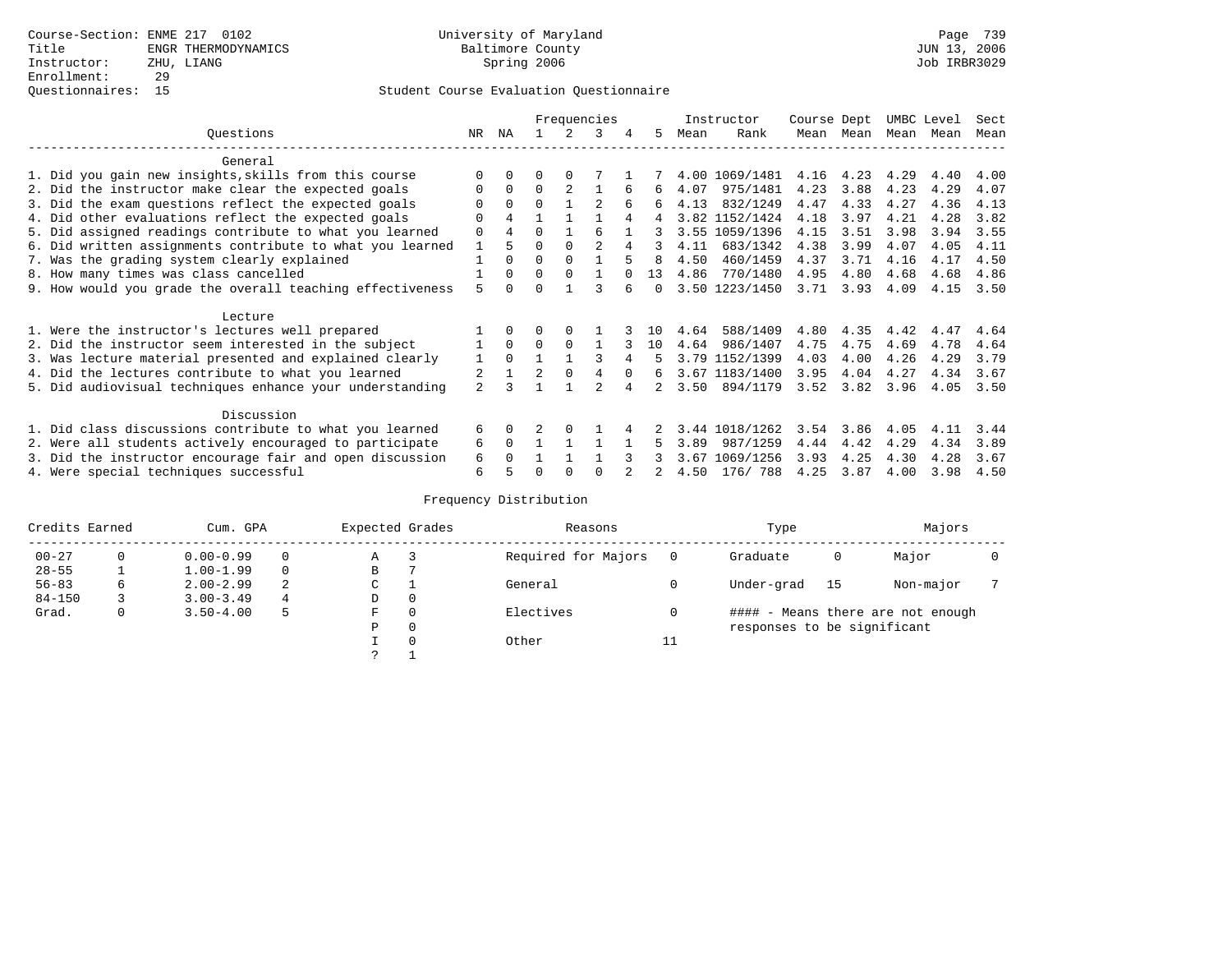Course-Section: ENME 217 0102
Title: ENGR THERMODYNAMICS
Instructor: ZHU, LIANG
Enrollment: 29
Questionnaires: 15

University of Maryland
Baltimore County
Spring 2006

JUN 13, 2006
Job IRBR3029

## Student Course Evaluation Questionnaire

| Questions | NR | NA | 1 | 2 | 3 | 4 | 5 | Instructor Mean | Instructor Rank | Course Mean | Dept Mean | UMBC Mean | Level Mean | Sect Mean |
|---|---|---|---|---|---|---|---|---|---|---|---|---|---|---|
| **General** | | | | | | | | | | | | | | |
| 1. Did you gain new insights,skills from this course | 0 | 0 | 0 | 0 | 7 | 1 | 7 | 4.00 | 1069/1481 | 4.16 | 4.23 | 4.29 | 4.40 | 4.00 |
| 2. Did the instructor make clear the expected goals | 0 | 0 | 0 | 2 | 1 | 6 | 6 | 4.07 | 975/1481 | 4.23 | 3.88 | 4.23 | 4.29 | 4.07 |
| 3. Did the exam questions reflect the expected goals | 0 | 0 | 0 | 1 | 2 | 6 | 6 | 4.13 | 832/1249 | 4.47 | 4.33 | 4.27 | 4.36 | 4.13 |
| 4. Did other evaluations reflect the expected goals | 0 | 4 | 1 | 1 | 1 | 4 | 4 | 3.82 | 1152/1424 | 4.18 | 3.97 | 4.21 | 4.28 | 3.82 |
| 5. Did assigned readings contribute to what you learned | 0 | 4 | 0 | 1 | 6 | 1 | 3 | 3.55 | 1059/1396 | 4.15 | 3.51 | 3.98 | 3.94 | 3.55 |
| 6. Did written assignments contribute to what you learned | 1 | 5 | 0 | 0 | 2 | 4 | 3 | 4.11 | 683/1342 | 4.38 | 3.99 | 4.07 | 4.05 | 4.11 |
| 7. Was the grading system clearly explained | 1 | 0 | 0 | 0 | 1 | 5 | 8 | 4.50 | 460/1459 | 4.37 | 3.71 | 4.16 | 4.17 | 4.50 |
| 8. How many times was class cancelled | 1 | 0 | 0 | 0 | 1 | 0 | 13 | 4.86 | 770/1480 | 4.95 | 4.80 | 4.68 | 4.68 | 4.86 |
| 9. How would you grade the overall teaching effectiveness | 5 | 0 | 0 | 1 | 3 | 6 | 0 | 3.50 | 1223/1450 | 3.71 | 3.93 | 4.09 | 4.15 | 3.50 |
| **Lecture** | | | | | | | | | | | | | | |
| 1. Were the instructor's lectures well prepared | 1 | 0 | 0 | 0 | 1 | 3 | 10 | 4.64 | 588/1409 | 4.80 | 4.35 | 4.42 | 4.47 | 4.64 |
| 2. Did the instructor seem interested in the subject | 1 | 0 | 0 | 0 | 1 | 3 | 10 | 4.64 | 986/1407 | 4.75 | 4.75 | 4.69 | 4.78 | 4.64 |
| 3. Was lecture material presented and explained clearly | 1 | 0 | 1 | 1 | 3 | 4 | 5 | 3.79 | 1152/1399 | 4.03 | 4.00 | 4.26 | 4.29 | 3.79 |
| 4. Did the lectures contribute to what you learned | 2 | 1 | 2 | 0 | 4 | 0 | 6 | 3.67 | 1183/1400 | 3.95 | 4.04 | 4.27 | 4.34 | 3.67 |
| 5. Did audiovisual techniques enhance your understanding | 2 | 3 | 1 | 1 | 2 | 4 | 2 | 3.50 | 894/1179 | 3.52 | 3.82 | 3.96 | 4.05 | 3.50 |
| **Discussion** | | | | | | | | | | | | | | |
| 1. Did class discussions contribute to what you learned | 6 | 0 | 2 | 0 | 1 | 4 | 2 | 3.44 | 1018/1262 | 3.54 | 3.86 | 4.05 | 4.11 | 3.44 |
| 2. Were all students actively encouraged to participate | 6 | 0 | 1 | 1 | 1 | 1 | 5 | 3.89 | 987/1259 | 4.44 | 4.42 | 4.29 | 4.34 | 3.89 |
| 3. Did the instructor encourage fair and open discussion | 6 | 0 | 1 | 1 | 1 | 3 | 3 | 3.67 | 1069/1256 | 3.93 | 4.25 | 4.30 | 4.28 | 3.67 |
| 4. Were special techniques successful | 6 | 5 | 0 | 0 | 0 | 2 | 2 | 4.50 | 176/ 788 | 4.25 | 3.87 | 4.00 | 3.98 | 4.50 |

## Frequency Distribution

| Credits Earned | | Cum. GPA | | Expected Grades | | Reasons | | Type | | Majors | |
|---|---|---|---|---|---|---|---|---|---|---|---|
| 00-27 | 0 | 0.00-0.99 | 0 | A | 3 | Required for Majors | 0 | Graduate | 0 | Major | 0 |
| 28-55 | 1 | 1.00-1.99 | 0 | B | 7 | | | | | | |
| 56-83 | 6 | 2.00-2.99 | 2 | C | 1 | General | 0 | Under-grad | 15 | Non-major | 7 |
| 84-150 | 3 | 3.00-3.49 | 4 | D | 0 | | | | | | |
| Grad. | 0 | 3.50-4.00 | 5 | F | 0 | Electives | 0 | #### - Means there are not enough responses to be significant | | | |
| | | | | P | 0 | | | | | | |
| | | | | I | 0 | Other | 11 | | | | |
| | | | | ? | 1 | | | | | | |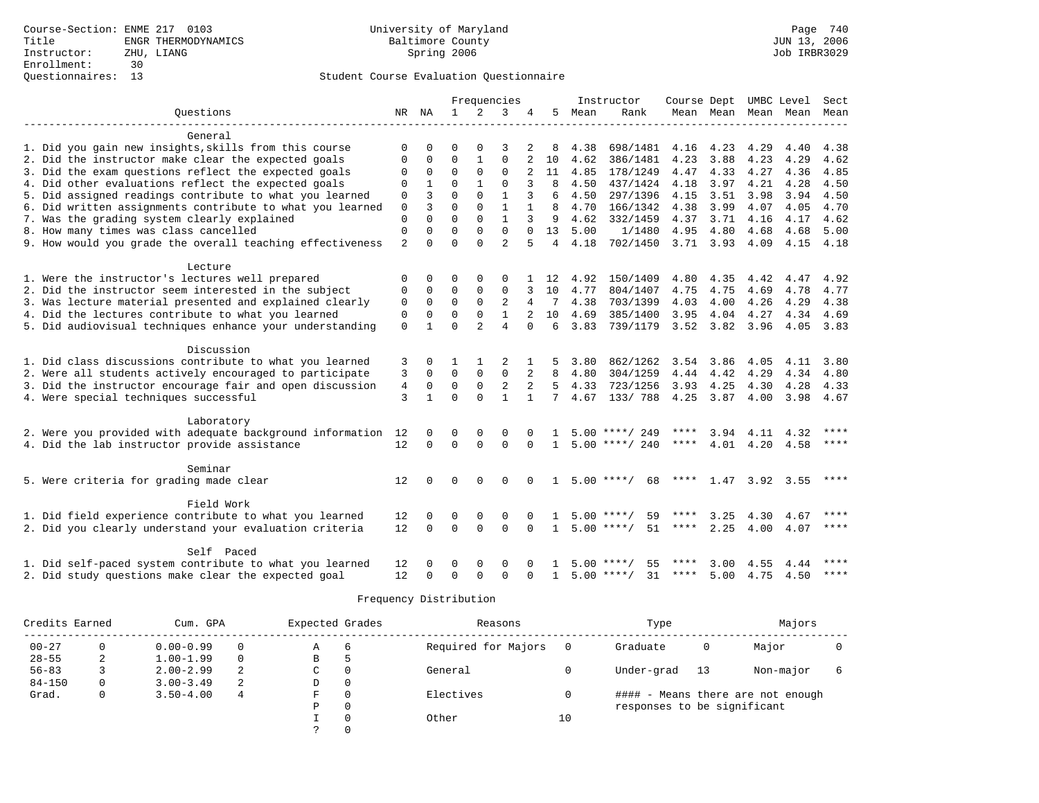Course-Section: ENME 217 0103
Title: ENGR THERMODYNAMICS
Instructor: ZHU, LIANG
Enrollment: 30
Questionnaires: 13

University of Maryland
Baltimore County
Spring 2006

JUN 13, 2006
Job IRBR3029

## Student Course Evaluation Questionnaire

| Questions | NR | NA | 1 | 2 | 3 | 4 | 5 | Instructor Mean | Rank | Course Mean | Dept Mean | UMBC Mean | Level Mean | Sect Mean |
|---|---|---|---|---|---|---|---|---|---|---|---|---|---|---|
| **General** | | | | | | | | | | | | | | |
| 1. Did you gain new insights,skills from this course | 0 | 0 | 0 | 0 | 3 | 2 | 8 | 4.38 | 698/1481 | 4.16 | 4.23 | 4.29 | 4.40 | 4.38 |
| 2. Did the instructor make clear the expected goals | 0 | 0 | 0 | 1 | 0 | 2 | 10 | 4.62 | 386/1481 | 4.23 | 3.88 | 4.23 | 4.29 | 4.62 |
| 3. Did the exam questions reflect the expected goals | 0 | 0 | 0 | 0 | 0 | 2 | 11 | 4.85 | 178/1249 | 4.47 | 4.33 | 4.27 | 4.36 | 4.85 |
| 4. Did other evaluations reflect the expected goals | 0 | 1 | 0 | 1 | 0 | 3 | 8 | 4.50 | 437/1424 | 4.18 | 3.97 | 4.21 | 4.28 | 4.50 |
| 5. Did assigned readings contribute to what you learned | 0 | 3 | 0 | 0 | 1 | 3 | 6 | 4.50 | 297/1396 | 4.15 | 3.51 | 3.98 | 3.94 | 4.50 |
| 6. Did written assignments contribute to what you learned | 0 | 3 | 0 | 0 | 1 | 1 | 8 | 4.70 | 166/1342 | 4.38 | 3.99 | 4.07 | 4.05 | 4.70 |
| 7. Was the grading system clearly explained | 0 | 0 | 0 | 0 | 1 | 3 | 9 | 4.62 | 332/1459 | 4.37 | 3.71 | 4.16 | 4.17 | 4.62 |
| 8. How many times was class cancelled | 0 | 0 | 0 | 0 | 0 | 0 | 13 | 5.00 | 1/1480 | 4.95 | 4.80 | 4.68 | 4.68 | 5.00 |
| 9. How would you grade the overall teaching effectiveness | 2 | 0 | 0 | 0 | 2 | 5 | 4 | 4.18 | 702/1450 | 3.71 | 3.93 | 4.09 | 4.15 | 4.18 |
| **Lecture** | | | | | | | | | | | | | | |
| 1. Were the instructor's lectures well prepared | 0 | 0 | 0 | 0 | 0 | 1 | 12 | 4.92 | 150/1409 | 4.80 | 4.35 | 4.42 | 4.47 | 4.92 |
| 2. Did the instructor seem interested in the subject | 0 | 0 | 0 | 0 | 0 | 3 | 10 | 4.77 | 804/1407 | 4.75 | 4.75 | 4.69 | 4.78 | 4.77 |
| 3. Was lecture material presented and explained clearly | 0 | 0 | 0 | 0 | 2 | 4 | 7 | 4.38 | 703/1399 | 4.03 | 4.00 | 4.26 | 4.29 | 4.38 |
| 4. Did the lectures contribute to what you learned | 0 | 0 | 0 | 0 | 1 | 2 | 10 | 4.69 | 385/1400 | 3.95 | 4.04 | 4.27 | 4.34 | 4.69 |
| 5. Did audiovisual techniques enhance your understanding | 0 | 1 | 0 | 2 | 4 | 0 | 6 | 3.83 | 739/1179 | 3.52 | 3.82 | 3.96 | 4.05 | 3.83 |
| **Discussion** | | | | | | | | | | | | | | |
| 1. Did class discussions contribute to what you learned | 3 | 0 | 1 | 1 | 2 | 1 | 5 | 3.80 | 862/1262 | 3.54 | 3.86 | 4.05 | 4.11 | 3.80 |
| 2. Were all students actively encouraged to participate | 3 | 0 | 0 | 0 | 0 | 2 | 8 | 4.80 | 304/1259 | 4.44 | 4.42 | 4.29 | 4.34 | 4.80 |
| 3. Did the instructor encourage fair and open discussion | 4 | 0 | 0 | 0 | 2 | 2 | 5 | 4.33 | 723/1256 | 3.93 | 4.25 | 4.30 | 4.28 | 4.33 |
| 4. Were special techniques successful | 3 | 1 | 0 | 0 | 1 | 1 | 7 | 4.67 | 133/ 788 | 4.25 | 3.87 | 4.00 | 3.98 | 4.67 |
| **Laboratory** | | | | | | | | | | | | | | |
| 2. Were you provided with adequate background information | 12 | 0 | 0 | 0 | 0 | 0 | 1 | 5.00 | ****/ 249 | **** | 3.94 | 4.11 | 4.32 | **** |
| 4. Did the lab instructor provide assistance | 12 | 0 | 0 | 0 | 0 | 0 | 1 | 5.00 | ****/ 240 | **** | 4.01 | 4.20 | 4.58 | **** |
| **Seminar** | | | | | | | | | | | | | | |
| 5. Were criteria for grading made clear | 12 | 0 | 0 | 0 | 0 | 0 | 1 | 5.00 | ****/ 68 | **** | 1.47 | 3.92 | 3.55 | **** |
| **Field Work** | | | | | | | | | | | | | | |
| 1. Did field experience contribute to what you learned | 12 | 0 | 0 | 0 | 0 | 0 | 1 | 5.00 | ****/ 59 | **** | 3.25 | 4.30 | 4.67 | **** |
| 2. Did you clearly understand your evaluation criteria | 12 | 0 | 0 | 0 | 0 | 0 | 1 | 5.00 | ****/ 51 | **** | 2.25 | 4.00 | 4.07 | **** |
| **Self Paced** | | | | | | | | | | | | | | |
| 1. Did self-paced system contribute to what you learned | 12 | 0 | 0 | 0 | 0 | 0 | 1 | 5.00 | ****/ 55 | **** | 3.00 | 4.55 | 4.44 | **** |
| 2. Did study questions make clear the expected goal | 12 | 0 | 0 | 0 | 0 | 0 | 1 | 5.00 | ****/ 31 | **** | 5.00 | 4.75 | 4.50 | **** |

## Frequency Distribution

| Credits Earned | | Cum. GPA | | Expected Grades | | Reasons | | Type | | Majors | |
|---|---|---|---|---|---|---|---|---|---|---|---|
| 00-27 | 0 | 0.00-0.99 | 0 | A | 6 | Required for Majors | 0 | Graduate | 0 | Major | 0 |
| 28-55 | 2 | 1.00-1.99 | 0 | B | 5 | | | | | | |
| 56-83 | 3 | 2.00-2.99 | 2 | C | 0 | General | 0 | Under-grad | 13 | Non-major | 6 |
| 84-150 | 0 | 3.00-3.49 | 2 | D | 0 | | | | | | |
| Grad. | 0 | 3.50-4.00 | 4 | F | 0 | Electives | 0 | | | | |
| | | | | P | 0 | | | | | | |
| | | | | I | 0 | Other | 10 | | | | |
| | | | | ? | 0 | | | | | | |

#### - Means there are not enough responses to be significant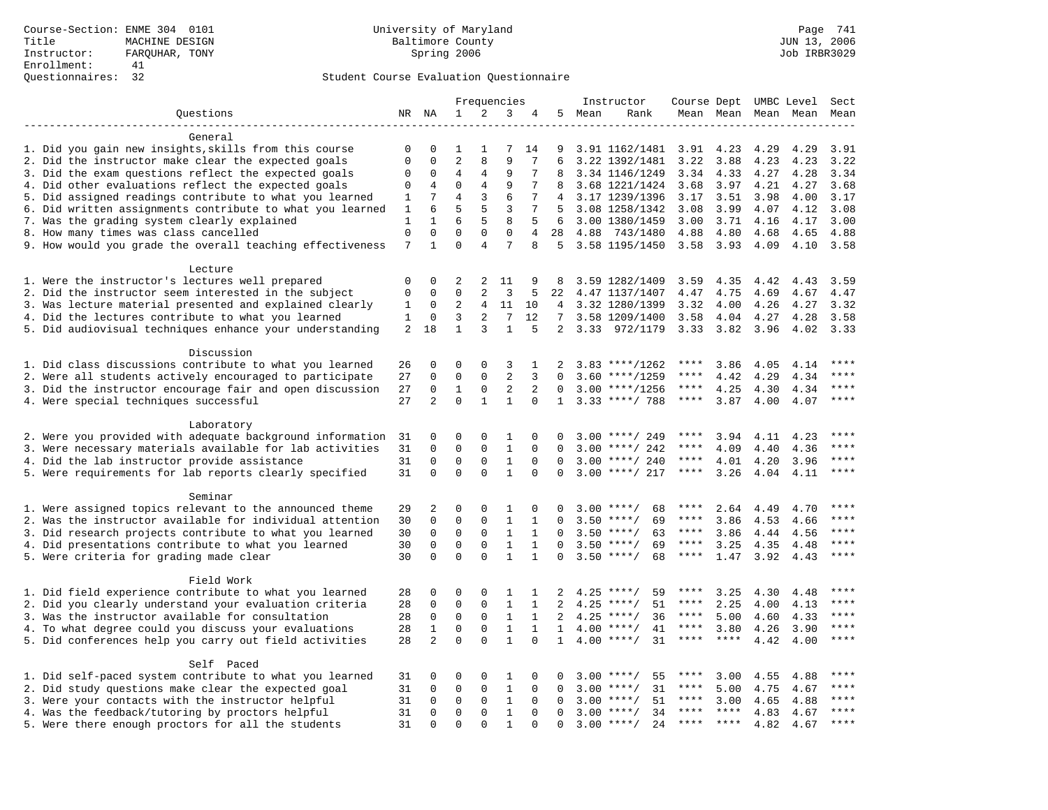Course-Section: ENME 304 0101
Title: MACHINE DESIGN
Instructor: FARQUHAR, TONY
Enrollment: 41
Questionnaires: 32

University of Maryland
Baltimore County
Spring 2006

JUN 13, 2006
Job IRBR3029

## Student Course Evaluation Questionnaire

| Questions | NR | NA | 1 | 2 | 3 | 4 | 5 | Instructor Mean | Instructor Rank | Course Mean | Dept Mean | UMBC Level Mean | Level Mean | Sect Mean |
|---|---|---|---|---|---|---|---|---|---|---|---|---|---|---|
| **General** | | | | | | | | | | | | | | |
| 1. Did you gain new insights,skills from this course | 0 | 0 | 1 | 1 | 7 | 14 | 9 | 3.91 | 1162/1481 | 3.91 | 4.23 | 4.29 | 4.29 | 3.91 |
| 2. Did the instructor make clear the expected goals | 0 | 0 | 2 | 8 | 9 | 7 | 6 | 3.22 | 1392/1481 | 3.22 | 3.88 | 4.23 | 4.23 | 3.22 |
| 3. Did the exam questions reflect the expected goals | 0 | 0 | 4 | 4 | 9 | 7 | 8 | 3.34 | 1146/1249 | 3.34 | 4.33 | 4.27 | 4.28 | 3.34 |
| 4. Did other evaluations reflect the expected goals | 0 | 4 | 0 | 4 | 9 | 7 | 8 | 3.68 | 1221/1424 | 3.68 | 3.97 | 4.21 | 4.27 | 3.68 |
| 5. Did assigned readings contribute to what you learned | 1 | 7 | 4 | 3 | 6 | 7 | 4 | 3.17 | 1239/1396 | 3.17 | 3.51 | 3.98 | 4.00 | 3.17 |
| 6. Did written assignments contribute to what you learned | 1 | 6 | 5 | 5 | 3 | 7 | 5 | 3.08 | 1258/1342 | 3.08 | 3.99 | 4.07 | 4.12 | 3.08 |
| 7. Was the grading system clearly explained | 1 | 1 | 6 | 5 | 8 | 5 | 6 | 3.00 | 1380/1459 | 3.00 | 3.71 | 4.16 | 4.17 | 3.00 |
| 8. How many times was class cancelled | 0 | 0 | 0 | 0 | 0 | 4 | 28 | 4.88 | 743/1480 | 4.88 | 4.80 | 4.68 | 4.65 | 4.88 |
| 9. How would you grade the overall teaching effectiveness | 7 | 1 | 0 | 4 | 7 | 8 | 5 | 3.58 | 1195/1450 | 3.58 | 3.93 | 4.09 | 4.10 | 3.58 |
| **Lecture** | | | | | | | | | | | | | | |
| 1. Were the instructor's lectures well prepared | 0 | 0 | 2 | 2 | 11 | 9 | 8 | 3.59 | 1282/1409 | 3.59 | 4.35 | 4.42 | 4.43 | 3.59 |
| 2. Did the instructor seem interested in the subject | 0 | 0 | 0 | 2 | 3 | 5 | 22 | 4.47 | 1137/1407 | 4.47 | 4.75 | 4.69 | 4.67 | 4.47 |
| 3. Was lecture material presented and explained clearly | 1 | 0 | 2 | 4 | 11 | 10 | 4 | 3.32 | 1280/1399 | 3.32 | 4.00 | 4.26 | 4.27 | 3.32 |
| 4. Did the lectures contribute to what you learned | 1 | 0 | 3 | 2 | 7 | 12 | 7 | 3.58 | 1209/1400 | 3.58 | 4.04 | 4.27 | 4.28 | 3.58 |
| 5. Did audiovisual techniques enhance your understanding | 2 | 18 | 1 | 3 | 1 | 5 | 2 | 3.33 | 972/1179 | 3.33 | 3.82 | 3.96 | 4.02 | 3.33 |
| **Discussion** | | | | | | | | | | | | | | |
| 1. Did class discussions contribute to what you learned | 26 | 0 | 0 | 0 | 3 | 1 | 2 | 3.83 | ****/1262 | **** | 3.86 | 4.05 | 4.14 | **** |
| 2. Were all students actively encouraged to participate | 27 | 0 | 0 | 0 | 2 | 3 | 0 | 3.60 | ****/1259 | **** | 4.42 | 4.29 | 4.34 | **** |
| 3. Did the instructor encourage fair and open discussion | 27 | 0 | 1 | 0 | 2 | 2 | 0 | 3.00 | ****/1256 | **** | 4.25 | 4.30 | 4.34 | **** |
| 4. Were special techniques successful | 27 | 2 | 0 | 1 | 1 | 0 | 1 | 3.33 | ****/ 788 | **** | 3.87 | 4.00 | 4.07 | **** |
| **Laboratory** | | | | | | | | | | | | | | |
| 2. Were you provided with adequate background information | 31 | 0 | 0 | 0 | 1 | 0 | 0 | 3.00 | ****/ 249 | **** | 3.94 | 4.11 | 4.23 | **** |
| 3. Were necessary materials available for lab activities | 31 | 0 | 0 | 0 | 1 | 0 | 0 | 3.00 | ****/ 242 | **** | 4.09 | 4.40 | 4.36 | **** |
| 4. Did the lab instructor provide assistance | 31 | 0 | 0 | 0 | 1 | 0 | 0 | 3.00 | ****/ 240 | **** | 4.01 | 4.20 | 3.96 | **** |
| 5. Were requirements for lab reports clearly specified | 31 | 0 | 0 | 0 | 1 | 0 | 0 | 3.00 | ****/ 217 | **** | 3.26 | 4.04 | 4.11 | **** |
| **Seminar** | | | | | | | | | | | | | | |
| 1. Were assigned topics relevant to the announced theme | 29 | 2 | 0 | 0 | 1 | 0 | 0 | 3.00 | ****/ 68 | **** | 2.64 | 4.49 | 4.70 | **** |
| 2. Was the instructor available for individual attention | 30 | 0 | 0 | 0 | 1 | 1 | 0 | 3.50 | ****/ 69 | **** | 3.86 | 4.53 | 4.66 | **** |
| 3. Did research projects contribute to what you learned | 30 | 0 | 0 | 0 | 1 | 1 | 0 | 3.50 | ****/ 63 | **** | 3.86 | 4.44 | 4.56 | **** |
| 4. Did presentations contribute to what you learned | 30 | 0 | 0 | 0 | 1 | 1 | 0 | 3.50 | ****/ 69 | **** | 3.25 | 4.35 | 4.48 | **** |
| 5. Were criteria for grading made clear | 30 | 0 | 0 | 0 | 1 | 1 | 0 | 3.50 | ****/ 68 | **** | 1.47 | 3.92 | 4.43 | **** |
| **Field Work** | | | | | | | | | | | | | | |
| 1. Did field experience contribute to what you learned | 28 | 0 | 0 | 0 | 1 | 1 | 2 | 4.25 | ****/ 59 | **** | 3.25 | 4.30 | 4.48 | **** |
| 2. Did you clearly understand your evaluation criteria | 28 | 0 | 0 | 0 | 1 | 1 | 2 | 4.25 | ****/ 51 | **** | 2.25 | 4.00 | 4.13 | **** |
| 3. Was the instructor available for consultation | 28 | 0 | 0 | 0 | 1 | 1 | 2 | 4.25 | ****/ 36 | **** | 5.00 | 4.60 | 4.33 | **** |
| 4. To what degree could you discuss your evaluations | 28 | 1 | 0 | 0 | 1 | 1 | 1 | 4.00 | ****/ 41 | **** | 3.80 | 4.26 | 3.90 | **** |
| 5. Did conferences help you carry out field activities | 28 | 2 | 0 | 0 | 1 | 0 | 1 | 4.00 | ****/ 31 | **** | **** | 4.42 | 4.00 | **** |
| **Self Paced** | | | | | | | | | | | | | | |
| 1. Did self-paced system contribute to what you learned | 31 | 0 | 0 | 0 | 1 | 0 | 0 | 3.00 | ****/ 55 | **** | 3.00 | 4.55 | 4.88 | **** |
| 2. Did study questions make clear the expected goal | 31 | 0 | 0 | 0 | 1 | 0 | 0 | 3.00 | ****/ 31 | **** | 5.00 | 4.75 | 4.67 | **** |
| 3. Were your contacts with the instructor helpful | 31 | 0 | 0 | 0 | 1 | 0 | 0 | 3.00 | ****/ 51 | **** | 3.00 | 4.65 | 4.88 | **** |
| 4. Was the feedback/tutoring by proctors helpful | 31 | 0 | 0 | 0 | 1 | 0 | 0 | 3.00 | ****/ 34 | **** | **** | 4.83 | 4.67 | **** |
| 5. Were there enough proctors for all the students | 31 | 0 | 0 | 0 | 1 | 0 | 0 | 3.00 | ****/ 24 | **** | **** | 4.82 | 4.67 | **** |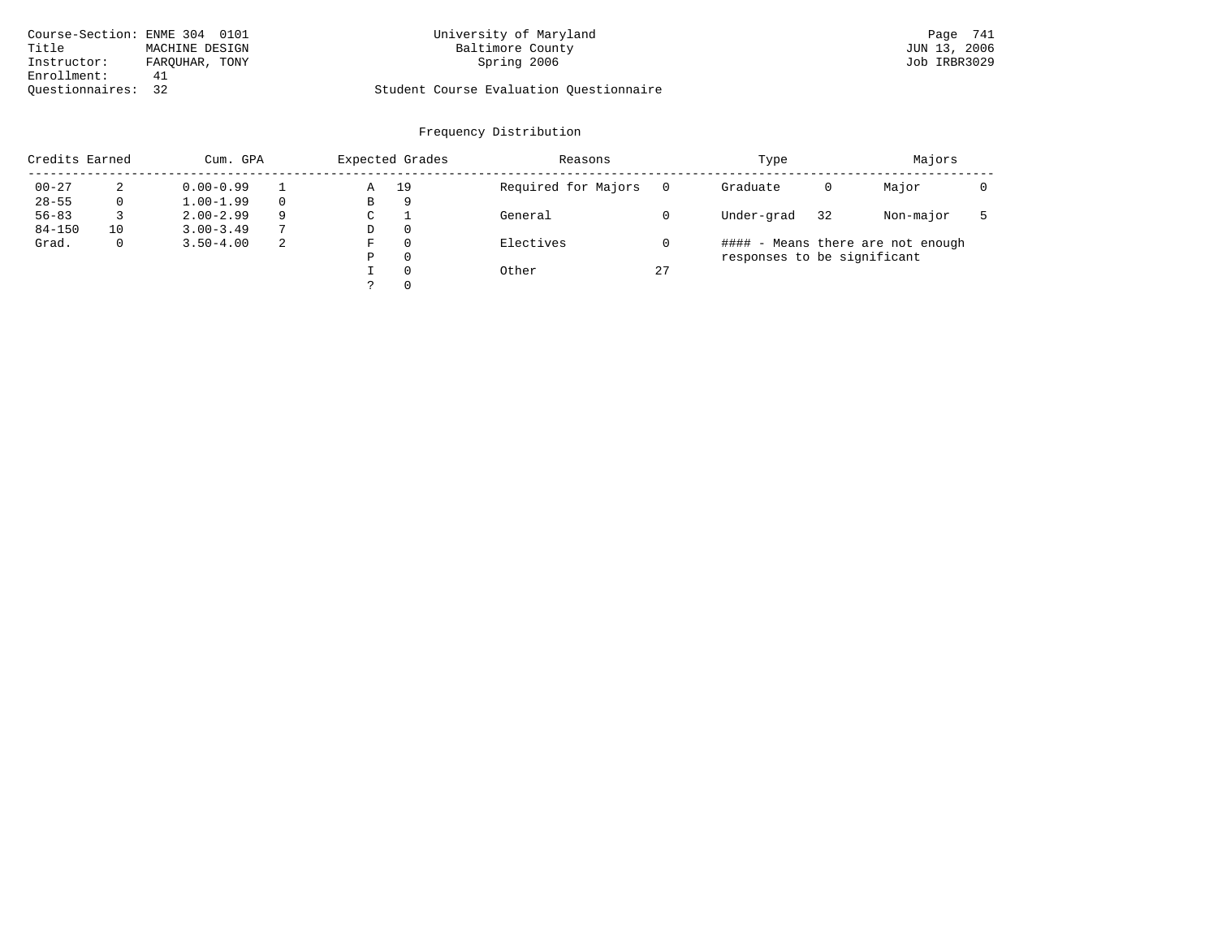Course-Section: ENME 304 0101
Title: MACHINE DESIGN
Instructor: FARQUHAR, TONY
Enrollment: 41
Questionnaires: 32

University of Maryland
Baltimore County
Spring 2006

Student Course Evaluation Questionnaire

JUN 13, 2006
Job IRBR3029

## Frequency Distribution

| Credits Earned | | Cum. GPA | | Expected Grades | | Reasons | | Type | | Majors | |
|---|---|---|---|---|---|---|---|---|---|---|---|
| 00-27 | 2 | 0.00-0.99 | 1 | A | 19 | Required for Majors | 0 | Graduate | 0 | Major | 0 |
| 28-55 | 0 | 1.00-1.99 | 0 | B | 9 | | | | | | |
| 56-83 | 3 | 2.00-2.99 | 9 | C | 1 | General | 0 | Under-grad | 32 | Non-major | 5 |
| 84-150 | 10 | 3.00-3.49 | 7 | D | 0 | | | | | | |
| Grad. | 0 | 3.50-4.00 | 2 | F | 0 | Electives | 0 | | | | |
| | | | | P | 0 | | | | | | |
| | | | | I | 0 | Other | 27 | | | | |
| | | | | ? | 0 | | | | | | |

#### - Means there are not enough responses to be significant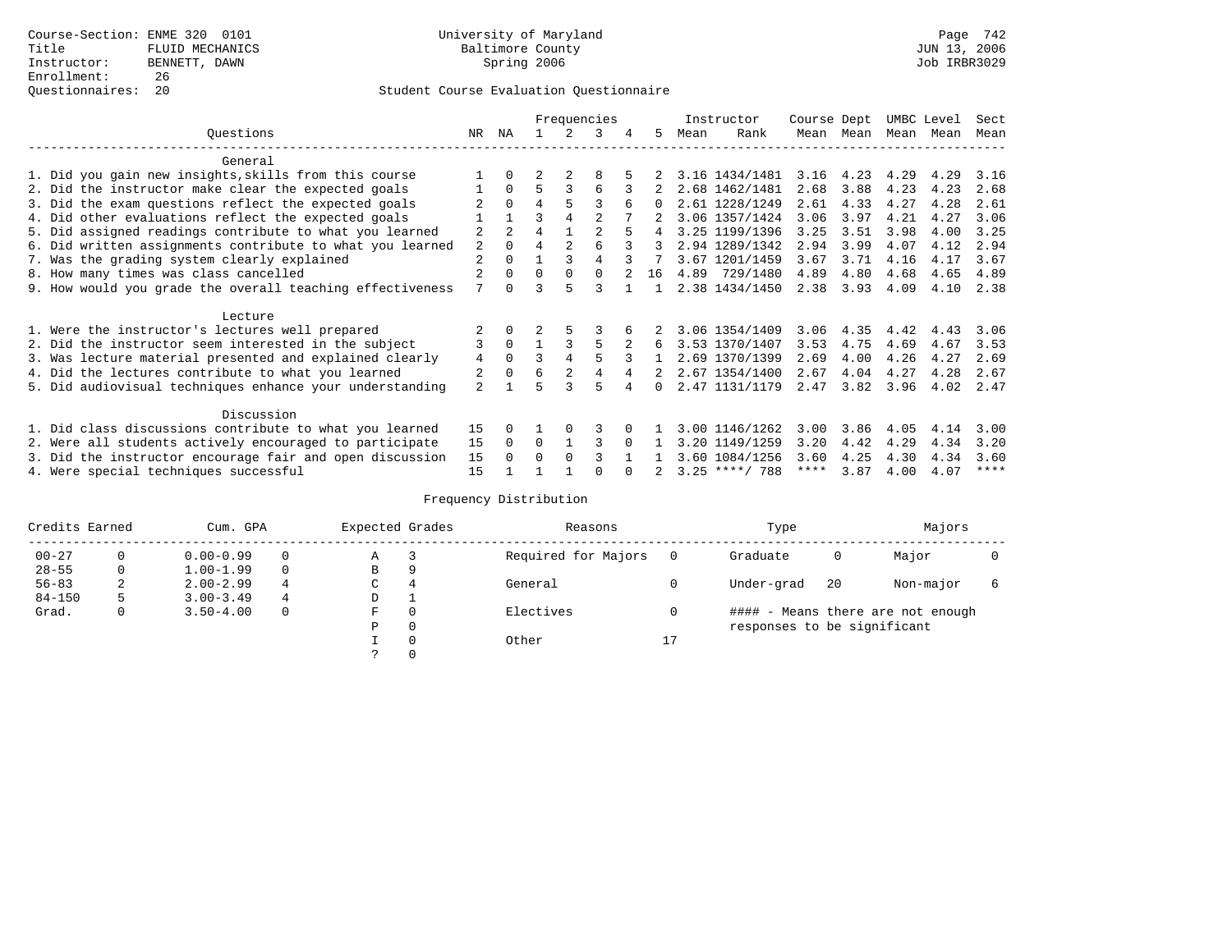Course-Section: ENME 320 0101
Title: FLUID MECHANICS
Instructor: BENNETT, DAWN
Enrollment: 26
Questionnaires: 20

University of Maryland
Baltimore County
Spring 2006

JUN 13, 2006
Job IRBR3029

## Student Course Evaluation Questionnaire

| Questions | NR | NA | 1 | 2 | 3 | 4 | 5 | Instructor Mean | Instructor Rank | Course Mean | Dept Mean | UMBC Mean | Level Mean | Sect Mean |
|---|---|---|---|---|---|---|---|---|---|---|---|---|---|---|
| **General** | | | | | | | | | | | | | | |
| 1. Did you gain new insights,skills from this course | 1 | 0 | 2 | 2 | 8 | 5 | 2 | 3.16 | 1434/1481 | 3.16 | 4.23 | 4.29 | 4.29 | 3.16 |
| 2. Did the instructor make clear the expected goals | 1 | 0 | 5 | 3 | 6 | 3 | 2 | 2.68 | 1462/1481 | 2.68 | 3.88 | 4.23 | 4.23 | 2.68 |
| 3. Did the exam questions reflect the expected goals | 2 | 0 | 4 | 5 | 3 | 6 | 0 | 2.61 | 1228/1249 | 2.61 | 4.33 | 4.27 | 4.28 | 2.61 |
| 4. Did other evaluations reflect the expected goals | 1 | 1 | 3 | 4 | 2 | 7 | 2 | 3.06 | 1357/1424 | 3.06 | 3.97 | 4.21 | 4.27 | 3.06 |
| 5. Did assigned readings contribute to what you learned | 2 | 2 | 4 | 1 | 2 | 5 | 4 | 3.25 | 1199/1396 | 3.25 | 3.51 | 3.98 | 4.00 | 3.25 |
| 6. Did written assignments contribute to what you learned | 2 | 0 | 4 | 2 | 6 | 3 | 3 | 2.94 | 1289/1342 | 2.94 | 3.99 | 4.07 | 4.12 | 2.94 |
| 7. Was the grading system clearly explained | 2 | 0 | 1 | 3 | 4 | 3 | 7 | 3.67 | 1201/1459 | 3.67 | 3.71 | 4.16 | 4.17 | 3.67 |
| 8. How many times was class cancelled | 2 | 0 | 0 | 0 | 0 | 2 | 16 | 4.89 | 729/1480 | 4.89 | 4.80 | 4.68 | 4.65 | 4.89 |
| 9. How would you grade the overall teaching effectiveness | 7 | 0 | 3 | 5 | 3 | 1 | 1 | 2.38 | 1434/1450 | 2.38 | 3.93 | 4.09 | 4.10 | 2.38 |
| **Lecture** | | | | | | | | | | | | | | |
| 1. Were the instructor's lectures well prepared | 2 | 0 | 2 | 5 | 3 | 6 | 2 | 3.06 | 1354/1409 | 3.06 | 4.35 | 4.42 | 4.43 | 3.06 |
| 2. Did the instructor seem interested in the subject | 3 | 0 | 1 | 3 | 5 | 2 | 6 | 3.53 | 1370/1407 | 3.53 | 4.75 | 4.69 | 4.67 | 3.53 |
| 3. Was lecture material presented and explained clearly | 4 | 0 | 3 | 4 | 5 | 3 | 1 | 2.69 | 1370/1399 | 2.69 | 4.00 | 4.26 | 4.27 | 2.69 |
| 4. Did the lectures contribute to what you learned | 2 | 0 | 6 | 2 | 4 | 4 | 2 | 2.67 | 1354/1400 | 2.67 | 4.04 | 4.27 | 4.28 | 2.67 |
| 5. Did audiovisual techniques enhance your understanding | 2 | 1 | 5 | 3 | 5 | 4 | 0 | 2.47 | 1131/1179 | 2.47 | 3.82 | 3.96 | 4.02 | 2.47 |
| **Discussion** | | | | | | | | | | | | | | |
| 1. Did class discussions contribute to what you learned | 15 | 0 | 1 | 0 | 3 | 0 | 1 | 3.00 | 1146/1262 | 3.00 | 3.86 | 4.05 | 4.14 | 3.00 |
| 2. Were all students actively encouraged to participate | 15 | 0 | 0 | 1 | 3 | 0 | 1 | 3.20 | 1149/1259 | 3.20 | 4.42 | 4.29 | 4.34 | 3.20 |
| 3. Did the instructor encourage fair and open discussion | 15 | 0 | 0 | 0 | 3 | 1 | 1 | 3.60 | 1084/1256 | 3.60 | 4.25 | 4.30 | 4.34 | 3.60 |
| 4. Were special techniques successful | 15 | 1 | 1 | 1 | 0 | 0 | 2 | 3.25 | ****/ 788 | **** | 3.87 | 4.00 | 4.07 | **** |

## Frequency Distribution

| Credits Earned | | Cum. GPA | | Expected Grades | | Reasons | | Type | | Majors | |
|---|---|---|---|---|---|---|---|---|---|---|---|
| 00-27 | 0 | 0.00-0.99 | 0 | A | 3 | Required for Majors | 0 | Graduate | 0 | Major | 0 |
| 28-55 | 0 | 1.00-1.99 | 0 | B | 9 | | | | | | |
| 56-83 | 2 | 2.00-2.99 | 4 | C | 4 | General | 0 | Under-grad | 20 | Non-major | 6 |
| 84-150 | 5 | 3.00-3.49 | 4 | D | 1 | | | | | | |
| Grad. | 0 | 3.50-4.00 | 0 | F | 0 | Electives | 0 | #### - Means there are not enough responses to be significant | | | |
| | | | | P | 0 | | | | | | |
| | | | | I | 0 | Other | 17 | | | | |
| | | | | ? | 0 | | | | | | |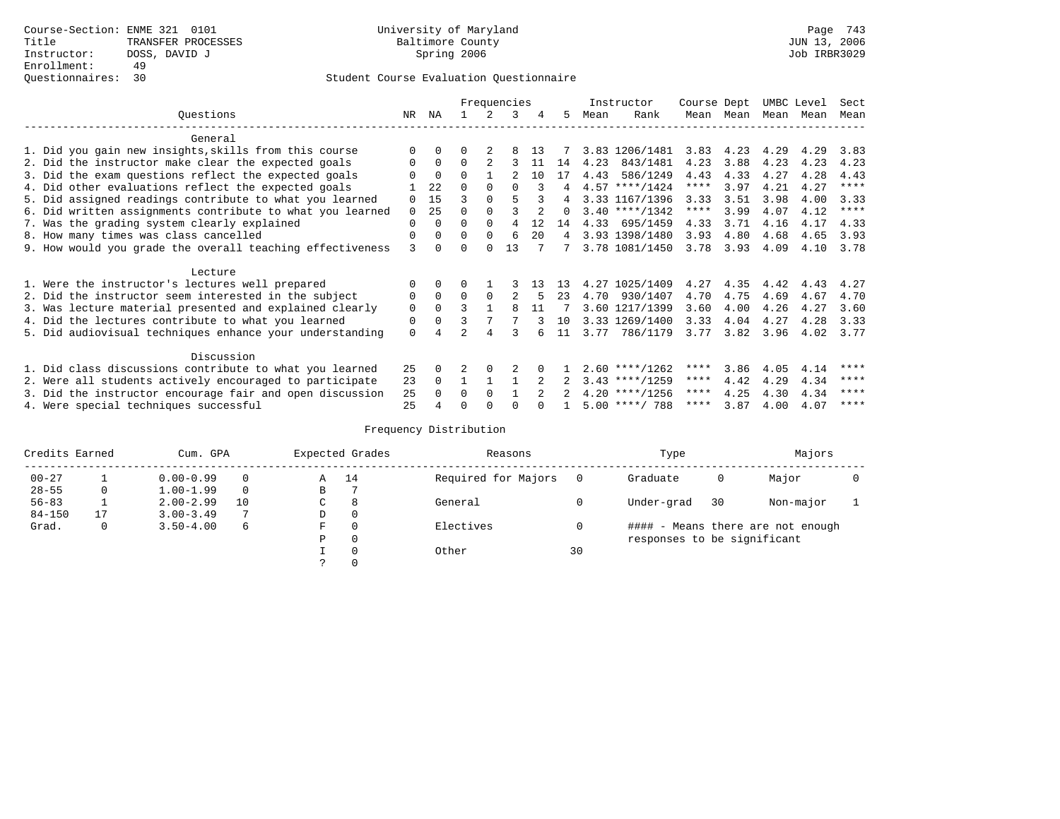Course-Section: ENME 321 0101
Title: TRANSFER PROCESSES
Instructor: DOSS, DAVID J
Enrollment: 49
Questionnaires: 30

University of Maryland
Baltimore County
Spring 2006

JUN 13, 2006
Job IRBR3029

## Student Course Evaluation Questionnaire

| Questions | NR | NA | 1 | 2 | 3 | 4 | 5 | Instructor Mean | Instructor Rank | Course Mean | Dept Mean | UMBC Mean | Level Mean | Sect Mean |
|---|---|---|---|---|---|---|---|---|---|---|---|---|---|---|
| **General** | | | | | | | | | | | | | | |
| 1. Did you gain new insights,skills from this course | 0 | 0 | 0 | 2 | 8 | 13 | 7 | 3.83 | 1206/1481 | 3.83 | 4.23 | 4.29 | 4.29 | 3.83 |
| 2. Did the instructor make clear the expected goals | 0 | 0 | 0 | 2 | 3 | 11 | 14 | 4.23 | 843/1481 | 4.23 | 3.88 | 4.23 | 4.23 | 4.23 |
| 3. Did the exam questions reflect the expected goals | 0 | 0 | 0 | 1 | 2 | 10 | 17 | 4.43 | 586/1249 | 4.43 | 4.33 | 4.27 | 4.28 | 4.43 |
| 4. Did other evaluations reflect the expected goals | 1 | 22 | 0 | 0 | 0 | 3 | 4 | 4.57 | ****/1424 | **** | 3.97 | 4.21 | 4.27 | **** |
| 5. Did assigned readings contribute to what you learned | 0 | 15 | 3 | 0 | 5 | 3 | 4 | 3.33 | 1167/1396 | 3.33 | 3.51 | 3.98 | 4.00 | 3.33 |
| 6. Did written assignments contribute to what you learned | 0 | 25 | 0 | 0 | 3 | 2 | 0 | 3.40 | ****/1342 | **** | 3.99 | 4.07 | 4.12 | **** |
| 7. Was the grading system clearly explained | 0 | 0 | 0 | 0 | 4 | 12 | 14 | 4.33 | 695/1459 | 4.33 | 3.71 | 4.16 | 4.17 | 4.33 |
| 8. How many times was class cancelled | 0 | 0 | 0 | 0 | 6 | 20 | 4 | 3.93 | 1398/1480 | 3.93 | 4.80 | 4.68 | 4.65 | 3.93 |
| 9. How would you grade the overall teaching effectiveness | 3 | 0 | 0 | 0 | 13 | 7 | 7 | 3.78 | 1081/1450 | 3.78 | 3.93 | 4.09 | 4.10 | 3.78 |
| **Lecture** | | | | | | | | | | | | | | |
| 1. Were the instructor's lectures well prepared | 0 | 0 | 0 | 1 | 3 | 13 | 13 | 4.27 | 1025/1409 | 4.27 | 4.35 | 4.42 | 4.43 | 4.27 |
| 2. Did the instructor seem interested in the subject | 0 | 0 | 0 | 0 | 2 | 5 | 23 | 4.70 | 930/1407 | 4.70 | 4.75 | 4.69 | 4.67 | 4.70 |
| 3. Was lecture material presented and explained clearly | 0 | 0 | 3 | 1 | 8 | 11 | 7 | 3.60 | 1217/1399 | 3.60 | 4.00 | 4.26 | 4.27 | 3.60 |
| 4. Did the lectures contribute to what you learned | 0 | 0 | 3 | 7 | 7 | 3 | 10 | 3.33 | 1269/1400 | 3.33 | 4.04 | 4.27 | 4.28 | 3.33 |
| 5. Did audiovisual techniques enhance your understanding | 0 | 4 | 2 | 4 | 3 | 6 | 11 | 3.77 | 786/1179 | 3.77 | 3.82 | 3.96 | 4.02 | 3.77 |
| **Discussion** | | | | | | | | | | | | | | |
| 1. Did class discussions contribute to what you learned | 25 | 0 | 2 | 0 | 2 | 0 | 1 | 2.60 | ****/1262 | **** | 3.86 | 4.05 | 4.14 | **** |
| 2. Were all students actively encouraged to participate | 23 | 0 | 1 | 1 | 1 | 2 | 2 | 3.43 | ****/1259 | **** | 4.42 | 4.29 | 4.34 | **** |
| 3. Did the instructor encourage fair and open discussion | 25 | 0 | 0 | 0 | 1 | 2 | 2 | 4.20 | ****/1256 | **** | 4.25 | 4.30 | 4.34 | **** |
| 4. Were special techniques successful | 25 | 4 | 0 | 0 | 0 | 0 | 1 | 5.00 | ****/ 788 | **** | 3.87 | 4.00 | 4.07 | **** |

## Frequency Distribution

| Credits Earned | | Cum. GPA | | Expected Grades | | Reasons | | Type | | Majors | |
|---|---|---|---|---|---|---|---|---|---|---|---|
| 00-27 | 1 | 0.00-0.99 | 0 | A | 14 | Required for Majors | 0 | Graduate | 0 | Major | 0 |
| 28-55 | 0 | 1.00-1.99 | 0 | B | 7 | | | | | | |
| 56-83 | 1 | 2.00-2.99 | 10 | C | 8 | General | 0 | Under-grad | 30 | Non-major | 1 |
| 84-150 | 17 | 3.00-3.49 | 7 | D | 0 | | | | | | |
| Grad. | 0 | 3.50-4.00 | 6 | F | 0 | Electives | 0 | | | | |
| | | | | P | 0 | | | | | | |
| | | | | I | 0 | Other | 30 | | | | |
| | | | | ? | 0 | | | | | | |

#### - Means there are not enough responses to be significant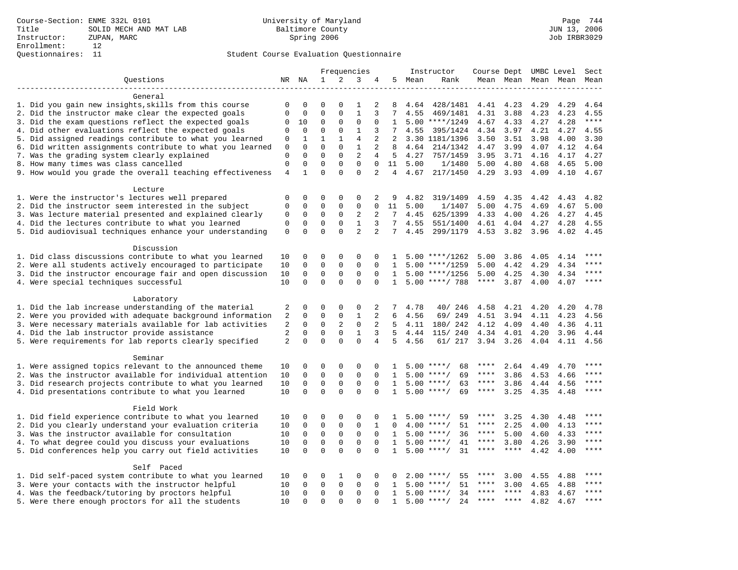Course-Section: ENME 332L 0101
Title: SOLID MECH AND MAT LAB
Instructor: ZUPAN, MARC
Enrollment: 12
Questionnaires: 11

University of Maryland Baltimore County
Spring 2006

JUN 13, 2006
Job IRBR3029

Student Course Evaluation Questionnaire

| Questions | NR | NA | 1 | 2 | 3 | 4 | 5 | Instructor Mean | Instructor Rank | Course Mean | Dept Mean | UMBC Level Mean | Level Mean | Sect Mean |
|---|---|---|---|---|---|---|---|---|---|---|---|---|---|---|
| **General** | | | | | | | | | | | | | | |
| 1. Did you gain new insights,skills from this course | 0 | 0 | 0 | 0 | 1 | 2 | 8 | 4.64 | 428/1481 | 4.41 | 4.23 | 4.29 | 4.29 | 4.64 |
| 2. Did the instructor make clear the expected goals | 0 | 0 | 0 | 0 | 1 | 3 | 7 | 4.55 | 469/1481 | 4.31 | 3.88 | 4.23 | 4.23 | 4.55 |
| 3. Did the exam questions reflect the expected goals | 0 | 10 | 0 | 0 | 0 | 0 | 1 | 5.00 | ****/1249 | 4.67 | 4.33 | 4.27 | 4.28 | **** |
| 4. Did other evaluations reflect the expected goals | 0 | 0 | 0 | 0 | 1 | 3 | 7 | 4.55 | 395/1424 | 4.34 | 3.97 | 4.21 | 4.27 | 4.55 |
| 5. Did assigned readings contribute to what you learned | 0 | 1 | 1 | 1 | 4 | 2 | 2 | 3.30 | 1181/1396 | 3.50 | 3.51 | 3.98 | 4.00 | 3.30 |
| 6. Did written assignments contribute to what you learned | 0 | 0 | 0 | 0 | 1 | 2 | 8 | 4.64 | 214/1342 | 4.47 | 3.99 | 4.07 | 4.12 | 4.64 |
| 7. Was the grading system clearly explained | 0 | 0 | 0 | 0 | 2 | 4 | 5 | 4.27 | 757/1459 | 3.95 | 3.71 | 4.16 | 4.17 | 4.27 |
| 8. How many times was class cancelled | 0 | 0 | 0 | 0 | 0 | 0 | 11 | 5.00 | 1/1480 | 5.00 | 4.80 | 4.68 | 4.65 | 5.00 |
| 9. How would you grade the overall teaching effectiveness | 4 | 1 | 0 | 0 | 0 | 2 | 4 | 4.67 | 217/1450 | 4.29 | 3.93 | 4.09 | 4.10 | 4.67 |
| **Lecture** | | | | | | | | | | | | | | |
| 1. Were the instructor's lectures well prepared | 0 | 0 | 0 | 0 | 0 | 2 | 9 | 4.82 | 319/1409 | 4.59 | 4.35 | 4.42 | 4.43 | 4.82 |
| 2. Did the instructor seem interested in the subject | 0 | 0 | 0 | 0 | 0 | 0 | 11 | 5.00 | 1/1407 | 5.00 | 4.75 | 4.69 | 4.67 | 5.00 |
| 3. Was lecture material presented and explained clearly | 0 | 0 | 0 | 0 | 2 | 2 | 7 | 4.45 | 625/1399 | 4.33 | 4.00 | 4.26 | 4.27 | 4.45 |
| 4. Did the lectures contribute to what you learned | 0 | 0 | 0 | 0 | 1 | 3 | 7 | 4.55 | 551/1400 | 4.61 | 4.04 | 4.27 | 4.28 | 4.55 |
| 5. Did audiovisual techniques enhance your understanding | 0 | 0 | 0 | 0 | 2 | 2 | 7 | 4.45 | 299/1179 | 4.53 | 3.82 | 3.96 | 4.02 | 4.45 |
| **Discussion** | | | | | | | | | | | | | | |
| 1. Did class discussions contribute to what you learned | 10 | 0 | 0 | 0 | 0 | 0 | 1 | 5.00 | ****/1262 | 5.00 | 3.86 | 4.05 | 4.14 | **** |
| 2. Were all students actively encouraged to participate | 10 | 0 | 0 | 0 | 0 | 0 | 1 | 5.00 | ****/1259 | 5.00 | 4.42 | 4.29 | 4.34 | **** |
| 3. Did the instructor encourage fair and open discussion | 10 | 0 | 0 | 0 | 0 | 0 | 1 | 5.00 | ****/1256 | 5.00 | 4.25 | 4.30 | 4.34 | **** |
| 4. Were special techniques successful | 10 | 0 | 0 | 0 | 0 | 0 | 1 | 5.00 | ****/ 788 | **** | 3.87 | 4.00 | 4.07 | **** |
| **Laboratory** | | | | | | | | | | | | | | |
| 1. Did the lab increase understanding of the material | 2 | 0 | 0 | 0 | 0 | 2 | 7 | 4.78 | 40/ 246 | 4.58 | 4.21 | 4.20 | 4.20 | 4.78 |
| 2. Were you provided with adequate background information | 2 | 0 | 0 | 0 | 1 | 2 | 6 | 4.56 | 69/ 249 | 4.51 | 3.94 | 4.11 | 4.23 | 4.56 |
| 3. Were necessary materials available for lab activities | 2 | 0 | 0 | 2 | 0 | 2 | 5 | 4.11 | 180/ 242 | 4.12 | 4.09 | 4.40 | 4.36 | 4.11 |
| 4. Did the lab instructor provide assistance | 2 | 0 | 0 | 0 | 1 | 3 | 5 | 4.44 | 115/ 240 | 4.34 | 4.01 | 4.20 | 3.96 | 4.44 |
| 5. Were requirements for lab reports clearly specified | 2 | 0 | 0 | 0 | 0 | 4 | 5 | 4.56 | 61/ 217 | 3.94 | 3.26 | 4.04 | 4.11 | 4.56 |
| **Seminar** | | | | | | | | | | | | | | |
| 1. Were assigned topics relevant to the announced theme | 10 | 0 | 0 | 0 | 0 | 0 | 1 | 5.00 | ****/ 68 | **** | 2.64 | 4.49 | 4.70 | **** |
| 2. Was the instructor available for individual attention | 10 | 0 | 0 | 0 | 0 | 0 | 1 | 5.00 | ****/ 69 | **** | 3.86 | 4.53 | 4.66 | **** |
| 3. Did research projects contribute to what you learned | 10 | 0 | 0 | 0 | 0 | 0 | 1 | 5.00 | ****/ 63 | **** | 3.86 | 4.44 | 4.56 | **** |
| 4. Did presentations contribute to what you learned | 10 | 0 | 0 | 0 | 0 | 0 | 1 | 5.00 | ****/ 69 | **** | 3.25 | 4.35 | 4.48 | **** |
| **Field Work** | | | | | | | | | | | | | | |
| 1. Did field experience contribute to what you learned | 10 | 0 | 0 | 0 | 0 | 0 | 1 | 5.00 | ****/ 59 | **** | 3.25 | 4.30 | 4.48 | **** |
| 2. Did you clearly understand your evaluation criteria | 10 | 0 | 0 | 0 | 0 | 1 | 0 | 4.00 | ****/ 51 | **** | 2.25 | 4.00 | 4.13 | **** |
| 3. Was the instructor available for consultation | 10 | 0 | 0 | 0 | 0 | 0 | 1 | 5.00 | ****/ 36 | **** | 5.00 | 4.60 | 4.33 | **** |
| 4. To what degree could you discuss your evaluations | 10 | 0 | 0 | 0 | 0 | 0 | 1 | 5.00 | ****/ 41 | **** | 3.80 | 4.26 | 3.90 | **** |
| 5. Did conferences help you carry out field activities | 10 | 0 | 0 | 0 | 0 | 0 | 1 | 5.00 | ****/ 31 | **** | **** | 4.42 | 4.00 | **** |
| **Self Paced** | | | | | | | | | | | | | | |
| 1. Did self-paced system contribute to what you learned | 10 | 0 | 0 | 1 | 0 | 0 | 0 | 2.00 | ****/ 55 | **** | 3.00 | 4.55 | 4.88 | **** |
| 3. Were your contacts with the instructor helpful | 10 | 0 | 0 | 0 | 0 | 0 | 1 | 5.00 | ****/ 51 | **** | 3.00 | 4.65 | 4.88 | **** |
| 4. Was the feedback/tutoring by proctors helpful | 10 | 0 | 0 | 0 | 0 | 0 | 1 | 5.00 | ****/ 34 | **** | **** | 4.83 | 4.67 | **** |
| 5. Were there enough proctors for all the students | 10 | 0 | 0 | 0 | 0 | 0 | 1 | 5.00 | ****/ 24 | **** | **** | 4.82 | 4.67 | **** |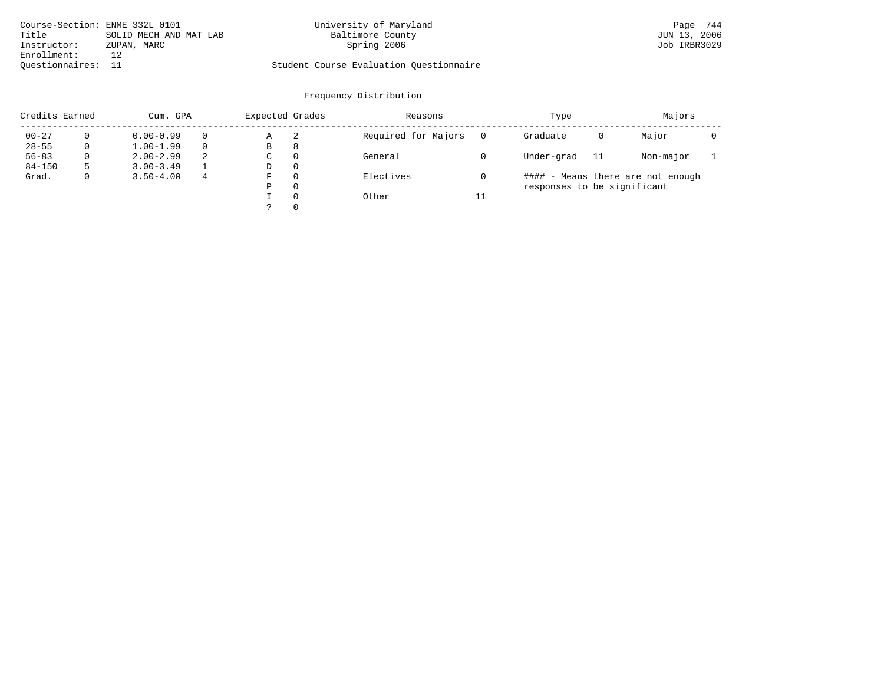Course-Section: ENME 332L 0101
Title: SOLID MECH AND MAT LAB
Instructor: ZUPAN, MARC
Enrollment: 12
Questionnaires: 11

University of Maryland
Baltimore County
Spring 2006

Student Course Evaluation Questionnaire

JUN 13, 2006
Job IRBR3029

## Frequency Distribution

| Credits Earned | | Cum. GPA | | Expected Grades | | Reasons | | Type | | Majors | |
|---|---|---|---|---|---|---|---|---|---|---|---|
| 00-27 | 0 | 0.00-0.99 | 0 | A | 2 | Required for Majors | 0 | Graduate | 0 | Major | 0 |
| 28-55 | 0 | 1.00-1.99 | 0 | B | 8 | | | | | | |
| 56-83 | 0 | 2.00-2.99 | 2 | C | 0 | General | 0 | Under-grad | 11 | Non-major | 1 |
| 84-150 | 5 | 3.00-3.49 | 1 | D | 0 | | | | | | |
| Grad. | 0 | 3.50-4.00 | 4 | F | 0 | Electives | 0 | | | | |
| | | | | P | 0 | | | | | | |
| | | | | I | 0 | Other | 11 | | | | |
| | | | | ? | 0 | | | | | | |

#### - Means there are not enough responses to be significant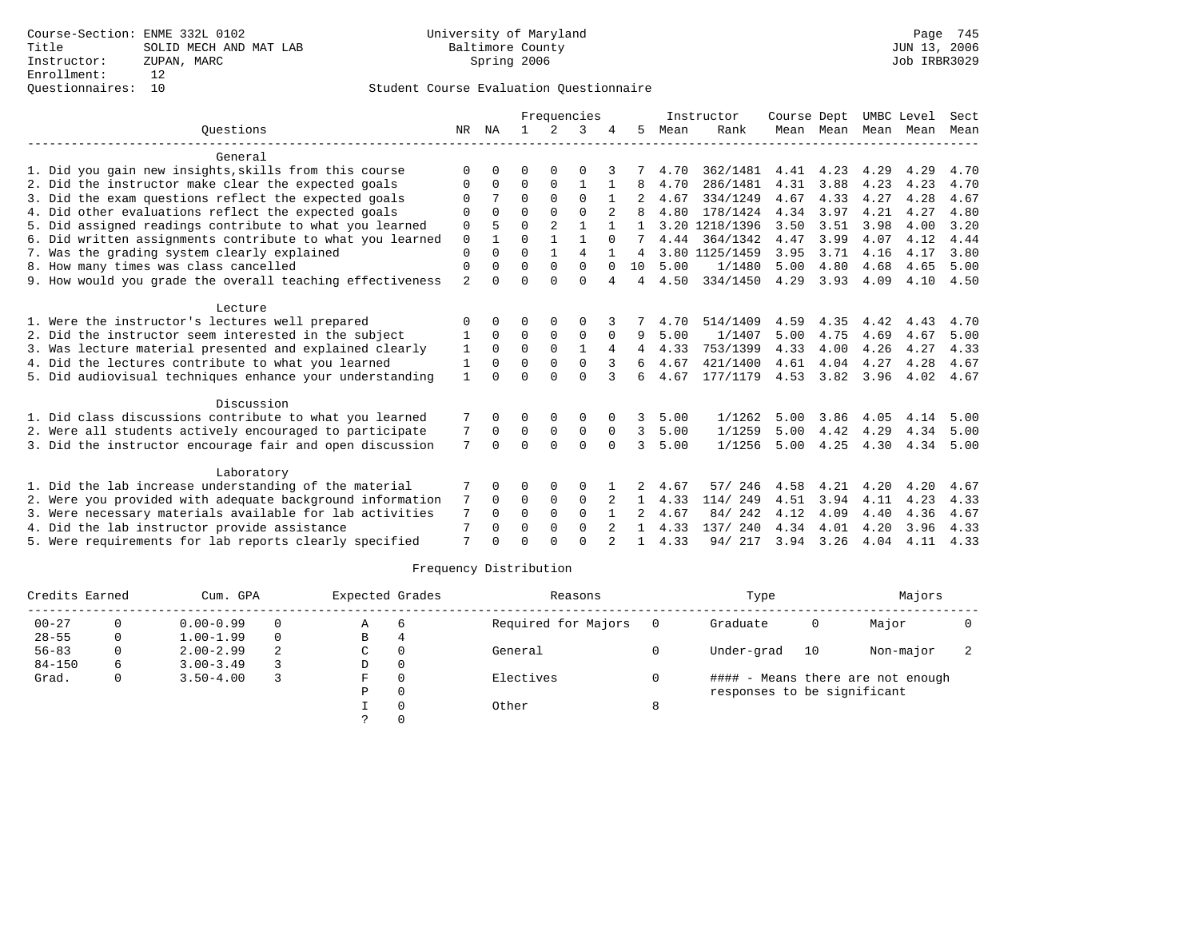Course-Section: ENME 332L 0102
Title: SOLID MECH AND MAT LAB
Instructor: ZUPAN, MARC
Enrollment: 12
Questionnaires: 10

University of Maryland
Baltimore County
Spring 2006

Student Course Evaluation Questionnaire

JUN 13, 2006
Job IRBR3029

| Questions | NR | NA | 1 | 2 | 3 | 4 | 5 | Instructor Mean | Rank | Course Mean | Dept Mean | UMBC Mean | Level Mean | Sect Mean |
|---|---|---|---|---|---|---|---|---|---|---|---|---|---|---|
| **General** | | | | | | | | | | | | | | |
| 1. Did you gain new insights,skills from this course | 0 | 0 | 0 | 0 | 0 | 3 | 7 | 4.70 | 362/1481 | 4.41 | 4.23 | 4.29 | 4.29 | 4.70 |
| 2. Did the instructor make clear the expected goals | 0 | 0 | 0 | 0 | 1 | 1 | 8 | 4.70 | 286/1481 | 4.31 | 3.88 | 4.23 | 4.23 | 4.70 |
| 3. Did the exam questions reflect the expected goals | 0 | 7 | 0 | 0 | 0 | 1 | 2 | 4.67 | 334/1249 | 4.67 | 4.33 | 4.27 | 4.28 | 4.67 |
| 4. Did other evaluations reflect the expected goals | 0 | 0 | 0 | 0 | 0 | 2 | 8 | 4.80 | 178/1424 | 4.34 | 3.97 | 4.21 | 4.27 | 4.80 |
| 5. Did assigned readings contribute to what you learned | 0 | 5 | 0 | 2 | 1 | 1 | 1 | 3.20 | 1218/1396 | 3.50 | 3.51 | 3.98 | 4.00 | 3.20 |
| 6. Did written assignments contribute to what you learned | 0 | 1 | 0 | 1 | 1 | 0 | 7 | 4.44 | 364/1342 | 4.47 | 3.99 | 4.07 | 4.12 | 4.44 |
| 7. Was the grading system clearly explained | 0 | 0 | 0 | 1 | 4 | 1 | 4 | 3.80 | 1125/1459 | 3.95 | 3.71 | 4.16 | 4.17 | 3.80 |
| 8. How many times was class cancelled | 0 | 0 | 0 | 0 | 0 | 0 | 10 | 5.00 | 1/1480 | 5.00 | 4.80 | 4.68 | 4.65 | 5.00 |
| 9. How would you grade the overall teaching effectiveness | 2 | 0 | 0 | 0 | 0 | 4 | 4 | 4.50 | 334/1450 | 4.29 | 3.93 | 4.09 | 4.10 | 4.50 |
| **Lecture** | | | | | | | | | | | | | | |
| 1. Were the instructor's lectures well prepared | 0 | 0 | 0 | 0 | 0 | 3 | 7 | 4.70 | 514/1409 | 4.59 | 4.35 | 4.42 | 4.43 | 4.70 |
| 2. Did the instructor seem interested in the subject | 1 | 0 | 0 | 0 | 0 | 0 | 9 | 5.00 | 1/1407 | 5.00 | 4.75 | 4.69 | 4.67 | 5.00 |
| 3. Was lecture material presented and explained clearly | 1 | 0 | 0 | 0 | 1 | 4 | 4 | 4.33 | 753/1399 | 4.33 | 4.00 | 4.26 | 4.27 | 4.33 |
| 4. Did the lectures contribute to what you learned | 1 | 0 | 0 | 0 | 0 | 3 | 6 | 4.67 | 421/1400 | 4.61 | 4.04 | 4.27 | 4.28 | 4.67 |
| 5. Did audiovisual techniques enhance your understanding | 1 | 0 | 0 | 0 | 0 | 3 | 6 | 4.67 | 177/1179 | 4.53 | 3.82 | 3.96 | 4.02 | 4.67 |
| **Discussion** | | | | | | | | | | | | | | |
| 1. Did class discussions contribute to what you learned | 7 | 0 | 0 | 0 | 0 | 0 | 3 | 5.00 | 1/1262 | 5.00 | 3.86 | 4.05 | 4.14 | 5.00 |
| 2. Were all students actively encouraged to participate | 7 | 0 | 0 | 0 | 0 | 0 | 3 | 5.00 | 1/1259 | 5.00 | 4.42 | 4.29 | 4.34 | 5.00 |
| 3. Did the instructor encourage fair and open discussion | 7 | 0 | 0 | 0 | 0 | 0 | 3 | 5.00 | 1/1256 | 5.00 | 4.25 | 4.30 | 4.34 | 5.00 |
| **Laboratory** | | | | | | | | | | | | | | |
| 1. Did the lab increase understanding of the material | 7 | 0 | 0 | 0 | 0 | 1 | 2 | 4.67 | 57/ 246 | 4.58 | 4.21 | 4.20 | 4.20 | 4.67 |
| 2. Were you provided with adequate background information | 7 | 0 | 0 | 0 | 0 | 2 | 1 | 4.33 | 114/ 249 | 4.51 | 3.94 | 4.11 | 4.23 | 4.33 |
| 3. Were necessary materials available for lab activities | 7 | 0 | 0 | 0 | 0 | 1 | 2 | 4.67 | 84/ 242 | 4.12 | 4.09 | 4.40 | 4.36 | 4.67 |
| 4. Did the lab instructor provide assistance | 7 | 0 | 0 | 0 | 0 | 2 | 1 | 4.33 | 137/ 240 | 4.34 | 4.01 | 4.20 | 3.96 | 4.33 |
| 5. Were requirements for lab reports clearly specified | 7 | 0 | 0 | 0 | 0 | 2 | 1 | 4.33 | 94/ 217 | 3.94 | 3.26 | 4.04 | 4.11 | 4.33 |

## Frequency Distribution

| Credits Earned | | Cum. GPA | | Expected Grades | | Reasons | | Type | | Majors | |
|---|---|---|---|---|---|---|---|---|---|---|---|
| 00-27 | 0 | 0.00-0.99 | 0 | A | 6 | Required for Majors | 0 | Graduate | 0 | Major | 0 |
| 28-55 | 0 | 1.00-1.99 | 0 | B | 4 | | | | | | |
| 56-83 | 0 | 2.00-2.99 | 2 | C | 0 | General | 0 | Under-grad | 10 | Non-major | 2 |
| 84-150 | 6 | 3.00-3.49 | 3 | D | 0 | | | | | | |
| Grad. | 0 | 3.50-4.00 | 3 | F | 0 | Electives | 0 | | | | |
| | | | | P | 0 | | | | | | |
| | | | | I | 0 | Other | 8 | | | | |
| | | | | ? | 0 | | | | | | |

#### - Means there are not enough responses to be significant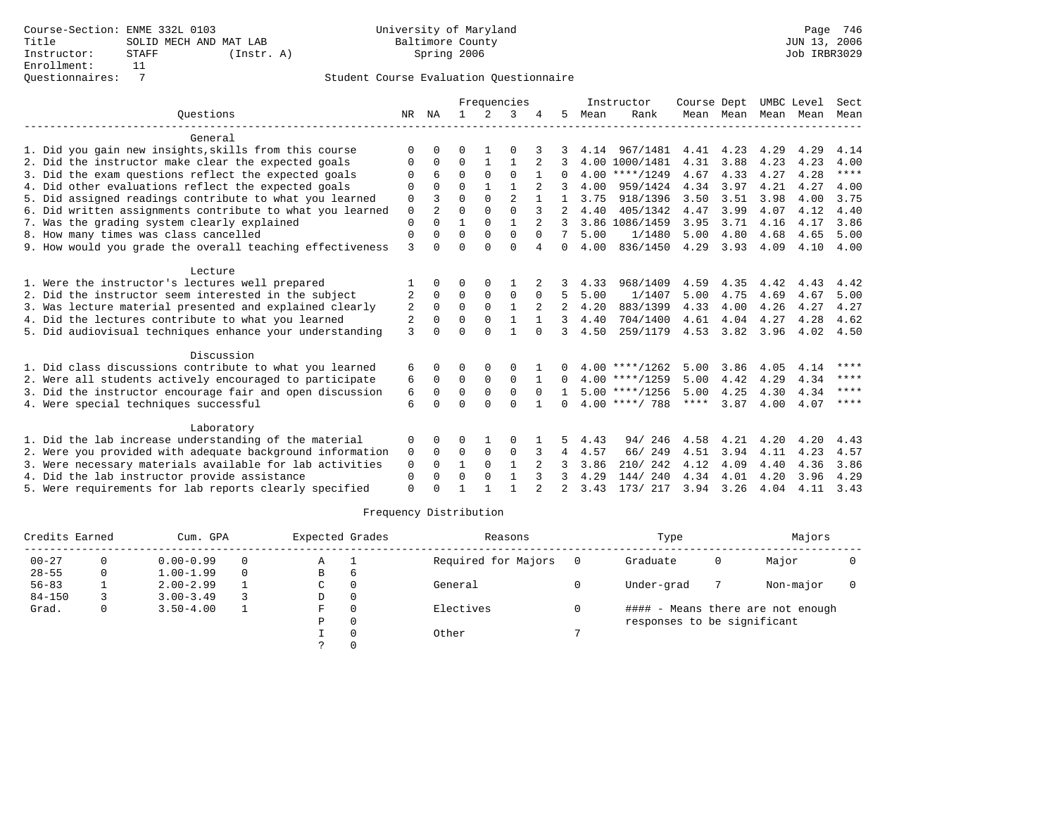Course-Section: ENME 332L 0103
Title: SOLID MECH AND MAT LAB
Instructor: STAFF (Instr. A)
Enrollment: 11
Questionnaires: 7

University of Maryland
Baltimore County
Spring 2006

JUN 13, 2006
Job IRBR3029

## Student Course Evaluation Questionnaire

| Questions | NR | NA | 1 | 2 | 3 | 4 | 5 | Instructor Mean | Rank | Course Mean | Dept Mean | UMBC Mean | Level Mean | Sect Mean |
|---|---|---|---|---|---|---|---|---|---|---|---|---|---|---|
| **General** | | | | | | | | | | | | | | |
| 1. Did you gain new insights,skills from this course | 0 | 0 | 0 | 1 | 0 | 3 | 3 | 4.14 | 967/1481 | 4.41 | 4.23 | 4.29 | 4.29 | 4.14 |
| 2. Did the instructor make clear the expected goals | 0 | 0 | 0 | 1 | 1 | 2 | 3 | 4.00 | 1000/1481 | 4.31 | 3.88 | 4.23 | 4.23 | 4.00 |
| 3. Did the exam questions reflect the expected goals | 0 | 6 | 0 | 0 | 0 | 1 | 0 | 4.00 | ****/1249 | 4.67 | 4.33 | 4.27 | 4.28 | **** |
| 4. Did other evaluations reflect the expected goals | 0 | 0 | 0 | 1 | 1 | 2 | 3 | 4.00 | 959/1424 | 4.34 | 3.97 | 4.21 | 4.27 | 4.00 |
| 5. Did assigned readings contribute to what you learned | 0 | 3 | 0 | 0 | 2 | 1 | 1 | 3.75 | 918/1396 | 3.50 | 3.51 | 3.98 | 4.00 | 3.75 |
| 6. Did written assignments contribute to what you learned | 0 | 2 | 0 | 0 | 0 | 3 | 2 | 4.40 | 405/1342 | 4.47 | 3.99 | 4.07 | 4.12 | 4.40 |
| 7. Was the grading system clearly explained | 0 | 0 | 1 | 0 | 1 | 2 | 3 | 3.86 | 1086/1459 | 3.95 | 3.71 | 4.16 | 4.17 | 3.86 |
| 8. How many times was class cancelled | 0 | 0 | 0 | 0 | 0 | 0 | 7 | 5.00 | 1/1480 | 5.00 | 4.80 | 4.68 | 4.65 | 5.00 |
| 9. How would you grade the overall teaching effectiveness | 3 | 0 | 0 | 0 | 0 | 4 | 0 | 4.00 | 836/1450 | 4.29 | 3.93 | 4.09 | 4.10 | 4.00 |
| **Lecture** | | | | | | | | | | | | | | |
| 1. Were the instructor's lectures well prepared | 1 | 0 | 0 | 0 | 1 | 2 | 3 | 4.33 | 968/1409 | 4.59 | 4.35 | 4.42 | 4.43 | 4.42 |
| 2. Did the instructor seem interested in the subject | 2 | 0 | 0 | 0 | 0 | 0 | 5 | 5.00 | 1/1407 | 5.00 | 4.75 | 4.69 | 4.67 | 5.00 |
| 3. Was lecture material presented and explained clearly | 2 | 0 | 0 | 0 | 1 | 2 | 2 | 4.20 | 883/1399 | 4.33 | 4.00 | 4.26 | 4.27 | 4.27 |
| 4. Did the lectures contribute to what you learned | 2 | 0 | 0 | 0 | 1 | 1 | 3 | 4.40 | 704/1400 | 4.61 | 4.04 | 4.27 | 4.28 | 4.62 |
| 5. Did audiovisual techniques enhance your understanding | 3 | 0 | 0 | 0 | 1 | 0 | 3 | 4.50 | 259/1179 | 4.53 | 3.82 | 3.96 | 4.02 | 4.50 |
| **Discussion** | | | | | | | | | | | | | | |
| 1. Did class discussions contribute to what you learned | 6 | 0 | 0 | 0 | 0 | 1 | 0 | 4.00 | ****/1262 | 5.00 | 3.86 | 4.05 | 4.14 | **** |
| 2. Were all students actively encouraged to participate | 6 | 0 | 0 | 0 | 0 | 1 | 0 | 4.00 | ****/1259 | 5.00 | 4.42 | 4.29 | 4.34 | **** |
| 3. Did the instructor encourage fair and open discussion | 6 | 0 | 0 | 0 | 0 | 0 | 1 | 5.00 | ****/1256 | 5.00 | 4.25 | 4.30 | 4.34 | **** |
| 4. Were special techniques successful | 6 | 0 | 0 | 0 | 0 | 1 | 0 | 4.00 | ****/ 788 | **** | 3.87 | 4.00 | 4.07 | **** |
| **Laboratory** | | | | | | | | | | | | | | |
| 1. Did the lab increase understanding of the material | 0 | 0 | 0 | 1 | 0 | 1 | 5 | 4.43 | 94/ 246 | 4.58 | 4.21 | 4.20 | 4.20 | 4.43 |
| 2. Were you provided with adequate background information | 0 | 0 | 0 | 0 | 0 | 3 | 4 | 4.57 | 66/ 249 | 4.51 | 3.94 | 4.11 | 4.23 | 4.57 |
| 3. Were necessary materials available for lab activities | 0 | 0 | 1 | 0 | 1 | 2 | 3 | 3.86 | 210/ 242 | 4.12 | 4.09 | 4.40 | 4.36 | 3.86 |
| 4. Did the lab instructor provide assistance | 0 | 0 | 0 | 0 | 1 | 3 | 3 | 4.29 | 144/ 240 | 4.34 | 4.01 | 4.20 | 3.96 | 4.29 |
| 5. Were requirements for lab reports clearly specified | 0 | 0 | 1 | 1 | 1 | 2 | 2 | 3.43 | 173/ 217 | 3.94 | 3.26 | 4.04 | 4.11 | 3.43 |

## Frequency Distribution

| Credits Earned | | Cum. GPA | | Expected Grades | | Reasons | | Type | | Majors | |
|---|---|---|---|---|---|---|---|---|---|---|---|
| 00-27 | 0 | 0.00-0.99 | 0 | A | 1 | Required for Majors | 0 | Graduate | 0 | Major | 0 |
| 28-55 | 0 | 1.00-1.99 | 0 | B | 6 | | | | | | |
| 56-83 | 1 | 2.00-2.99 | 1 | C | 0 | General | 0 | Under-grad | 7 | Non-major | 0 |
| 84-150 | 3 | 3.00-3.49 | 3 | D | 0 | | | | | | |
| Grad. | 0 | 3.50-4.00 | 1 | F | 0 | Electives | 0 | #### - Means there are not enough responses to be significant | | | |
| | | | | P | 0 | | | | | | |
| | | | | I | 0 | Other | 7 | | | | |
| | | | | ? | 0 | | | | | | |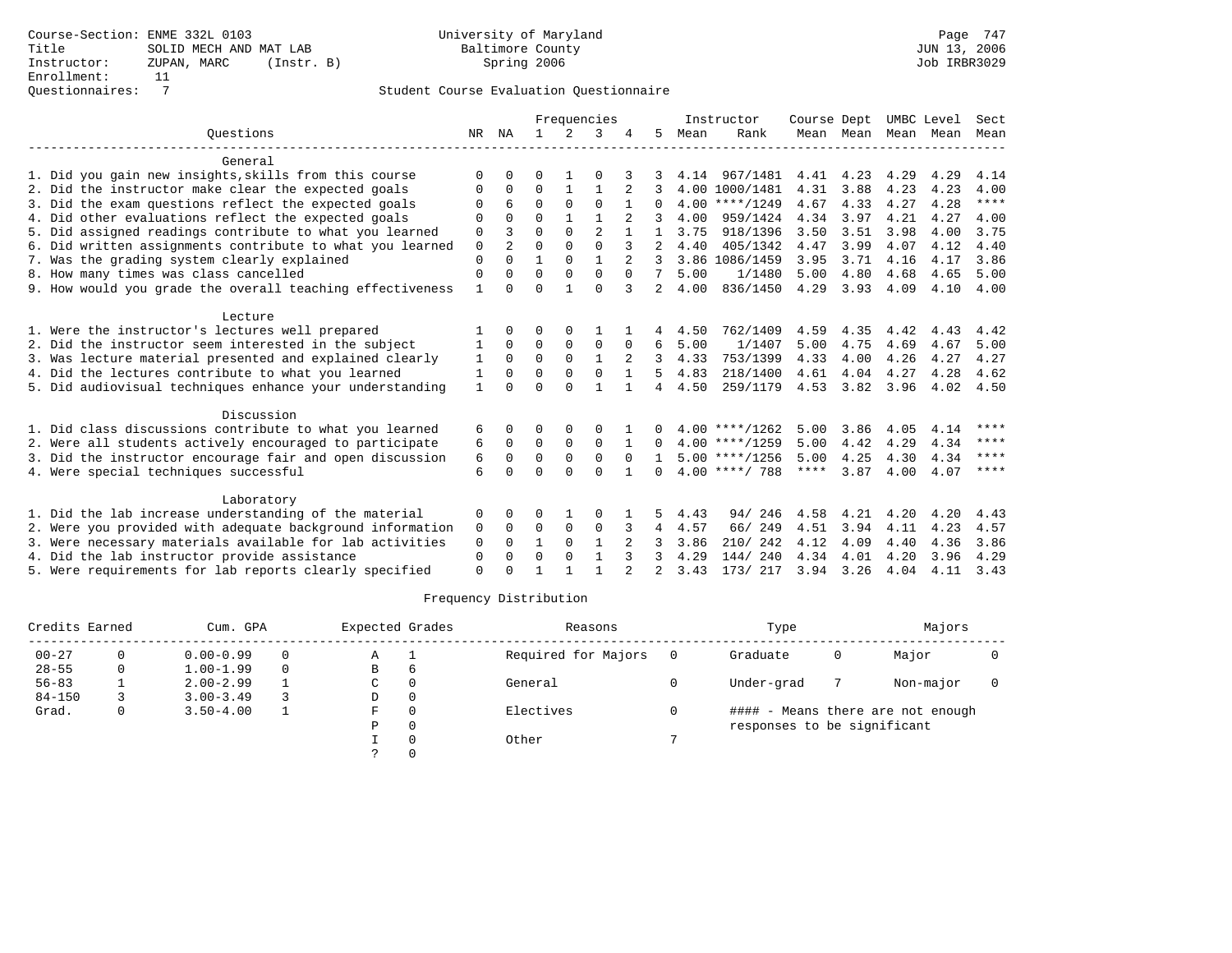Course-Section: ENME 332L 0103
Title: SOLID MECH AND MAT LAB
Instructor: ZUPAN, MARC (Instr. B)
Enrollment: 11
Questionnaires: 7

University of Maryland
Baltimore County
Spring 2006

JUN 13, 2006
Job IRBR3029

Student Course Evaluation Questionnaire

| Questions | NR | NA | 1 | 2 | 3 | 4 | 5 | Instructor Mean | Instructor Rank | Course Mean | Dept Mean | UMBC Mean | Level Mean | Sect Mean |
|---|---|---|---|---|---|---|---|---|---|---|---|---|---|---|
| **General** | | | | | | | | | | | | | | |
| 1. Did you gain new insights,skills from this course | 0 | 0 | 0 | 1 | 0 | 3 | 3 | 4.14 | 967/1481 | 4.41 | 4.23 | 4.29 | 4.29 | 4.14 |
| 2. Did the instructor make clear the expected goals | 0 | 0 | 0 | 1 | 1 | 2 | 3 | 4.00 | 1000/1481 | 4.31 | 3.88 | 4.23 | 4.23 | 4.00 |
| 3. Did the exam questions reflect the expected goals | 0 | 6 | 0 | 0 | 0 | 1 | 0 | 4.00 | ****/1249 | 4.67 | 4.33 | 4.27 | 4.28 | **** |
| 4. Did other evaluations reflect the expected goals | 0 | 0 | 0 | 1 | 1 | 2 | 3 | 4.00 | 959/1424 | 4.34 | 3.97 | 4.21 | 4.27 | 4.00 |
| 5. Did assigned readings contribute to what you learned | 0 | 3 | 0 | 0 | 2 | 1 | 1 | 3.75 | 918/1396 | 3.50 | 3.51 | 3.98 | 4.00 | 3.75 |
| 6. Did written assignments contribute to what you learned | 0 | 2 | 0 | 0 | 0 | 3 | 2 | 4.40 | 405/1342 | 4.47 | 3.99 | 4.07 | 4.12 | 4.40 |
| 7. Was the grading system clearly explained | 0 | 0 | 1 | 0 | 1 | 2 | 3 | 3.86 | 1086/1459 | 3.95 | 3.71 | 4.16 | 4.17 | 3.86 |
| 8. How many times was class cancelled | 0 | 0 | 0 | 0 | 0 | 0 | 7 | 5.00 | 1/1480 | 5.00 | 4.80 | 4.68 | 4.65 | 5.00 |
| 9. How would you grade the overall teaching effectiveness | 1 | 0 | 0 | 1 | 0 | 3 | 2 | 4.00 | 836/1450 | 4.29 | 3.93 | 4.09 | 4.10 | 4.00 |
| **Lecture** | | | | | | | | | | | | | | |
| 1. Were the instructor's lectures well prepared | 1 | 0 | 0 | 0 | 1 | 1 | 4 | 4.50 | 762/1409 | 4.59 | 4.35 | 4.42 | 4.43 | 4.42 |
| 2. Did the instructor seem interested in the subject | 1 | 0 | 0 | 0 | 0 | 0 | 6 | 5.00 | 1/1407 | 5.00 | 4.75 | 4.69 | 4.67 | 5.00 |
| 3. Was lecture material presented and explained clearly | 1 | 0 | 0 | 0 | 1 | 2 | 3 | 4.33 | 753/1399 | 4.33 | 4.00 | 4.26 | 4.27 | 4.27 |
| 4. Did the lectures contribute to what you learned | 1 | 0 | 0 | 0 | 0 | 1 | 5 | 4.83 | 218/1400 | 4.61 | 4.04 | 4.27 | 4.28 | 4.62 |
| 5. Did audiovisual techniques enhance your understanding | 1 | 0 | 0 | 0 | 1 | 1 | 4 | 4.50 | 259/1179 | 4.53 | 3.82 | 3.96 | 4.02 | 4.50 |
| **Discussion** | | | | | | | | | | | | | | |
| 1. Did class discussions contribute to what you learned | 6 | 0 | 0 | 0 | 0 | 1 | 0 | 4.00 | ****/1262 | 5.00 | 3.86 | 4.05 | 4.14 | **** |
| 2. Were all students actively encouraged to participate | 6 | 0 | 0 | 0 | 0 | 1 | 0 | 4.00 | ****/1259 | 5.00 | 4.42 | 4.29 | 4.34 | **** |
| 3. Did the instructor encourage fair and open discussion | 6 | 0 | 0 | 0 | 0 | 0 | 1 | 5.00 | ****/1256 | 5.00 | 4.25 | 4.30 | 4.34 | **** |
| 4. Were special techniques successful | 6 | 0 | 0 | 0 | 0 | 1 | 0 | 4.00 | ****/ 788 | **** | 3.87 | 4.00 | 4.07 | **** |
| **Laboratory** | | | | | | | | | | | | | | |
| 1. Did the lab increase understanding of the material | 0 | 0 | 0 | 1 | 0 | 1 | 5 | 4.43 | 94/ 246 | 4.58 | 4.21 | 4.20 | 4.20 | 4.43 |
| 2. Were you provided with adequate background information | 0 | 0 | 0 | 0 | 0 | 3 | 4 | 4.57 | 66/ 249 | 4.51 | 3.94 | 4.11 | 4.23 | 4.57 |
| 3. Were necessary materials available for lab activities | 0 | 0 | 1 | 0 | 1 | 2 | 3 | 3.86 | 210/ 242 | 4.12 | 4.09 | 4.40 | 4.36 | 3.86 |
| 4. Did the lab instructor provide assistance | 0 | 0 | 0 | 0 | 1 | 3 | 3 | 4.29 | 144/ 240 | 4.34 | 4.01 | 4.20 | 3.96 | 4.29 |
| 5. Were requirements for lab reports clearly specified | 0 | 0 | 1 | 1 | 1 | 2 | 2 | 3.43 | 173/ 217 | 3.94 | 3.26 | 4.04 | 4.11 | 3.43 |

Frequency Distribution

| Credits Earned | | Cum. GPA | | Expected Grades | | Reasons | | Type | | Majors | |
|---|---|---|---|---|---|---|---|---|---|---|---|
| 00-27 | 0 | 0.00-0.99 | 0 | A | 1 | Required for Majors | 0 | Graduate | 0 | Major | 0 |
| 28-55 | 0 | 1.00-1.99 | 0 | B | 6 | | | | | | |
| 56-83 | 1 | 2.00-2.99 | 1 | C | 0 | General | 0 | Under-grad | 7 | Non-major | 0 |
| 84-150 | 3 | 3.00-3.49 | 3 | D | 0 | | | | | | |
| Grad. | 0 | 3.50-4.00 | 1 | F | 0 | Electives | 0 | #### - Means there are not enough responses to be significant | | | |
| | | | | P | 0 | | | | | | |
| | | | | I | 0 | Other | 7 | | | | |
| | | | | ? | 0 | | | | | | |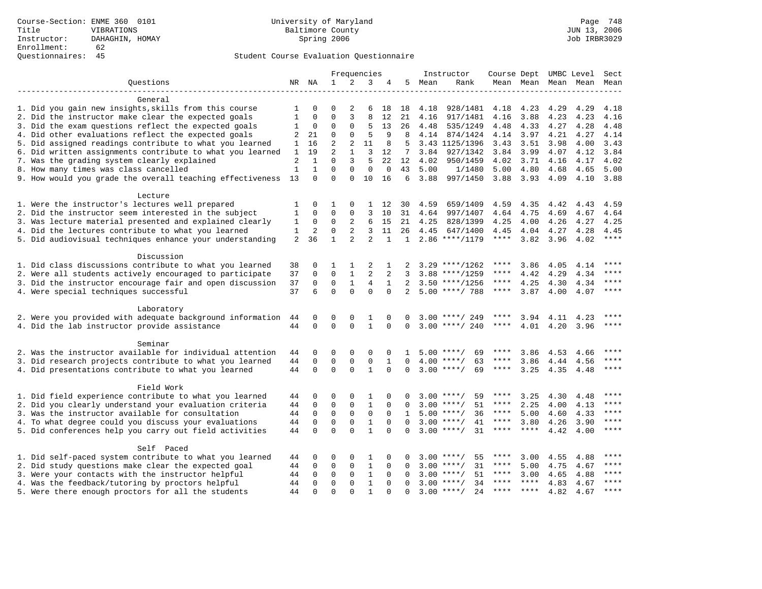Course-Section: ENME 360 0101
Title: VIBRATIONS
Instructor: DAHAGHIN, HOMAY
Enrollment: 62
Questionnaires: 45

University of Maryland
Baltimore County
Spring 2006

Page 748
JUN 13, 2006
Job IRBR3029

## Student Course Evaluation Questionnaire

| Questions | NR | NA | 1 | 2 | 3 | 4 | 5 | Instructor Mean | Instructor Rank | Course Mean | Dept Mean | UMBC Mean | Level Mean | Sect Mean |
|---|---|---|---|---|---|---|---|---|---|---|---|---|---|---|
| **General** | | | | | | | | | | | | | | |
| 1. Did you gain new insights,skills from this course | 1 | 0 | 0 | 2 | 6 | 18 | 18 | 4.18 | 928/1481 | 4.18 | 4.23 | 4.29 | 4.29 | 4.18 |
| 2. Did the instructor make clear the expected goals | 1 | 0 | 0 | 3 | 8 | 12 | 21 | 4.16 | 917/1481 | 4.16 | 3.88 | 4.23 | 4.23 | 4.16 |
| 3. Did the exam questions reflect the expected goals | 1 | 0 | 0 | 0 | 5 | 13 | 26 | 4.48 | 535/1249 | 4.48 | 4.33 | 4.27 | 4.28 | 4.48 |
| 4. Did other evaluations reflect the expected goals | 2 | 21 | 0 | 0 | 5 | 9 | 8 | 4.14 | 874/1424 | 4.14 | 3.97 | 4.21 | 4.27 | 4.14 |
| 5. Did assigned readings contribute to what you learned | 1 | 16 | 2 | 2 | 11 | 8 | 5 | 3.43 | 1125/1396 | 3.43 | 3.51 | 3.98 | 4.00 | 3.43 |
| 6. Did written assignments contribute to what you learned | 1 | 19 | 2 | 1 | 3 | 12 | 7 | 3.84 | 927/1342 | 3.84 | 3.99 | 4.07 | 4.12 | 3.84 |
| 7. Was the grading system clearly explained | 2 | 1 | 0 | 3 | 5 | 22 | 12 | 4.02 | 950/1459 | 4.02 | 3.71 | 4.16 | 4.17 | 4.02 |
| 8. How many times was class cancelled | 1 | 1 | 0 | 0 | 0 | 0 | 43 | 5.00 | 1/1480 | 5.00 | 4.80 | 4.68 | 4.65 | 5.00 |
| 9. How would you grade the overall teaching effectiveness | 13 | 0 | 0 | 0 | 10 | 16 | 6 | 3.88 | 997/1450 | 3.88 | 3.93 | 4.09 | 4.10 | 3.88 |
| **Lecture** | | | | | | | | | | | | | | |
| 1. Were the instructor's lectures well prepared | 1 | 0 | 1 | 0 | 1 | 12 | 30 | 4.59 | 659/1409 | 4.59 | 4.35 | 4.42 | 4.43 | 4.59 |
| 2. Did the instructor seem interested in the subject | 1 | 0 | 0 | 0 | 3 | 10 | 31 | 4.64 | 997/1407 | 4.64 | 4.75 | 4.69 | 4.67 | 4.64 |
| 3. Was lecture material presented and explained clearly | 1 | 0 | 0 | 2 | 6 | 15 | 21 | 4.25 | 828/1399 | 4.25 | 4.00 | 4.26 | 4.27 | 4.25 |
| 4. Did the lectures contribute to what you learned | 1 | 2 | 0 | 2 | 3 | 11 | 26 | 4.45 | 647/1400 | 4.45 | 4.04 | 4.27 | 4.28 | 4.45 |
| 5. Did audiovisual techniques enhance your understanding | 2 | 36 | 1 | 2 | 2 | 1 | 1 | 2.86 | ****/1179 | **** | 3.82 | 3.96 | 4.02 | **** |
| **Discussion** | | | | | | | | | | | | | | |
| 1. Did class discussions contribute to what you learned | 38 | 0 | 1 | 1 | 2 | 1 | 2 | 3.29 | ****/1262 | **** | 3.86 | 4.05 | 4.14 | **** |
| 2. Were all students actively encouraged to participate | 37 | 0 | 0 | 1 | 2 | 2 | 3 | 3.88 | ****/1259 | **** | 4.42 | 4.29 | 4.34 | **** |
| 3. Did the instructor encourage fair and open discussion | 37 | 0 | 0 | 1 | 4 | 1 | 2 | 3.50 | ****/1256 | **** | 4.25 | 4.30 | 4.34 | **** |
| 4. Were special techniques successful | 37 | 6 | 0 | 0 | 0 | 0 | 2 | 5.00 | ****/ 788 | **** | 3.87 | 4.00 | 4.07 | **** |
| **Laboratory** | | | | | | | | | | | | | | |
| 2. Were you provided with adequate background information | 44 | 0 | 0 | 0 | 1 | 0 | 0 | 3.00 | ****/ 249 | **** | 3.94 | 4.11 | 4.23 | **** |
| 4. Did the lab instructor provide assistance | 44 | 0 | 0 | 0 | 1 | 0 | 0 | 3.00 | ****/ 240 | **** | 4.01 | 4.20 | 3.96 | **** |
| **Seminar** | | | | | | | | | | | | | | |
| 2. Was the instructor available for individual attention | 44 | 0 | 0 | 0 | 0 | 0 | 1 | 5.00 | ****/ 69 | **** | 3.86 | 4.53 | 4.66 | **** |
| 3. Did research projects contribute to what you learned | 44 | 0 | 0 | 0 | 0 | 1 | 0 | 4.00 | ****/ 63 | **** | 3.86 | 4.44 | 4.56 | **** |
| 4. Did presentations contribute to what you learned | 44 | 0 | 0 | 0 | 1 | 0 | 0 | 3.00 | ****/ 69 | **** | 3.25 | 4.35 | 4.48 | **** |
| **Field Work** | | | | | | | | | | | | | | |
| 1. Did field experience contribute to what you learned | 44 | 0 | 0 | 0 | 1 | 0 | 0 | 3.00 | ****/ 59 | **** | 3.25 | 4.30 | 4.48 | **** |
| 2. Did you clearly understand your evaluation criteria | 44 | 0 | 0 | 0 | 1 | 0 | 0 | 3.00 | ****/ 51 | **** | 2.25 | 4.00 | 4.13 | **** |
| 3. Was the instructor available for consultation | 44 | 0 | 0 | 0 | 0 | 0 | 1 | 5.00 | ****/ 36 | **** | 5.00 | 4.60 | 4.33 | **** |
| 4. To what degree could you discuss your evaluations | 44 | 0 | 0 | 0 | 1 | 0 | 0 | 3.00 | ****/ 41 | **** | 3.80 | 4.26 | 3.90 | **** |
| 5. Did conferences help you carry out field activities | 44 | 0 | 0 | 0 | 1 | 0 | 0 | 3.00 | ****/ 31 | **** | **** | 4.42 | 4.00 | **** |
| **Self Paced** | | | | | | | | | | | | | | |
| 1. Did self-paced system contribute to what you learned | 44 | 0 | 0 | 0 | 1 | 0 | 0 | 3.00 | ****/ 55 | **** | 3.00 | 4.55 | 4.88 | **** |
| 2. Did study questions make clear the expected goal | 44 | 0 | 0 | 0 | 1 | 0 | 0 | 3.00 | ****/ 31 | **** | 5.00 | 4.75 | 4.67 | **** |
| 3. Were your contacts with the instructor helpful | 44 | 0 | 0 | 0 | 1 | 0 | 0 | 3.00 | ****/ 51 | **** | 3.00 | 4.65 | 4.88 | **** |
| 4. Was the feedback/tutoring by proctors helpful | 44 | 0 | 0 | 0 | 1 | 0 | 0 | 3.00 | ****/ 34 | **** | **** | 4.83 | 4.67 | **** |
| 5. Were there enough proctors for all the students | 44 | 0 | 0 | 0 | 1 | 0 | 0 | 3.00 | ****/ 24 | **** | **** | 4.82 | 4.67 | **** |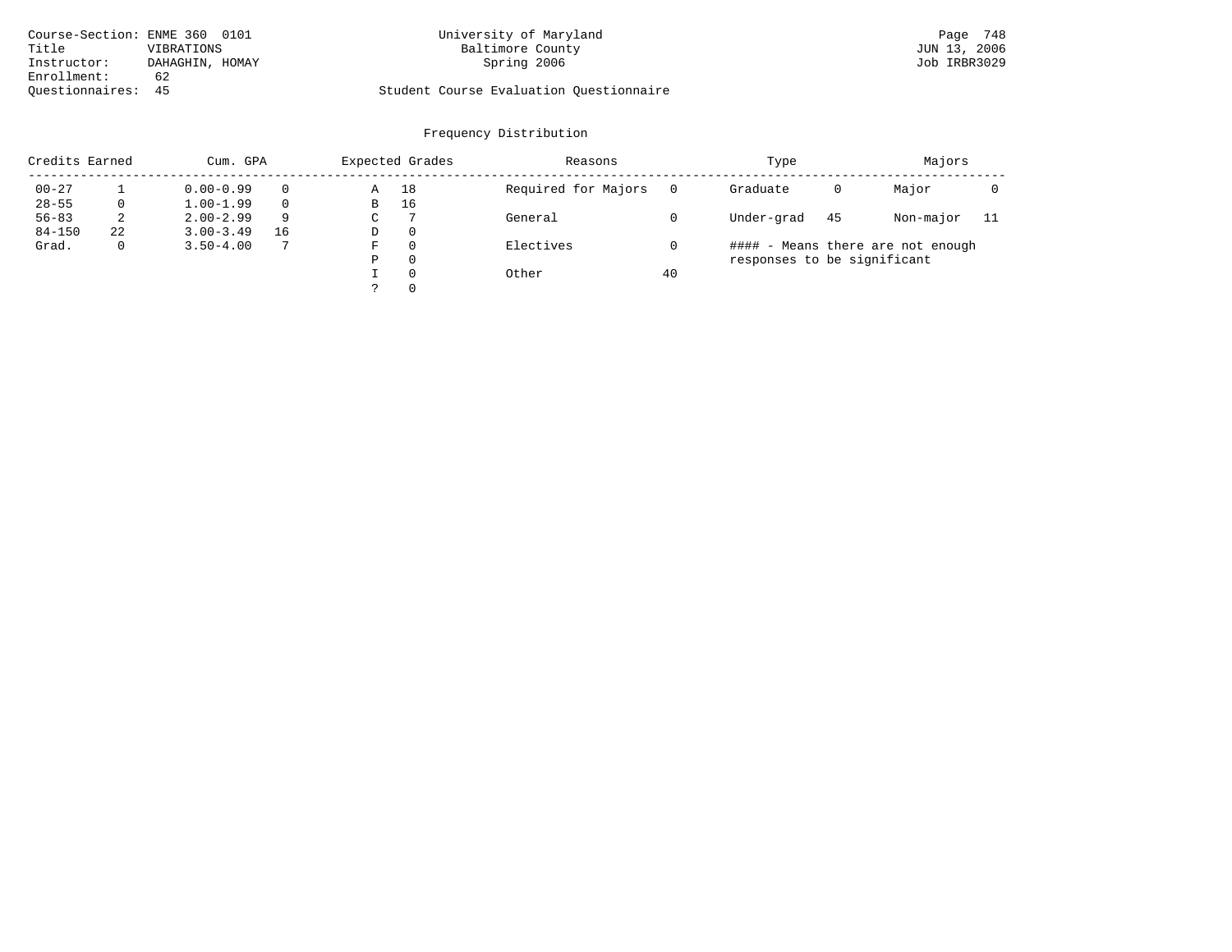Course-Section: ENME 360 0101
Title: VIBRATIONS
Instructor: DAHAGHIN, HOMAY
Enrollment: 62
Questionnaires: 45

University of Maryland
Baltimore County
Spring 2006

Student Course Evaluation Questionnaire

Job IRBR3029

## Frequency Distribution

| Credits Earned | | Cum. GPA | | Expected Grades | | Reasons | | Type | | Majors | |
|---|---|---|---|---|---|---|---|---|---|---|---|
| 00-27 | 1 | 0.00-0.99 | 0 | A | 18 | Required for Majors | 0 | Graduate | 0 | Major | 0 |
| 28-55 | 0 | 1.00-1.99 | 0 | B | 16 | | | | | | |
| 56-83 | 2 | 2.00-2.99 | 9 | C | 7 | General | 0 | Under-grad | 45 | Non-major | 11 |
| 84-150 | 22 | 3.00-3.49 | 16 | D | 0 | | | | | | |
| Grad. | 0 | 3.50-4.00 | 7 | F | 0 | Electives | 0 | | | | |
| | | | | P | 0 | | | | | | |
| | | | | I | 0 | Other | 40 | | | | |
| | | | | ? | 0 | | | | | | |

#### - Means there are not enough responses to be significant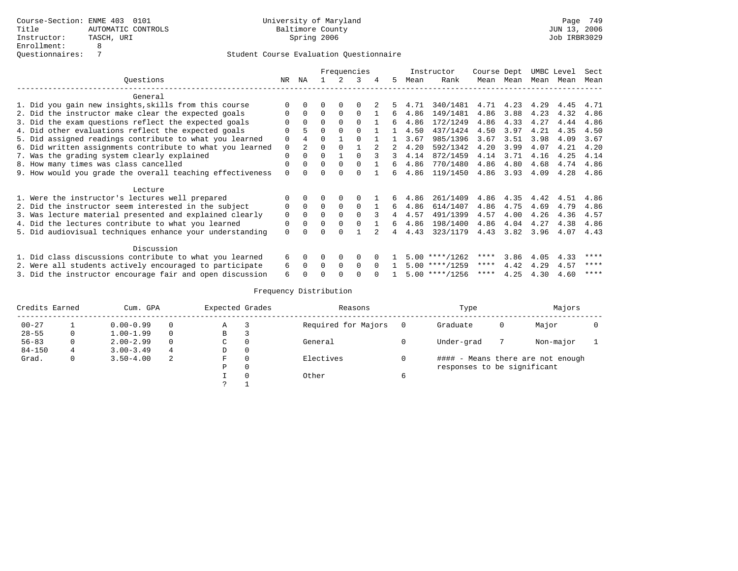Course-Section: ENME 403 0101
Title: AUTOMATIC CONTROLS
Instructor: TASCH, URI
Enrollment: 8
Questionnaires: 7

University of Maryland
Baltimore County
Spring 2006

JUN 13, 2006
Job IRBR3029

## Student Course Evaluation Questionnaire

| Questions | NR | NA | 1 | 2 | 3 | 4 | 5 | Instructor Mean | Instructor Rank | Course Mean | Dept Mean | UMBC Mean | Level Mean | Sect Mean |
|---|---|---|---|---|---|---|---|---|---|---|---|---|---|---|
| **General** | | | | | | | | | | | | | | |
| 1. Did you gain new insights,skills from this course | 0 | 0 | 0 | 0 | 0 | 2 | 5 | 4.71 | 340/1481 | 4.71 | 4.23 | 4.29 | 4.45 | 4.71 |
| 2. Did the instructor make clear the expected goals | 0 | 0 | 0 | 0 | 0 | 1 | 6 | 4.86 | 149/1481 | 4.86 | 3.88 | 4.23 | 4.32 | 4.86 |
| 3. Did the exam questions reflect the expected goals | 0 | 0 | 0 | 0 | 0 | 1 | 6 | 4.86 | 172/1249 | 4.86 | 4.33 | 4.27 | 4.44 | 4.86 |
| 4. Did other evaluations reflect the expected goals | 0 | 5 | 0 | 0 | 0 | 1 | 1 | 4.50 | 437/1424 | 4.50 | 3.97 | 4.21 | 4.35 | 4.50 |
| 5. Did assigned readings contribute to what you learned | 0 | 4 | 0 | 1 | 0 | 1 | 1 | 3.67 | 985/1396 | 3.67 | 3.51 | 3.98 | 4.09 | 3.67 |
| 6. Did written assignments contribute to what you learned | 0 | 2 | 0 | 0 | 1 | 2 | 2 | 4.20 | 592/1342 | 4.20 | 3.99 | 4.07 | 4.21 | 4.20 |
| 7. Was the grading system clearly explained | 0 | 0 | 0 | 1 | 0 | 3 | 3 | 4.14 | 872/1459 | 4.14 | 3.71 | 4.16 | 4.25 | 4.14 |
| 8. How many times was class cancelled | 0 | 0 | 0 | 0 | 0 | 1 | 6 | 4.86 | 770/1480 | 4.86 | 4.80 | 4.68 | 4.74 | 4.86 |
| 9. How would you grade the overall teaching effectiveness | 0 | 0 | 0 | 0 | 0 | 1 | 6 | 4.86 | 119/1450 | 4.86 | 3.93 | 4.09 | 4.28 | 4.86 |
| **Lecture** | | | | | | | | | | | | | | |
| 1. Were the instructor's lectures well prepared | 0 | 0 | 0 | 0 | 0 | 1 | 6 | 4.86 | 261/1409 | 4.86 | 4.35 | 4.42 | 4.51 | 4.86 |
| 2. Did the instructor seem interested in the subject | 0 | 0 | 0 | 0 | 0 | 1 | 6 | 4.86 | 614/1407 | 4.86 | 4.75 | 4.69 | 4.79 | 4.86 |
| 3. Was lecture material presented and explained clearly | 0 | 0 | 0 | 0 | 0 | 3 | 4 | 4.57 | 491/1399 | 4.57 | 4.00 | 4.26 | 4.36 | 4.57 |
| 4. Did the lectures contribute to what you learned | 0 | 0 | 0 | 0 | 0 | 1 | 6 | 4.86 | 198/1400 | 4.86 | 4.04 | 4.27 | 4.38 | 4.86 |
| 5. Did audiovisual techniques enhance your understanding | 0 | 0 | 0 | 0 | 1 | 2 | 4 | 4.43 | 323/1179 | 4.43 | 3.82 | 3.96 | 4.07 | 4.43 |
| **Discussion** | | | | | | | | | | | | | | |
| 1. Did class discussions contribute to what you learned | 6 | 0 | 0 | 0 | 0 | 0 | 1 | 5.00 | ****/1262 | **** | 3.86 | 4.05 | 4.33 | **** |
| 2. Were all students actively encouraged to participate | 6 | 0 | 0 | 0 | 0 | 0 | 1 | 5.00 | ****/1259 | **** | 4.42 | 4.29 | 4.57 | **** |
| 3. Did the instructor encourage fair and open discussion | 6 | 0 | 0 | 0 | 0 | 0 | 1 | 5.00 | ****/1256 | **** | 4.25 | 4.30 | 4.60 | **** |

## Frequency Distribution

| Credits Earned | | Cum. GPA | | Expected Grades | | Reasons | | Type | | Majors | |
|---|---|---|---|---|---|---|---|---|---|---|---|
| 00-27 | 1 | 0.00-0.99 | 0 | A | 3 | Required for Majors | 0 | Graduate | 0 | Major | 0 |
| 28-55 | 0 | 1.00-1.99 | 0 | B | 3 | | | | | | |
| 56-83 | 0 | 2.00-2.99 | 0 | C | 0 | General | 0 | Under-grad | 7 | Non-major | 1 |
| 84-150 | 4 | 3.00-3.49 | 4 | D | 0 | | | | | | |
| Grad. | 0 | 3.50-4.00 | 2 | F | 0 | Electives | 0 | #### - Means there are not enough responses to be significant | | | |
| | | | | P | 0 | | | | | | |
| | | | | I | 0 | Other | 6 | | | | |
| | | | | ? | 1 | | | | | | |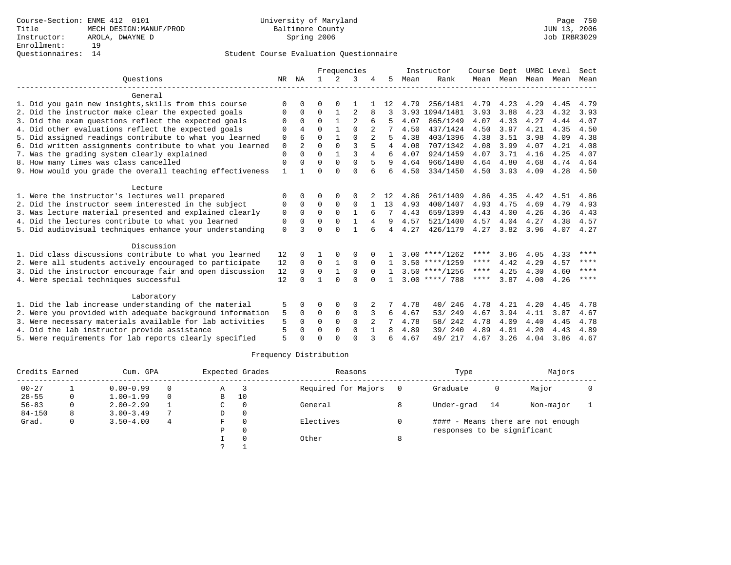Course-Section: ENME 412 0101
Title: MECH DESIGN:MANUF/PROD
Instructor: AROLA, DWAYNE D
Enrollment: 19
Questionnaires: 14

University of Maryland
Baltimore County
Spring 2006

Student Course Evaluation Questionnaire

| Questions | NR | NA | 1 | 2 | 3 | 4 | 5 | Instructor Mean | Rank | Course Mean | Dept Mean | UMBC Level Mean | Level Mean | Sect Mean |
|---|---|---|---|---|---|---|---|---|---|---|---|---|---|---|
| **General** | | | | | | | | | | | | | | |
| 1. Did you gain new insights,skills from this course | 0 | 0 | 0 | 0 | 1 | 1 | 12 | 4.79 | 256/1481 | 4.79 | 4.23 | 4.29 | 4.45 | 4.79 |
| 2. Did the instructor make clear the expected goals | 0 | 0 | 0 | 1 | 2 | 8 | 3 | 3.93 | 1094/1481 | 3.93 | 3.88 | 4.23 | 4.32 | 3.93 |
| 3. Did the exam questions reflect the expected goals | 0 | 0 | 0 | 1 | 2 | 6 | 5 | 4.07 | 865/1249 | 4.07 | 4.33 | 4.27 | 4.44 | 4.07 |
| 4. Did other evaluations reflect the expected goals | 0 | 4 | 0 | 1 | 0 | 2 | 7 | 4.50 | 437/1424 | 4.50 | 3.97 | 4.21 | 4.35 | 4.50 |
| 5. Did assigned readings contribute to what you learned | 0 | 6 | 0 | 1 | 0 | 2 | 5 | 4.38 | 403/1396 | 4.38 | 3.51 | 3.98 | 4.09 | 4.38 |
| 6. Did written assignments contribute to what you learned | 0 | 2 | 0 | 0 | 3 | 5 | 4 | 4.08 | 707/1342 | 4.08 | 3.99 | 4.07 | 4.21 | 4.08 |
| 7. Was the grading system clearly explained | 0 | 0 | 0 | 1 | 3 | 4 | 6 | 4.07 | 924/1459 | 4.07 | 3.71 | 4.16 | 4.25 | 4.07 |
| 8. How many times was class cancelled | 0 | 0 | 0 | 0 | 0 | 5 | 9 | 4.64 | 966/1480 | 4.64 | 4.80 | 4.68 | 4.74 | 4.64 |
| 9. How would you grade the overall teaching effectiveness | 1 | 1 | 0 | 0 | 0 | 6 | 6 | 4.50 | 334/1450 | 4.50 | 3.93 | 4.09 | 4.28 | 4.50 |
| **Lecture** | | | | | | | | | | | | | | |
| 1. Were the instructor's lectures well prepared | 0 | 0 | 0 | 0 | 0 | 2 | 12 | 4.86 | 261/1409 | 4.86 | 4.35 | 4.42 | 4.51 | 4.86 |
| 2. Did the instructor seem interested in the subject | 0 | 0 | 0 | 0 | 0 | 1 | 13 | 4.93 | 400/1407 | 4.93 | 4.75 | 4.69 | 4.79 | 4.93 |
| 3. Was lecture material presented and explained clearly | 0 | 0 | 0 | 0 | 1 | 6 | 7 | 4.43 | 659/1399 | 4.43 | 4.00 | 4.26 | 4.36 | 4.43 |
| 4. Did the lectures contribute to what you learned | 0 | 0 | 0 | 0 | 1 | 4 | 9 | 4.57 | 521/1400 | 4.57 | 4.04 | 4.27 | 4.38 | 4.57 |
| 5. Did audiovisual techniques enhance your understanding | 0 | 3 | 0 | 0 | 1 | 6 | 4 | 4.27 | 426/1179 | 4.27 | 3.82 | 3.96 | 4.07 | 4.27 |
| **Discussion** | | | | | | | | | | | | | | |
| 1. Did class discussions contribute to what you learned | 12 | 0 | 1 | 0 | 0 | 0 | 1 | 3.00 | ****/1262 | **** | 3.86 | 4.05 | 4.33 | **** |
| 2. Were all students actively encouraged to participate | 12 | 0 | 0 | 1 | 0 | 0 | 1 | 3.50 | ****/1259 | **** | 4.42 | 4.29 | 4.57 | **** |
| 3. Did the instructor encourage fair and open discussion | 12 | 0 | 0 | 1 | 0 | 0 | 1 | 3.50 | ****/1256 | **** | 4.25 | 4.30 | 4.60 | **** |
| 4. Were special techniques successful | 12 | 0 | 1 | 0 | 0 | 0 | 1 | 3.00 | ****/ 788 | **** | 3.87 | 4.00 | 4.26 | **** |
| **Laboratory** | | | | | | | | | | | | | | |
| 1. Did the lab increase understanding of the material | 5 | 0 | 0 | 0 | 0 | 2 | 7 | 4.78 | 40/ 246 | 4.78 | 4.21 | 4.20 | 4.45 | 4.78 |
| 2. Were you provided with adequate background information | 5 | 0 | 0 | 0 | 0 | 3 | 6 | 4.67 | 53/ 249 | 4.67 | 3.94 | 4.11 | 3.87 | 4.67 |
| 3. Were necessary materials available for lab activities | 5 | 0 | 0 | 0 | 0 | 2 | 7 | 4.78 | 58/ 242 | 4.78 | 4.09 | 4.40 | 4.45 | 4.78 |
| 4. Did the lab instructor provide assistance | 5 | 0 | 0 | 0 | 0 | 1 | 8 | 4.89 | 39/ 240 | 4.89 | 4.01 | 4.20 | 4.43 | 4.89 |
| 5. Were requirements for lab reports clearly specified | 5 | 0 | 0 | 0 | 0 | 3 | 6 | 4.67 | 49/ 217 | 4.67 | 3.26 | 4.04 | 3.86 | 4.67 |

Frequency Distribution

| Credits Earned | | Cum. GPA | | Expected Grades | | Reasons | | Type | | Majors | |
|---|---|---|---|---|---|---|---|---|---|---|---|
| 00-27 | 1 | 0.00-0.99 | 0 | A | 3 | Required for Majors | 0 | Graduate | 0 | Major | 0 |
| 28-55 | 0 | 1.00-1.99 | 0 | B | 10 | | | | | | |
| 56-83 | 0 | 2.00-2.99 | 1 | C | 0 | General | 8 | Under-grad | 14 | Non-major | 1 |
| 84-150 | 8 | 3.00-3.49 | 7 | D | 0 | | | | | | |
| Grad. | 0 | 3.50-4.00 | 4 | F | 0 | Electives | 0 | #### - Means there are not enough responses to be significant | | | |
| | | | | P | 0 | | | | | | |
| | | | | I | 0 | Other | 8 | | | | |
| | | | | ? | 1 | | | | | | |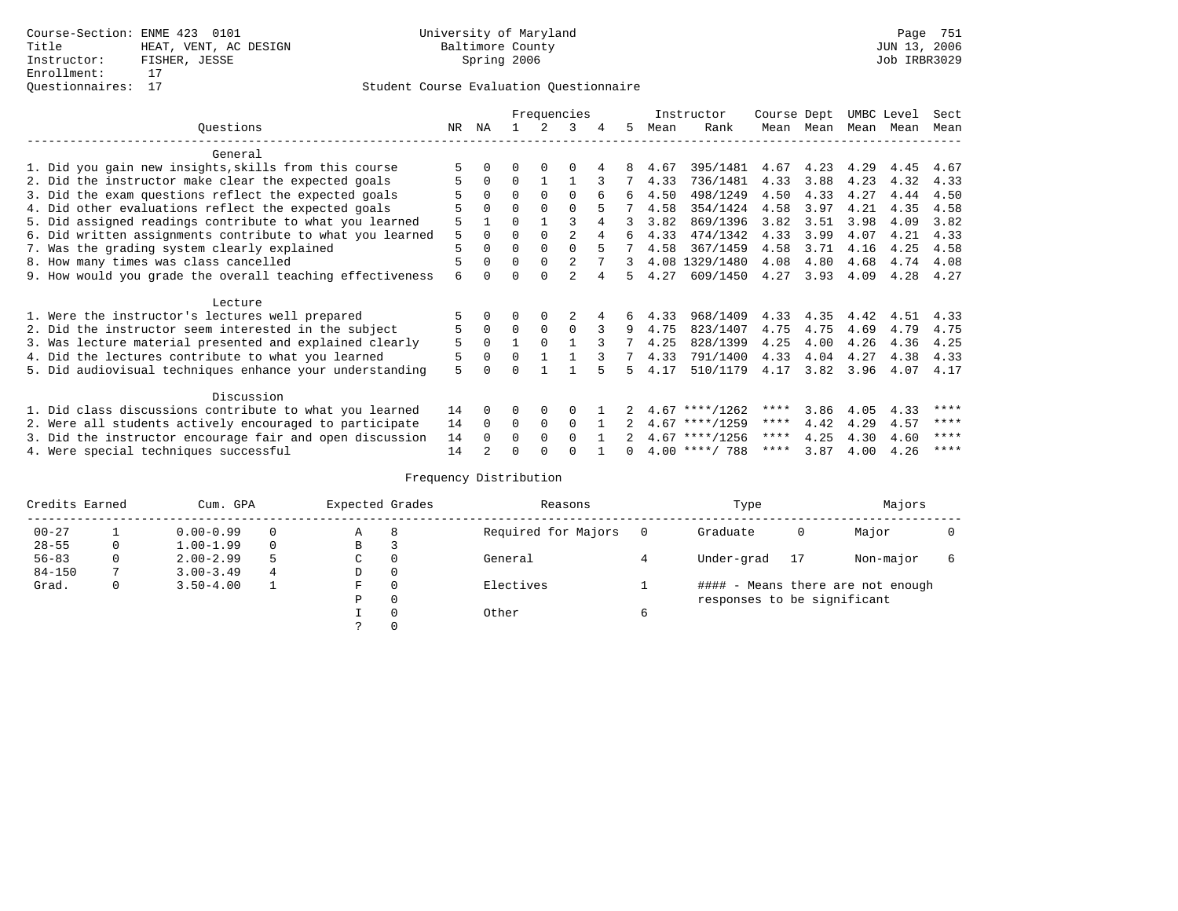Course-Section: ENME 423 0101
Title: HEAT, VENT, AC DESIGN
Instructor: FISHER, JESSE
Enrollment: 17
Questionnaires: 17

University of Maryland
Baltimore County
Spring 2006

JUN 13, 2006
Job IRBR3029

## Student Course Evaluation Questionnaire

| Questions | NR | NA | 1 | 2 | 3 | 4 | 5 | Instructor Mean | Instructor Rank | Course Mean | Dept Mean | UMBC Mean | Level Mean | Sect Mean |
|---|---|---|---|---|---|---|---|---|---|---|---|---|---|---|
| **General** | | | | | | | | | | | | | | |
| 1. Did you gain new insights,skills from this course | 5 | 0 | 0 | 0 | 0 | 4 | 8 | 4.67 | 395/1481 | 4.67 | 4.23 | 4.29 | 4.45 | 4.67 |
| 2. Did the instructor make clear the expected goals | 5 | 0 | 0 | 1 | 1 | 3 | 7 | 4.33 | 736/1481 | 4.33 | 3.88 | 4.23 | 4.32 | 4.33 |
| 3. Did the exam questions reflect the expected goals | 5 | 0 | 0 | 0 | 0 | 6 | 6 | 4.50 | 498/1249 | 4.50 | 4.33 | 4.27 | 4.44 | 4.50 |
| 4. Did other evaluations reflect the expected goals | 5 | 0 | 0 | 0 | 0 | 5 | 7 | 4.58 | 354/1424 | 4.58 | 3.97 | 4.21 | 4.35 | 4.58 |
| 5. Did assigned readings contribute to what you learned | 5 | 1 | 0 | 1 | 3 | 4 | 3 | 3.82 | 869/1396 | 3.82 | 3.51 | 3.98 | 4.09 | 3.82 |
| 6. Did written assignments contribute to what you learned | 5 | 0 | 0 | 0 | 2 | 4 | 6 | 4.33 | 474/1342 | 4.33 | 3.99 | 4.07 | 4.21 | 4.33 |
| 7. Was the grading system clearly explained | 5 | 0 | 0 | 0 | 0 | 5 | 7 | 4.58 | 367/1459 | 4.58 | 3.71 | 4.16 | 4.25 | 4.58 |
| 8. How many times was class cancelled | 5 | 0 | 0 | 0 | 2 | 7 | 3 | 4.08 | 1329/1480 | 4.08 | 4.80 | 4.68 | 4.74 | 4.08 |
| 9. How would you grade the overall teaching effectiveness | 6 | 0 | 0 | 0 | 2 | 4 | 5 | 4.27 | 609/1450 | 4.27 | 3.93 | 4.09 | 4.28 | 4.27 |
| **Lecture** | | | | | | | | | | | | | | |
| 1. Were the instructor's lectures well prepared | 5 | 0 | 0 | 0 | 2 | 4 | 6 | 4.33 | 968/1409 | 4.33 | 4.35 | 4.42 | 4.51 | 4.33 |
| 2. Did the instructor seem interested in the subject | 5 | 0 | 0 | 0 | 0 | 3 | 9 | 4.75 | 823/1407 | 4.75 | 4.75 | 4.69 | 4.79 | 4.75 |
| 3. Was lecture material presented and explained clearly | 5 | 0 | 1 | 0 | 1 | 3 | 7 | 4.25 | 828/1399 | 4.25 | 4.00 | 4.26 | 4.36 | 4.25 |
| 4. Did the lectures contribute to what you learned | 5 | 0 | 0 | 1 | 1 | 3 | 7 | 4.33 | 791/1400 | 4.33 | 4.04 | 4.27 | 4.38 | 4.33 |
| 5. Did audiovisual techniques enhance your understanding | 5 | 0 | 0 | 1 | 1 | 5 | 5 | 4.17 | 510/1179 | 4.17 | 3.82 | 3.96 | 4.07 | 4.17 |
| **Discussion** | | | | | | | | | | | | | | |
| 1. Did class discussions contribute to what you learned | 14 | 0 | 0 | 0 | 0 | 1 | 2 | 4.67 | ****/1262 | **** | 3.86 | 4.05 | 4.33 | **** |
| 2. Were all students actively encouraged to participate | 14 | 0 | 0 | 0 | 0 | 1 | 2 | 4.67 | ****/1259 | **** | 4.42 | 4.29 | 4.57 | **** |
| 3. Did the instructor encourage fair and open discussion | 14 | 0 | 0 | 0 | 0 | 1 | 2 | 4.67 | ****/1256 | **** | 4.25 | 4.30 | 4.60 | **** |
| 4. Were special techniques successful | 14 | 2 | 0 | 0 | 0 | 1 | 0 | 4.00 | ****/ 788 | **** | 3.87 | 4.00 | 4.26 | **** |

## Frequency Distribution

| Credits Earned | | Cum. GPA | | Expected Grades | | Reasons | | Type | | Majors | |
|---|---|---|---|---|---|---|---|---|---|---|---|
| 00-27 | 1 | 0.00-0.99 | 0 | A | 8 | Required for Majors | 0 | Graduate | 0 | Major | 0 |
| 28-55 | 0 | 1.00-1.99 | 0 | B | 3 | | | | | | |
| 56-83 | 0 | 2.00-2.99 | 5 | C | 0 | General | 4 | Under-grad | 17 | Non-major | 6 |
| 84-150 | 7 | 3.00-3.49 | 4 | D | 0 | | | | | | |
| Grad. | 0 | 3.50-4.00 | 1 | F | 0 | Electives | 1 | #### - Means there are not enough responses to be significant | | | |
| | | | | P | 0 | | | | | | |
| | | | | I | 0 | Other | 6 | | | | |
| | | | | ? | 0 | | | | | | |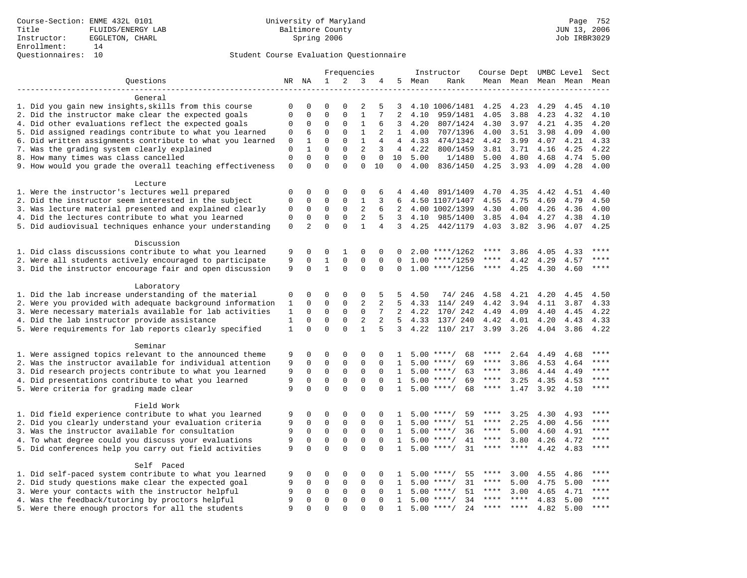Course-Section: ENME 432L 0101
Title: FLUIDS/ENERGY LAB
Instructor: EGGLETON, CHARL
Enrollment: 14
Questionnaires: 10

University of Maryland
Baltimore County
Spring 2006

JUN 13, 2006
Job IRBR3029

## Student Course Evaluation Questionnaire

| Questions | NR | NA | 1 | 2 | 3 | 4 | 5 | Instructor Mean | Instructor Rank | Course Mean | Dept Mean | UMBC Level Mean | Level Mean | Sect Mean |
|---|---|---|---|---|---|---|---|---|---|---|---|---|---|---|
| **General** | | | | | | | | | | | | | | |
| 1. Did you gain new insights,skills from this course | 0 | 0 | 0 | 0 | 2 | 5 | 3 | 4.10 | 1006/1481 | 4.25 | 4.23 | 4.29 | 4.45 | 4.10 |
| 2. Did the instructor make clear the expected goals | 0 | 0 | 0 | 0 | 1 | 7 | 2 | 4.10 | 959/1481 | 4.05 | 3.88 | 4.23 | 4.32 | 4.10 |
| 4. Did other evaluations reflect the expected goals | 0 | 0 | 0 | 0 | 1 | 6 | 3 | 4.20 | 807/1424 | 4.30 | 3.97 | 4.21 | 4.35 | 4.20 |
| 5. Did assigned readings contribute to what you learned | 0 | 6 | 0 | 0 | 1 | 2 | 1 | 4.00 | 707/1396 | 4.00 | 3.51 | 3.98 | 4.09 | 4.00 |
| 6. Did written assignments contribute to what you learned | 0 | 1 | 0 | 0 | 1 | 4 | 4 | 4.33 | 474/1342 | 4.42 | 3.99 | 4.07 | 4.21 | 4.33 |
| 7. Was the grading system clearly explained | 0 | 1 | 0 | 0 | 2 | 3 | 4 | 4.22 | 800/1459 | 3.81 | 3.71 | 4.16 | 4.25 | 4.22 |
| 8. How many times was class cancelled | 0 | 0 | 0 | 0 | 0 | 0 | 10 | 5.00 | 1/1480 | 5.00 | 4.80 | 4.68 | 4.74 | 5.00 |
| 9. How would you grade the overall teaching effectiveness | 0 | 0 | 0 | 0 | 0 | 10 | 0 | 4.00 | 836/1450 | 4.25 | 3.93 | 4.09 | 4.28 | 4.00 |
| **Lecture** | | | | | | | | | | | | | | |
| 1. Were the instructor's lectures well prepared | 0 | 0 | 0 | 0 | 0 | 6 | 4 | 4.40 | 891/1409 | 4.70 | 4.35 | 4.42 | 4.51 | 4.40 |
| 2. Did the instructor seem interested in the subject | 0 | 0 | 0 | 0 | 1 | 3 | 6 | 4.50 | 1107/1407 | 4.55 | 4.75 | 4.69 | 4.79 | 4.50 |
| 3. Was lecture material presented and explained clearly | 0 | 0 | 0 | 0 | 2 | 6 | 2 | 4.00 | 1002/1399 | 4.30 | 4.00 | 4.26 | 4.36 | 4.00 |
| 4. Did the lectures contribute to what you learned | 0 | 0 | 0 | 0 | 2 | 5 | 3 | 4.10 | 985/1400 | 3.85 | 4.04 | 4.27 | 4.38 | 4.10 |
| 5. Did audiovisual techniques enhance your understanding | 0 | 2 | 0 | 0 | 1 | 4 | 3 | 4.25 | 442/1179 | 4.03 | 3.82 | 3.96 | 4.07 | 4.25 |
| **Discussion** | | | | | | | | | | | | | | |
| 1. Did class discussions contribute to what you learned | 9 | 0 | 0 | 1 | 0 | 0 | 0 | 2.00 | ****/1262 | **** | 3.86 | 4.05 | 4.33 | **** |
| 2. Were all students actively encouraged to participate | 9 | 0 | 1 | 0 | 0 | 0 | 0 | 1.00 | ****/1259 | **** | 4.42 | 4.29 | 4.57 | **** |
| 3. Did the instructor encourage fair and open discussion | 9 | 0 | 1 | 0 | 0 | 0 | 0 | 1.00 | ****/1256 | **** | 4.25 | 4.30 | 4.60 | **** |
| **Laboratory** | | | | | | | | | | | | | | |
| 1. Did the lab increase understanding of the material | 0 | 0 | 0 | 0 | 0 | 5 | 5 | 4.50 | 74/ 246 | 4.58 | 4.21 | 4.20 | 4.45 | 4.50 |
| 2. Were you provided with adequate background information | 1 | 0 | 0 | 0 | 2 | 2 | 5 | 4.33 | 114/ 249 | 4.42 | 3.94 | 4.11 | 3.87 | 4.33 |
| 3. Were necessary materials available for lab activities | 1 | 0 | 0 | 0 | 0 | 7 | 2 | 4.22 | 170/ 242 | 4.49 | 4.09 | 4.40 | 4.45 | 4.22 |
| 4. Did the lab instructor provide assistance | 1 | 0 | 0 | 0 | 2 | 2 | 5 | 4.33 | 137/ 240 | 4.42 | 4.01 | 4.20 | 4.43 | 4.33 |
| 5. Were requirements for lab reports clearly specified | 1 | 0 | 0 | 0 | 1 | 5 | 3 | 4.22 | 110/ 217 | 3.99 | 3.26 | 4.04 | 3.86 | 4.22 |
| **Seminar** | | | | | | | | | | | | | | |
| 1. Were assigned topics relevant to the announced theme | 9 | 0 | 0 | 0 | 0 | 0 | 1 | 5.00 | ****/ 68 | **** | 2.64 | 4.49 | 4.68 | **** |
| 2. Was the instructor available for individual attention | 9 | 0 | 0 | 0 | 0 | 0 | 1 | 5.00 | ****/ 69 | **** | 3.86 | 4.53 | 4.64 | **** |
| 3. Did research projects contribute to what you learned | 9 | 0 | 0 | 0 | 0 | 0 | 1 | 5.00 | ****/ 63 | **** | 3.86 | 4.44 | 4.49 | **** |
| 4. Did presentations contribute to what you learned | 9 | 0 | 0 | 0 | 0 | 0 | 1 | 5.00 | ****/ 69 | **** | 3.25 | 4.35 | 4.53 | **** |
| 5. Were criteria for grading made clear | 9 | 0 | 0 | 0 | 0 | 0 | 1 | 5.00 | ****/ 68 | **** | 1.47 | 3.92 | 4.10 | **** |
| **Field Work** | | | | | | | | | | | | | | |
| 1. Did field experience contribute to what you learned | 9 | 0 | 0 | 0 | 0 | 0 | 1 | 5.00 | ****/ 59 | **** | 3.25 | 4.30 | 4.93 | **** |
| 2. Did you clearly understand your evaluation criteria | 9 | 0 | 0 | 0 | 0 | 0 | 1 | 5.00 | ****/ 51 | **** | 2.25 | 4.00 | 4.56 | **** |
| 3. Was the instructor available for consultation | 9 | 0 | 0 | 0 | 0 | 0 | 1 | 5.00 | ****/ 36 | **** | 5.00 | 4.60 | 4.91 | **** |
| 4. To what degree could you discuss your evaluations | 9 | 0 | 0 | 0 | 0 | 0 | 1 | 5.00 | ****/ 41 | **** | 3.80 | 4.26 | 4.72 | **** |
| 5. Did conferences help you carry out field activities | 9 | 0 | 0 | 0 | 0 | 0 | 1 | 5.00 | ****/ 31 | **** | **** | 4.42 | 4.83 | **** |
| **Self Paced** | | | | | | | | | | | | | | |
| 1. Did self-paced system contribute to what you learned | 9 | 0 | 0 | 0 | 0 | 0 | 1 | 5.00 | ****/ 55 | **** | 3.00 | 4.55 | 4.86 | **** |
| 2. Did study questions make clear the expected goal | 9 | 0 | 0 | 0 | 0 | 0 | 1 | 5.00 | ****/ 31 | **** | 5.00 | 4.75 | 5.00 | **** |
| 3. Were your contacts with the instructor helpful | 9 | 0 | 0 | 0 | 0 | 0 | 1 | 5.00 | ****/ 51 | **** | 3.00 | 4.65 | 4.71 | **** |
| 4. Was the feedback/tutoring by proctors helpful | 9 | 0 | 0 | 0 | 0 | 0 | 1 | 5.00 | ****/ 34 | **** | **** | 4.83 | 5.00 | **** |
| 5. Were there enough proctors for all the students | 9 | 0 | 0 | 0 | 0 | 0 | 1 | 5.00 | ****/ 24 | **** | **** | 4.82 | 5.00 | **** |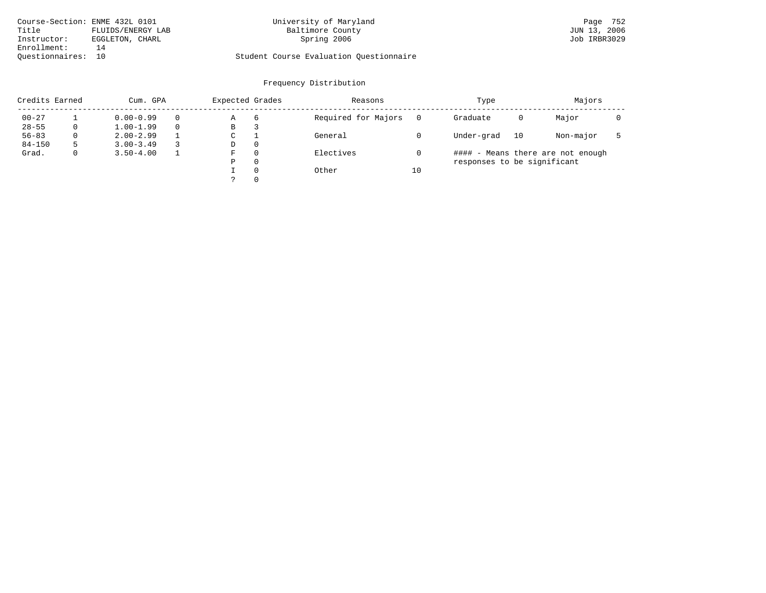Course-Section: ENME 432L 0101
Title: FLUIDS/ENERGY LAB
Instructor: EGGLETON, CHARL
Enrollment: 14
Questionnaires: 10

University of Maryland
Baltimore County
Spring 2006

Student Course Evaluation Questionnaire

Page 752
JUN 13, 2006
Job IRBR3029

## Frequency Distribution

| Credits Earned | | Cum. GPA | | Expected Grades | | Reasons | | Type | | Majors | |
|---|---|---|---|---|---|---|---|---|---|---|---|
| 00-27 | 1 | 0.00-0.99 | 0 | A | 6 | Required for Majors | 0 | Graduate | 0 | Major | 0 |
| 28-55 | 0 | 1.00-1.99 | 0 | B | 3 | | | | | | |
| 56-83 | 0 | 2.00-2.99 | 1 | C | 1 | General | 0 | Under-grad | 10 | Non-major | 5 |
| 84-150 | 5 | 3.00-3.49 | 3 | D | 0 | | | | | | |
| Grad. | 0 | 3.50-4.00 | 1 | F | 0 | Electives | 0 | | | | |
| | | | | P | 0 | | | | | | |
| | | | | I | 0 | Other | 10 | | | | |
| | | | | ? | 0 | | | | | | |

#### - Means there are not enough responses to be significant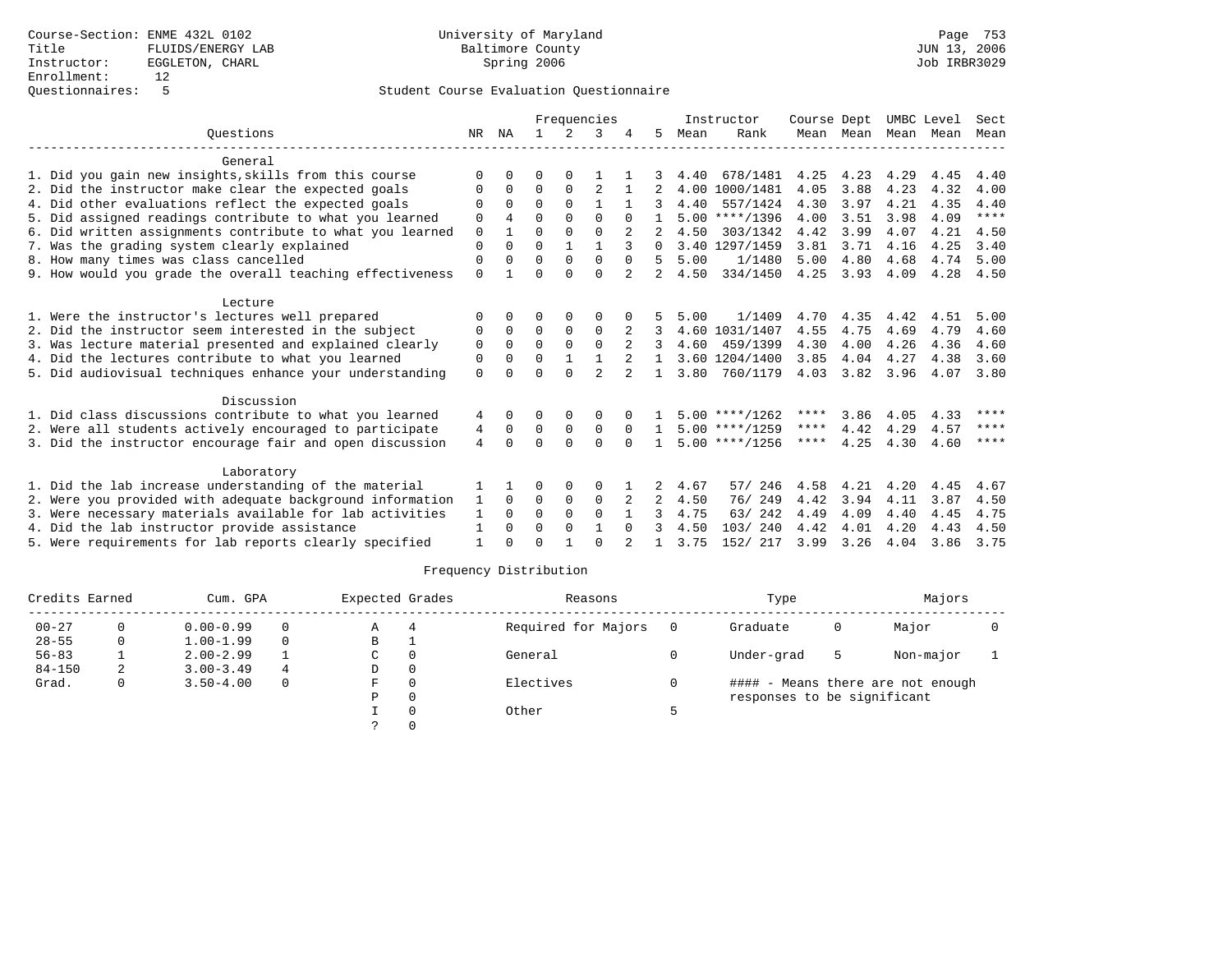Course-Section: ENME 432L 0102
Title: FLUIDS/ENERGY LAB
Instructor: EGGLETON, CHARL
Enrollment: 12
Questionnaires: 5

University of Maryland
Baltimore County
Spring 2006

Student Course Evaluation Questionnaire

| Questions | NR | NA | 1 | 2 | 3 | 4 | 5 | Instructor Mean | Instructor Rank | Course Mean | Dept Mean | UMBC Mean | Level Mean | Sect Mean |
|---|---|---|---|---|---|---|---|---|---|---|---|---|---|---|
| **General** | | | | | | | | | | | | | | |
| 1. Did you gain new insights,skills from this course | 0 | 0 | 0 | 0 | 1 | 1 | 3 | 4.40 | 678/1481 | 4.25 | 4.23 | 4.29 | 4.45 | 4.40 |
| 2. Did the instructor make clear the expected goals | 0 | 0 | 0 | 0 | 2 | 1 | 2 | 4.00 | 1000/1481 | 4.05 | 3.88 | 4.23 | 4.32 | 4.00 |
| 4. Did other evaluations reflect the expected goals | 0 | 0 | 0 | 0 | 1 | 1 | 3 | 4.40 | 557/1424 | 4.30 | 3.97 | 4.21 | 4.35 | 4.40 |
| 5. Did assigned readings contribute to what you learned | 0 | 4 | 0 | 0 | 0 | 0 | 1 | 5.00 | ****/1396 | 4.00 | 3.51 | 3.98 | 4.09 | **** |
| 6. Did written assignments contribute to what you learned | 0 | 1 | 0 | 0 | 0 | 2 | 2 | 4.50 | 303/1342 | 4.42 | 3.99 | 4.07 | 4.21 | 4.50 |
| 7. Was the grading system clearly explained | 0 | 0 | 0 | 1 | 1 | 3 | 0 | 3.40 | 1297/1459 | 3.81 | 3.71 | 4.16 | 4.25 | 3.40 |
| 8. How many times was class cancelled | 0 | 0 | 0 | 0 | 0 | 0 | 5 | 5.00 | 1/1480 | 5.00 | 4.80 | 4.68 | 4.74 | 5.00 |
| 9. How would you grade the overall teaching effectiveness | 0 | 1 | 0 | 0 | 0 | 2 | 2 | 4.50 | 334/1450 | 4.25 | 3.93 | 4.09 | 4.28 | 4.50 |
| **Lecture** | | | | | | | | | | | | | | |
| 1. Were the instructor's lectures well prepared | 0 | 0 | 0 | 0 | 0 | 0 | 5 | 5.00 | 1/1409 | 4.70 | 4.35 | 4.42 | 4.51 | 5.00 |
| 2. Did the instructor seem interested in the subject | 0 | 0 | 0 | 0 | 0 | 2 | 3 | 4.60 | 1031/1407 | 4.55 | 4.75 | 4.69 | 4.79 | 4.60 |
| 3. Was lecture material presented and explained clearly | 0 | 0 | 0 | 0 | 0 | 2 | 3 | 4.60 | 459/1399 | 4.30 | 4.00 | 4.26 | 4.36 | 4.60 |
| 4. Did the lectures contribute to what you learned | 0 | 0 | 0 | 1 | 1 | 2 | 1 | 3.60 | 1204/1400 | 3.85 | 4.04 | 4.27 | 4.38 | 3.60 |
| 5. Did audiovisual techniques enhance your understanding | 0 | 0 | 0 | 0 | 2 | 2 | 1 | 3.80 | 760/1179 | 4.03 | 3.82 | 3.96 | 4.07 | 3.80 |
| **Discussion** | | | | | | | | | | | | | | |
| 1. Did class discussions contribute to what you learned | 4 | 0 | 0 | 0 | 0 | 0 | 1 | 5.00 | ****/1262 | **** | 3.86 | 4.05 | 4.33 | **** |
| 2. Were all students actively encouraged to participate | 4 | 0 | 0 | 0 | 0 | 0 | 1 | 5.00 | ****/1259 | **** | 4.42 | 4.29 | 4.57 | **** |
| 3. Did the instructor encourage fair and open discussion | 4 | 0 | 0 | 0 | 0 | 0 | 1 | 5.00 | ****/1256 | **** | 4.25 | 4.30 | 4.60 | **** |
| **Laboratory** | | | | | | | | | | | | | | |
| 1. Did the lab increase understanding of the material | 1 | 1 | 0 | 0 | 0 | 1 | 2 | 4.67 | 57/ 246 | 4.58 | 4.21 | 4.20 | 4.45 | 4.67 |
| 2. Were you provided with adequate background information | 1 | 0 | 0 | 0 | 0 | 2 | 2 | 4.50 | 76/ 249 | 4.42 | 3.94 | 4.11 | 3.87 | 4.50 |
| 3. Were necessary materials available for lab activities | 1 | 0 | 0 | 0 | 0 | 1 | 3 | 4.75 | 63/ 242 | 4.49 | 4.09 | 4.40 | 4.45 | 4.75 |
| 4. Did the lab instructor provide assistance | 1 | 0 | 0 | 0 | 1 | 0 | 3 | 4.50 | 103/ 240 | 4.42 | 4.01 | 4.20 | 4.43 | 4.50 |
| 5. Were requirements for lab reports clearly specified | 1 | 0 | 0 | 1 | 0 | 2 | 1 | 3.75 | 152/ 217 | 3.99 | 3.26 | 4.04 | 3.86 | 3.75 |

## Frequency Distribution

| Credits Earned | | Cum. GPA | | Expected Grades | | Reasons | | Type | | Majors | |
|---|---|---|---|---|---|---|---|---|---|---|---|
| 00-27 | 0 | 0.00-0.99 | 0 | A | 4 | Required for Majors | 0 | Graduate | 0 | Major | 0 |
| 28-55 | 0 | 1.00-1.99 | 0 | B | 1 | | | | | | |
| 56-83 | 1 | 2.00-2.99 | 1 | C | 0 | General | 0 | Under-grad | 5 | Non-major | 1 |
| 84-150 | 2 | 3.00-3.49 | 4 | D | 0 | | | | | | |
| Grad. | 0 | 3.50-4.00 | 0 | F | 0 | Electives | 0 | #### - Means there are not enough responses to be significant | | | |
| | | | | P | 0 | | | | | | |
| | | | | I | 0 | Other | 5 | | | | |
| | | | | ? | 0 | | | | | | |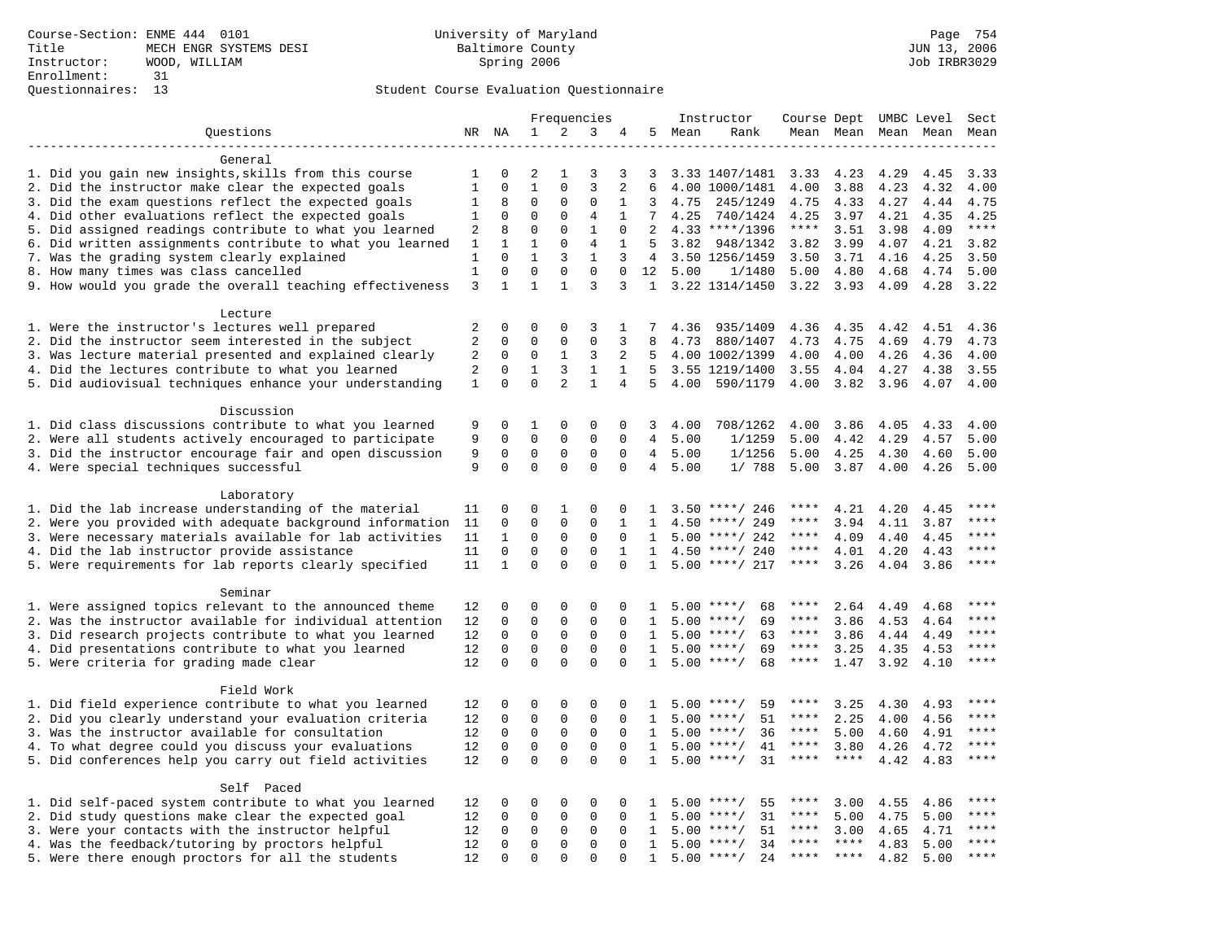Course-Section: ENME 444 0101
Title: MECH ENGR SYSTEMS DESI
Instructor: WOOD, WILLIAM
Enrollment: 31
Questionnaires: 13

University of Maryland
Baltimore County
Spring 2006

JUN 13, 2006
Job IRBR3029

Student Course Evaluation Questionnaire

| Questions | NR | NA | 1 | 2 | 3 | 4 | 5 | Instructor Mean | Rank | Course Mean | Dept Mean | UMBC Mean | Level Mean | Sect Mean |
|---|---|---|---|---|---|---|---|---|---|---|---|---|---|---|
| **General** | | | | | | | | | | | | | | |
| 1. Did you gain new insights,skills from this course | 1 | 0 | 2 | 1 | 3 | 3 | 3 | 3.33 | 1407/1481 | 3.33 | 4.23 | 4.29 | 4.45 | 3.33 |
| 2. Did the instructor make clear the expected goals | 1 | 0 | 1 | 0 | 3 | 2 | 6 | 4.00 | 1000/1481 | 4.00 | 3.88 | 4.23 | 4.32 | 4.00 |
| 3. Did the exam questions reflect the expected goals | 1 | 8 | 0 | 0 | 0 | 1 | 3 | 4.75 | 245/1249 | 4.75 | 4.33 | 4.27 | 4.44 | 4.75 |
| 4. Did other evaluations reflect the expected goals | 1 | 0 | 0 | 0 | 4 | 1 | 7 | 4.25 | 740/1424 | 4.25 | 3.97 | 4.21 | 4.35 | 4.25 |
| 5. Did assigned readings contribute to what you learned | 2 | 8 | 0 | 0 | 1 | 0 | 2 | 4.33 | ****/1396 | **** | 3.51 | 3.98 | 4.09 | **** |
| 6. Did written assignments contribute to what you learned | 1 | 1 | 1 | 0 | 4 | 1 | 5 | 3.82 | 948/1342 | 3.82 | 3.99 | 4.07 | 4.21 | 3.82 |
| 7. Was the grading system clearly explained | 1 | 0 | 1 | 3 | 1 | 3 | 4 | 3.50 | 1256/1459 | 3.50 | 3.71 | 4.16 | 4.25 | 3.50 |
| 8. How many times was class cancelled | 1 | 0 | 0 | 0 | 0 | 0 | 12 | 5.00 | 1/1480 | 5.00 | 4.80 | 4.68 | 4.74 | 5.00 |
| 9. How would you grade the overall teaching effectiveness | 3 | 1 | 1 | 1 | 3 | 3 | 1 | 3.22 | 1314/1450 | 3.22 | 3.93 | 4.09 | 4.28 | 3.22 |
| **Lecture** | | | | | | | | | | | | | | |
| 1. Were the instructor's lectures well prepared | 2 | 0 | 0 | 0 | 3 | 1 | 7 | 4.36 | 935/1409 | 4.36 | 4.35 | 4.42 | 4.51 | 4.36 |
| 2. Did the instructor seem interested in the subject | 2 | 0 | 0 | 0 | 0 | 3 | 8 | 4.73 | 880/1407 | 4.73 | 4.75 | 4.69 | 4.79 | 4.73 |
| 3. Was lecture material presented and explained clearly | 2 | 0 | 0 | 1 | 3 | 2 | 5 | 4.00 | 1002/1399 | 4.00 | 4.00 | 4.26 | 4.36 | 4.00 |
| 4. Did the lectures contribute to what you learned | 2 | 0 | 1 | 3 | 1 | 1 | 5 | 3.55 | 1219/1400 | 3.55 | 4.04 | 4.27 | 4.38 | 3.55 |
| 5. Did audiovisual techniques enhance your understanding | 1 | 0 | 0 | 2 | 1 | 4 | 5 | 4.00 | 590/1179 | 4.00 | 3.82 | 3.96 | 4.07 | 4.00 |
| **Discussion** | | | | | | | | | | | | | | |
| 1. Did class discussions contribute to what you learned | 9 | 0 | 1 | 0 | 0 | 0 | 3 | 4.00 | 708/1262 | 4.00 | 3.86 | 4.05 | 4.33 | 4.00 |
| 2. Were all students actively encouraged to participate | 9 | 0 | 0 | 0 | 0 | 0 | 4 | 5.00 | 1/1259 | 5.00 | 4.42 | 4.29 | 4.57 | 5.00 |
| 3. Did the instructor encourage fair and open discussion | 9 | 0 | 0 | 0 | 0 | 0 | 4 | 5.00 | 1/1256 | 5.00 | 4.25 | 4.30 | 4.60 | 5.00 |
| 4. Were special techniques successful | 9 | 0 | 0 | 0 | 0 | 0 | 4 | 5.00 | 1/ 788 | 5.00 | 3.87 | 4.00 | 4.26 | 5.00 |
| **Laboratory** | | | | | | | | | | | | | | |
| 1. Did the lab increase understanding of the material | 11 | 0 | 0 | 1 | 0 | 0 | 1 | 3.50 | ****/ 246 | **** | 4.21 | 4.20 | 4.45 | **** |
| 2. Were you provided with adequate background information | 11 | 0 | 0 | 0 | 0 | 1 | 1 | 4.50 | ****/ 249 | **** | 3.94 | 4.11 | 3.87 | **** |
| 3. Were necessary materials available for lab activities | 11 | 1 | 0 | 0 | 0 | 0 | 1 | 5.00 | ****/ 242 | **** | 4.09 | 4.40 | 4.45 | **** |
| 4. Did the lab instructor provide assistance | 11 | 0 | 0 | 0 | 0 | 1 | 1 | 4.50 | ****/ 240 | **** | 4.01 | 4.20 | 4.43 | **** |
| 5. Were requirements for lab reports clearly specified | 11 | 1 | 0 | 0 | 0 | 0 | 1 | 5.00 | ****/ 217 | **** | 3.26 | 4.04 | 3.86 | **** |
| **Seminar** | | | | | | | | | | | | | | |
| 1. Were assigned topics relevant to the announced theme | 12 | 0 | 0 | 0 | 0 | 0 | 1 | 5.00 | ****/ 68 | **** | 2.64 | 4.49 | 4.68 | **** |
| 2. Was the instructor available for individual attention | 12 | 0 | 0 | 0 | 0 | 0 | 1 | 5.00 | ****/ 69 | **** | 3.86 | 4.53 | 4.64 | **** |
| 3. Did research projects contribute to what you learned | 12 | 0 | 0 | 0 | 0 | 0 | 1 | 5.00 | ****/ 63 | **** | 3.86 | 4.44 | 4.49 | **** |
| 4. Did presentations contribute to what you learned | 12 | 0 | 0 | 0 | 0 | 0 | 1 | 5.00 | ****/ 69 | **** | 3.25 | 4.35 | 4.53 | **** |
| 5. Were criteria for grading made clear | 12 | 0 | 0 | 0 | 0 | 0 | 1 | 5.00 | ****/ 68 | **** | 1.47 | 3.92 | 4.10 | **** |
| **Field Work** | | | | | | | | | | | | | | |
| 1. Did field experience contribute to what you learned | 12 | 0 | 0 | 0 | 0 | 0 | 1 | 5.00 | ****/ 59 | **** | 3.25 | 4.30 | 4.93 | **** |
| 2. Did you clearly understand your evaluation criteria | 12 | 0 | 0 | 0 | 0 | 0 | 1 | 5.00 | ****/ 51 | **** | 2.25 | 4.00 | 4.56 | **** |
| 3. Was the instructor available for consultation | 12 | 0 | 0 | 0 | 0 | 0 | 1 | 5.00 | ****/ 36 | **** | 5.00 | 4.60 | 4.91 | **** |
| 4. To what degree could you discuss your evaluations | 12 | 0 | 0 | 0 | 0 | 0 | 1 | 5.00 | ****/ 41 | **** | 3.80 | 4.26 | 4.72 | **** |
| 5. Did conferences help you carry out field activities | 12 | 0 | 0 | 0 | 0 | 0 | 1 | 5.00 | ****/ 31 | **** | **** | 4.42 | 4.83 | **** |
| **Self Paced** | | | | | | | | | | | | | | |
| 1. Did self-paced system contribute to what you learned | 12 | 0 | 0 | 0 | 0 | 0 | 1 | 5.00 | ****/ 55 | **** | 3.00 | 4.55 | 4.86 | **** |
| 2. Did study questions make clear the expected goal | 12 | 0 | 0 | 0 | 0 | 0 | 1 | 5.00 | ****/ 31 | **** | 5.00 | 4.75 | 5.00 | **** |
| 3. Were your contacts with the instructor helpful | 12 | 0 | 0 | 0 | 0 | 0 | 1 | 5.00 | ****/ 51 | **** | 3.00 | 4.65 | 4.71 | **** |
| 4. Was the feedback/tutoring by proctors helpful | 12 | 0 | 0 | 0 | 0 | 0 | 1 | 5.00 | ****/ 34 | **** | **** | 4.83 | 5.00 | **** |
| 5. Were there enough proctors for all the students | 12 | 0 | 0 | 0 | 0 | 0 | 1 | 5.00 | ****/ 24 | **** | **** | 4.82 | 5.00 | **** |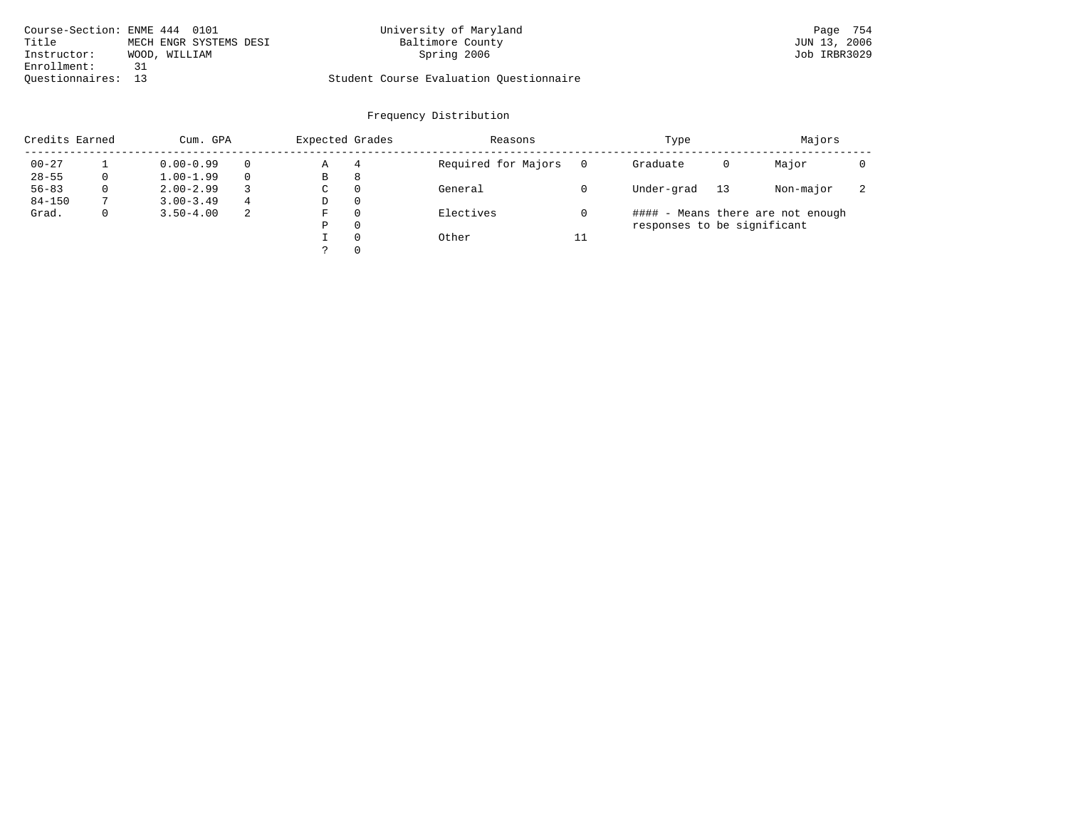Course-Section: ENME 444 0101
Title: MECH ENGR SYSTEMS DESI
Instructor: WOOD, WILLIAM
Enrollment: 31
Questionnaires: 13

University of Maryland
Baltimore County
Spring 2006

Student Course Evaluation Questionnaire

JUN 13, 2006
Job IRBR3029

## Frequency Distribution

| Credits Earned | | Cum. GPA | | Expected Grades | | Reasons | | Type | | Majors | |
|---|---|---|---|---|---|---|---|---|---|---|---|
| 00-27 | 1 | 0.00-0.99 | 0 | A | 4 | Required for Majors | 0 | Graduate | 0 | Major | 0 |
| 28-55 | 0 | 1.00-1.99 | 0 | B | 8 | | | | | | |
| 56-83 | 0 | 2.00-2.99 | 3 | C | 0 | General | 0 | Under-grad | 13 | Non-major | 2 |
| 84-150 | 7 | 3.00-3.49 | 4 | D | 0 | | | | | | |
| Grad. | 0 | 3.50-4.00 | 2 | F | 0 | Electives | 0 | #### - Means there are not enough responses to be significant | | | |
| | | | | P | 0 | | | | | | |
| | | | | I | 0 | Other | 11 | | | | |
| | | | | ? | 0 | | | | | | |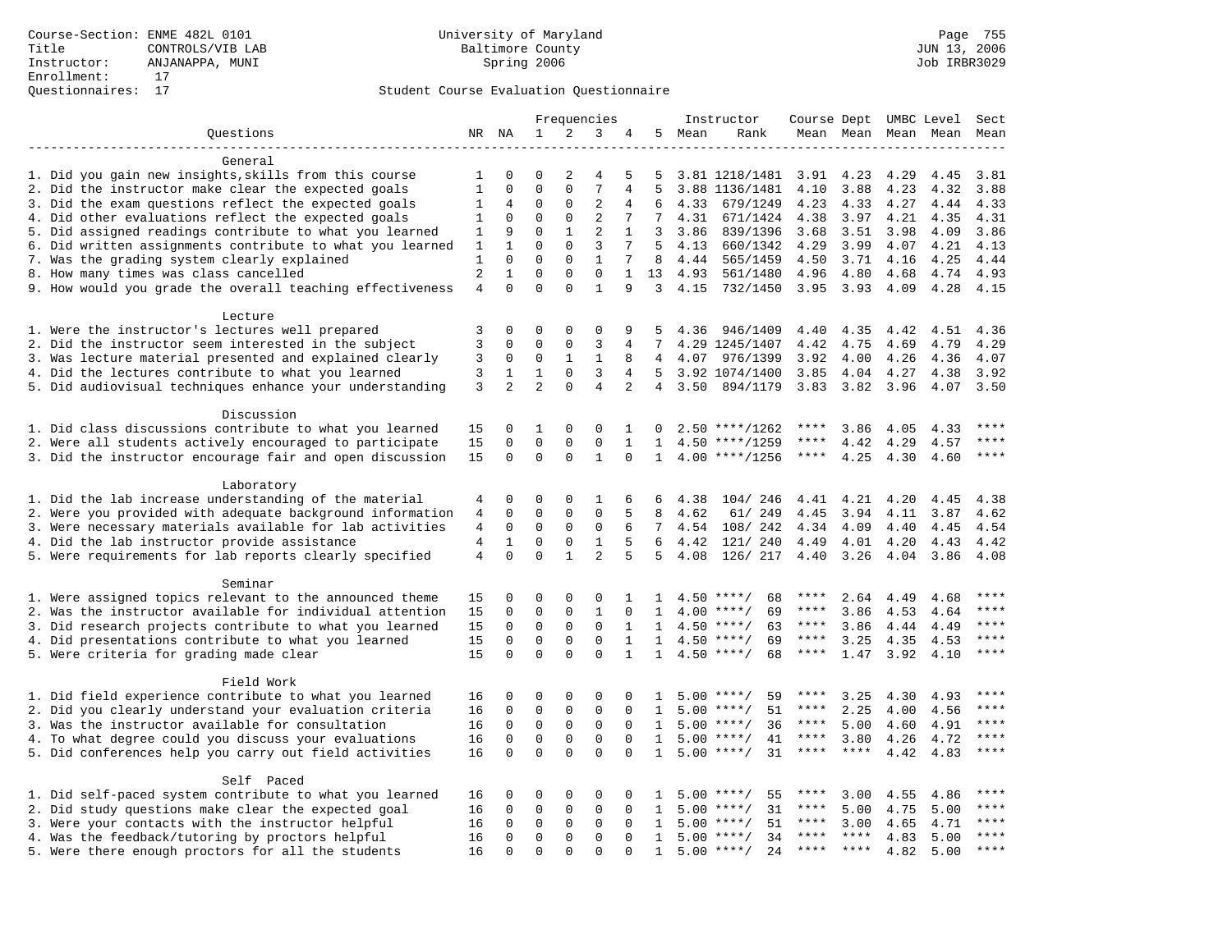Course-Section: ENME 482L 0101
Title: CONTROLS/VIB LAB
Instructor: ANJANAPPA, MUNI
Enrollment: 17
Questionnaires: 17

University of Maryland
Baltimore County
Spring 2006

Student Course Evaluation Questionnaire

| Questions | NR | NA | 1 | 2 | 3 | 4 | 5 | Instructor Mean | Instructor Rank | Course Mean | Dept Mean | UMBC Mean | Level Mean | Sect Mean |
|---|---|---|---|---|---|---|---|---|---|---|---|---|---|---|
| **General** | | | | | | | | | | | | | | |
| 1. Did you gain new insights,skills from this course | 1 | 0 | 0 | 2 | 4 | 5 | 5 | 3.81 | 1218/1481 | 3.91 | 4.23 | 4.29 | 4.45 | 3.81 |
| 2. Did the instructor make clear the expected goals | 1 | 0 | 0 | 0 | 7 | 4 | 5 | 3.88 | 1136/1481 | 4.10 | 3.88 | 4.23 | 4.32 | 3.88 |
| 3. Did the exam questions reflect the expected goals | 1 | 4 | 0 | 0 | 2 | 4 | 6 | 4.33 | 679/1249 | 4.23 | 4.33 | 4.27 | 4.44 | 4.33 |
| 4. Did other evaluations reflect the expected goals | 1 | 0 | 0 | 0 | 2 | 7 | 7 | 4.31 | 671/1424 | 4.38 | 3.97 | 4.21 | 4.35 | 4.31 |
| 5. Did assigned readings contribute to what you learned | 1 | 9 | 0 | 1 | 2 | 1 | 3 | 3.86 | 839/1396 | 3.68 | 3.51 | 3.98 | 4.09 | 3.86 |
| 6. Did written assignments contribute to what you learned | 1 | 1 | 0 | 0 | 3 | 7 | 5 | 4.13 | 660/1342 | 4.29 | 3.99 | 4.07 | 4.21 | 4.13 |
| 7. Was the grading system clearly explained | 1 | 0 | 0 | 0 | 1 | 7 | 8 | 4.44 | 565/1459 | 4.50 | 3.71 | 4.16 | 4.25 | 4.44 |
| 8. How many times was class cancelled | 2 | 1 | 0 | 0 | 0 | 1 | 13 | 4.93 | 561/1480 | 4.96 | 4.80 | 4.68 | 4.74 | 4.93 |
| 9. How would you grade the overall teaching effectiveness | 4 | 0 | 0 | 0 | 1 | 9 | 3 | 4.15 | 732/1450 | 3.95 | 3.93 | 4.09 | 4.28 | 4.15 |
| **Lecture** | | | | | | | | | | | | | | |
| 1. Were the instructor's lectures well prepared | 3 | 0 | 0 | 0 | 0 | 9 | 5 | 4.36 | 946/1409 | 4.40 | 4.35 | 4.42 | 4.51 | 4.36 |
| 2. Did the instructor seem interested in the subject | 3 | 0 | 0 | 0 | 3 | 4 | 7 | 4.29 | 1245/1407 | 4.42 | 4.75 | 4.69 | 4.79 | 4.29 |
| 3. Was lecture material presented and explained clearly | 3 | 0 | 0 | 1 | 1 | 8 | 4 | 4.07 | 976/1399 | 3.92 | 4.00 | 4.26 | 4.36 | 4.07 |
| 4. Did the lectures contribute to what you learned | 3 | 1 | 1 | 0 | 3 | 4 | 5 | 3.92 | 1074/1400 | 3.85 | 4.04 | 4.27 | 4.38 | 3.92 |
| 5. Did audiovisual techniques enhance your understanding | 3 | 2 | 2 | 0 | 4 | 2 | 4 | 3.50 | 894/1179 | 3.83 | 3.82 | 3.96 | 4.07 | 3.50 |
| **Discussion** | | | | | | | | | | | | | | |
| 1. Did class discussions contribute to what you learned | 15 | 0 | 1 | 0 | 0 | 1 | 0 | 2.50 | ****/1262 | **** | 3.86 | 4.05 | 4.33 | **** |
| 2. Were all students actively encouraged to participate | 15 | 0 | 0 | 0 | 0 | 1 | 1 | 4.50 | ****/1259 | **** | 4.42 | 4.29 | 4.57 | **** |
| 3. Did the instructor encourage fair and open discussion | 15 | 0 | 0 | 0 | 1 | 0 | 1 | 4.00 | ****/1256 | **** | 4.25 | 4.30 | 4.60 | **** |
| **Laboratory** | | | | | | | | | | | | | | |
| 1. Did the lab increase understanding of the material | 4 | 0 | 0 | 0 | 1 | 6 | 6 | 4.38 | 104/ 246 | 4.41 | 4.21 | 4.20 | 4.45 | 4.38 |
| 2. Were you provided with adequate background information | 4 | 0 | 0 | 0 | 0 | 5 | 8 | 4.62 | 61/ 249 | 4.45 | 3.94 | 4.11 | 3.87 | 4.62 |
| 3. Were necessary materials available for lab activities | 4 | 0 | 0 | 0 | 0 | 6 | 7 | 4.54 | 108/ 242 | 4.34 | 4.09 | 4.40 | 4.45 | 4.54 |
| 4. Did the lab instructor provide assistance | 4 | 1 | 0 | 0 | 1 | 5 | 6 | 4.42 | 121/ 240 | 4.49 | 4.01 | 4.20 | 4.43 | 4.42 |
| 5. Were requirements for lab reports clearly specified | 4 | 0 | 0 | 1 | 2 | 5 | 5 | 4.08 | 126/ 217 | 4.40 | 3.26 | 4.04 | 3.86 | 4.08 |
| **Seminar** | | | | | | | | | | | | | | |
| 1. Were assigned topics relevant to the announced theme | 15 | 0 | 0 | 0 | 0 | 1 | 1 | 4.50 | ****/ 68 | **** | 2.64 | 4.49 | 4.68 | **** |
| 2. Was the instructor available for individual attention | 15 | 0 | 0 | 0 | 1 | 0 | 1 | 4.00 | ****/ 69 | **** | 3.86 | 4.53 | 4.64 | **** |
| 3. Did research projects contribute to what you learned | 15 | 0 | 0 | 0 | 0 | 1 | 1 | 4.50 | ****/ 63 | **** | 3.86 | 4.44 | 4.49 | **** |
| 4. Did presentations contribute to what you learned | 15 | 0 | 0 | 0 | 0 | 1 | 1 | 4.50 | ****/ 69 | **** | 3.25 | 4.35 | 4.53 | **** |
| 5. Were criteria for grading made clear | 15 | 0 | 0 | 0 | 0 | 1 | 1 | 4.50 | ****/ 68 | **** | 1.47 | 3.92 | 4.10 | **** |
| **Field Work** | | | | | | | | | | | | | | |
| 1. Did field experience contribute to what you learned | 16 | 0 | 0 | 0 | 0 | 0 | 1 | 5.00 | ****/ 59 | **** | 3.25 | 4.30 | 4.93 | **** |
| 2. Did you clearly understand your evaluation criteria | 16 | 0 | 0 | 0 | 0 | 0 | 1 | 5.00 | ****/ 51 | **** | 2.25 | 4.00 | 4.56 | **** |
| 3. Was the instructor available for consultation | 16 | 0 | 0 | 0 | 0 | 0 | 1 | 5.00 | ****/ 36 | **** | 5.00 | 4.60 | 4.91 | **** |
| 4. To what degree could you discuss your evaluations | 16 | 0 | 0 | 0 | 0 | 0 | 1 | 5.00 | ****/ 41 | **** | 3.80 | 4.26 | 4.72 | **** |
| 5. Did conferences help you carry out field activities | 16 | 0 | 0 | 0 | 0 | 0 | 1 | 5.00 | ****/ 31 | **** | **** | 4.42 | 4.83 | **** |
| **Self Paced** | | | | | | | | | | | | | | |
| 1. Did self-paced system contribute to what you learned | 16 | 0 | 0 | 0 | 0 | 0 | 1 | 5.00 | ****/ 55 | **** | 3.00 | 4.55 | 4.86 | **** |
| 2. Did study questions make clear the expected goal | 16 | 0 | 0 | 0 | 0 | 0 | 1 | 5.00 | ****/ 31 | **** | 5.00 | 4.75 | 5.00 | **** |
| 3. Were your contacts with the instructor helpful | 16 | 0 | 0 | 0 | 0 | 0 | 1 | 5.00 | ****/ 51 | **** | 3.00 | 4.65 | 4.71 | **** |
| 4. Was the feedback/tutoring by proctors helpful | 16 | 0 | 0 | 0 | 0 | 0 | 1 | 5.00 | ****/ 34 | **** | **** | 4.83 | 5.00 | **** |
| 5. Were there enough proctors for all the students | 16 | 0 | 0 | 0 | 0 | 0 | 1 | 5.00 | ****/ 24 | **** | **** | 4.82 | 5.00 | **** |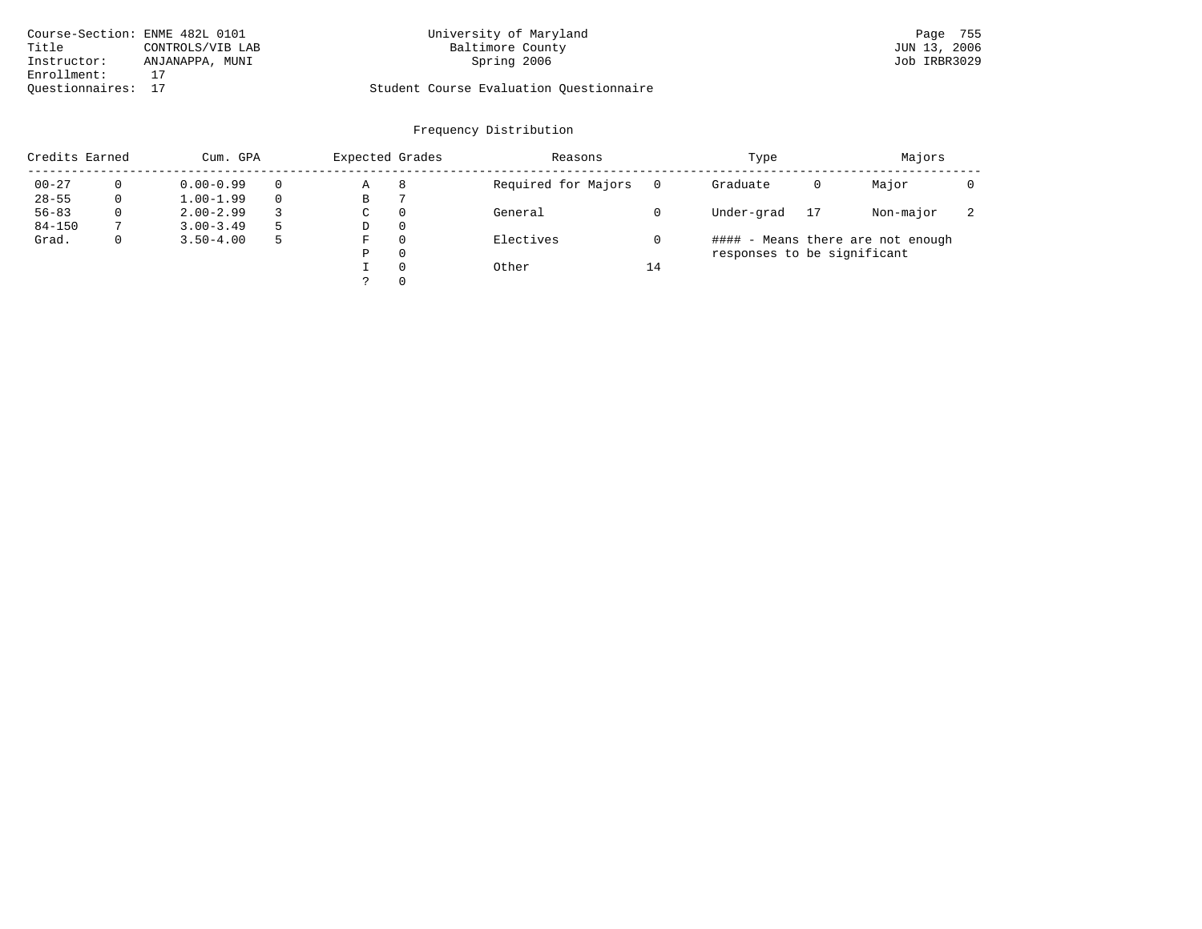Course-Section: ENME 482L 0101
Title: CONTROLS/VIB LAB
Instructor: ANJANAPPA, MUNI
Enrollment: 17
Questionnaires: 17

University of Maryland
Baltimore County
Spring 2006

Student Course Evaluation Questionnaire

## Frequency Distribution

| Credits Earned | | Cum. GPA | | Expected Grades | | Reasons | | Type | | Majors | |
|---|---|---|---|---|---|---|---|---|---|---|---|
| 00-27 | 0 | 0.00-0.99 | 0 | A | 8 | Required for Majors | 0 | Graduate | 0 | Major | 0 |
| 28-55 | 0 | 1.00-1.99 | 0 | B | 7 | | | | | | |
| 56-83 | 0 | 2.00-2.99 | 3 | C | 0 | General | 0 | Under-grad | 17 | Non-major | 2 |
| 84-150 | 7 | 3.00-3.49 | 5 | D | 0 | | | | | | |
| Grad. | 0 | 3.50-4.00 | 5 | F | 0 | Electives | 0 | #### - Means there are not enough responses to be significant | | | |
| | | | | P | 0 | | | | | | |
| | | | | I | 0 | Other | 14 | | | | |
| | | | | ? | 0 | | | | | | |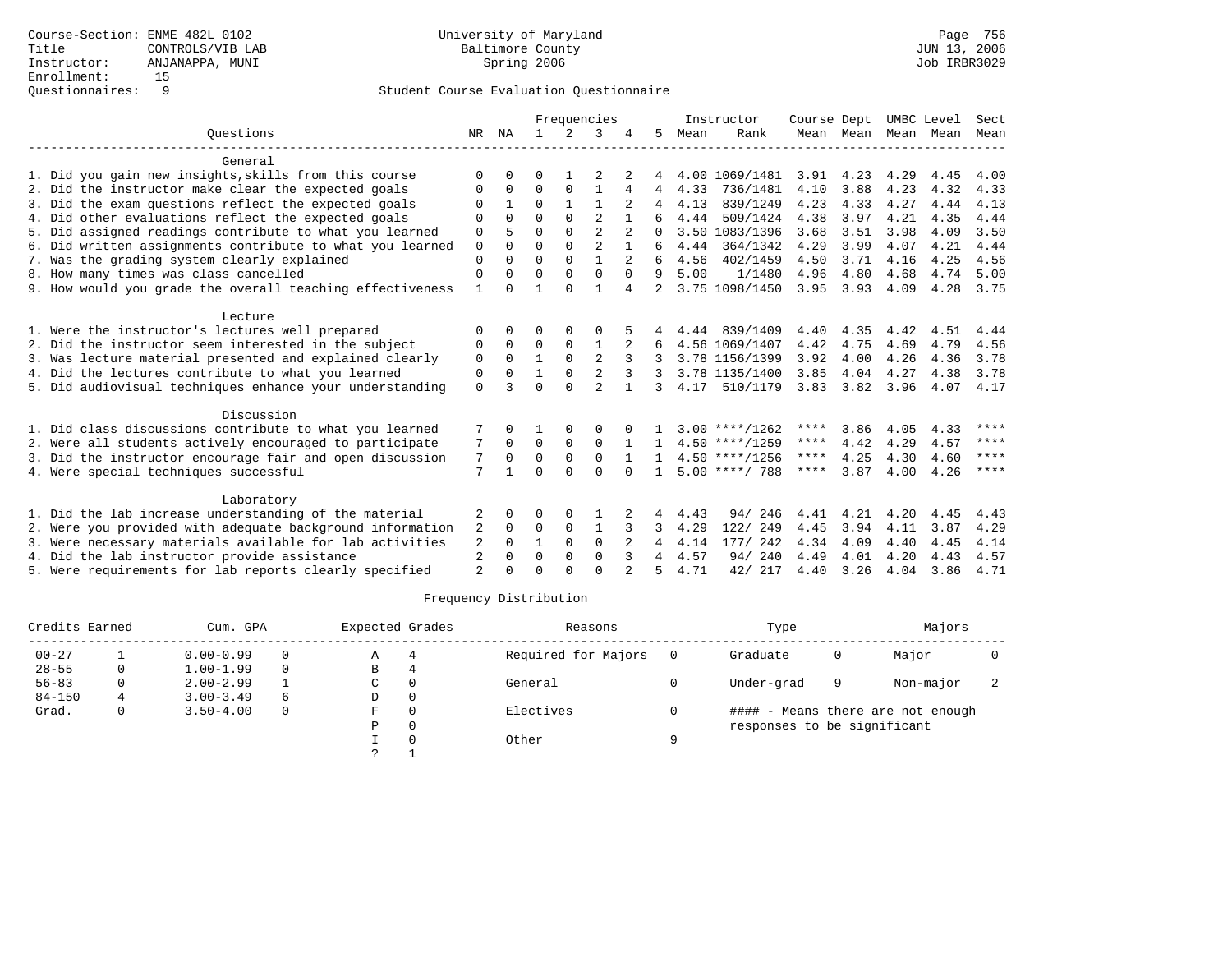Course-Section: ENME 482L 0102
Title: CONTROLS/VIB LAB
Instructor: ANJANAPPA, MUNI
Enrollment: 15
Questionnaires: 9

University of Maryland
Baltimore County
Spring 2006

Page 756
JUN 13, 2006
Job IRBR3029

## Student Course Evaluation Questionnaire

| Questions | NR | NA | 1 | 2 | 3 | 4 | 5 | Instructor Mean | Instructor Rank | Course Mean | Dept Mean | UMBC Mean | Level Mean | Sect Mean |
|---|---|---|---|---|---|---|---|---|---|---|---|---|---|---|
| **General** | | | | | | | | | | | | | | |
| 1. Did you gain new insights,skills from this course | 0 | 0 | 0 | 1 | 2 | 2 | 4 | 4.00 | 1069/1481 | 3.91 | 4.23 | 4.29 | 4.45 | 4.00 |
| 2. Did the instructor make clear the expected goals | 0 | 0 | 0 | 0 | 1 | 4 | 4 | 4.33 | 736/1481 | 4.10 | 3.88 | 4.23 | 4.32 | 4.33 |
| 3. Did the exam questions reflect the expected goals | 0 | 1 | 0 | 1 | 1 | 2 | 4 | 4.13 | 839/1249 | 4.23 | 4.33 | 4.27 | 4.44 | 4.13 |
| 4. Did other evaluations reflect the expected goals | 0 | 0 | 0 | 0 | 2 | 1 | 6 | 4.44 | 509/1424 | 4.38 | 3.97 | 4.21 | 4.35 | 4.44 |
| 5. Did assigned readings contribute to what you learned | 0 | 5 | 0 | 0 | 2 | 2 | 0 | 3.50 | 1083/1396 | 3.68 | 3.51 | 3.98 | 4.09 | 3.50 |
| 6. Did written assignments contribute to what you learned | 0 | 0 | 0 | 0 | 2 | 1 | 6 | 4.44 | 364/1342 | 4.29 | 3.99 | 4.07 | 4.21 | 4.44 |
| 7. Was the grading system clearly explained | 0 | 0 | 0 | 0 | 1 | 2 | 6 | 4.56 | 402/1459 | 4.50 | 3.71 | 4.16 | 4.25 | 4.56 |
| 8. How many times was class cancelled | 0 | 0 | 0 | 0 | 0 | 0 | 9 | 5.00 | 1/1480 | 4.96 | 4.80 | 4.68 | 4.74 | 5.00 |
| 9. How would you grade the overall teaching effectiveness | 1 | 0 | 1 | 0 | 1 | 4 | 2 | 3.75 | 1098/1450 | 3.95 | 3.93 | 4.09 | 4.28 | 3.75 |
| **Lecture** | | | | | | | | | | | | | | |
| 1. Were the instructor's lectures well prepared | 0 | 0 | 0 | 0 | 0 | 5 | 4 | 4.44 | 839/1409 | 4.40 | 4.35 | 4.42 | 4.51 | 4.44 |
| 2. Did the instructor seem interested in the subject | 0 | 0 | 0 | 0 | 1 | 2 | 6 | 4.56 | 1069/1407 | 4.42 | 4.75 | 4.69 | 4.79 | 4.56 |
| 3. Was lecture material presented and explained clearly | 0 | 0 | 1 | 0 | 2 | 3 | 3 | 3.78 | 1156/1399 | 3.92 | 4.00 | 4.26 | 4.36 | 3.78 |
| 4. Did the lectures contribute to what you learned | 0 | 0 | 1 | 0 | 2 | 3 | 3 | 3.78 | 1135/1400 | 3.85 | 4.04 | 4.27 | 4.38 | 3.78 |
| 5. Did audiovisual techniques enhance your understanding | 0 | 3 | 0 | 0 | 2 | 1 | 3 | 4.17 | 510/1179 | 3.83 | 3.82 | 3.96 | 4.07 | 4.17 |
| **Discussion** | | | | | | | | | | | | | | |
| 1. Did class discussions contribute to what you learned | 7 | 0 | 1 | 0 | 0 | 0 | 1 | 3.00 | ****/1262 | **** | 3.86 | 4.05 | 4.33 | **** |
| 2. Were all students actively encouraged to participate | 7 | 0 | 0 | 0 | 0 | 1 | 1 | 4.50 | ****/1259 | **** | 4.42 | 4.29 | 4.57 | **** |
| 3. Did the instructor encourage fair and open discussion | 7 | 0 | 0 | 0 | 0 | 1 | 1 | 4.50 | ****/1256 | **** | 4.25 | 4.30 | 4.60 | **** |
| 4. Were special techniques successful | 7 | 1 | 0 | 0 | 0 | 0 | 1 | 5.00 | ****/ 788 | **** | 3.87 | 4.00 | 4.26 | **** |
| **Laboratory** | | | | | | | | | | | | | | |
| 1. Did the lab increase understanding of the material | 2 | 0 | 0 | 0 | 1 | 2 | 4 | 4.43 | 94/ 246 | 4.41 | 4.21 | 4.20 | 4.45 | 4.43 |
| 2. Were you provided with adequate background information | 2 | 0 | 0 | 0 | 1 | 3 | 3 | 4.29 | 122/ 249 | 4.45 | 3.94 | 4.11 | 3.87 | 4.29 |
| 3. Were necessary materials available for lab activities | 2 | 0 | 1 | 0 | 0 | 2 | 4 | 4.14 | 177/ 242 | 4.34 | 4.09 | 4.40 | 4.45 | 4.14 |
| 4. Did the lab instructor provide assistance | 2 | 0 | 0 | 0 | 0 | 3 | 4 | 4.57 | 94/ 240 | 4.49 | 4.01 | 4.20 | 4.43 | 4.57 |
| 5. Were requirements for lab reports clearly specified | 2 | 0 | 0 | 0 | 0 | 2 | 5 | 4.71 | 42/ 217 | 4.40 | 3.26 | 4.04 | 3.86 | 4.71 |

### Frequency Distribution

| Credits Earned | | Cum. GPA | | Expected Grades | | Reasons | | Type | | Majors | |
|---|---|---|---|---|---|---|---|---|---|---|---|
| 00-27 | 1 | 0.00-0.99 | 0 | A | 4 | Required for Majors | 0 | Graduate | 0 | Major | 0 |
| 28-55 | 0 | 1.00-1.99 | 0 | B | 4 | | | | | | |
| 56-83 | 0 | 2.00-2.99 | 1 | C | 0 | General | 0 | Under-grad | 9 | Non-major | 2 |
| 84-150 | 4 | 3.00-3.49 | 6 | D | 0 | | | | | | |
| Grad. | 0 | 3.50-4.00 | 0 | F | 0 | Electives | 0 | #### - Means there are not enough responses to be significant | | | |
| | | | | P | 0 | | | | | | |
| | | | | I | 0 | Other | 9 | | | | |
| | | | | ? | 1 | | | | | | |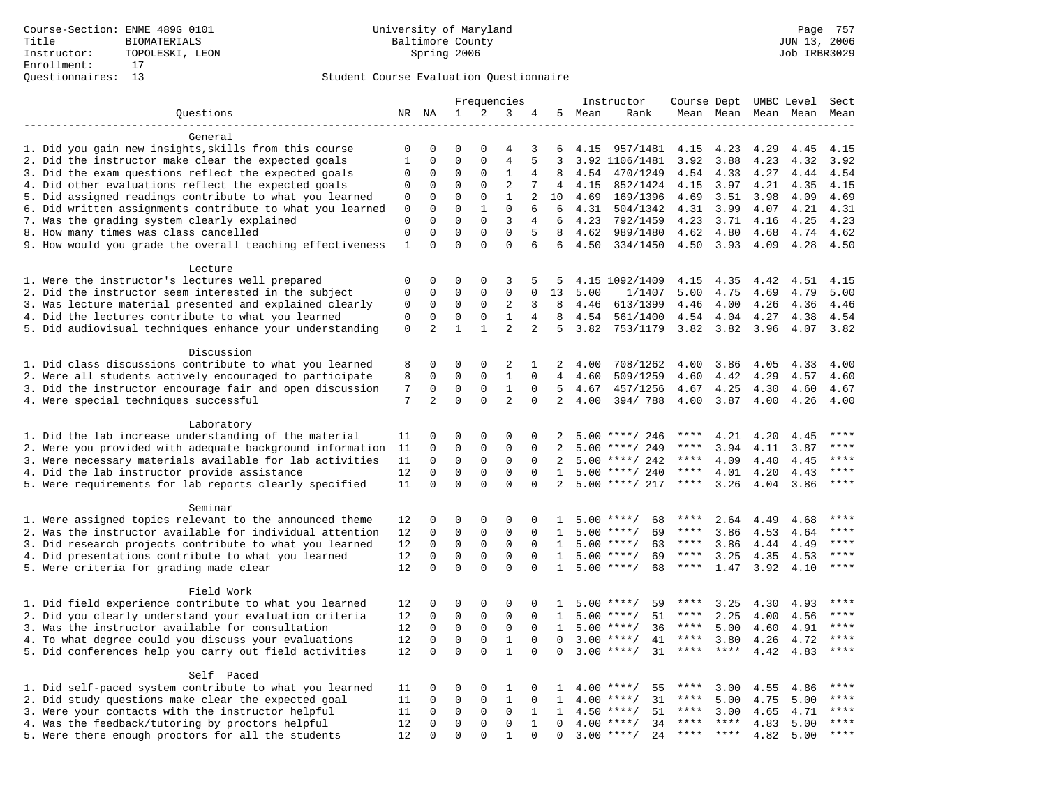Course-Section: ENME 489G 0101
Title: BIOMATERIALS
Instructor: TOPOLESKI, LEON
Enrollment: 17
Questionnaires: 13

University of Maryland
Baltimore County
Spring 2006

JUN 13, 2006
Job IRBR3029

## Student Course Evaluation Questionnaire

| Questions | NR | NA | 1 | 2 | 3 | 4 | 5 | Instructor Mean | Instructor Rank | Course Mean | Dept Mean | UMBC Mean | Level Mean | Sect Mean |
|---|---|---|---|---|---|---|---|---|---|---|---|---|---|---|
| **General** | | | | | | | | | | | | | | |
| 1. Did you gain new insights,skills from this course | 0 | 0 | 0 | 0 | 4 | 3 | 6 | 4.15 | 957/1481 | 4.15 | 4.23 | 4.29 | 4.45 | 4.15 |
| 2. Did the instructor make clear the expected goals | 1 | 0 | 0 | 0 | 4 | 5 | 3 | 3.92 | 1106/1481 | 3.92 | 3.88 | 4.23 | 4.32 | 3.92 |
| 3. Did the exam questions reflect the expected goals | 0 | 0 | 0 | 0 | 1 | 4 | 8 | 4.54 | 470/1249 | 4.54 | 4.33 | 4.27 | 4.44 | 4.54 |
| 4. Did other evaluations reflect the expected goals | 0 | 0 | 0 | 0 | 2 | 7 | 4 | 4.15 | 852/1424 | 4.15 | 3.97 | 4.21 | 4.35 | 4.15 |
| 5. Did assigned readings contribute to what you learned | 0 | 0 | 0 | 0 | 1 | 2 | 10 | 4.69 | 169/1396 | 4.69 | 3.51 | 3.98 | 4.09 | 4.69 |
| 6. Did written assignments contribute to what you learned | 0 | 0 | 0 | 1 | 0 | 6 | 6 | 4.31 | 504/1342 | 4.31 | 3.99 | 4.07 | 4.21 | 4.31 |
| 7. Was the grading system clearly explained | 0 | 0 | 0 | 0 | 3 | 4 | 6 | 4.23 | 792/1459 | 4.23 | 3.71 | 4.16 | 4.25 | 4.23 |
| 8. How many times was class cancelled | 0 | 0 | 0 | 0 | 0 | 5 | 8 | 4.62 | 989/1480 | 4.62 | 4.80 | 4.68 | 4.74 | 4.62 |
| 9. How would you grade the overall teaching effectiveness | 1 | 0 | 0 | 0 | 0 | 6 | 6 | 4.50 | 334/1450 | 4.50 | 3.93 | 4.09 | 4.28 | 4.50 |
| **Lecture** | | | | | | | | | | | | | | |
| 1. Were the instructor's lectures well prepared | 0 | 0 | 0 | 0 | 3 | 5 | 5 | 4.15 | 1092/1409 | 4.15 | 4.35 | 4.42 | 4.51 | 4.15 |
| 2. Did the instructor seem interested in the subject | 0 | 0 | 0 | 0 | 0 | 0 | 13 | 5.00 | 1/1407 | 5.00 | 4.75 | 4.69 | 4.79 | 5.00 |
| 3. Was lecture material presented and explained clearly | 0 | 0 | 0 | 0 | 2 | 3 | 8 | 4.46 | 613/1399 | 4.46 | 4.00 | 4.26 | 4.36 | 4.46 |
| 4. Did the lectures contribute to what you learned | 0 | 0 | 0 | 0 | 1 | 4 | 8 | 4.54 | 561/1400 | 4.54 | 4.04 | 4.27 | 4.38 | 4.54 |
| 5. Did audiovisual techniques enhance your understanding | 0 | 2 | 1 | 1 | 2 | 2 | 5 | 3.82 | 753/1179 | 3.82 | 3.82 | 3.96 | 4.07 | 3.82 |
| **Discussion** | | | | | | | | | | | | | | |
| 1. Did class discussions contribute to what you learned | 8 | 0 | 0 | 0 | 2 | 1 | 2 | 4.00 | 708/1262 | 4.00 | 3.86 | 4.05 | 4.33 | 4.00 |
| 2. Were all students actively encouraged to participate | 8 | 0 | 0 | 0 | 1 | 0 | 4 | 4.60 | 509/1259 | 4.60 | 4.42 | 4.29 | 4.57 | 4.60 |
| 3. Did the instructor encourage fair and open discussion | 7 | 0 | 0 | 0 | 1 | 0 | 5 | 4.67 | 457/1256 | 4.67 | 4.25 | 4.30 | 4.60 | 4.67 |
| 4. Were special techniques successful | 7 | 2 | 0 | 0 | 2 | 0 | 2 | 4.00 | 394/ 788 | 4.00 | 3.87 | 4.00 | 4.26 | 4.00 |
| **Laboratory** | | | | | | | | | | | | | | |
| 1. Did the lab increase understanding of the material | 11 | 0 | 0 | 0 | 0 | 0 | 2 | 5.00 | ****/ 246 | **** | 4.21 | 4.20 | 4.45 | **** |
| 2. Were you provided with adequate background information | 11 | 0 | 0 | 0 | 0 | 0 | 2 | 5.00 | ****/ 249 | **** | 3.94 | 4.11 | 3.87 | **** |
| 3. Were necessary materials available for lab activities | 11 | 0 | 0 | 0 | 0 | 0 | 2 | 5.00 | ****/ 242 | **** | 4.09 | 4.40 | 4.45 | **** |
| 4. Did the lab instructor provide assistance | 12 | 0 | 0 | 0 | 0 | 0 | 1 | 5.00 | ****/ 240 | **** | 4.01 | 4.20 | 4.43 | **** |
| 5. Were requirements for lab reports clearly specified | 11 | 0 | 0 | 0 | 0 | 0 | 2 | 5.00 | ****/ 217 | **** | 3.26 | 4.04 | 3.86 | **** |
| **Seminar** | | | | | | | | | | | | | | |
| 1. Were assigned topics relevant to the announced theme | 12 | 0 | 0 | 0 | 0 | 0 | 1 | 5.00 | ****/ 68 | **** | 2.64 | 4.49 | 4.68 | **** |
| 2. Was the instructor available for individual attention | 12 | 0 | 0 | 0 | 0 | 0 | 1 | 5.00 | ****/ 69 | **** | 3.86 | 4.53 | 4.64 | **** |
| 3. Did research projects contribute to what you learned | 12 | 0 | 0 | 0 | 0 | 0 | 1 | 5.00 | ****/ 63 | **** | 3.86 | 4.44 | 4.49 | **** |
| 4. Did presentations contribute to what you learned | 12 | 0 | 0 | 0 | 0 | 0 | 1 | 5.00 | ****/ 69 | **** | 3.25 | 4.35 | 4.53 | **** |
| 5. Were criteria for grading made clear | 12 | 0 | 0 | 0 | 0 | 0 | 1 | 5.00 | ****/ 68 | **** | 1.47 | 3.92 | 4.10 | **** |
| **Field Work** | | | | | | | | | | | | | | |
| 1. Did field experience contribute to what you learned | 12 | 0 | 0 | 0 | 0 | 0 | 1 | 5.00 | ****/ 59 | **** | 3.25 | 4.30 | 4.93 | **** |
| 2. Did you clearly understand your evaluation criteria | 12 | 0 | 0 | 0 | 0 | 0 | 1 | 5.00 | ****/ 51 | **** | 2.25 | 4.00 | 4.56 | **** |
| 3. Was the instructor available for consultation | 12 | 0 | 0 | 0 | 0 | 0 | 1 | 5.00 | ****/ 36 | **** | 5.00 | 4.60 | 4.91 | **** |
| 4. To what degree could you discuss your evaluations | 12 | 0 | 0 | 0 | 1 | 0 | 0 | 3.00 | ****/ 41 | **** | 3.80 | 4.26 | 4.72 | **** |
| 5. Did conferences help you carry out field activities | 12 | 0 | 0 | 0 | 1 | 0 | 0 | 3.00 | ****/ 31 | **** | **** | 4.42 | 4.83 | **** |
| **Self Paced** | | | | | | | | | | | | | | |
| 1. Did self-paced system contribute to what you learned | 11 | 0 | 0 | 0 | 1 | 0 | 1 | 4.00 | ****/ 55 | **** | 3.00 | 4.55 | 4.86 | **** |
| 2. Did study questions make clear the expected goal | 11 | 0 | 0 | 0 | 1 | 0 | 1 | 4.00 | ****/ 31 | **** | 5.00 | 4.75 | 5.00 | **** |
| 3. Were your contacts with the instructor helpful | 11 | 0 | 0 | 0 | 0 | 1 | 1 | 4.50 | ****/ 51 | **** | 3.00 | 4.65 | 4.71 | **** |
| 4. Was the feedback/tutoring by proctors helpful | 12 | 0 | 0 | 0 | 0 | 1 | 0 | 4.00 | ****/ 34 | **** | **** | 4.83 | 5.00 | **** |
| 5. Were there enough proctors for all the students | 12 | 0 | 0 | 0 | 1 | 0 | 0 | 3.00 | ****/ 24 | **** | **** | 4.82 | 5.00 | **** |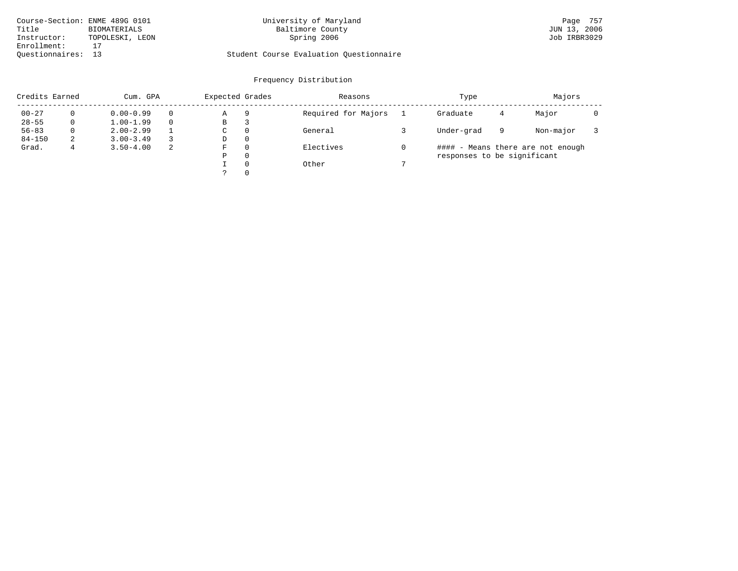Course-Section: ENME 489G 0101
Title: BIOMATERIALS
Instructor: TOPOLESKI, LEON
Enrollment: 17
Questionnaires: 13

University of Maryland
Baltimore County
Spring 2006

Student Course Evaluation Questionnaire

## Frequency Distribution

| Credits Earned | | Cum. GPA | | Expected Grades | | Reasons | | Type | | Majors | |
|---|---|---|---|---|---|---|---|---|---|---|---|
| 00-27 | 0 | 0.00-0.99 | 0 | A | 9 | Required for Majors | 1 | Graduate | 4 | Major | 0 |
| 28-55 | 0 | 1.00-1.99 | 0 | B | 3 | | | | | | |
| 56-83 | 0 | 2.00-2.99 | 1 | C | 0 | General | 3 | Under-grad | 9 | Non-major | 3 |
| 84-150 | 2 | 3.00-3.49 | 3 | D | 0 | | | | | | |
| Grad. | 4 | 3.50-4.00 | 2 | F | 0 | Electives | 0 | #### - Means there are not enough responses to be significant | | | |
| | | | | P | 0 | | | | | | |
| | | | | I | 0 | Other | 7 | | | | |
| | | | | ? | 0 | | | | | | |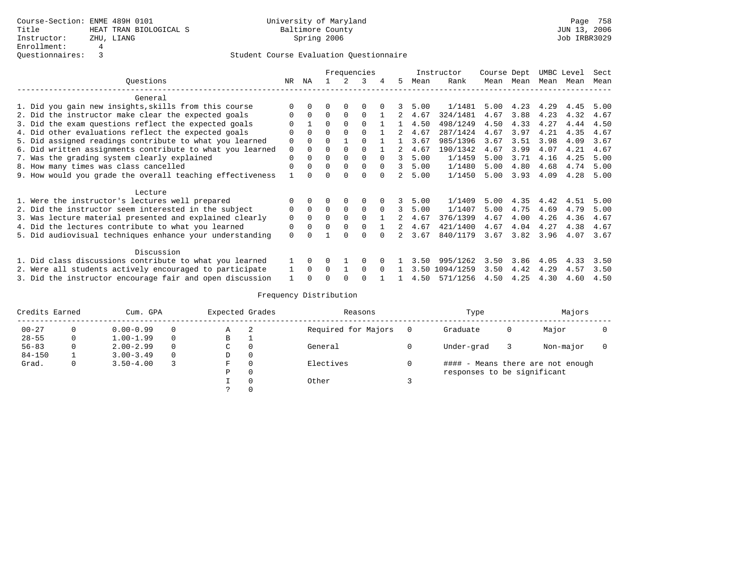Course-Section: ENME 489H 0101
Title: HEAT TRAN BIOLOGICAL S
Instructor: ZHU, LIANG
Enrollment: 4
Questionnaires: 3

University of Maryland
Baltimore County
Spring 2006

JUN 13, 2006
Job IRBR3029

Student Course Evaluation Questionnaire

| Questions | NR | NA | 1 | 2 | 3 | 4 | 5 | Instructor Mean | Instructor Rank | Course Mean | Dept Mean | UMBC Mean | Level Mean | Sect Mean |
|---|---|---|---|---|---|---|---|---|---|---|---|---|---|---|
| **General** | | | | | | | | | | | | | | |
| 1. Did you gain new insights,skills from this course | 0 | 0 | 0 | 0 | 0 | 0 | 3 | 5.00 | 1/1481 | 5.00 | 4.23 | 4.29 | 4.45 | 5.00 |
| 2. Did the instructor make clear the expected goals | 0 | 0 | 0 | 0 | 0 | 1 | 2 | 4.67 | 324/1481 | 4.67 | 3.88 | 4.23 | 4.32 | 4.67 |
| 3. Did the exam questions reflect the expected goals | 0 | 1 | 0 | 0 | 0 | 1 | 1 | 4.50 | 498/1249 | 4.50 | 4.33 | 4.27 | 4.44 | 4.50 |
| 4. Did other evaluations reflect the expected goals | 0 | 0 | 0 | 0 | 0 | 1 | 2 | 4.67 | 287/1424 | 4.67 | 3.97 | 4.21 | 4.35 | 4.67 |
| 5. Did assigned readings contribute to what you learned | 0 | 0 | 0 | 1 | 0 | 1 | 1 | 3.67 | 985/1396 | 3.67 | 3.51 | 3.98 | 4.09 | 3.67 |
| 6. Did written assignments contribute to what you learned | 0 | 0 | 0 | 0 | 0 | 1 | 2 | 4.67 | 190/1342 | 4.67 | 3.99 | 4.07 | 4.21 | 4.67 |
| 7. Was the grading system clearly explained | 0 | 0 | 0 | 0 | 0 | 0 | 3 | 5.00 | 1/1459 | 5.00 | 3.71 | 4.16 | 4.25 | 5.00 |
| 8. How many times was class cancelled | 0 | 0 | 0 | 0 | 0 | 0 | 3 | 5.00 | 1/1480 | 5.00 | 4.80 | 4.68 | 4.74 | 5.00 |
| 9. How would you grade the overall teaching effectiveness | 1 | 0 | 0 | 0 | 0 | 0 | 2 | 5.00 | 1/1450 | 5.00 | 3.93 | 4.09 | 4.28 | 5.00 |
| **Lecture** | | | | | | | | | | | | | | |
| 1. Were the instructor's lectures well prepared | 0 | 0 | 0 | 0 | 0 | 0 | 3 | 5.00 | 1/1409 | 5.00 | 4.35 | 4.42 | 4.51 | 5.00 |
| 2. Did the instructor seem interested in the subject | 0 | 0 | 0 | 0 | 0 | 0 | 3 | 5.00 | 1/1407 | 5.00 | 4.75 | 4.69 | 4.79 | 5.00 |
| 3. Was lecture material presented and explained clearly | 0 | 0 | 0 | 0 | 0 | 1 | 2 | 4.67 | 376/1399 | 4.67 | 4.00 | 4.26 | 4.36 | 4.67 |
| 4. Did the lectures contribute to what you learned | 0 | 0 | 0 | 0 | 0 | 1 | 2 | 4.67 | 421/1400 | 4.67 | 4.04 | 4.27 | 4.38 | 4.67 |
| 5. Did audiovisual techniques enhance your understanding | 0 | 0 | 1 | 0 | 0 | 0 | 2 | 3.67 | 840/1179 | 3.67 | 3.82 | 3.96 | 4.07 | 3.67 |
| **Discussion** | | | | | | | | | | | | | | |
| 1. Did class discussions contribute to what you learned | 1 | 0 | 0 | 1 | 0 | 0 | 1 | 3.50 | 995/1262 | 3.50 | 3.86 | 4.05 | 4.33 | 3.50 |
| 2. Were all students actively encouraged to participate | 1 | 0 | 0 | 1 | 0 | 0 | 1 | 3.50 | 1094/1259 | 3.50 | 4.42 | 4.29 | 4.57 | 3.50 |
| 3. Did the instructor encourage fair and open discussion | 1 | 0 | 0 | 0 | 0 | 1 | 1 | 4.50 | 571/1256 | 4.50 | 4.25 | 4.30 | 4.60 | 4.50 |

Frequency Distribution

| Credits Earned | | Cum. GPA | | Expected Grades | | Reasons | | Type | | Majors | |
|---|---|---|---|---|---|---|---|---|---|---|---|
| 00-27 | 0 | 0.00-0.99 | 0 | A | 2 | Required for Majors | 0 | Graduate | 0 | Major | 0 |
| 28-55 | 0 | 1.00-1.99 | 0 | B | 1 | | | | | | |
| 56-83 | 0 | 2.00-2.99 | 0 | C | 0 | General | 0 | Under-grad | 3 | Non-major | 0 |
| 84-150 | 1 | 3.00-3.49 | 0 | D | 0 | | | | | | |
| Grad. | 0 | 3.50-4.00 | 3 | F | 0 | Electives | 0 | #### - Means there are not enough responses to be significant | | | |
| | | | | P | 0 | | | | | | |
| | | | | I | 0 | Other | 3 | | | | |
| | | | | ? | 0 | | | | | | |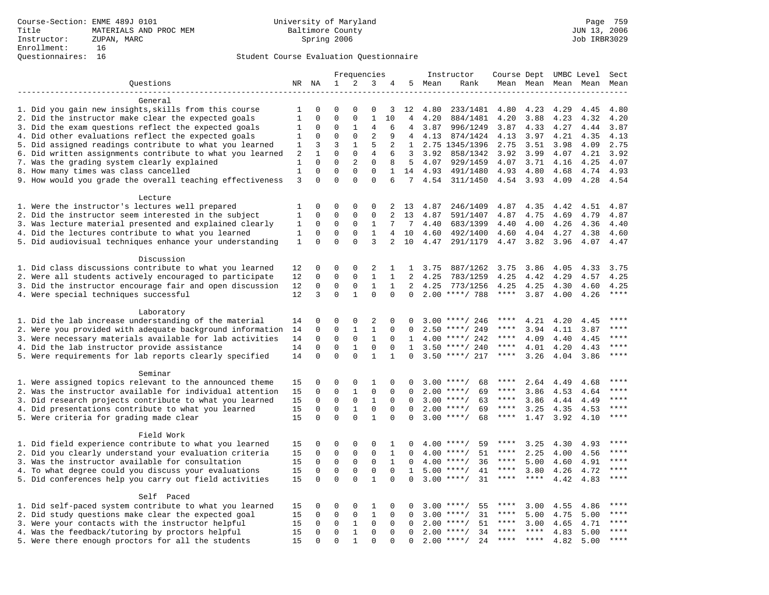Course-Section: ENME 489J 0101
Title: MATERIALS AND PROC MEM
Instructor: ZUPAN, MARC
Enrollment: 16
Questionnaires: 16

University of Maryland
Baltimore County
Spring 2006

JUN 13, 2006
Job IRBR3029

## Student Course Evaluation Questionnaire

| Questions | NR | NA | 1 | 2 | 3 | 4 | 5 | Instructor Mean | Rank | Course Mean | Dept Mean | UMBC Level Mean | Level Mean | Sect Mean |
|---|---|---|---|---|---|---|---|---|---|---|---|---|---|---|
| **General** | | | | | | | | | | | | | | |
| 1. Did you gain new insights,skills from this course | 1 | 0 | 0 | 0 | 0 | 3 | 12 | 4.80 | 233/1481 | 4.80 | 4.23 | 4.29 | 4.45 | 4.80 |
| 2. Did the instructor make clear the expected goals | 1 | 0 | 0 | 0 | 1 | 10 | 4 | 4.20 | 884/1481 | 4.20 | 3.88 | 4.23 | 4.32 | 4.20 |
| 3. Did the exam questions reflect the expected goals | 1 | 0 | 0 | 1 | 4 | 6 | 4 | 3.87 | 996/1249 | 3.87 | 4.33 | 4.27 | 4.44 | 3.87 |
| 4. Did other evaluations reflect the expected goals | 1 | 0 | 0 | 0 | 2 | 9 | 4 | 4.13 | 874/1424 | 4.13 | 3.97 | 4.21 | 4.35 | 4.13 |
| 5. Did assigned readings contribute to what you learned | 1 | 3 | 3 | 1 | 5 | 2 | 1 | 2.75 | 1345/1396 | 2.75 | 3.51 | 3.98 | 4.09 | 2.75 |
| 6. Did written assignments contribute to what you learned | 2 | 1 | 0 | 0 | 4 | 6 | 3 | 3.92 | 858/1342 | 3.92 | 3.99 | 4.07 | 4.21 | 3.92 |
| 7. Was the grading system clearly explained | 1 | 0 | 0 | 2 | 0 | 8 | 5 | 4.07 | 929/1459 | 4.07 | 3.71 | 4.16 | 4.25 | 4.07 |
| 8. How many times was class cancelled | 1 | 0 | 0 | 0 | 0 | 1 | 14 | 4.93 | 491/1480 | 4.93 | 4.80 | 4.68 | 4.74 | 4.93 |
| 9. How would you grade the overall teaching effectiveness | 3 | 0 | 0 | 0 | 0 | 6 | 7 | 4.54 | 311/1450 | 4.54 | 3.93 | 4.09 | 4.28 | 4.54 |
| **Lecture** | | | | | | | | | | | | | | |
| 1. Were the instructor's lectures well prepared | 1 | 0 | 0 | 0 | 0 | 2 | 13 | 4.87 | 246/1409 | 4.87 | 4.35 | 4.42 | 4.51 | 4.87 |
| 2. Did the instructor seem interested in the subject | 1 | 0 | 0 | 0 | 0 | 2 | 13 | 4.87 | 591/1407 | 4.87 | 4.75 | 4.69 | 4.79 | 4.87 |
| 3. Was lecture material presented and explained clearly | 1 | 0 | 0 | 0 | 1 | 7 | 7 | 4.40 | 683/1399 | 4.40 | 4.00 | 4.26 | 4.36 | 4.40 |
| 4. Did the lectures contribute to what you learned | 1 | 0 | 0 | 0 | 1 | 4 | 10 | 4.60 | 492/1400 | 4.60 | 4.04 | 4.27 | 4.38 | 4.60 |
| 5. Did audiovisual techniques enhance your understanding | 1 | 0 | 0 | 0 | 3 | 2 | 10 | 4.47 | 291/1179 | 4.47 | 3.82 | 3.96 | 4.07 | 4.47 |
| **Discussion** | | | | | | | | | | | | | | |
| 1. Did class discussions contribute to what you learned | 12 | 0 | 0 | 0 | 2 | 1 | 1 | 3.75 | 887/1262 | 3.75 | 3.86 | 4.05 | 4.33 | 3.75 |
| 2. Were all students actively encouraged to participate | 12 | 0 | 0 | 0 | 1 | 1 | 2 | 4.25 | 783/1259 | 4.25 | 4.42 | 4.29 | 4.57 | 4.25 |
| 3. Did the instructor encourage fair and open discussion | 12 | 0 | 0 | 0 | 1 | 1 | 2 | 4.25 | 773/1256 | 4.25 | 4.25 | 4.30 | 4.60 | 4.25 |
| 4. Were special techniques successful | 12 | 3 | 0 | 1 | 0 | 0 | 0 | 2.00 | ****/ 788 | **** | 3.87 | 4.00 | 4.26 | **** |
| **Laboratory** | | | | | | | | | | | | | | |
| 1. Did the lab increase understanding of the material | 14 | 0 | 0 | 0 | 2 | 0 | 0 | 3.00 | ****/ 246 | **** | 4.21 | 4.20 | 4.45 | **** |
| 2. Were you provided with adequate background information | 14 | 0 | 0 | 1 | 1 | 0 | 0 | 2.50 | ****/ 249 | **** | 3.94 | 4.11 | 3.87 | **** |
| 3. Were necessary materials available for lab activities | 14 | 0 | 0 | 0 | 1 | 0 | 1 | 4.00 | ****/ 242 | **** | 4.09 | 4.40 | 4.45 | **** |
| 4. Did the lab instructor provide assistance | 14 | 0 | 0 | 1 | 0 | 0 | 1 | 3.50 | ****/ 240 | **** | 4.01 | 4.20 | 4.43 | **** |
| 5. Were requirements for lab reports clearly specified | 14 | 0 | 0 | 0 | 1 | 1 | 0 | 3.50 | ****/ 217 | **** | 3.26 | 4.04 | 3.86 | **** |
| **Seminar** | | | | | | | | | | | | | | |
| 1. Were assigned topics relevant to the announced theme | 15 | 0 | 0 | 0 | 1 | 0 | 0 | 3.00 | ****/ 68 | **** | 2.64 | 4.49 | 4.68 | **** |
| 2. Was the instructor available for individual attention | 15 | 0 | 0 | 1 | 0 | 0 | 0 | 2.00 | ****/ 69 | **** | 3.86 | 4.53 | 4.64 | **** |
| 3. Did research projects contribute to what you learned | 15 | 0 | 0 | 0 | 1 | 0 | 0 | 3.00 | ****/ 63 | **** | 3.86 | 4.44 | 4.49 | **** |
| 4. Did presentations contribute to what you learned | 15 | 0 | 0 | 1 | 0 | 0 | 0 | 2.00 | ****/ 69 | **** | 3.25 | 4.35 | 4.53 | **** |
| 5. Were criteria for grading made clear | 15 | 0 | 0 | 0 | 1 | 0 | 0 | 3.00 | ****/ 68 | **** | 1.47 | 3.92 | 4.10 | **** |
| **Field Work** | | | | | | | | | | | | | | |
| 1. Did field experience contribute to what you learned | 15 | 0 | 0 | 0 | 0 | 1 | 0 | 4.00 | ****/ 59 | **** | 3.25 | 4.30 | 4.93 | **** |
| 2. Did you clearly understand your evaluation criteria | 15 | 0 | 0 | 0 | 0 | 1 | 0 | 4.00 | ****/ 51 | **** | 2.25 | 4.00 | 4.56 | **** |
| 3. Was the instructor available for consultation | 15 | 0 | 0 | 0 | 0 | 1 | 0 | 4.00 | ****/ 36 | **** | 5.00 | 4.60 | 4.91 | **** |
| 4. To what degree could you discuss your evaluations | 15 | 0 | 0 | 0 | 0 | 0 | 1 | 5.00 | ****/ 41 | **** | 3.80 | 4.26 | 4.72 | **** |
| 5. Did conferences help you carry out field activities | 15 | 0 | 0 | 0 | 1 | 0 | 0 | 3.00 | ****/ 31 | **** | **** | 4.42 | 4.83 | **** |
| **Self Paced** | | | | | | | | | | | | | | |
| 1. Did self-paced system contribute to what you learned | 15 | 0 | 0 | 0 | 1 | 0 | 0 | 3.00 | ****/ 55 | **** | 3.00 | 4.55 | 4.86 | **** |
| 2. Did study questions make clear the expected goal | 15 | 0 | 0 | 0 | 1 | 0 | 0 | 3.00 | ****/ 31 | **** | 5.00 | 4.75 | 5.00 | **** |
| 3. Were your contacts with the instructor helpful | 15 | 0 | 0 | 1 | 0 | 0 | 0 | 2.00 | ****/ 51 | **** | 3.00 | 4.65 | 4.71 | **** |
| 4. Was the feedback/tutoring by proctors helpful | 15 | 0 | 0 | 1 | 0 | 0 | 0 | 2.00 | ****/ 34 | **** | **** | 4.83 | 5.00 | **** |
| 5. Were there enough proctors for all the students | 15 | 0 | 0 | 1 | 0 | 0 | 0 | 2.00 | ****/ 24 | **** | **** | 4.82 | 5.00 | **** |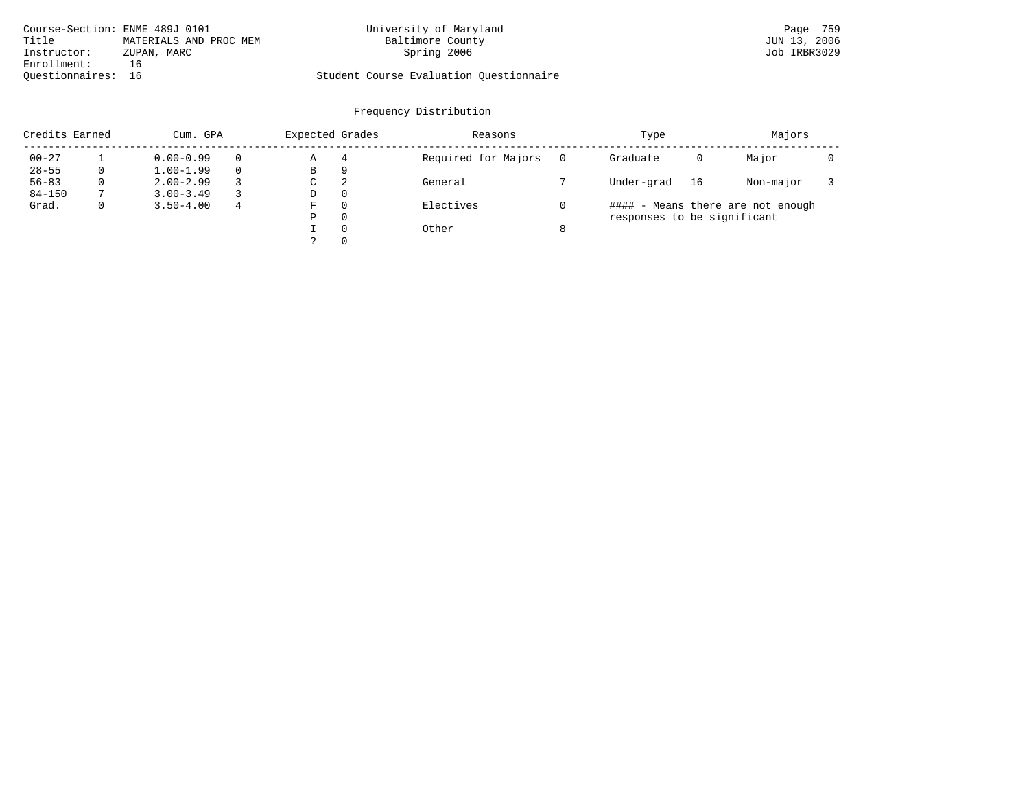Course-Section: ENME 489J 0101
Title: MATERIALS AND PROC MEM
Instructor: ZUPAN, MARC
Enrollment: 16
Questionnaires: 16

University of Maryland
Baltimore County
Spring 2006

Student Course Evaluation Questionnaire

JUN 13, 2006
Job IRBR3029

## Frequency Distribution

| Credits Earned | | Cum. GPA | | Expected Grades | | Reasons | | Type | | Majors | |
|---|---|---|---|---|---|---|---|---|---|---|---|
| 00-27 | 1 | 0.00-0.99 | 0 | A | 4 | Required for Majors | 0 | Graduate | 0 | Major | 0 |
| 28-55 | 0 | 1.00-1.99 | 0 | B | 9 | | | | | | |
| 56-83 | 0 | 2.00-2.99 | 3 | C | 2 | General | 7 | Under-grad | 16 | Non-major | 3 |
| 84-150 | 7 | 3.00-3.49 | 3 | D | 0 | | | | | | |
| Grad. | 0 | 3.50-4.00 | 4 | F | 0 | Electives | 0 | | | | |
| | | | | P | 0 | | | | | | |
| | | | | I | 0 | Other | 8 | | | | |
| | | | | ? | 0 | | | | | | |

#### - Means there are not enough responses to be significant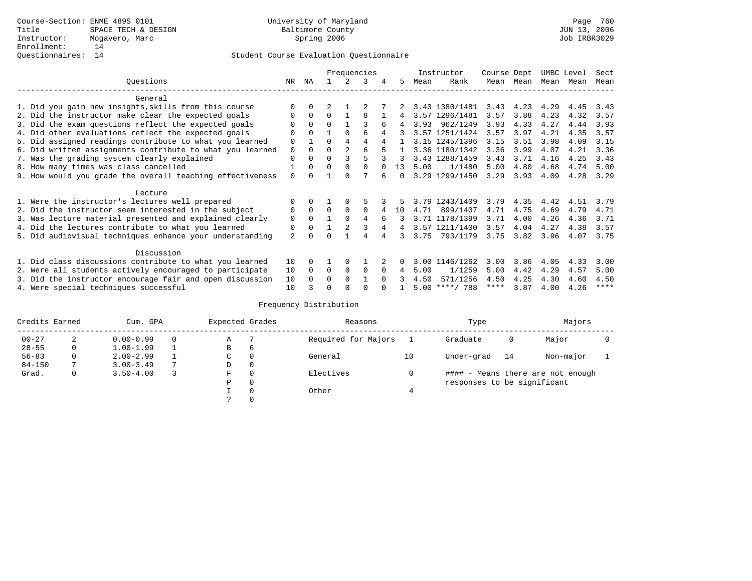Course-Section: ENME 489S 0101
Title: SPACE TECH & DESIGN
Instructor: Mogavero, Marc
Enrollment: 14
Questionnaires: 14

University of Maryland
Baltimore County
Spring 2006

Page 760
JUN 13, 2006
Job IRBR3029

## Student Course Evaluation Questionnaire

| Questions | NR | NA | 1 | 2 | 3 | 4 | 5 | Instructor Mean | Instructor Rank | Course Mean | Dept Mean | UMBC Mean | Level Mean | Sect Mean |
|---|---|---|---|---|---|---|---|---|---|---|---|---|---|---|
| **General** | | | | | | | | | | | | | | |
| 1. Did you gain new insights,skills from this course | 0 | 0 | 2 | 1 | 2 | 7 | 2 | 3.43 | 1380/1481 | 3.43 | 4.23 | 4.29 | 4.45 | 3.43 |
| 2. Did the instructor make clear the expected goals | 0 | 0 | 0 | 1 | 8 | 1 | 4 | 3.57 | 1296/1481 | 3.57 | 3.88 | 4.23 | 4.32 | 3.57 |
| 3. Did the exam questions reflect the expected goals | 0 | 0 | 0 | 1 | 3 | 6 | 4 | 3.93 | 962/1249 | 3.93 | 4.33 | 4.27 | 4.44 | 3.93 |
| 4. Did other evaluations reflect the expected goals | 0 | 0 | 1 | 0 | 6 | 4 | 3 | 3.57 | 1251/1424 | 3.57 | 3.97 | 4.21 | 4.35 | 3.57 |
| 5. Did assigned readings contribute to what you learned | 0 | 1 | 0 | 4 | 4 | 4 | 1 | 3.15 | 1245/1396 | 3.15 | 3.51 | 3.98 | 4.09 | 3.15 |
| 6. Did written assignments contribute to what you learned | 0 | 0 | 0 | 2 | 6 | 5 | 1 | 3.36 | 1180/1342 | 3.36 | 3.99 | 4.07 | 4.21 | 3.36 |
| 7. Was the grading system clearly explained | 0 | 0 | 0 | 3 | 5 | 3 | 3 | 3.43 | 1288/1459 | 3.43 | 3.71 | 4.16 | 4.25 | 3.43 |
| 8. How many times was class cancelled | 1 | 0 | 0 | 0 | 0 | 0 | 13 | 5.00 | 1/1480 | 5.00 | 4.80 | 4.68 | 4.74 | 5.00 |
| 9. How would you grade the overall teaching effectiveness | 0 | 0 | 1 | 0 | 7 | 6 | 0 | 3.29 | 1299/1450 | 3.29 | 3.93 | 4.09 | 4.28 | 3.29 |
| **Lecture** | | | | | | | | | | | | | | |
| 1. Were the instructor's lectures well prepared | 0 | 0 | 1 | 0 | 5 | 3 | 5 | 3.79 | 1243/1409 | 3.79 | 4.35 | 4.42 | 4.51 | 3.79 |
| 2. Did the instructor seem interested in the subject | 0 | 0 | 0 | 0 | 0 | 4 | 10 | 4.71 | 899/1407 | 4.71 | 4.75 | 4.69 | 4.79 | 4.71 |
| 3. Was lecture material presented and explained clearly | 0 | 0 | 1 | 0 | 4 | 6 | 3 | 3.71 | 1178/1399 | 3.71 | 4.00 | 4.26 | 4.36 | 3.71 |
| 4. Did the lectures contribute to what you learned | 0 | 0 | 1 | 2 | 3 | 4 | 4 | 3.57 | 1211/1400 | 3.57 | 4.04 | 4.27 | 4.38 | 3.57 |
| 5. Did audiovisual techniques enhance your understanding | 2 | 0 | 0 | 1 | 4 | 4 | 3 | 3.75 | 793/1179 | 3.75 | 3.82 | 3.96 | 4.07 | 3.75 |
| **Discussion** | | | | | | | | | | | | | | |
| 1. Did class discussions contribute to what you learned | 10 | 0 | 1 | 0 | 1 | 2 | 0 | 3.00 | 1146/1262 | 3.00 | 3.86 | 4.05 | 4.33 | 3.00 |
| 2. Were all students actively encouraged to participate | 10 | 0 | 0 | 0 | 0 | 0 | 4 | 5.00 | 1/1259 | 5.00 | 4.42 | 4.29 | 4.57 | 5.00 |
| 3. Did the instructor encourage fair and open discussion | 10 | 0 | 0 | 0 | 1 | 0 | 3 | 4.50 | 571/1256 | 4.50 | 4.25 | 4.30 | 4.60 | 4.50 |
| 4. Were special techniques successful | 10 | 3 | 0 | 0 | 0 | 0 | 1 | 5.00 | ****/ 788 | **** | 3.87 | 4.00 | 4.26 | **** |

## Frequency Distribution

| Credits Earned | | Cum. GPA | | Expected Grades | | Reasons | | Type | | Majors | |
|---|---|---|---|---|---|---|---|---|---|---|---|
| 00-27 | 2 | 0.00-0.99 | 0 | A | 7 | Required for Majors | 1 | Graduate | 0 | Major | 0 |
| 28-55 | 0 | 1.00-1.99 | 1 | B | 6 | | | | | | |
| 56-83 | 0 | 2.00-2.99 | 1 | C | 0 | General | 10 | Under-grad | 14 | Non-major | 1 |
| 84-150 | 7 | 3.00-3.49 | 7 | D | 0 | | | | | | |
| Grad. | 0 | 3.50-4.00 | 3 | F | 0 | Electives | 0 | #### - Means there are not enough responses to be significant | | | |
| | | | | P | 0 | | | | | | |
| | | | | I | 0 | Other | 4 | | | | |
| | | | | ? | 0 | | | | | | |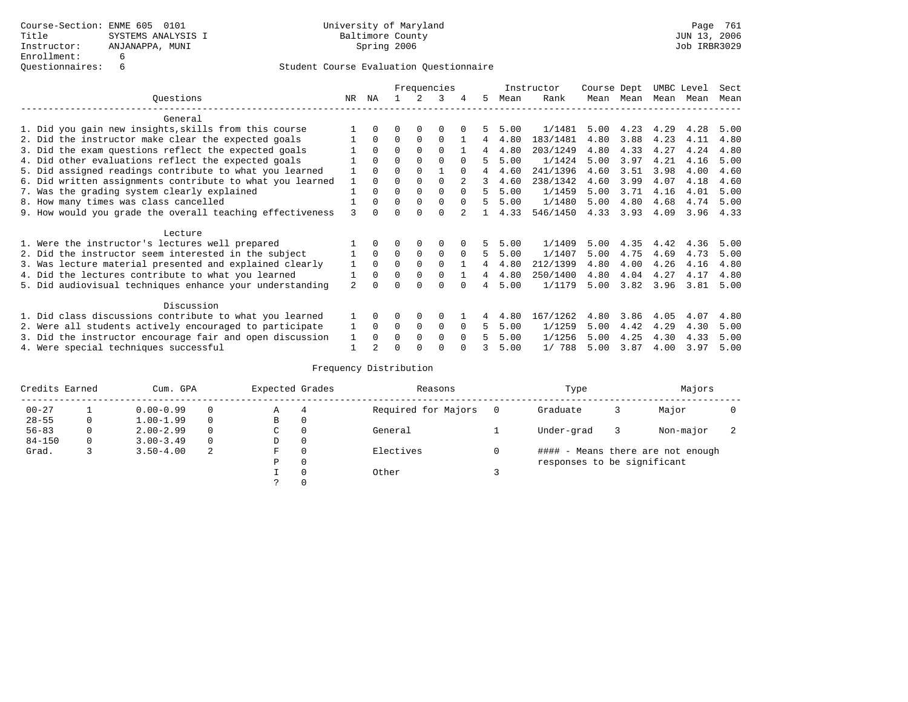Course-Section: ENME 605 0101
Title: SYSTEMS ANALYSIS I
Instructor: ANJANAPPA, MUNI
Enrollment: 6
Questionnaires: 6

University of Maryland
Baltimore County
Spring 2006

Page 761
JUN 13, 2006
Job IRBR3029

## Student Course Evaluation Questionnaire

| Questions | NR | NA | 1 | 2 | 3 | 4 | 5 | Instructor Mean | Instructor Rank | Course Mean | Dept Mean | UMBC Mean | Level Mean | Sect Mean |
|---|---|---|---|---|---|---|---|---|---|---|---|---|---|---|
| **General** | | | | | | | | | | | | | | |
| 1. Did you gain new insights,skills from this course | 1 | 0 | 0 | 0 | 0 | 0 | 5 | 5.00 | 1/1481 | 5.00 | 4.23 | 4.29 | 4.28 | 5.00 |
| 2. Did the instructor make clear the expected goals | 1 | 0 | 0 | 0 | 0 | 1 | 4 | 4.80 | 183/1481 | 4.80 | 3.88 | 4.23 | 4.11 | 4.80 |
| 3. Did the exam questions reflect the expected goals | 1 | 0 | 0 | 0 | 0 | 1 | 4 | 4.80 | 203/1249 | 4.80 | 4.33 | 4.27 | 4.24 | 4.80 |
| 4. Did other evaluations reflect the expected goals | 1 | 0 | 0 | 0 | 0 | 0 | 5 | 5.00 | 1/1424 | 5.00 | 3.97 | 4.21 | 4.16 | 5.00 |
| 5. Did assigned readings contribute to what you learned | 1 | 0 | 0 | 0 | 1 | 0 | 4 | 4.60 | 241/1396 | 4.60 | 3.51 | 3.98 | 4.00 | 4.60 |
| 6. Did written assignments contribute to what you learned | 1 | 0 | 0 | 0 | 0 | 2 | 3 | 4.60 | 238/1342 | 4.60 | 3.99 | 4.07 | 4.18 | 4.60 |
| 7. Was the grading system clearly explained | 1 | 0 | 0 | 0 | 0 | 0 | 5 | 5.00 | 1/1459 | 5.00 | 3.71 | 4.16 | 4.01 | 5.00 |
| 8. How many times was class cancelled | 1 | 0 | 0 | 0 | 0 | 0 | 5 | 5.00 | 1/1480 | 5.00 | 4.80 | 4.68 | 4.74 | 5.00 |
| 9. How would you grade the overall teaching effectiveness | 3 | 0 | 0 | 0 | 0 | 2 | 1 | 4.33 | 546/1450 | 4.33 | 3.93 | 4.09 | 3.96 | 4.33 |
| **Lecture** | | | | | | | | | | | | | | |
| 1. Were the instructor's lectures well prepared | 1 | 0 | 0 | 0 | 0 | 0 | 5 | 5.00 | 1/1409 | 5.00 | 4.35 | 4.42 | 4.36 | 5.00 |
| 2. Did the instructor seem interested in the subject | 1 | 0 | 0 | 0 | 0 | 0 | 5 | 5.00 | 1/1407 | 5.00 | 4.75 | 4.69 | 4.73 | 5.00 |
| 3. Was lecture material presented and explained clearly | 1 | 0 | 0 | 0 | 0 | 1 | 4 | 4.80 | 212/1399 | 4.80 | 4.00 | 4.26 | 4.16 | 4.80 |
| 4. Did the lectures contribute to what you learned | 1 | 0 | 0 | 0 | 0 | 1 | 4 | 4.80 | 250/1400 | 4.80 | 4.04 | 4.27 | 4.17 | 4.80 |
| 5. Did audiovisual techniques enhance your understanding | 2 | 0 | 0 | 0 | 0 | 0 | 4 | 5.00 | 1/1179 | 5.00 | 3.82 | 3.96 | 3.81 | 5.00 |
| **Discussion** | | | | | | | | | | | | | | |
| 1. Did class discussions contribute to what you learned | 1 | 0 | 0 | 0 | 0 | 1 | 4 | 4.80 | 167/1262 | 4.80 | 3.86 | 4.05 | 4.07 | 4.80 |
| 2. Were all students actively encouraged to participate | 1 | 0 | 0 | 0 | 0 | 0 | 5 | 5.00 | 1/1259 | 5.00 | 4.42 | 4.29 | 4.30 | 5.00 |
| 3. Did the instructor encourage fair and open discussion | 1 | 0 | 0 | 0 | 0 | 0 | 5 | 5.00 | 1/1256 | 5.00 | 4.25 | 4.30 | 4.33 | 5.00 |
| 4. Were special techniques successful | 1 | 2 | 0 | 0 | 0 | 0 | 3 | 5.00 | 1/ 788 | 5.00 | 3.87 | 4.00 | 3.97 | 5.00 |

### Frequency Distribution

| Credits Earned | | Cum. GPA | | Expected Grades | | Reasons | | Type | | Majors | |
|---|---|---|---|---|---|---|---|---|---|---|---|
| 00-27 | 1 | 0.00-0.99 | 0 | A | 4 | Required for Majors | 0 | Graduate | 3 | Major | 0 |
| 28-55 | 0 | 1.00-1.99 | 0 | B | 0 | | | | | | |
| 56-83 | 0 | 2.00-2.99 | 0 | C | 0 | General | 1 | Under-grad | 3 | Non-major | 2 |
| 84-150 | 0 | 3.00-3.49 | 0 | D | 0 | | | | | | |
| Grad. | 3 | 3.50-4.00 | 2 | F | 0 | Electives | 0 | #### - Means there are not enough responses to be significant | | | |
| | | | | P | 0 | | | | | | |
| | | | | I | 0 | Other | 3 | | | | |
| | | | | ? | 0 | | | | | | |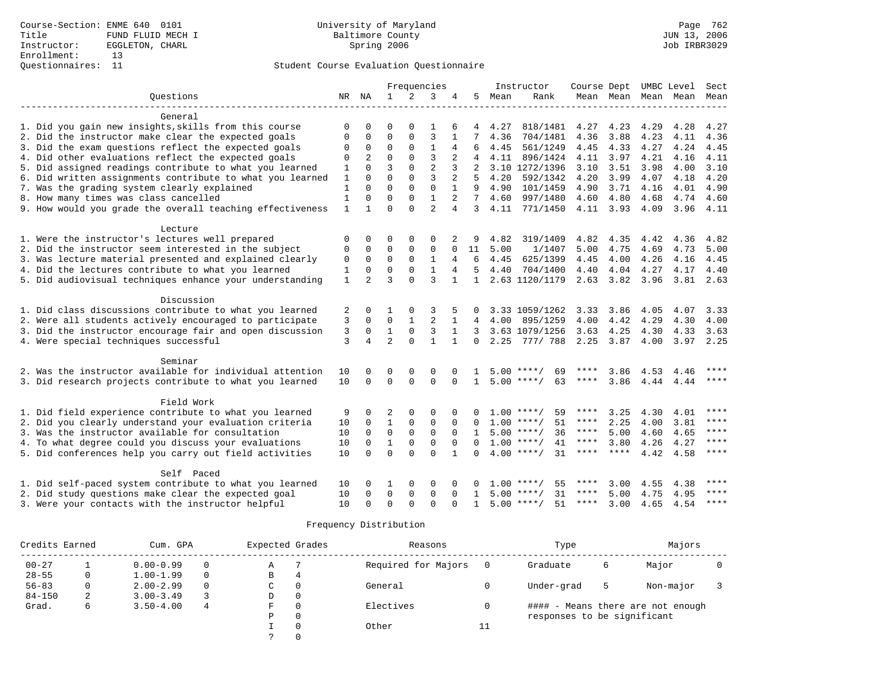Course-Section: ENME 640 0101
Title: FUND FLUID MECH I
Instructor: EGGLETON, CHARL
Enrollment: 13
Questionnaires: 11

University of Maryland
Baltimore County
Spring 2006

Student Course Evaluation Questionnaire

| Questions | NR | NA | 1 | 2 | 3 | 4 | 5 | Instructor Mean | Rank | Course Mean | Dept Mean | UMBC Level Mean | Level Mean | Sect Mean |
|---|---|---|---|---|---|---|---|---|---|---|---|---|---|---|
| **General** | | | | | | | | | | | | | | |
| 1. Did you gain new insights,skills from this course | 0 | 0 | 0 | 0 | 1 | 6 | 4 | 4.27 | 818/1481 | 4.27 | 4.23 | 4.29 | 4.28 | 4.27 |
| 2. Did the instructor make clear the expected goals | 0 | 0 | 0 | 0 | 3 | 1 | 7 | 4.36 | 704/1481 | 4.36 | 3.88 | 4.23 | 4.11 | 4.36 |
| 3. Did the exam questions reflect the expected goals | 0 | 0 | 0 | 0 | 1 | 4 | 6 | 4.45 | 561/1249 | 4.45 | 4.33 | 4.27 | 4.24 | 4.45 |
| 4. Did other evaluations reflect the expected goals | 0 | 2 | 0 | 0 | 3 | 2 | 4 | 4.11 | 896/1424 | 4.11 | 3.97 | 4.21 | 4.16 | 4.11 |
| 5. Did assigned readings contribute to what you learned | 1 | 0 | 3 | 0 | 2 | 3 | 2 | 3.10 | 1272/1396 | 3.10 | 3.51 | 3.98 | 4.00 | 3.10 |
| 6. Did written assignments contribute to what you learned | 1 | 0 | 0 | 0 | 3 | 2 | 5 | 4.20 | 592/1342 | 4.20 | 3.99 | 4.07 | 4.18 | 4.20 |
| 7. Was the grading system clearly explained | 1 | 0 | 0 | 0 | 0 | 1 | 9 | 4.90 | 101/1459 | 4.90 | 3.71 | 4.16 | 4.01 | 4.90 |
| 8. How many times was class cancelled | 1 | 0 | 0 | 0 | 1 | 2 | 7 | 4.60 | 997/1480 | 4.60 | 4.80 | 4.68 | 4.74 | 4.60 |
| 9. How would you grade the overall teaching effectiveness | 1 | 1 | 0 | 0 | 2 | 4 | 3 | 4.11 | 771/1450 | 4.11 | 3.93 | 4.09 | 3.96 | 4.11 |
| **Lecture** | | | | | | | | | | | | | | |
| 1. Were the instructor's lectures well prepared | 0 | 0 | 0 | 0 | 0 | 2 | 9 | 4.82 | 319/1409 | 4.82 | 4.35 | 4.42 | 4.36 | 4.82 |
| 2. Did the instructor seem interested in the subject | 0 | 0 | 0 | 0 | 0 | 0 | 11 | 5.00 | 1/1407 | 5.00 | 4.75 | 4.69 | 4.73 | 5.00 |
| 3. Was lecture material presented and explained clearly | 0 | 0 | 0 | 0 | 1 | 4 | 6 | 4.45 | 625/1399 | 4.45 | 4.00 | 4.26 | 4.16 | 4.45 |
| 4. Did the lectures contribute to what you learned | 1 | 0 | 0 | 0 | 1 | 4 | 5 | 4.40 | 704/1400 | 4.40 | 4.04 | 4.27 | 4.17 | 4.40 |
| 5. Did audiovisual techniques enhance your understanding | 1 | 2 | 3 | 0 | 3 | 1 | 1 | 2.63 | 1120/1179 | 2.63 | 3.82 | 3.96 | 3.81 | 2.63 |
| **Discussion** | | | | | | | | | | | | | | |
| 1. Did class discussions contribute to what you learned | 2 | 0 | 1 | 0 | 3 | 5 | 0 | 3.33 | 1059/1262 | 3.33 | 3.86 | 4.05 | 4.07 | 3.33 |
| 2. Were all students actively encouraged to participate | 3 | 0 | 0 | 1 | 2 | 1 | 4 | 4.00 | 895/1259 | 4.00 | 4.42 | 4.29 | 4.30 | 4.00 |
| 3. Did the instructor encourage fair and open discussion | 3 | 0 | 1 | 0 | 3 | 1 | 3 | 3.63 | 1079/1256 | 3.63 | 4.25 | 4.30 | 4.33 | 3.63 |
| 4. Were special techniques successful | 3 | 4 | 2 | 0 | 1 | 1 | 0 | 2.25 | 777/ 788 | 2.25 | 3.87 | 4.00 | 3.97 | 2.25 |
| **Seminar** | | | | | | | | | | | | | | |
| 2. Was the instructor available for individual attention | 10 | 0 | 0 | 0 | 0 | 0 | 1 | 5.00 | ****/ 69 | **** | 3.86 | 4.53 | 4.46 | **** |
| 3. Did research projects contribute to what you learned | 10 | 0 | 0 | 0 | 0 | 0 | 1 | 5.00 | ****/ 63 | **** | 3.86 | 4.44 | 4.44 | **** |
| **Field Work** | | | | | | | | | | | | | | |
| 1. Did field experience contribute to what you learned | 9 | 0 | 2 | 0 | 0 | 0 | 0 | 1.00 | ****/ 59 | **** | 3.25 | 4.30 | 4.01 | **** |
| 2. Did you clearly understand your evaluation criteria | 10 | 0 | 1 | 0 | 0 | 0 | 0 | 1.00 | ****/ 51 | **** | 2.25 | 4.00 | 3.81 | **** |
| 3. Was the instructor available for consultation | 10 | 0 | 0 | 0 | 0 | 0 | 1 | 5.00 | ****/ 36 | **** | 5.00 | 4.60 | 4.65 | **** |
| 4. To what degree could you discuss your evaluations | 10 | 0 | 1 | 0 | 0 | 0 | 0 | 1.00 | ****/ 41 | **** | 3.80 | 4.26 | 4.27 | **** |
| 5. Did conferences help you carry out field activities | 10 | 0 | 0 | 0 | 0 | 1 | 0 | 4.00 | ****/ 31 | **** | **** | 4.42 | 4.58 | **** |
| **Self Paced** | | | | | | | | | | | | | | |
| 1. Did self-paced system contribute to what you learned | 10 | 0 | 1 | 0 | 0 | 0 | 0 | 1.00 | ****/ 55 | **** | 3.00 | 4.55 | 4.38 | **** |
| 2. Did study questions make clear the expected goal | 10 | 0 | 0 | 0 | 0 | 0 | 1 | 5.00 | ****/ 31 | **** | 5.00 | 4.75 | 4.95 | **** |
| 3. Were your contacts with the instructor helpful | 10 | 0 | 0 | 0 | 0 | 0 | 1 | 5.00 | ****/ 51 | **** | 3.00 | 4.65 | 4.54 | **** |

Frequency Distribution

| Credits Earned | | Cum. GPA | | Expected Grades | | Reasons | | Type | | Majors | |
|---|---|---|---|---|---|---|---|---|---|---|---|
| 00-27 | 1 | 0.00-0.99 | 0 | A | 7 | Required for Majors | 0 | Graduate | 6 | Major | 0 |
| 28-55 | 0 | 1.00-1.99 | 0 | B | 4 | | | | | | |
| 56-83 | 0 | 2.00-2.99 | 0 | C | 0 | General | 0 | Under-grad | 5 | Non-major | 3 |
| 84-150 | 2 | 3.00-3.49 | 3 | D | 0 | | | | | | |
| Grad. | 6 | 3.50-4.00 | 4 | F | 0 | Electives | 0 | | | | |
| | | | | P | 0 | | | | | | |
| | | | | I | 0 | Other | 11 | | | | |
| | | | | ? | 0 | | | | | | |

#### - Means there are not enough responses to be significant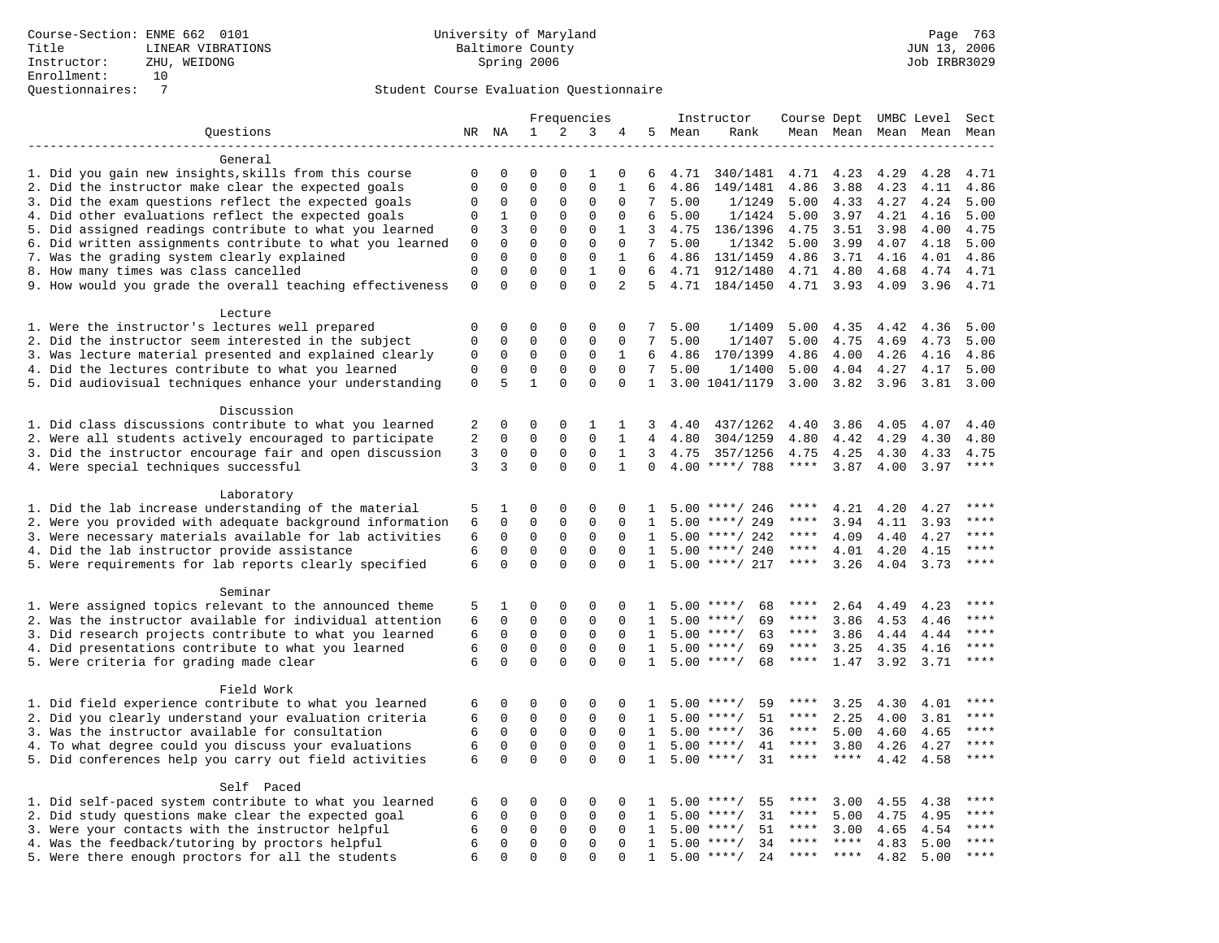Course-Section: ENME 662 0101
Title: LINEAR VIBRATIONS
Instructor: ZHU, WEIDONG
Enrollment: 10
Questionnaires: 7

University of Maryland
Baltimore County
Spring 2006

Student Course Evaluation Questionnaire

| Questions | NR | NA | 1 | 2 | 3 | 4 | 5 | Instructor Mean | Instructor Rank | Course Mean | Dept Mean | UMBC Level Mean | Level Mean | Sect Mean |
|---|---|---|---|---|---|---|---|---|---|---|---|---|---|---|
| **General** | | | | | | | | | | | | | | |
| 1. Did you gain new insights,skills from this course | 0 | 0 | 0 | 0 | 1 | 0 | 6 | 4.71 | 340/1481 | 4.71 | 4.23 | 4.29 | 4.28 | 4.71 |
| 2. Did the instructor make clear the expected goals | 0 | 0 | 0 | 0 | 0 | 1 | 6 | 4.86 | 149/1481 | 4.86 | 3.88 | 4.23 | 4.11 | 4.86 |
| 3. Did the exam questions reflect the expected goals | 0 | 0 | 0 | 0 | 0 | 0 | 7 | 5.00 | 1/1249 | 5.00 | 4.33 | 4.27 | 4.24 | 5.00 |
| 4. Did other evaluations reflect the expected goals | 0 | 1 | 0 | 0 | 0 | 0 | 6 | 5.00 | 1/1424 | 5.00 | 3.97 | 4.21 | 4.16 | 5.00 |
| 5. Did assigned readings contribute to what you learned | 0 | 3 | 0 | 0 | 0 | 1 | 3 | 4.75 | 136/1396 | 4.75 | 3.51 | 3.98 | 4.00 | 4.75 |
| 6. Did written assignments contribute to what you learned | 0 | 0 | 0 | 0 | 0 | 0 | 7 | 5.00 | 1/1342 | 5.00 | 3.99 | 4.07 | 4.18 | 5.00 |
| 7. Was the grading system clearly explained | 0 | 0 | 0 | 0 | 0 | 1 | 6 | 4.86 | 131/1459 | 4.86 | 3.71 | 4.16 | 4.01 | 4.86 |
| 8. How many times was class cancelled | 0 | 0 | 0 | 0 | 1 | 0 | 6 | 4.71 | 912/1480 | 4.71 | 4.80 | 4.68 | 4.74 | 4.71 |
| 9. How would you grade the overall teaching effectiveness | 0 | 0 | 0 | 0 | 0 | 2 | 5 | 4.71 | 184/1450 | 4.71 | 3.93 | 4.09 | 3.96 | 4.71 |
| **Lecture** | | | | | | | | | | | | | | |
| 1. Were the instructor's lectures well prepared | 0 | 0 | 0 | 0 | 0 | 0 | 7 | 5.00 | 1/1409 | 5.00 | 4.35 | 4.42 | 4.36 | 5.00 |
| 2. Did the instructor seem interested in the subject | 0 | 0 | 0 | 0 | 0 | 0 | 7 | 5.00 | 1/1407 | 5.00 | 4.75 | 4.69 | 4.73 | 5.00 |
| 3. Was lecture material presented and explained clearly | 0 | 0 | 0 | 0 | 0 | 1 | 6 | 4.86 | 170/1399 | 4.86 | 4.00 | 4.26 | 4.16 | 4.86 |
| 4. Did the lectures contribute to what you learned | 0 | 0 | 0 | 0 | 0 | 0 | 7 | 5.00 | 1/1400 | 5.00 | 4.04 | 4.27 | 4.17 | 5.00 |
| 5. Did audiovisual techniques enhance your understanding | 0 | 5 | 1 | 0 | 0 | 0 | 1 | 3.00 | 1041/1179 | 3.00 | 3.82 | 3.96 | 3.81 | 3.00 |
| **Discussion** | | | | | | | | | | | | | | |
| 1. Did class discussions contribute to what you learned | 2 | 0 | 0 | 0 | 1 | 1 | 3 | 4.40 | 437/1262 | 4.40 | 3.86 | 4.05 | 4.07 | 4.40 |
| 2. Were all students actively encouraged to participate | 2 | 0 | 0 | 0 | 0 | 1 | 4 | 4.80 | 304/1259 | 4.80 | 4.42 | 4.29 | 4.30 | 4.80 |
| 3. Did the instructor encourage fair and open discussion | 3 | 0 | 0 | 0 | 0 | 1 | 3 | 4.75 | 357/1256 | 4.75 | 4.25 | 4.30 | 4.33 | 4.75 |
| 4. Were special techniques successful | 3 | 3 | 0 | 0 | 0 | 1 | 0 | 4.00 | ****/ 788 | **** | 3.87 | 4.00 | 3.97 | **** |
| **Laboratory** | | | | | | | | | | | | | | |
| 1. Did the lab increase understanding of the material | 5 | 1 | 0 | 0 | 0 | 0 | 1 | 5.00 | ****/ 246 | **** | 4.21 | 4.20 | 4.27 | **** |
| 2. Were you provided with adequate background information | 6 | 0 | 0 | 0 | 0 | 0 | 1 | 5.00 | ****/ 249 | **** | 3.94 | 4.11 | 3.93 | **** |
| 3. Were necessary materials available for lab activities | 6 | 0 | 0 | 0 | 0 | 0 | 1 | 5.00 | ****/ 242 | **** | 4.09 | 4.40 | 4.27 | **** |
| 4. Did the lab instructor provide assistance | 6 | 0 | 0 | 0 | 0 | 0 | 1 | 5.00 | ****/ 240 | **** | 4.01 | 4.20 | 4.15 | **** |
| 5. Were requirements for lab reports clearly specified | 6 | 0 | 0 | 0 | 0 | 0 | 1 | 5.00 | ****/ 217 | **** | 3.26 | 4.04 | 3.73 | **** |
| **Seminar** | | | | | | | | | | | | | | |
| 1. Were assigned topics relevant to the announced theme | 5 | 1 | 0 | 0 | 0 | 0 | 1 | 5.00 | ****/ 68 | **** | 2.64 | 4.49 | 4.23 | **** |
| 2. Was the instructor available for individual attention | 6 | 0 | 0 | 0 | 0 | 0 | 1 | 5.00 | ****/ 69 | **** | 3.86 | 4.53 | 4.46 | **** |
| 3. Did research projects contribute to what you learned | 6 | 0 | 0 | 0 | 0 | 0 | 1 | 5.00 | ****/ 63 | **** | 3.86 | 4.44 | 4.44 | **** |
| 4. Did presentations contribute to what you learned | 6 | 0 | 0 | 0 | 0 | 0 | 1 | 5.00 | ****/ 69 | **** | 3.25 | 4.35 | 4.16 | **** |
| 5. Were criteria for grading made clear | 6 | 0 | 0 | 0 | 0 | 0 | 1 | 5.00 | ****/ 68 | **** | 1.47 | 3.92 | 3.71 | **** |
| **Field Work** | | | | | | | | | | | | | | |
| 1. Did field experience contribute to what you learned | 6 | 0 | 0 | 0 | 0 | 0 | 1 | 5.00 | ****/ 59 | **** | 3.25 | 4.30 | 4.01 | **** |
| 2. Did you clearly understand your evaluation criteria | 6 | 0 | 0 | 0 | 0 | 0 | 1 | 5.00 | ****/ 51 | **** | 2.25 | 4.00 | 3.81 | **** |
| 3. Was the instructor available for consultation | 6 | 0 | 0 | 0 | 0 | 0 | 1 | 5.00 | ****/ 36 | **** | 5.00 | 4.60 | 4.65 | **** |
| 4. To what degree could you discuss your evaluations | 6 | 0 | 0 | 0 | 0 | 0 | 1 | 5.00 | ****/ 41 | **** | 3.80 | 4.26 | 4.27 | **** |
| 5. Did conferences help you carry out field activities | 6 | 0 | 0 | 0 | 0 | 0 | 1 | 5.00 | ****/ 31 | **** | **** | 4.42 | 4.58 | **** |
| **Self Paced** | | | | | | | | | | | | | | |
| 1. Did self-paced system contribute to what you learned | 6 | 0 | 0 | 0 | 0 | 0 | 1 | 5.00 | ****/ 55 | **** | 3.00 | 4.55 | 4.38 | **** |
| 2. Did study questions make clear the expected goal | 6 | 0 | 0 | 0 | 0 | 0 | 1 | 5.00 | ****/ 31 | **** | 5.00 | 4.75 | 4.95 | **** |
| 3. Were your contacts with the instructor helpful | 6 | 0 | 0 | 0 | 0 | 0 | 1 | 5.00 | ****/ 51 | **** | 3.00 | 4.65 | 4.54 | **** |
| 4. Was the feedback/tutoring by proctors helpful | 6 | 0 | 0 | 0 | 0 | 0 | 1 | 5.00 | ****/ 34 | **** | **** | 4.83 | 5.00 | **** |
| 5. Were there enough proctors for all the students | 6 | 0 | 0 | 0 | 0 | 0 | 1 | 5.00 | ****/ 24 | **** | **** | 4.82 | 5.00 | **** |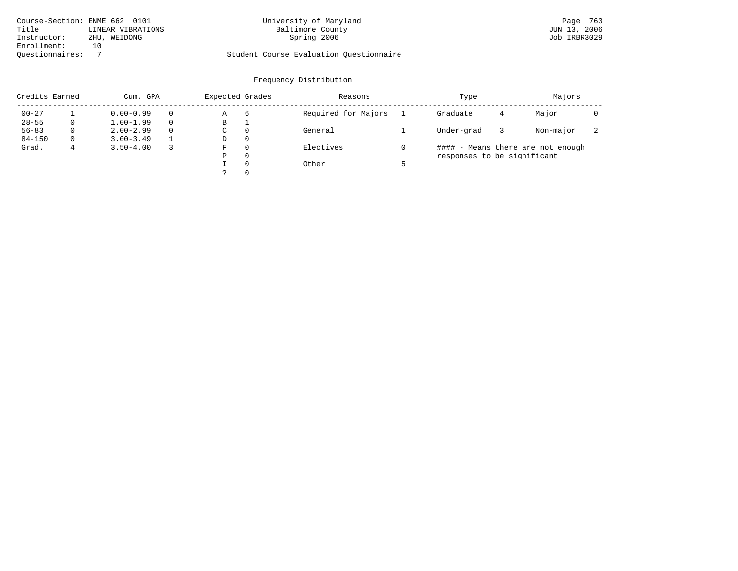Course-Section: ENME 662 0101
Title: LINEAR VIBRATIONS
Instructor: ZHU, WEIDONG
Enrollment: 10
Questionnaires: 7

University of Maryland
Baltimore County
Spring 2006

Student Course Evaluation Questionnaire

Page 763
JUN 13, 2006
Job IRBR3029

## Frequency Distribution

| Credits Earned | | Cum. GPA | | Expected Grades | | Reasons | | Type | | Majors | |
|---|---|---|---|---|---|---|---|---|---|---|---|
| 00-27 | 1 | 0.00-0.99 | 0 | A | 6 | Required for Majors | 1 | Graduate | 4 | Major | 0 |
| 28-55 | 0 | 1.00-1.99 | 0 | B | 1 | | | | | | |
| 56-83 | 0 | 2.00-2.99 | 0 | C | 0 | General | 1 | Under-grad | 3 | Non-major | 2 |
| 84-150 | 0 | 3.00-3.49 | 1 | D | 0 | | | | | | |
| Grad. | 4 | 3.50-4.00 | 3 | F | 0 | Electives | 0 | #### - Means there are not enough responses to be significant | | | |
| | | | | P | 0 | | | | | | |
| | | | | I | 0 | Other | 5 | | | | |
| | | | | ? | 0 | | | | | | |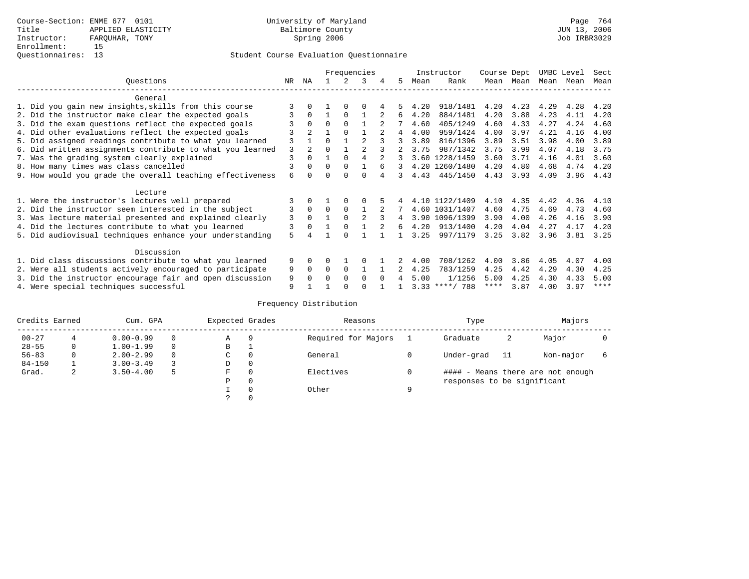Course-Section: ENME 677 0101
Title: APPLIED ELASTICITY
Instructor: FARQUHAR, TONY
Enrollment: 15
Questionnaires: 13

University of Maryland
Baltimore County
Spring 2006

Student Course Evaluation Questionnaire

| Questions | NR | NA | 1 | 2 | 3 | 4 | 5 | Instructor Mean | Instructor Rank | Course Mean | Dept Mean | UMBC Mean | Level Mean | Sect Mean |
|---|---|---|---|---|---|---|---|---|---|---|---|---|---|---|
| **General** | | | | | | | | | | | | | | |
| 1. Did you gain new insights,skills from this course | 3 | 0 | 1 | 0 | 0 | 4 | 5 | 4.20 | 918/1481 | 4.20 | 4.23 | 4.29 | 4.28 | 4.20 |
| 2. Did the instructor make clear the expected goals | 3 | 0 | 1 | 0 | 1 | 2 | 6 | 4.20 | 884/1481 | 4.20 | 3.88 | 4.23 | 4.11 | 4.20 |
| 3. Did the exam questions reflect the expected goals | 3 | 0 | 0 | 0 | 1 | 2 | 7 | 4.60 | 405/1249 | 4.60 | 4.33 | 4.27 | 4.24 | 4.60 |
| 4. Did other evaluations reflect the expected goals | 3 | 2 | 1 | 0 | 1 | 2 | 4 | 4.00 | 959/1424 | 4.00 | 3.97 | 4.21 | 4.16 | 4.00 |
| 5. Did assigned readings contribute to what you learned | 3 | 1 | 0 | 1 | 2 | 3 | 3 | 3.89 | 816/1396 | 3.89 | 3.51 | 3.98 | 4.00 | 3.89 |
| 6. Did written assignments contribute to what you learned | 3 | 2 | 0 | 1 | 2 | 3 | 2 | 3.75 | 987/1342 | 3.75 | 3.99 | 4.07 | 4.18 | 3.75 |
| 7. Was the grading system clearly explained | 3 | 0 | 1 | 0 | 4 | 2 | 3 | 3.60 | 1228/1459 | 3.60 | 3.71 | 4.16 | 4.01 | 3.60 |
| 8. How many times was class cancelled | 3 | 0 | 0 | 0 | 1 | 6 | 3 | 4.20 | 1260/1480 | 4.20 | 4.80 | 4.68 | 4.74 | 4.20 |
| 9. How would you grade the overall teaching effectiveness | 6 | 0 | 0 | 0 | 0 | 4 | 3 | 4.43 | 445/1450 | 4.43 | 3.93 | 4.09 | 3.96 | 4.43 |
| **Lecture** | | | | | | | | | | | | | | |
| 1. Were the instructor's lectures well prepared | 3 | 0 | 1 | 0 | 0 | 5 | 4 | 4.10 | 1122/1409 | 4.10 | 4.35 | 4.42 | 4.36 | 4.10 |
| 2. Did the instructor seem interested in the subject | 3 | 0 | 0 | 0 | 1 | 2 | 7 | 4.60 | 1031/1407 | 4.60 | 4.75 | 4.69 | 4.73 | 4.60 |
| 3. Was lecture material presented and explained clearly | 3 | 0 | 1 | 0 | 2 | 3 | 4 | 3.90 | 1096/1399 | 3.90 | 4.00 | 4.26 | 4.16 | 3.90 |
| 4. Did the lectures contribute to what you learned | 3 | 0 | 1 | 0 | 1 | 2 | 6 | 4.20 | 913/1400 | 4.20 | 4.04 | 4.27 | 4.17 | 4.20 |
| 5. Did audiovisual techniques enhance your understanding | 5 | 4 | 1 | 0 | 1 | 1 | 1 | 3.25 | 997/1179 | 3.25 | 3.82 | 3.96 | 3.81 | 3.25 |
| **Discussion** | | | | | | | | | | | | | | |
| 1. Did class discussions contribute to what you learned | 9 | 0 | 0 | 1 | 0 | 1 | 2 | 4.00 | 708/1262 | 4.00 | 3.86 | 4.05 | 4.07 | 4.00 |
| 2. Were all students actively encouraged to participate | 9 | 0 | 0 | 0 | 1 | 1 | 2 | 4.25 | 783/1259 | 4.25 | 4.42 | 4.29 | 4.30 | 4.25 |
| 3. Did the instructor encourage fair and open discussion | 9 | 0 | 0 | 0 | 0 | 0 | 4 | 5.00 | 1/1256 | 5.00 | 4.25 | 4.30 | 4.33 | 5.00 |
| 4. Were special techniques successful | 9 | 1 | 1 | 0 | 0 | 1 | 1 | 3.33 | ****/ 788 | **** | 3.87 | 4.00 | 3.97 | **** |

## Frequency Distribution

| Credits Earned | | Cum. GPA | | Expected Grades | | Reasons | | Type | | Majors | |
|---|---|---|---|---|---|---|---|---|---|---|---|
| 00-27 | 4 | 0.00-0.99 | 0 | A | 9 | Required for Majors | 1 | Graduate | 2 | Major | 0 |
| 28-55 | 0 | 1.00-1.99 | 0 | B | 1 | | | | | | |
| 56-83 | 0 | 2.00-2.99 | 0 | C | 0 | General | 0 | Under-grad | 11 | Non-major | 6 |
| 84-150 | 1 | 3.00-3.49 | 3 | D | 0 | | | | | | |
| Grad. | 2 | 3.50-4.00 | 5 | F | 0 | Electives | 0 | #### - Means there are not enough responses to be significant | | | |
| | | | | P | 0 | | | | | | |
| | | | | I | 0 | Other | 9 | | | | |
| | | | | ? | 0 | | | | | | |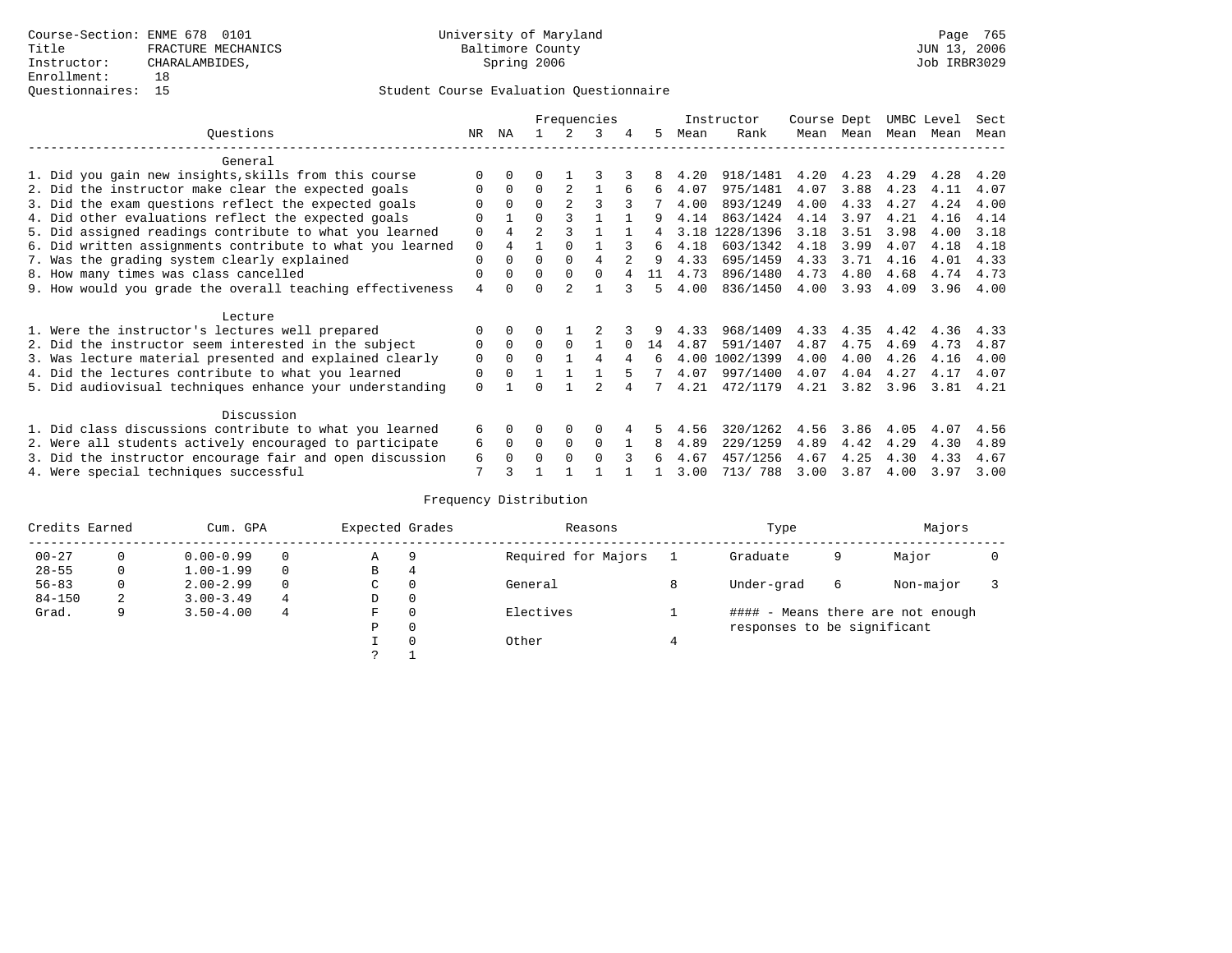Course-Section: ENME 678 0101
Title: FRACTURE MECHANICS
Instructor: CHARALAMBIDES,
Enrollment: 18
Questionnaires: 15

University of Maryland
Baltimore County
Spring 2006

Page 765
JUN 13, 2006
Job IRBR3029

Student Course Evaluation Questionnaire

| Questions | NR | NA | 1 | 2 | 3 | 4 | 5 | Instructor Mean | Instructor Rank | Course Mean | Dept Mean | UMBC Mean | Level Mean | Sect Mean |
|---|---|---|---|---|---|---|---|---|---|---|---|---|---|---|
| **General** | | | | | | | | | | | | | | |
| 1. Did you gain new insights,skills from this course | 0 | 0 | 0 | 1 | 3 | 3 | 8 | 4.20 | 918/1481 | 4.20 | 4.23 | 4.29 | 4.28 | 4.20 |
| 2. Did the instructor make clear the expected goals | 0 | 0 | 0 | 2 | 1 | 6 | 6 | 4.07 | 975/1481 | 4.07 | 3.88 | 4.23 | 4.11 | 4.07 |
| 3. Did the exam questions reflect the expected goals | 0 | 0 | 0 | 2 | 3 | 3 | 7 | 4.00 | 893/1249 | 4.00 | 4.33 | 4.27 | 4.24 | 4.00 |
| 4. Did other evaluations reflect the expected goals | 0 | 1 | 0 | 3 | 1 | 1 | 9 | 4.14 | 863/1424 | 4.14 | 3.97 | 4.21 | 4.16 | 4.14 |
| 5. Did assigned readings contribute to what you learned | 0 | 4 | 2 | 3 | 1 | 1 | 4 | 3.18 | 1228/1396 | 3.18 | 3.51 | 3.98 | 4.00 | 3.18 |
| 6. Did written assignments contribute to what you learned | 0 | 4 | 1 | 0 | 1 | 3 | 6 | 4.18 | 603/1342 | 4.18 | 3.99 | 4.07 | 4.18 | 4.18 |
| 7. Was the grading system clearly explained | 0 | 0 | 0 | 0 | 4 | 2 | 9 | 4.33 | 695/1459 | 4.33 | 3.71 | 4.16 | 4.01 | 4.33 |
| 8. How many times was class cancelled | 0 | 0 | 0 | 0 | 0 | 4 | 11 | 4.73 | 896/1480 | 4.73 | 4.80 | 4.68 | 4.74 | 4.73 |
| 9. How would you grade the overall teaching effectiveness | 4 | 0 | 0 | 2 | 1 | 3 | 5 | 4.00 | 836/1450 | 4.00 | 3.93 | 4.09 | 3.96 | 4.00 |
| **Lecture** | | | | | | | | | | | | | | |
| 1. Were the instructor's lectures well prepared | 0 | 0 | 0 | 1 | 2 | 3 | 9 | 4.33 | 968/1409 | 4.33 | 4.35 | 4.42 | 4.36 | 4.33 |
| 2. Did the instructor seem interested in the subject | 0 | 0 | 0 | 0 | 1 | 0 | 14 | 4.87 | 591/1407 | 4.87 | 4.75 | 4.69 | 4.73 | 4.87 |
| 3. Was lecture material presented and explained clearly | 0 | 0 | 0 | 1 | 4 | 4 | 6 | 4.00 | 1002/1399 | 4.00 | 4.00 | 4.26 | 4.16 | 4.00 |
| 4. Did the lectures contribute to what you learned | 0 | 0 | 1 | 1 | 1 | 5 | 7 | 4.07 | 997/1400 | 4.07 | 4.04 | 4.27 | 4.17 | 4.07 |
| 5. Did audiovisual techniques enhance your understanding | 0 | 1 | 0 | 1 | 2 | 4 | 7 | 4.21 | 472/1179 | 4.21 | 3.82 | 3.96 | 3.81 | 4.21 |
| **Discussion** | | | | | | | | | | | | | | |
| 1. Did class discussions contribute to what you learned | 6 | 0 | 0 | 0 | 0 | 4 | 5 | 4.56 | 320/1262 | 4.56 | 3.86 | 4.05 | 4.07 | 4.56 |
| 2. Were all students actively encouraged to participate | 6 | 0 | 0 | 0 | 0 | 1 | 8 | 4.89 | 229/1259 | 4.89 | 4.42 | 4.29 | 4.30 | 4.89 |
| 3. Did the instructor encourage fair and open discussion | 6 | 0 | 0 | 0 | 0 | 3 | 6 | 4.67 | 457/1256 | 4.67 | 4.25 | 4.30 | 4.33 | 4.67 |
| 4. Were special techniques successful | 7 | 3 | 1 | 1 | 1 | 1 | 1 | 3.00 | 713/ 788 | 3.00 | 3.87 | 4.00 | 3.97 | 3.00 |

Frequency Distribution

| Credits Earned | | Cum. GPA | | Expected Grades | | Reasons | | Type | | Majors | |
|---|---|---|---|---|---|---|---|---|---|---|---|
| 00-27 | 0 | 0.00-0.99 | 0 | A | 9 | Required for Majors | 1 | Graduate | 9 | Major | 0 |
| 28-55 | 0 | 1.00-1.99 | 0 | B | 4 | | | | | | |
| 56-83 | 0 | 2.00-2.99 | 0 | C | 0 | General | 8 | Under-grad | 6 | Non-major | 3 |
| 84-150 | 2 | 3.00-3.49 | 4 | D | 0 | | | | | | |
| Grad. | 9 | 3.50-4.00 | 4 | F | 0 | Electives | 1 | #### - Means there are not enough responses to be significant | | | |
| | | | | P | 0 | | | | | | |
| | | | | I | 0 | Other | 4 | | | | |
| | | | | ? | 1 | | | | | | |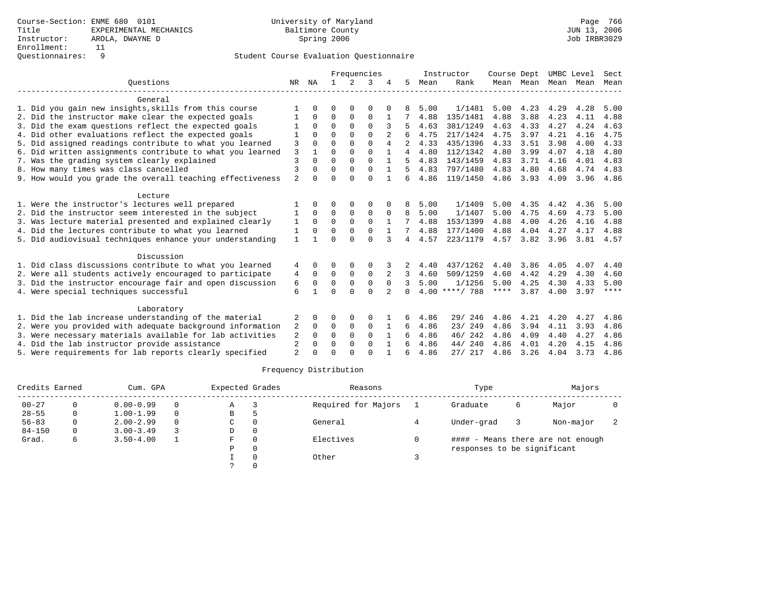Course-Section: ENME 680 0101
Title: EXPERIMENTAL MECHANICS
Instructor: AROLA, DWAYNE D
Enrollment: 11
Questionnaires: 9

University of Maryland
Baltimore County
Spring 2006

JUN 13, 2006
Job IRBR3029

Student Course Evaluation Questionnaire

| Questions | NR | NA | 1 | 2 | 3 | 4 | 5 | Instructor Mean | Instructor Rank | Course Mean | Dept Mean | UMBC Mean | Level Mean | Sect Mean |
|---|---|---|---|---|---|---|---|---|---|---|---|---|---|---|
| **General** | | | | | | | | | | | | | | |
| 1. Did you gain new insights,skills from this course | 1 | 0 | 0 | 0 | 0 | 0 | 8 | 5.00 | 1/1481 | 5.00 | 4.23 | 4.29 | 4.28 | 5.00 |
| 2. Did the instructor make clear the expected goals | 1 | 0 | 0 | 0 | 0 | 1 | 7 | 4.88 | 135/1481 | 4.88 | 3.88 | 4.23 | 4.11 | 4.88 |
| 3. Did the exam questions reflect the expected goals | 1 | 0 | 0 | 0 | 0 | 3 | 5 | 4.63 | 381/1249 | 4.63 | 4.33 | 4.27 | 4.24 | 4.63 |
| 4. Did other evaluations reflect the expected goals | 1 | 0 | 0 | 0 | 0 | 2 | 6 | 4.75 | 217/1424 | 4.75 | 3.97 | 4.21 | 4.16 | 4.75 |
| 5. Did assigned readings contribute to what you learned | 3 | 0 | 0 | 0 | 0 | 4 | 2 | 4.33 | 435/1396 | 4.33 | 3.51 | 3.98 | 4.00 | 4.33 |
| 6. Did written assignments contribute to what you learned | 3 | 1 | 0 | 0 | 0 | 1 | 4 | 4.80 | 112/1342 | 4.80 | 3.99 | 4.07 | 4.18 | 4.80 |
| 7. Was the grading system clearly explained | 3 | 0 | 0 | 0 | 0 | 1 | 5 | 4.83 | 143/1459 | 4.83 | 3.71 | 4.16 | 4.01 | 4.83 |
| 8. How many times was class cancelled | 3 | 0 | 0 | 0 | 0 | 1 | 5 | 4.83 | 797/1480 | 4.83 | 4.80 | 4.68 | 4.74 | 4.83 |
| 9. How would you grade the overall teaching effectiveness | 2 | 0 | 0 | 0 | 0 | 1 | 6 | 4.86 | 119/1450 | 4.86 | 3.93 | 4.09 | 3.96 | 4.86 |
| **Lecture** | | | | | | | | | | | | | | |
| 1. Were the instructor's lectures well prepared | 1 | 0 | 0 | 0 | 0 | 0 | 8 | 5.00 | 1/1409 | 5.00 | 4.35 | 4.42 | 4.36 | 5.00 |
| 2. Did the instructor seem interested in the subject | 1 | 0 | 0 | 0 | 0 | 0 | 8 | 5.00 | 1/1407 | 5.00 | 4.75 | 4.69 | 4.73 | 5.00 |
| 3. Was lecture material presented and explained clearly | 1 | 0 | 0 | 0 | 0 | 1 | 7 | 4.88 | 153/1399 | 4.88 | 4.00 | 4.26 | 4.16 | 4.88 |
| 4. Did the lectures contribute to what you learned | 1 | 0 | 0 | 0 | 0 | 1 | 7 | 4.88 | 177/1400 | 4.88 | 4.04 | 4.27 | 4.17 | 4.88 |
| 5. Did audiovisual techniques enhance your understanding | 1 | 1 | 0 | 0 | 0 | 3 | 4 | 4.57 | 223/1179 | 4.57 | 3.82 | 3.96 | 3.81 | 4.57 |
| **Discussion** | | | | | | | | | | | | | | |
| 1. Did class discussions contribute to what you learned | 4 | 0 | 0 | 0 | 0 | 3 | 2 | 4.40 | 437/1262 | 4.40 | 3.86 | 4.05 | 4.07 | 4.40 |
| 2. Were all students actively encouraged to participate | 4 | 0 | 0 | 0 | 0 | 2 | 3 | 4.60 | 509/1259 | 4.60 | 4.42 | 4.29 | 4.30 | 4.60 |
| 3. Did the instructor encourage fair and open discussion | 6 | 0 | 0 | 0 | 0 | 0 | 3 | 5.00 | 1/1256 | 5.00 | 4.25 | 4.30 | 4.33 | 5.00 |
| 4. Were special techniques successful | 6 | 1 | 0 | 0 | 0 | 2 | 0 | 4.00 | ****/ 788 | **** | 3.87 | 4.00 | 3.97 | **** |
| **Laboratory** | | | | | | | | | | | | | | |
| 1. Did the lab increase understanding of the material | 2 | 0 | 0 | 0 | 0 | 1 | 6 | 4.86 | 29/ 246 | 4.86 | 4.21 | 4.20 | 4.27 | 4.86 |
| 2. Were you provided with adequate background information | 2 | 0 | 0 | 0 | 0 | 1 | 6 | 4.86 | 23/ 249 | 4.86 | 3.94 | 4.11 | 3.93 | 4.86 |
| 3. Were necessary materials available for lab activities | 2 | 0 | 0 | 0 | 0 | 1 | 6 | 4.86 | 46/ 242 | 4.86 | 4.09 | 4.40 | 4.27 | 4.86 |
| 4. Did the lab instructor provide assistance | 2 | 0 | 0 | 0 | 0 | 1 | 6 | 4.86 | 44/ 240 | 4.86 | 4.01 | 4.20 | 4.15 | 4.86 |
| 5. Were requirements for lab reports clearly specified | 2 | 0 | 0 | 0 | 0 | 1 | 6 | 4.86 | 27/ 217 | 4.86 | 3.26 | 4.04 | 3.73 | 4.86 |

Frequency Distribution

| Credits Earned | | Cum. GPA | | Expected Grades | | Reasons | | Type | | Majors | |
|---|---|---|---|---|---|---|---|---|---|---|---|
| 00-27 | 0 | 0.00-0.99 | 0 | A | 3 | Required for Majors | 1 | Graduate | 6 | Major | 0 |
| 28-55 | 0 | 1.00-1.99 | 0 | B | 5 | | | | | | |
| 56-83 | 0 | 2.00-2.99 | 0 | C | 0 | General | 4 | Under-grad | 3 | Non-major | 2 |
| 84-150 | 0 | 3.00-3.49 | 3 | D | 0 | | | | | | |
| Grad. | 6 | 3.50-4.00 | 1 | F | 0 | Electives | 0 | #### - Means there are not enough responses to be significant | | | |
| | | | | P | 0 | | | | | | |
| | | | | I | 0 | Other | 3 | | | | |
| | | | | ? | 0 | | | | | | |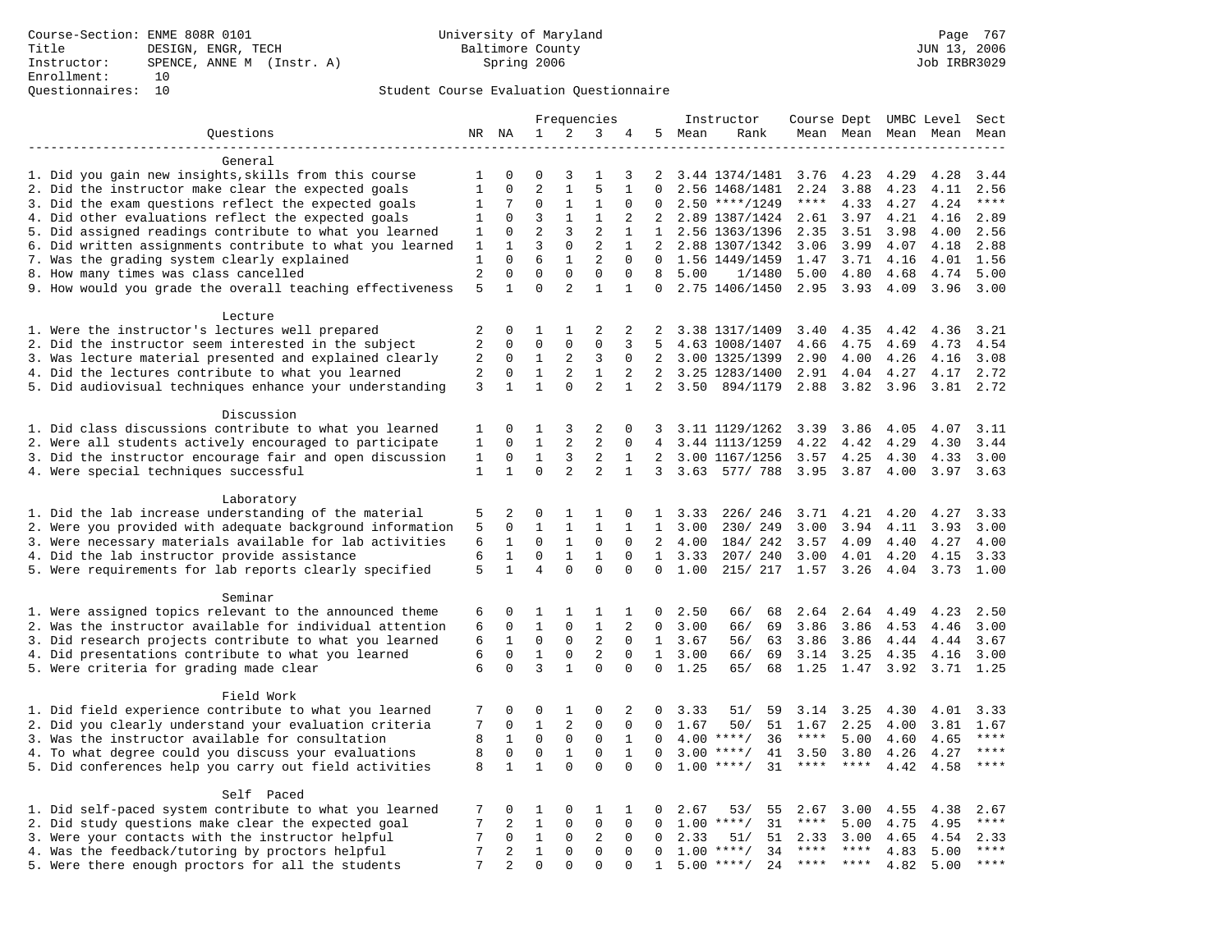Course-Section: ENME 808R 0101
Title: DESIGN, ENGR, TECH
Instructor: SPENCE, ANNE M (Instr. A)
Enrollment: 10
Questionnaires: 10

University of Maryland
Baltimore County
Spring 2006

JUN 13, 2006
Job IRBR3029

Student Course Evaluation Questionnaire

| Questions | NR | NA | 1 | 2 | 3 | 4 | 5 | Instructor Mean | Instructor Rank | Course Mean | Dept Mean | UMBC Mean | Level Mean | Sect Mean |
|---|---|---|---|---|---|---|---|---|---|---|---|---|---|---|
| **General** | | | | | | | | | | | | | | |
| 1. Did you gain new insights,skills from this course | 1 | 0 | 0 | 3 | 1 | 3 | 2 | 3.44 | 1374/1481 | 3.76 | 4.23 | 4.29 | 4.28 | 3.44 |
| 2. Did the instructor make clear the expected goals | 1 | 0 | 2 | 1 | 5 | 1 | 0 | 2.56 | 1468/1481 | 2.24 | 3.88 | 4.23 | 4.11 | 2.56 |
| 3. Did the exam questions reflect the expected goals | 1 | 7 | 0 | 1 | 1 | 0 | 0 | 2.50 | ****/1249 | **** | 4.33 | 4.27 | 4.24 | **** |
| 4. Did other evaluations reflect the expected goals | 1 | 0 | 3 | 1 | 1 | 2 | 2 | 2.89 | 1387/1424 | 2.61 | 3.97 | 4.21 | 4.16 | 2.89 |
| 5. Did assigned readings contribute to what you learned | 1 | 0 | 2 | 3 | 2 | 1 | 1 | 2.56 | 1363/1396 | 2.35 | 3.51 | 3.98 | 4.00 | 2.56 |
| 6. Did written assignments contribute to what you learned | 1 | 1 | 3 | 0 | 2 | 1 | 2 | 2.88 | 1307/1342 | 3.06 | 3.99 | 4.07 | 4.18 | 2.88 |
| 7. Was the grading system clearly explained | 1 | 0 | 6 | 1 | 2 | 0 | 0 | 1.56 | 1449/1459 | 1.47 | 3.71 | 4.16 | 4.01 | 1.56 |
| 8. How many times was class cancelled | 2 | 0 | 0 | 0 | 0 | 0 | 8 | 5.00 | 1/1480 | 5.00 | 4.80 | 4.68 | 4.74 | 5.00 |
| 9. How would you grade the overall teaching effectiveness | 5 | 1 | 0 | 2 | 1 | 1 | 0 | 2.75 | 1406/1450 | 2.95 | 3.93 | 4.09 | 3.96 | 3.00 |
| **Lecture** | | | | | | | | | | | | | | |
| 1. Were the instructor's lectures well prepared | 2 | 0 | 1 | 1 | 2 | 2 | 2 | 3.38 | 1317/1409 | 3.40 | 4.35 | 4.42 | 4.36 | 3.21 |
| 2. Did the instructor seem interested in the subject | 2 | 0 | 0 | 0 | 0 | 3 | 5 | 4.63 | 1008/1407 | 4.66 | 4.75 | 4.69 | 4.73 | 4.54 |
| 3. Was lecture material presented and explained clearly | 2 | 0 | 1 | 2 | 3 | 0 | 2 | 3.00 | 1325/1399 | 2.90 | 4.00 | 4.26 | 4.16 | 3.08 |
| 4. Did the lectures contribute to what you learned | 2 | 0 | 1 | 2 | 1 | 2 | 2 | 3.25 | 1283/1400 | 2.91 | 4.04 | 4.27 | 4.17 | 2.72 |
| 5. Did audiovisual techniques enhance your understanding | 3 | 1 | 1 | 0 | 2 | 1 | 2 | 3.50 | 894/1179 | 2.88 | 3.82 | 3.96 | 3.81 | 2.72 |
| **Discussion** | | | | | | | | | | | | | | |
| 1. Did class discussions contribute to what you learned | 1 | 0 | 1 | 3 | 2 | 0 | 3 | 3.11 | 1129/1262 | 3.39 | 3.86 | 4.05 | 4.07 | 3.11 |
| 2. Were all students actively encouraged to participate | 1 | 0 | 1 | 2 | 2 | 0 | 4 | 3.44 | 1113/1259 | 4.22 | 4.42 | 4.29 | 4.30 | 3.44 |
| 3. Did the instructor encourage fair and open discussion | 1 | 0 | 1 | 3 | 2 | 1 | 2 | 3.00 | 1167/1256 | 3.57 | 4.25 | 4.30 | 4.33 | 3.00 |
| 4. Were special techniques successful | 1 | 1 | 0 | 2 | 2 | 1 | 3 | 3.63 | 577/ 788 | 3.95 | 3.87 | 4.00 | 3.97 | 3.63 |
| **Laboratory** | | | | | | | | | | | | | | |
| 1. Did the lab increase understanding of the material | 5 | 2 | 0 | 1 | 1 | 0 | 1 | 3.33 | 226/ 246 | 3.71 | 4.21 | 4.20 | 4.27 | 3.33 |
| 2. Were you provided with adequate background information | 5 | 0 | 1 | 1 | 1 | 1 | 1 | 3.00 | 230/ 249 | 3.00 | 3.94 | 4.11 | 3.93 | 3.00 |
| 3. Were necessary materials available for lab activities | 6 | 1 | 0 | 1 | 0 | 0 | 2 | 4.00 | 184/ 242 | 3.57 | 4.09 | 4.40 | 4.27 | 4.00 |
| 4. Did the lab instructor provide assistance | 6 | 1 | 0 | 1 | 1 | 0 | 1 | 3.33 | 207/ 240 | 3.00 | 4.01 | 4.20 | 4.15 | 3.33 |
| 5. Were requirements for lab reports clearly specified | 5 | 1 | 4 | 0 | 0 | 0 | 0 | 1.00 | 215/ 217 | 1.57 | 3.26 | 4.04 | 3.73 | 1.00 |
| **Seminar** | | | | | | | | | | | | | | |
| 1. Were assigned topics relevant to the announced theme | 6 | 0 | 1 | 1 | 1 | 1 | 0 | 2.50 | 66/ 68 | 2.64 | 2.64 | 4.49 | 4.23 | 2.50 |
| 2. Was the instructor available for individual attention | 6 | 0 | 1 | 0 | 1 | 2 | 0 | 3.00 | 66/ 69 | 3.86 | 3.86 | 4.53 | 4.46 | 3.00 |
| 3. Did research projects contribute to what you learned | 6 | 1 | 0 | 0 | 2 | 0 | 1 | 3.67 | 56/ 63 | 3.86 | 3.86 | 4.44 | 4.44 | 3.67 |
| 4. Did presentations contribute to what you learned | 6 | 0 | 1 | 0 | 2 | 0 | 1 | 3.00 | 66/ 69 | 3.14 | 3.25 | 4.35 | 4.16 | 3.00 |
| 5. Were criteria for grading made clear | 6 | 0 | 3 | 1 | 0 | 0 | 0 | 1.25 | 65/ 68 | 1.25 | 1.47 | 3.92 | 3.71 | 1.25 |
| **Field Work** | | | | | | | | | | | | | | |
| 1. Did field experience contribute to what you learned | 7 | 0 | 0 | 1 | 0 | 2 | 0 | 3.33 | 51/ 59 | 3.14 | 3.25 | 4.30 | 4.01 | 3.33 |
| 2. Did you clearly understand your evaluation criteria | 7 | 0 | 1 | 2 | 0 | 0 | 0 | 1.67 | 50/ 51 | 1.67 | 2.25 | 4.00 | 3.81 | 1.67 |
| 3. Was the instructor available for consultation | 8 | 1 | 0 | 0 | 0 | 1 | 0 | 4.00 | ****/ 36 | **** | 5.00 | 4.60 | 4.65 | **** |
| 4. To what degree could you discuss your evaluations | 8 | 0 | 0 | 1 | 0 | 1 | 0 | 3.00 | ****/ 41 | 3.50 | 3.80 | 4.26 | 4.27 | **** |
| 5. Did conferences help you carry out field activities | 8 | 1 | 1 | 0 | 0 | 0 | 0 | 1.00 | ****/ 31 | **** | **** | 4.42 | 4.58 | **** |
| **Self Paced** | | | | | | | | | | | | | | |
| 1. Did self-paced system contribute to what you learned | 7 | 0 | 1 | 0 | 1 | 1 | 0 | 2.67 | 53/ 55 | 2.67 | 3.00 | 4.55 | 4.38 | 2.67 |
| 2. Did study questions make clear the expected goal | 7 | 2 | 1 | 0 | 0 | 0 | 0 | 1.00 | ****/ 31 | **** | 5.00 | 4.75 | 4.95 | **** |
| 3. Were your contacts with the instructor helpful | 7 | 0 | 1 | 0 | 2 | 0 | 0 | 2.33 | 51/ 51 | 2.33 | 3.00 | 4.65 | 4.54 | 2.33 |
| 4. Was the feedback/tutoring by proctors helpful | 7 | 2 | 1 | 0 | 0 | 0 | 0 | 1.00 | ****/ 34 | **** | **** | 4.83 | 5.00 | **** |
| 5. Were there enough proctors for all the students | 7 | 2 | 0 | 0 | 0 | 0 | 1 | 5.00 | ****/ 24 | **** | **** | 4.82 | 5.00 | **** |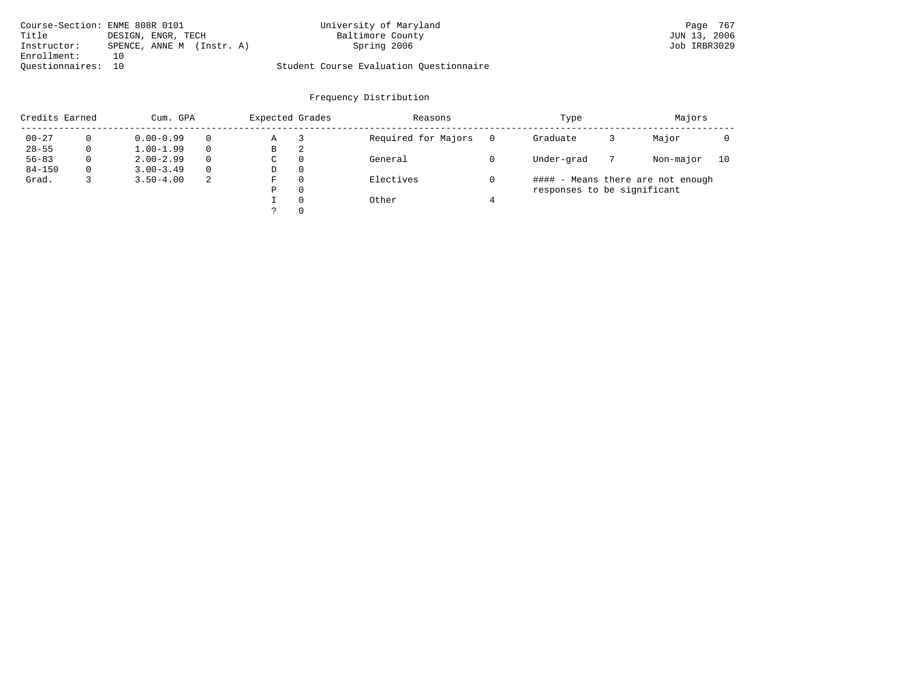Course-Section: ENME 808R 0101
Title: DESIGN, ENGR, TECH
Instructor: SPENCE, ANNE M (Instr. A)
Enrollment: 10
Questionnaires: 10

University of Maryland
Baltimore County
Spring 2006

Student Course Evaluation Questionnaire

JUN 13, 2006
Job IRBR3029

## Frequency Distribution

| Credits Earned | | Cum. GPA | | Expected Grades | | Reasons | | Type | | Majors | |
|---|---|---|---|---|---|---|---|---|---|---|---|
| 00-27 | 0 | 0.00-0.99 | 0 | A | 3 | Required for Majors | 0 | Graduate | 3 | Major | 0 |
| 28-55 | 0 | 1.00-1.99 | 0 | B | 2 | | | | | | |
| 56-83 | 0 | 2.00-2.99 | 0 | C | 0 | General | 0 | Under-grad | 7 | Non-major | 10 |
| 84-150 | 0 | 3.00-3.49 | 0 | D | 0 | | | | | | |
| Grad. | 3 | 3.50-4.00 | 2 | F | 0 | Electives | 0 | | | | |
| | | | | P | 0 | | | | | | |
| | | | | I | 0 | Other | 4 | | | | |
| | | | | ? | 0 | | | | | | |

#### - Means there are not enough responses to be significant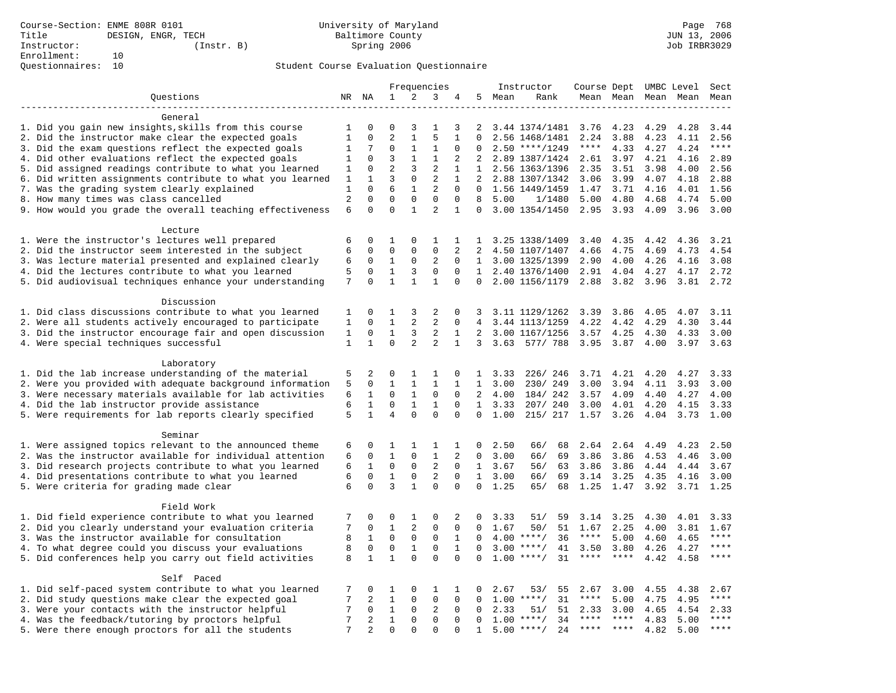Course-Section: ENME 808R 0101
Title: DESIGN, ENGR, TECH
Instructor: (Instr. B)
Enrollment: 10
Questionnaires: 10

University of Maryland
Baltimore County
Spring 2006

JUN 13, 2006
Job IRBR3029

Student Course Evaluation Questionnaire

| Questions | NR | NA | 1 | 2 | 3 | 4 | 5 | Instructor Mean | Instructor Rank | Course Mean | Dept Mean | UMBC Mean | Level Mean | Sect Mean |
|---|---|---|---|---|---|---|---|---|---|---|---|---|---|---|
| **General** | | | | | | | | | | | | | | |
| 1. Did you gain new insights,skills from this course | 1 | 0 | 0 | 3 | 1 | 3 | 2 | 3.44 | 1374/1481 | 3.76 | 4.23 | 4.29 | 4.28 | 3.44 |
| 2. Did the instructor make clear the expected goals | 1 | 0 | 2 | 1 | 5 | 1 | 0 | 2.56 | 1468/1481 | 2.24 | 3.88 | 4.23 | 4.11 | 2.56 |
| 3. Did the exam questions reflect the expected goals | 1 | 7 | 0 | 1 | 1 | 0 | 0 | 2.50 | ****/1249 | **** | 4.33 | 4.27 | 4.24 | **** |
| 4. Did other evaluations reflect the expected goals | 1 | 0 | 3 | 1 | 1 | 2 | 2 | 2.89 | 1387/1424 | 2.61 | 3.97 | 4.21 | 4.16 | 2.89 |
| 5. Did assigned readings contribute to what you learned | 1 | 0 | 2 | 3 | 2 | 1 | 1 | 2.56 | 1363/1396 | 2.35 | 3.51 | 3.98 | 4.00 | 2.56 |
| 6. Did written assignments contribute to what you learned | 1 | 1 | 3 | 0 | 2 | 1 | 2 | 2.88 | 1307/1342 | 3.06 | 3.99 | 4.07 | 4.18 | 2.88 |
| 7. Was the grading system clearly explained | 1 | 0 | 6 | 1 | 2 | 0 | 0 | 1.56 | 1449/1459 | 1.47 | 3.71 | 4.16 | 4.01 | 1.56 |
| 8. How many times was class cancelled | 2 | 0 | 0 | 0 | 0 | 0 | 8 | 5.00 | 1/1480 | 5.00 | 4.80 | 4.68 | 4.74 | 5.00 |
| 9. How would you grade the overall teaching effectiveness | 6 | 0 | 0 | 1 | 2 | 1 | 0 | 3.00 | 1354/1450 | 2.95 | 3.93 | 4.09 | 3.96 | 3.00 |
| **Lecture** | | | | | | | | | | | | | | |
| 1. Were the instructor's lectures well prepared | 6 | 0 | 1 | 0 | 1 | 1 | 1 | 3.25 | 1338/1409 | 3.40 | 4.35 | 4.42 | 4.36 | 3.21 |
| 2. Did the instructor seem interested in the subject | 6 | 0 | 0 | 0 | 0 | 2 | 2 | 4.50 | 1107/1407 | 4.66 | 4.75 | 4.69 | 4.73 | 4.54 |
| 3. Was lecture material presented and explained clearly | 6 | 0 | 1 | 0 | 2 | 0 | 1 | 3.00 | 1325/1399 | 2.90 | 4.00 | 4.26 | 4.16 | 3.08 |
| 4. Did the lectures contribute to what you learned | 5 | 0 | 1 | 3 | 0 | 0 | 1 | 2.40 | 1376/1400 | 2.91 | 4.04 | 4.27 | 4.17 | 2.72 |
| 5. Did audiovisual techniques enhance your understanding | 7 | 0 | 1 | 1 | 1 | 0 | 0 | 2.00 | 1156/1179 | 2.88 | 3.82 | 3.96 | 3.81 | 2.72 |
| **Discussion** | | | | | | | | | | | | | | |
| 1. Did class discussions contribute to what you learned | 1 | 0 | 1 | 3 | 2 | 0 | 3 | 3.11 | 1129/1262 | 3.39 | 3.86 | 4.05 | 4.07 | 3.11 |
| 2. Were all students actively encouraged to participate | 1 | 0 | 1 | 2 | 2 | 0 | 4 | 3.44 | 1113/1259 | 4.22 | 4.42 | 4.29 | 4.30 | 3.44 |
| 3. Did the instructor encourage fair and open discussion | 1 | 0 | 1 | 3 | 2 | 1 | 2 | 3.00 | 1167/1256 | 3.57 | 4.25 | 4.30 | 4.33 | 3.00 |
| 4. Were special techniques successful | 1 | 1 | 0 | 2 | 2 | 1 | 3 | 3.63 | 577/ 788 | 3.95 | 3.87 | 4.00 | 3.97 | 3.63 |
| **Laboratory** | | | | | | | | | | | | | | |
| 1. Did the lab increase understanding of the material | 5 | 2 | 0 | 1 | 1 | 0 | 1 | 3.33 | 226/ 246 | 3.71 | 4.21 | 4.20 | 4.27 | 3.33 |
| 2. Were you provided with adequate background information | 5 | 0 | 1 | 1 | 1 | 1 | 1 | 3.00 | 230/ 249 | 3.00 | 3.94 | 4.11 | 3.93 | 3.00 |
| 3. Were necessary materials available for lab activities | 6 | 1 | 0 | 1 | 0 | 0 | 2 | 4.00 | 184/ 242 | 3.57 | 4.09 | 4.40 | 4.27 | 4.00 |
| 4. Did the lab instructor provide assistance | 6 | 1 | 0 | 1 | 1 | 0 | 1 | 3.33 | 207/ 240 | 3.00 | 4.01 | 4.20 | 4.15 | 3.33 |
| 5. Were requirements for lab reports clearly specified | 5 | 1 | 4 | 0 | 0 | 0 | 0 | 1.00 | 215/ 217 | 1.57 | 3.26 | 4.04 | 3.73 | 1.00 |
| **Seminar** | | | | | | | | | | | | | | |
| 1. Were assigned topics relevant to the announced theme | 6 | 0 | 1 | 1 | 1 | 1 | 0 | 2.50 | 66/ 68 | 2.64 | 2.64 | 4.49 | 4.23 | 2.50 |
| 2. Was the instructor available for individual attention | 6 | 0 | 1 | 0 | 1 | 2 | 0 | 3.00 | 66/ 69 | 3.86 | 3.86 | 4.53 | 4.46 | 3.00 |
| 3. Did research projects contribute to what you learned | 6 | 1 | 0 | 0 | 2 | 0 | 1 | 3.67 | 56/ 63 | 3.86 | 3.86 | 4.44 | 4.44 | 3.67 |
| 4. Did presentations contribute to what you learned | 6 | 0 | 1 | 0 | 2 | 0 | 1 | 3.00 | 66/ 69 | 3.14 | 3.25 | 4.35 | 4.16 | 3.00 |
| 5. Were criteria for grading made clear | 6 | 0 | 3 | 1 | 0 | 0 | 0 | 1.25 | 65/ 68 | 1.25 | 1.47 | 3.92 | 3.71 | 1.25 |
| **Field Work** | | | | | | | | | | | | | | |
| 1. Did field experience contribute to what you learned | 7 | 0 | 0 | 1 | 0 | 2 | 0 | 3.33 | 51/ 59 | 3.14 | 3.25 | 4.30 | 4.01 | 3.33 |
| 2. Did you clearly understand your evaluation criteria | 7 | 0 | 1 | 2 | 0 | 0 | 0 | 1.67 | 50/ 51 | 1.67 | 2.25 | 4.00 | 3.81 | 1.67 |
| 3. Was the instructor available for consultation | 8 | 1 | 0 | 0 | 0 | 1 | 0 | 4.00 | ****/ 36 | **** | 5.00 | 4.60 | 4.65 | **** |
| 4. To what degree could you discuss your evaluations | 8 | 0 | 0 | 1 | 0 | 1 | 0 | 3.00 | ****/ 41 | 3.50 | 3.80 | 4.26 | 4.27 | **** |
| 5. Did conferences help you carry out field activities | 8 | 1 | 1 | 0 | 0 | 0 | 0 | 1.00 | ****/ 31 | **** | **** | 4.42 | 4.58 | **** |
| **Self Paced** | | | | | | | | | | | | | | |
| 1. Did self-paced system contribute to what you learned | 7 | 0 | 1 | 0 | 1 | 1 | 0 | 2.67 | 53/ 55 | 2.67 | 3.00 | 4.55 | 4.38 | 2.67 |
| 2. Did study questions make clear the expected goal | 7 | 2 | 1 | 0 | 0 | 0 | 0 | 1.00 | ****/ 31 | **** | 5.00 | 4.75 | 4.95 | **** |
| 3. Were your contacts with the instructor helpful | 7 | 0 | 1 | 0 | 2 | 0 | 0 | 2.33 | 51/ 51 | 2.33 | 3.00 | 4.65 | 4.54 | 2.33 |
| 4. Was the feedback/tutoring by proctors helpful | 7 | 2 | 1 | 0 | 0 | 0 | 0 | 1.00 | ****/ 34 | **** | **** | 4.83 | 5.00 | **** |
| 5. Were there enough proctors for all the students | 7 | 2 | 0 | 0 | 0 | 0 | 1 | 5.00 | ****/ 24 | **** | **** | 4.82 | 5.00 | **** |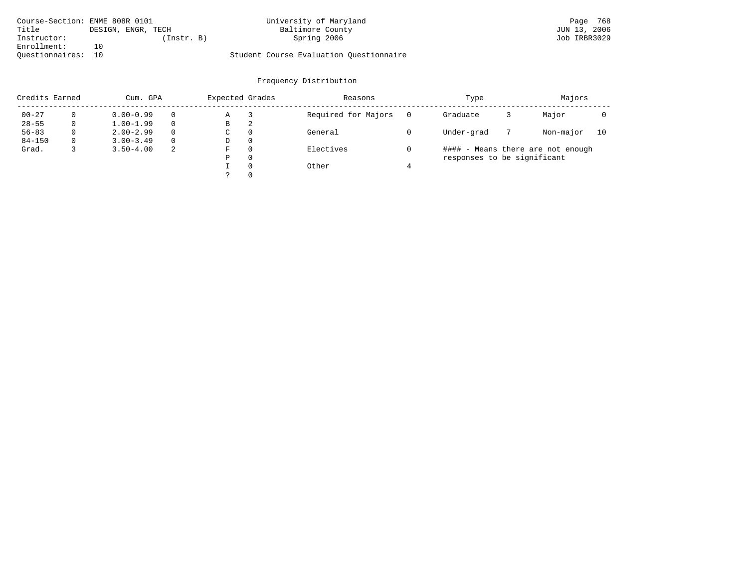Course-Section: ENME 808R 0101
Title DESIGN, ENGR, TECH
Instructor: (Instr. B)
Enrollment: 10
Questionnaires: 10

University of Maryland
Baltimore County
Spring 2006

Student Course Evaluation Questionnaire

JUN 13, 2006
Job IRBR3029

## Frequency Distribution

| Credits Earned | | Cum. GPA | | Expected Grades | | Reasons | | Type | | Majors | |
|---|---|---|---|---|---|---|---|---|---|---|---|
| 00-27 | 0 | 0.00-0.99 | 0 | A | 3 | Required for Majors | 0 | Graduate | 3 | Major | 0 |
| 28-55 | 0 | 1.00-1.99 | 0 | B | 2 | | | | | | |
| 56-83 | 0 | 2.00-2.99 | 0 | C | 0 | General | 0 | Under-grad | 7 | Non-major | 10 |
| 84-150 | 0 | 3.00-3.49 | 0 | D | 0 | | | | | | |
| Grad. | 3 | 3.50-4.00 | 2 | F | 0 | Electives | 0 | | | | |
| | | | | P | 0 | | | | | | |
| | | | | I | 0 | Other | 4 | | | | |
| | | | | ? | 0 | | | | | | |

#### - Means there are not enough responses to be significant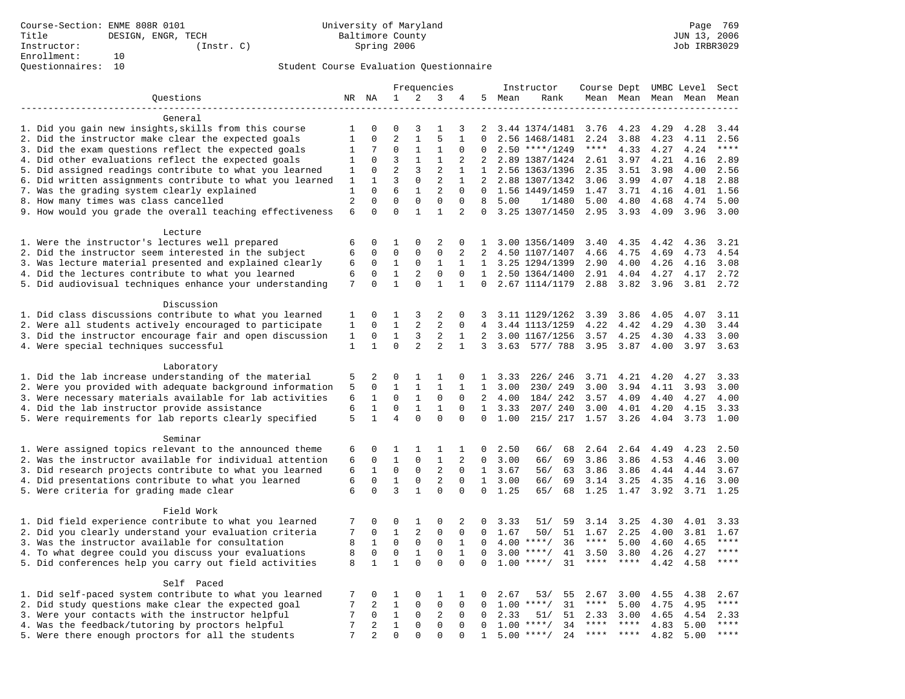Course-Section: ENME 808R 0101
Title: DESIGN, ENGR, TECH
Instructor: (Instr. C)
Enrollment: 10
Questionnaires: 10

University of Maryland
Baltimore County
Spring 2006

JUN 13, 2006
Job IRBR3029

## Student Course Evaluation Questionnaire

| Questions | NR | NA | 1 | 2 | 3 | 4 | 5 | Instructor Mean | Rank | Course Mean | Dept Mean | UMBC Mean | Level Mean | Sect Mean |
|---|---|---|---|---|---|---|---|---|---|---|---|---|---|---|
| **General** | | | | | | | | | | | | | | |
| 1. Did you gain new insights,skills from this course | 1 | 0 | 0 | 3 | 1 | 3 | 2 | 3.44 | 1374/1481 | 3.76 | 4.23 | 4.29 | 4.28 | 3.44 |
| 2. Did the instructor make clear the expected goals | 1 | 0 | 2 | 1 | 5 | 1 | 0 | 2.56 | 1468/1481 | 2.24 | 3.88 | 4.23 | 4.11 | 2.56 |
| 3. Did the exam questions reflect the expected goals | 1 | 7 | 0 | 1 | 1 | 0 | 0 | 2.50 | ****/1249 | **** | 4.33 | 4.27 | 4.24 | **** |
| 4. Did other evaluations reflect the expected goals | 1 | 0 | 3 | 1 | 1 | 2 | 2 | 2.89 | 1387/1424 | 2.61 | 3.97 | 4.21 | 4.16 | 2.89 |
| 5. Did assigned readings contribute to what you learned | 1 | 0 | 2 | 3 | 2 | 1 | 1 | 2.56 | 1363/1396 | 2.35 | 3.51 | 3.98 | 4.00 | 2.56 |
| 6. Did written assignments contribute to what you learned | 1 | 1 | 3 | 0 | 2 | 1 | 2 | 2.88 | 1307/1342 | 3.06 | 3.99 | 4.07 | 4.18 | 2.88 |
| 7. Was the grading system clearly explained | 1 | 0 | 6 | 1 | 2 | 0 | 0 | 1.56 | 1449/1459 | 1.47 | 3.71 | 4.16 | 4.01 | 1.56 |
| 8. How many times was class cancelled | 2 | 0 | 0 | 0 | 0 | 0 | 8 | 5.00 | 1/1480 | 5.00 | 4.80 | 4.68 | 4.74 | 5.00 |
| 9. How would you grade the overall teaching effectiveness | 6 | 0 | 0 | 1 | 1 | 2 | 0 | 3.25 | 1307/1450 | 2.95 | 3.93 | 4.09 | 3.96 | 3.00 |
| **Lecture** | | | | | | | | | | | | | | |
| 1. Were the instructor's lectures well prepared | 6 | 0 | 1 | 0 | 2 | 0 | 1 | 3.00 | 1356/1409 | 3.40 | 4.35 | 4.42 | 4.36 | 3.21 |
| 2. Did the instructor seem interested in the subject | 6 | 0 | 0 | 0 | 0 | 2 | 2 | 4.50 | 1107/1407 | 4.66 | 4.75 | 4.69 | 4.73 | 4.54 |
| 3. Was lecture material presented and explained clearly | 6 | 0 | 1 | 0 | 1 | 1 | 1 | 3.25 | 1294/1399 | 2.90 | 4.00 | 4.26 | 4.16 | 3.08 |
| 4. Did the lectures contribute to what you learned | 6 | 0 | 1 | 2 | 0 | 0 | 1 | 2.50 | 1364/1400 | 2.91 | 4.04 | 4.27 | 4.17 | 2.72 |
| 5. Did audiovisual techniques enhance your understanding | 7 | 0 | 1 | 0 | 1 | 1 | 0 | 2.67 | 1114/1179 | 2.88 | 3.82 | 3.96 | 3.81 | 2.72 |
| **Discussion** | | | | | | | | | | | | | | |
| 1. Did class discussions contribute to what you learned | 1 | 0 | 1 | 3 | 2 | 0 | 3 | 3.11 | 1129/1262 | 3.39 | 3.86 | 4.05 | 4.07 | 3.11 |
| 2. Were all students actively encouraged to participate | 1 | 0 | 1 | 2 | 2 | 0 | 4 | 3.44 | 1113/1259 | 4.22 | 4.42 | 4.29 | 4.30 | 3.44 |
| 3. Did the instructor encourage fair and open discussion | 1 | 0 | 1 | 3 | 2 | 1 | 2 | 3.00 | 1167/1256 | 3.57 | 4.25 | 4.30 | 4.33 | 3.00 |
| 4. Were special techniques successful | 1 | 1 | 0 | 2 | 2 | 1 | 3 | 3.63 | 577/ 788 | 3.95 | 3.87 | 4.00 | 3.97 | 3.63 |
| **Laboratory** | | | | | | | | | | | | | | |
| 1. Did the lab increase understanding of the material | 5 | 2 | 0 | 1 | 1 | 0 | 1 | 3.33 | 226/ 246 | 3.71 | 4.21 | 4.20 | 4.27 | 3.33 |
| 2. Were you provided with adequate background information | 5 | 0 | 1 | 1 | 1 | 1 | 1 | 3.00 | 230/ 249 | 3.00 | 3.94 | 4.11 | 3.93 | 3.00 |
| 3. Were necessary materials available for lab activities | 6 | 1 | 0 | 1 | 0 | 0 | 2 | 4.00 | 184/ 242 | 3.57 | 4.09 | 4.40 | 4.27 | 4.00 |
| 4. Did the lab instructor provide assistance | 6 | 1 | 0 | 1 | 1 | 0 | 1 | 3.33 | 207/ 240 | 3.00 | 4.01 | 4.20 | 4.15 | 3.33 |
| 5. Were requirements for lab reports clearly specified | 5 | 1 | 4 | 0 | 0 | 0 | 0 | 1.00 | 215/ 217 | 1.57 | 3.26 | 4.04 | 3.73 | 1.00 |
| **Seminar** | | | | | | | | | | | | | | |
| 1. Were assigned topics relevant to the announced theme | 6 | 0 | 1 | 1 | 1 | 1 | 0 | 2.50 | 66/ 68 | 2.64 | 2.64 | 4.49 | 4.23 | 2.50 |
| 2. Was the instructor available for individual attention | 6 | 0 | 1 | 0 | 1 | 2 | 0 | 3.00 | 66/ 69 | 3.86 | 3.86 | 4.53 | 4.46 | 3.00 |
| 3. Did research projects contribute to what you learned | 6 | 1 | 0 | 0 | 2 | 0 | 1 | 3.67 | 56/ 63 | 3.86 | 3.86 | 4.44 | 4.44 | 3.67 |
| 4. Did presentations contribute to what you learned | 6 | 0 | 1 | 0 | 2 | 0 | 1 | 3.00 | 66/ 69 | 3.14 | 3.25 | 4.35 | 4.16 | 3.00 |
| 5. Were criteria for grading made clear | 6 | 0 | 3 | 1 | 0 | 0 | 0 | 1.25 | 65/ 68 | 1.25 | 1.47 | 3.92 | 3.71 | 1.25 |
| **Field Work** | | | | | | | | | | | | | | |
| 1. Did field experience contribute to what you learned | 7 | 0 | 0 | 1 | 0 | 2 | 0 | 3.33 | 51/ 59 | 3.14 | 3.25 | 4.30 | 4.01 | 3.33 |
| 2. Did you clearly understand your evaluation criteria | 7 | 0 | 1 | 2 | 0 | 0 | 0 | 1.67 | 50/ 51 | 1.67 | 2.25 | 4.00 | 3.81 | 1.67 |
| 3. Was the instructor available for consultation | 8 | 1 | 0 | 0 | 0 | 1 | 0 | 4.00 | ****/ 36 | **** | 5.00 | 4.60 | 4.65 | **** |
| 4. To what degree could you discuss your evaluations | 8 | 0 | 0 | 1 | 0 | 1 | 0 | 3.00 | ****/ 41 | 3.50 | 3.80 | 4.26 | 4.27 | **** |
| 5. Did conferences help you carry out field activities | 8 | 1 | 1 | 0 | 0 | 0 | 0 | 1.00 | ****/ 31 | **** | **** | 4.42 | 4.58 | **** |
| **Self Paced** | | | | | | | | | | | | | | |
| 1. Did self-paced system contribute to what you learned | 7 | 0 | 1 | 0 | 1 | 1 | 0 | 2.67 | 53/ 55 | 2.67 | 3.00 | 4.55 | 4.38 | 2.67 |
| 2. Did study questions make clear the expected goal | 7 | 2 | 1 | 0 | 0 | 0 | 0 | 1.00 | ****/ 31 | **** | 5.00 | 4.75 | 4.95 | **** |
| 3. Were your contacts with the instructor helpful | 7 | 0 | 1 | 0 | 2 | 0 | 0 | 2.33 | 51/ 51 | 2.33 | 3.00 | 4.65 | 4.54 | 2.33 |
| 4. Was the feedback/tutoring by proctors helpful | 7 | 2 | 1 | 0 | 0 | 0 | 0 | 1.00 | ****/ 34 | **** | **** | 4.83 | 5.00 | **** |
| 5. Were there enough proctors for all the students | 7 | 2 | 0 | 0 | 0 | 0 | 1 | 5.00 | ****/ 24 | **** | **** | 4.82 | 5.00 | **** |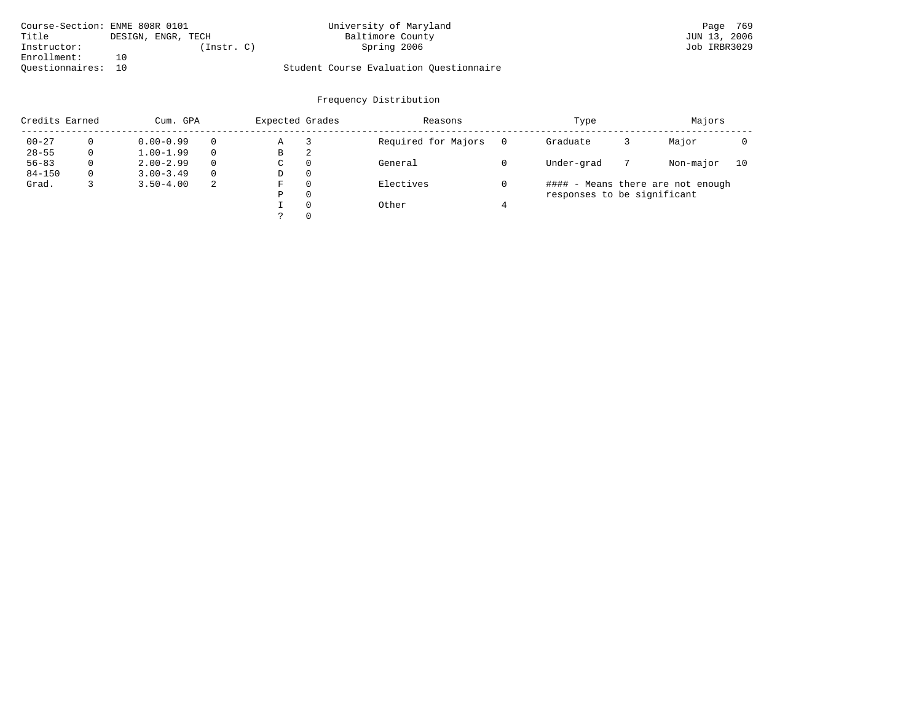Course-Section: ENME 808R 0101 University of Maryland
Title DESIGN, ENGR, TECH Baltimore County
Instructor: (Instr. C) Spring 2006
Enrollment: 10
Questionnaires: 10 Student Course Evaluation Questionnaire

JUN 13, 2006
Job IRBR3029

## Frequency Distribution

| Credits Earned | | Cum. GPA | | Expected Grades | | Reasons | | Type | | Majors | |
|---|---|---|---|---|---|---|---|---|---|---|---|
| 00-27 | 0 | 0.00-0.99 | 0 | A | 3 | Required for Majors | 0 | Graduate | 3 | Major | 0 |
| 28-55 | 0 | 1.00-1.99 | 0 | B | 2 | | | | | | |
| 56-83 | 0 | 2.00-2.99 | 0 | C | 0 | General | 0 | Under-grad | 7 | Non-major | 10 |
| 84-150 | 0 | 3.00-3.49 | 0 | D | 0 | | | | | | |
| Grad. | 3 | 3.50-4.00 | 2 | F | 0 | Electives | 0 | | | | |
| | | | | P | 0 | | | | | | |
| | | | | I | 0 | Other | 4 | | | | |
| | | | | ? | 0 | | | | | | |

#### - Means there are not enough responses to be significant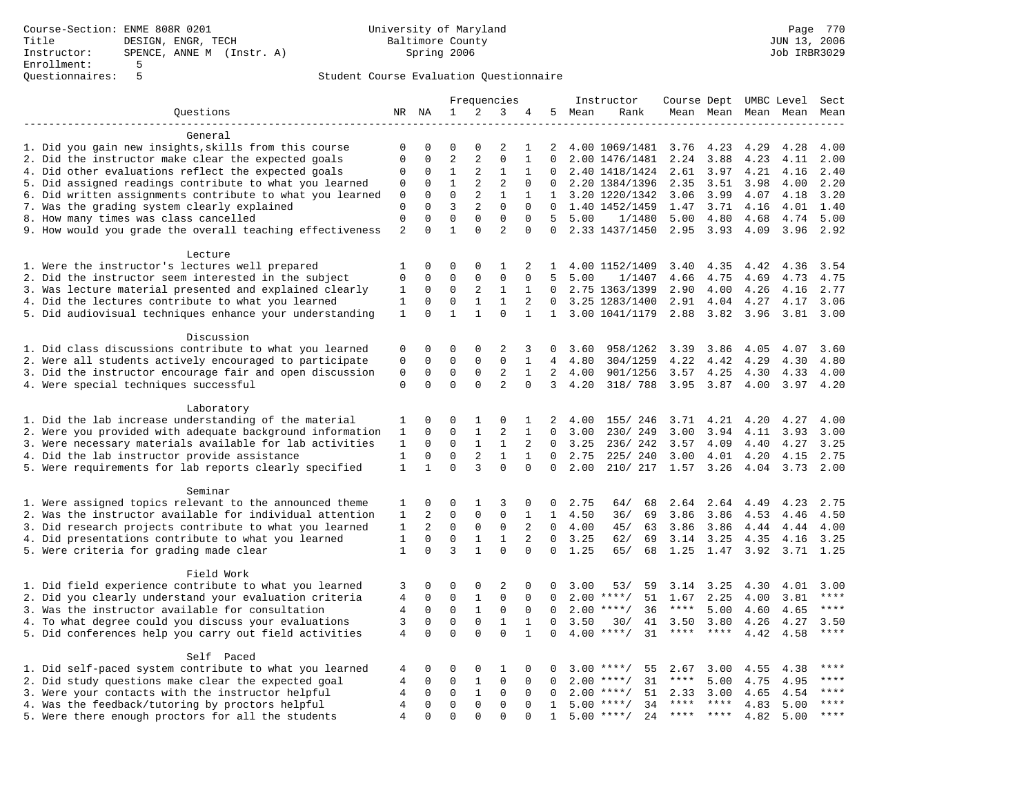Course-Section: ENME 808R 0201
Title: DESIGN, ENGR, TECH
Instructor: SPENCE, ANNE M (Instr. A)
Enrollment: 5
Questionnaires: 5

University of Maryland
Baltimore County
Spring 2006

JUN 13, 2006
Job IRBR3029

Student Course Evaluation Questionnaire

| Questions | NR | NA | 1 | 2 | 3 | 4 | 5 | Instructor Mean | Rank | Course Mean | Dept Mean | UMBC Level Mean | Level Mean | Sect Mean |
|---|---|---|---|---|---|---|---|---|---|---|---|---|---|---|
| **General** | | | | | | | | | | | | | | |
| 1. Did you gain new insights,skills from this course | 0 | 0 | 0 | 0 | 2 | 1 | 2 | 4.00 | 1069/1481 | 3.76 | 4.23 | 4.29 | 4.28 | 4.00 |
| 2. Did the instructor make clear the expected goals | 0 | 0 | 2 | 2 | 0 | 1 | 0 | 2.00 | 1476/1481 | 2.24 | 3.88 | 4.23 | 4.11 | 2.00 |
| 4. Did other evaluations reflect the expected goals | 0 | 0 | 1 | 2 | 1 | 1 | 0 | 2.40 | 1418/1424 | 2.61 | 3.97 | 4.21 | 4.16 | 2.40 |
| 5. Did assigned readings contribute to what you learned | 0 | 0 | 1 | 2 | 2 | 0 | 0 | 2.20 | 1384/1396 | 2.35 | 3.51 | 3.98 | 4.00 | 2.20 |
| 6. Did written assignments contribute to what you learned | 0 | 0 | 0 | 2 | 1 | 1 | 1 | 3.20 | 1220/1342 | 3.06 | 3.99 | 4.07 | 4.18 | 3.20 |
| 7. Was the grading system clearly explained | 0 | 0 | 3 | 2 | 0 | 0 | 0 | 1.40 | 1452/1459 | 1.47 | 3.71 | 4.16 | 4.01 | 1.40 |
| 8. How many times was class cancelled | 0 | 0 | 0 | 0 | 0 | 0 | 5 | 5.00 | 1/1480 | 5.00 | 4.80 | 4.68 | 4.74 | 5.00 |
| 9. How would you grade the overall teaching effectiveness | 2 | 0 | 1 | 0 | 2 | 0 | 0 | 2.33 | 1437/1450 | 2.95 | 3.93 | 4.09 | 3.96 | 2.92 |
| **Lecture** | | | | | | | | | | | | | | |
| 1. Were the instructor's lectures well prepared | 1 | 0 | 0 | 0 | 1 | 2 | 1 | 4.00 | 1152/1409 | 3.40 | 4.35 | 4.42 | 4.36 | 3.54 |
| 2. Did the instructor seem interested in the subject | 0 | 0 | 0 | 0 | 0 | 0 | 5 | 5.00 | 1/1407 | 4.66 | 4.75 | 4.69 | 4.73 | 4.75 |
| 3. Was lecture material presented and explained clearly | 1 | 0 | 0 | 2 | 1 | 1 | 0 | 2.75 | 1363/1399 | 2.90 | 4.00 | 4.26 | 4.16 | 2.77 |
| 4. Did the lectures contribute to what you learned | 1 | 0 | 0 | 1 | 1 | 2 | 0 | 3.25 | 1283/1400 | 2.91 | 4.04 | 4.27 | 4.17 | 3.06 |
| 5. Did audiovisual techniques enhance your understanding | 1 | 0 | 1 | 1 | 0 | 1 | 1 | 3.00 | 1041/1179 | 2.88 | 3.82 | 3.96 | 3.81 | 3.00 |
| **Discussion** | | | | | | | | | | | | | | |
| 1. Did class discussions contribute to what you learned | 0 | 0 | 0 | 0 | 2 | 3 | 0 | 3.60 | 958/1262 | 3.39 | 3.86 | 4.05 | 4.07 | 3.60 |
| 2. Were all students actively encouraged to participate | 0 | 0 | 0 | 0 | 0 | 1 | 4 | 4.80 | 304/1259 | 4.22 | 4.42 | 4.29 | 4.30 | 4.80 |
| 3. Did the instructor encourage fair and open discussion | 0 | 0 | 0 | 0 | 2 | 1 | 2 | 4.00 | 901/1256 | 3.57 | 4.25 | 4.30 | 4.33 | 4.00 |
| 4. Were special techniques successful | 0 | 0 | 0 | 0 | 2 | 0 | 3 | 4.20 | 318/ 788 | 3.95 | 3.87 | 4.00 | 3.97 | 4.20 |
| **Laboratory** | | | | | | | | | | | | | | |
| 1. Did the lab increase understanding of the material | 1 | 0 | 0 | 1 | 0 | 1 | 2 | 4.00 | 155/ 246 | 3.71 | 4.21 | 4.20 | 4.27 | 4.00 |
| 2. Were you provided with adequate background information | 1 | 0 | 0 | 1 | 2 | 1 | 0 | 3.00 | 230/ 249 | 3.00 | 3.94 | 4.11 | 3.93 | 3.00 |
| 3. Were necessary materials available for lab activities | 1 | 0 | 0 | 1 | 1 | 2 | 0 | 3.25 | 236/ 242 | 3.57 | 4.09 | 4.40 | 4.27 | 3.25 |
| 4. Did the lab instructor provide assistance | 1 | 0 | 0 | 2 | 1 | 1 | 0 | 2.75 | 225/ 240 | 3.00 | 4.01 | 4.20 | 4.15 | 2.75 |
| 5. Were requirements for lab reports clearly specified | 1 | 1 | 0 | 3 | 0 | 0 | 0 | 2.00 | 210/ 217 | 1.57 | 3.26 | 4.04 | 3.73 | 2.00 |
| **Seminar** | | | | | | | | | | | | | | |
| 1. Were assigned topics relevant to the announced theme | 1 | 0 | 0 | 1 | 3 | 0 | 0 | 2.75 | 64/ 68 | 2.64 | 2.64 | 4.49 | 4.23 | 2.75 |
| 2. Was the instructor available for individual attention | 1 | 2 | 0 | 0 | 0 | 1 | 1 | 4.50 | 36/ 69 | 3.86 | 3.86 | 4.53 | 4.46 | 4.50 |
| 3. Did research projects contribute to what you learned | 1 | 2 | 0 | 0 | 0 | 2 | 0 | 4.00 | 45/ 63 | 3.86 | 3.86 | 4.44 | 4.44 | 4.00 |
| 4. Did presentations contribute to what you learned | 1 | 0 | 0 | 1 | 1 | 2 | 0 | 3.25 | 62/ 69 | 3.14 | 3.25 | 4.35 | 4.16 | 3.25 |
| 5. Were criteria for grading made clear | 1 | 0 | 3 | 1 | 0 | 0 | 0 | 1.25 | 65/ 68 | 1.25 | 1.47 | 3.92 | 3.71 | 1.25 |
| **Field Work** | | | | | | | | | | | | | | |
| 1. Did field experience contribute to what you learned | 3 | 0 | 0 | 0 | 2 | 0 | 0 | 3.00 | 53/ 59 | 3.14 | 3.25 | 4.30 | 4.01 | 3.00 |
| 2. Did you clearly understand your evaluation criteria | 4 | 0 | 0 | 1 | 0 | 0 | 0 | 2.00 | ****/ 51 | 1.67 | 2.25 | 4.00 | 3.81 | **** |
| 3. Was the instructor available for consultation | 4 | 0 | 0 | 1 | 0 | 0 | 0 | 2.00 | ****/ 36 | **** | 5.00 | 4.60 | 4.65 | **** |
| 4. To what degree could you discuss your evaluations | 3 | 0 | 0 | 0 | 1 | 1 | 0 | 3.50 | 30/ 41 | 3.50 | 3.80 | 4.26 | 4.27 | 3.50 |
| 5. Did conferences help you carry out field activities | 4 | 0 | 0 | 0 | 0 | 1 | 0 | 4.00 | ****/ 31 | **** | **** | 4.42 | 4.58 | **** |
| **Self Paced** | | | | | | | | | | | | | | |
| 1. Did self-paced system contribute to what you learned | 4 | 0 | 0 | 0 | 1 | 0 | 0 | 3.00 | ****/ 55 | 2.67 | 3.00 | 4.55 | 4.38 | **** |
| 2. Did study questions make clear the expected goal | 4 | 0 | 0 | 1 | 0 | 0 | 0 | 2.00 | ****/ 31 | **** | 5.00 | 4.75 | 4.95 | **** |
| 3. Were your contacts with the instructor helpful | 4 | 0 | 0 | 1 | 0 | 0 | 0 | 2.00 | ****/ 51 | 2.33 | 3.00 | 4.65 | 4.54 | **** |
| 4. Was the feedback/tutoring by proctors helpful | 4 | 0 | 0 | 0 | 0 | 0 | 1 | 5.00 | ****/ 34 | **** | **** | 4.83 | 5.00 | **** |
| 5. Were there enough proctors for all the students | 4 | 0 | 0 | 0 | 0 | 0 | 1 | 5.00 | ****/ 24 | **** | **** | 4.82 | 5.00 | **** |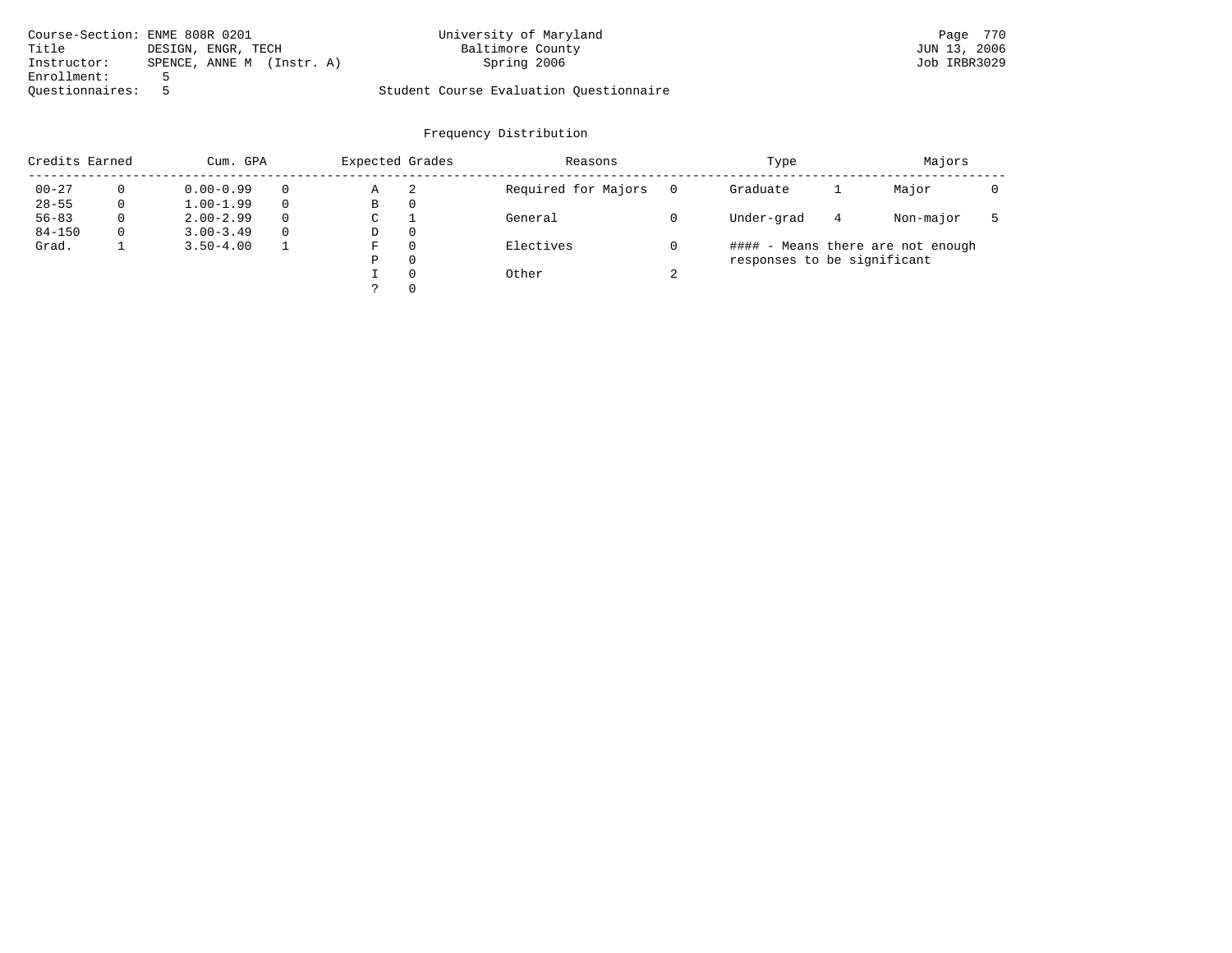Course-Section: ENME 808R 0201
Title: DESIGN, ENGR, TECH
Instructor: SPENCE, ANNE M (Instr. A)
Enrollment: 5
Questionnaires: 5

University of Maryland
Baltimore County
Spring 2006

Student Course Evaluation Questionnaire

JUN 13, 2006
Job IRBR3029

## Frequency Distribution

| Credits Earned | | Cum. GPA | | Expected Grades | | Reasons | | Type | | Majors | |
|---|---|---|---|---|---|---|---|---|---|---|---|
| 00-27 | 0 | 0.00-0.99 | 0 | A | 2 | Required for Majors | 0 | Graduate | 1 | Major | 0 |
| 28-55 | 0 | 1.00-1.99 | 0 | B | 0 | | | | | | |
| 56-83 | 0 | 2.00-2.99 | 0 | C | 1 | General | 0 | Under-grad | 4 | Non-major | 5 |
| 84-150 | 0 | 3.00-3.49 | 0 | D | 0 | | | | | | |
| Grad. | 1 | 3.50-4.00 | 1 | F | 0 | Electives | 0 | | | | |
| | | | | P | 0 | | | | | | |
| | | | | I | 0 | Other | 2 | | | | |
| | | | | ? | 0 | | | | | | |

#### - Means there are not enough responses to be significant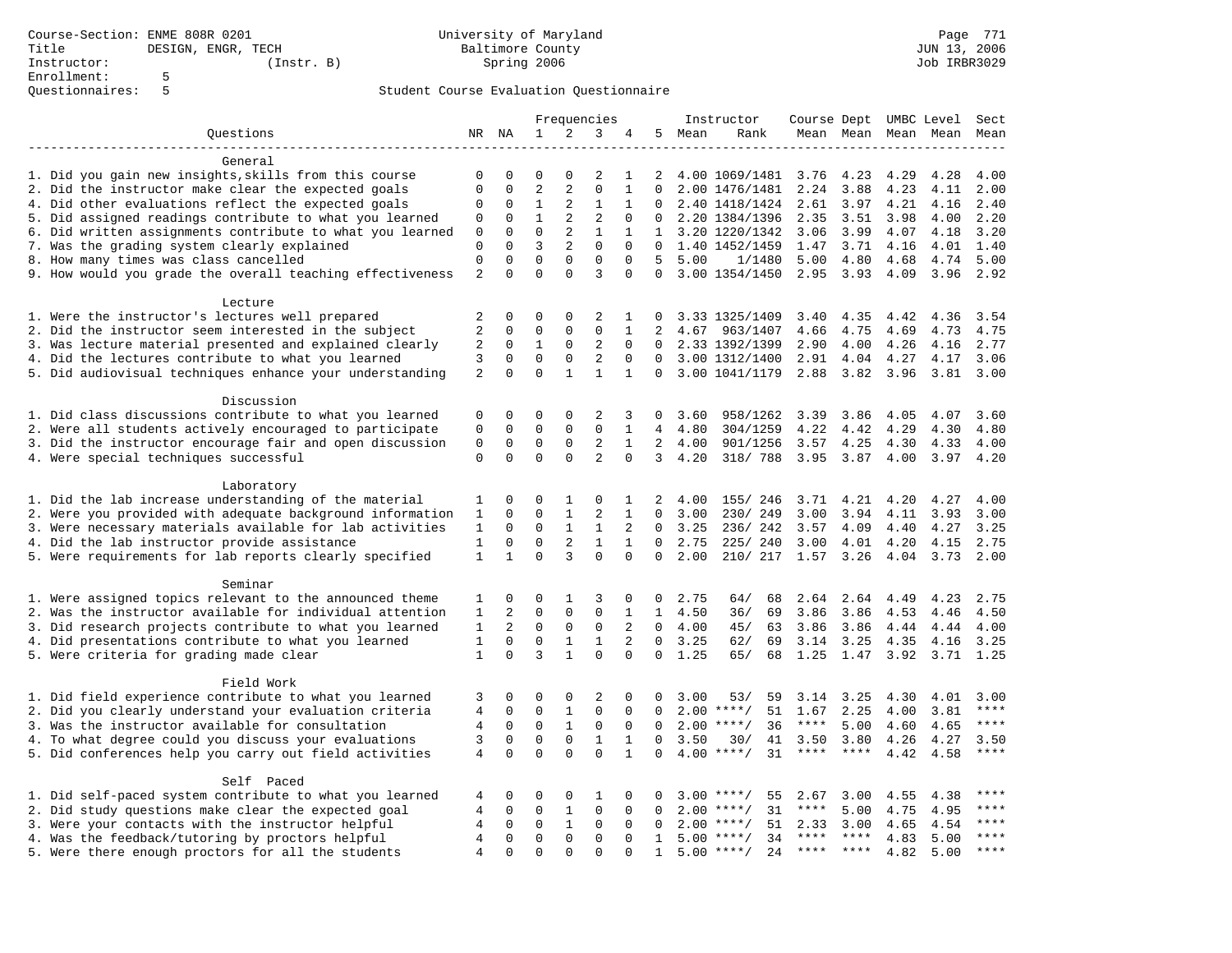Course-Section: ENME 808R 0201
Title: DESIGN, ENGR, TECH
Instructor: (Instr. B)
Enrollment: 5
Questionnaires: 5

University of Maryland
Baltimore County
Spring 2006

JUN 13, 2006
Job IRBR3029

## Student Course Evaluation Questionnaire

| Questions | NR | NA | 1 | 2 | 3 | 4 | 5 | Instructor Mean | Instructor Rank | Course Mean | Dept Mean | UMBC Mean | Level Mean | Sect Mean |
|---|---|---|---|---|---|---|---|---|---|---|---|---|---|---|
| **General** | | | | | | | | | | | | | | |
| 1. Did you gain new insights,skills from this course | 0 | 0 | 0 | 0 | 2 | 1 | 2 | 4.00 | 1069/1481 | 3.76 | 4.23 | 4.29 | 4.28 | 4.00 |
| 2. Did the instructor make clear the expected goals | 0 | 0 | 2 | 2 | 0 | 1 | 0 | 2.00 | 1476/1481 | 2.24 | 3.88 | 4.23 | 4.11 | 2.00 |
| 4. Did other evaluations reflect the expected goals | 0 | 0 | 1 | 2 | 1 | 1 | 0 | 2.40 | 1418/1424 | 2.61 | 3.97 | 4.21 | 4.16 | 2.40 |
| 5. Did assigned readings contribute to what you learned | 0 | 0 | 1 | 2 | 2 | 0 | 0 | 2.20 | 1384/1396 | 2.35 | 3.51 | 3.98 | 4.00 | 2.20 |
| 6. Did written assignments contribute to what you learned | 0 | 0 | 0 | 2 | 1 | 1 | 1 | 3.20 | 1220/1342 | 3.06 | 3.99 | 4.07 | 4.18 | 3.20 |
| 7. Was the grading system clearly explained | 0 | 0 | 3 | 2 | 0 | 0 | 0 | 1.40 | 1452/1459 | 1.47 | 3.71 | 4.16 | 4.01 | 1.40 |
| 8. How many times was class cancelled | 0 | 0 | 0 | 0 | 0 | 0 | 5 | 5.00 | 1/1480 | 5.00 | 4.80 | 4.68 | 4.74 | 5.00 |
| 9. How would you grade the overall teaching effectiveness | 2 | 0 | 0 | 0 | 3 | 0 | 0 | 3.00 | 1354/1450 | 2.95 | 3.93 | 4.09 | 3.96 | 2.92 |
| **Lecture** | | | | | | | | | | | | | | |
| 1. Were the instructor's lectures well prepared | 2 | 0 | 0 | 0 | 2 | 1 | 0 | 3.33 | 1325/1409 | 3.40 | 4.35 | 4.42 | 4.36 | 3.54 |
| 2. Did the instructor seem interested in the subject | 2 | 0 | 0 | 0 | 0 | 1 | 2 | 4.67 | 963/1407 | 4.66 | 4.75 | 4.69 | 4.73 | 4.75 |
| 3. Was lecture material presented and explained clearly | 2 | 0 | 1 | 0 | 2 | 0 | 0 | 2.33 | 1392/1399 | 2.90 | 4.00 | 4.26 | 4.16 | 2.77 |
| 4. Did the lectures contribute to what you learned | 3 | 0 | 0 | 0 | 2 | 0 | 0 | 3.00 | 1312/1400 | 2.91 | 4.04 | 4.27 | 4.17 | 3.06 |
| 5. Did audiovisual techniques enhance your understanding | 2 | 0 | 0 | 1 | 1 | 1 | 0 | 3.00 | 1041/1179 | 2.88 | 3.82 | 3.96 | 3.81 | 3.00 |
| **Discussion** | | | | | | | | | | | | | | |
| 1. Did class discussions contribute to what you learned | 0 | 0 | 0 | 0 | 2 | 3 | 0 | 3.60 | 958/1262 | 3.39 | 3.86 | 4.05 | 4.07 | 3.60 |
| 2. Were all students actively encouraged to participate | 0 | 0 | 0 | 0 | 0 | 1 | 4 | 4.80 | 304/1259 | 4.22 | 4.42 | 4.29 | 4.30 | 4.80 |
| 3. Did the instructor encourage fair and open discussion | 0 | 0 | 0 | 0 | 2 | 1 | 2 | 4.00 | 901/1256 | 3.57 | 4.25 | 4.30 | 4.33 | 4.00 |
| 4. Were special techniques successful | 0 | 0 | 0 | 0 | 2 | 0 | 3 | 4.20 | 318/ 788 | 3.95 | 3.87 | 4.00 | 3.97 | 4.20 |
| **Laboratory** | | | | | | | | | | | | | | |
| 1. Did the lab increase understanding of the material | 1 | 0 | 0 | 1 | 0 | 1 | 2 | 4.00 | 155/ 246 | 3.71 | 4.21 | 4.20 | 4.27 | 4.00 |
| 2. Were you provided with adequate background information | 1 | 0 | 0 | 1 | 2 | 1 | 0 | 3.00 | 230/ 249 | 3.00 | 3.94 | 4.11 | 3.93 | 3.00 |
| 3. Were necessary materials available for lab activities | 1 | 0 | 0 | 1 | 1 | 2 | 0 | 3.25 | 236/ 242 | 3.57 | 4.09 | 4.40 | 4.27 | 3.25 |
| 4. Did the lab instructor provide assistance | 1 | 0 | 0 | 2 | 1 | 1 | 0 | 2.75 | 225/ 240 | 3.00 | 4.01 | 4.20 | 4.15 | 2.75 |
| 5. Were requirements for lab reports clearly specified | 1 | 1 | 0 | 3 | 0 | 0 | 0 | 2.00 | 210/ 217 | 1.57 | 3.26 | 4.04 | 3.73 | 2.00 |
| **Seminar** | | | | | | | | | | | | | | |
| 1. Were assigned topics relevant to the announced theme | 1 | 0 | 0 | 1 | 3 | 0 | 0 | 2.75 | 64/ 68 | 2.64 | 2.64 | 4.49 | 4.23 | 2.75 |
| 2. Was the instructor available for individual attention | 1 | 2 | 0 | 0 | 0 | 1 | 1 | 4.50 | 36/ 69 | 3.86 | 3.86 | 4.53 | 4.46 | 4.50 |
| 3. Did research projects contribute to what you learned | 1 | 2 | 0 | 0 | 0 | 2 | 0 | 4.00 | 45/ 63 | 3.86 | 3.86 | 4.44 | 4.44 | 4.00 |
| 4. Did presentations contribute to what you learned | 1 | 0 | 0 | 1 | 1 | 2 | 0 | 3.25 | 62/ 69 | 3.14 | 3.25 | 4.35 | 4.16 | 3.25 |
| 5. Were criteria for grading made clear | 1 | 0 | 3 | 1 | 0 | 0 | 0 | 1.25 | 65/ 68 | 1.25 | 1.47 | 3.92 | 3.71 | 1.25 |
| **Field Work** | | | | | | | | | | | | | | |
| 1. Did field experience contribute to what you learned | 3 | 0 | 0 | 0 | 2 | 0 | 0 | 3.00 | 53/ 59 | 3.14 | 3.25 | 4.30 | 4.01 | 3.00 |
| 2. Did you clearly understand your evaluation criteria | 4 | 0 | 0 | 1 | 0 | 0 | 0 | 2.00 | ****/ 51 | 1.67 | 2.25 | 4.00 | 3.81 | **** |
| 3. Was the instructor available for consultation | 4 | 0 | 0 | 1 | 0 | 0 | 0 | 2.00 | ****/ 36 | **** | 5.00 | 4.60 | 4.65 | **** |
| 4. To what degree could you discuss your evaluations | 3 | 0 | 0 | 0 | 1 | 1 | 0 | 3.50 | 30/ 41 | 3.50 | 3.80 | 4.26 | 4.27 | 3.50 |
| 5. Did conferences help you carry out field activities | 4 | 0 | 0 | 0 | 0 | 1 | 0 | 4.00 | ****/ 31 | **** | **** | 4.42 | 4.58 | **** |
| **Self Paced** | | | | | | | | | | | | | | |
| 1. Did self-paced system contribute to what you learned | 4 | 0 | 0 | 0 | 1 | 0 | 0 | 3.00 | ****/ 55 | 2.67 | 3.00 | 4.55 | 4.38 | **** |
| 2. Did study questions make clear the expected goal | 4 | 0 | 0 | 1 | 0 | 0 | 0 | 2.00 | ****/ 31 | **** | 5.00 | 4.75 | 4.95 | **** |
| 3. Were your contacts with the instructor helpful | 4 | 0 | 0 | 1 | 0 | 0 | 0 | 2.00 | ****/ 51 | 2.33 | 3.00 | 4.65 | 4.54 | **** |
| 4. Was the feedback/tutoring by proctors helpful | 4 | 0 | 0 | 0 | 0 | 0 | 1 | 5.00 | ****/ 34 | **** | **** | 4.83 | 5.00 | **** |
| 5. Were there enough proctors for all the students | 4 | 0 | 0 | 0 | 0 | 0 | 1 | 5.00 | ****/ 24 | **** | **** | 4.82 | 5.00 | **** |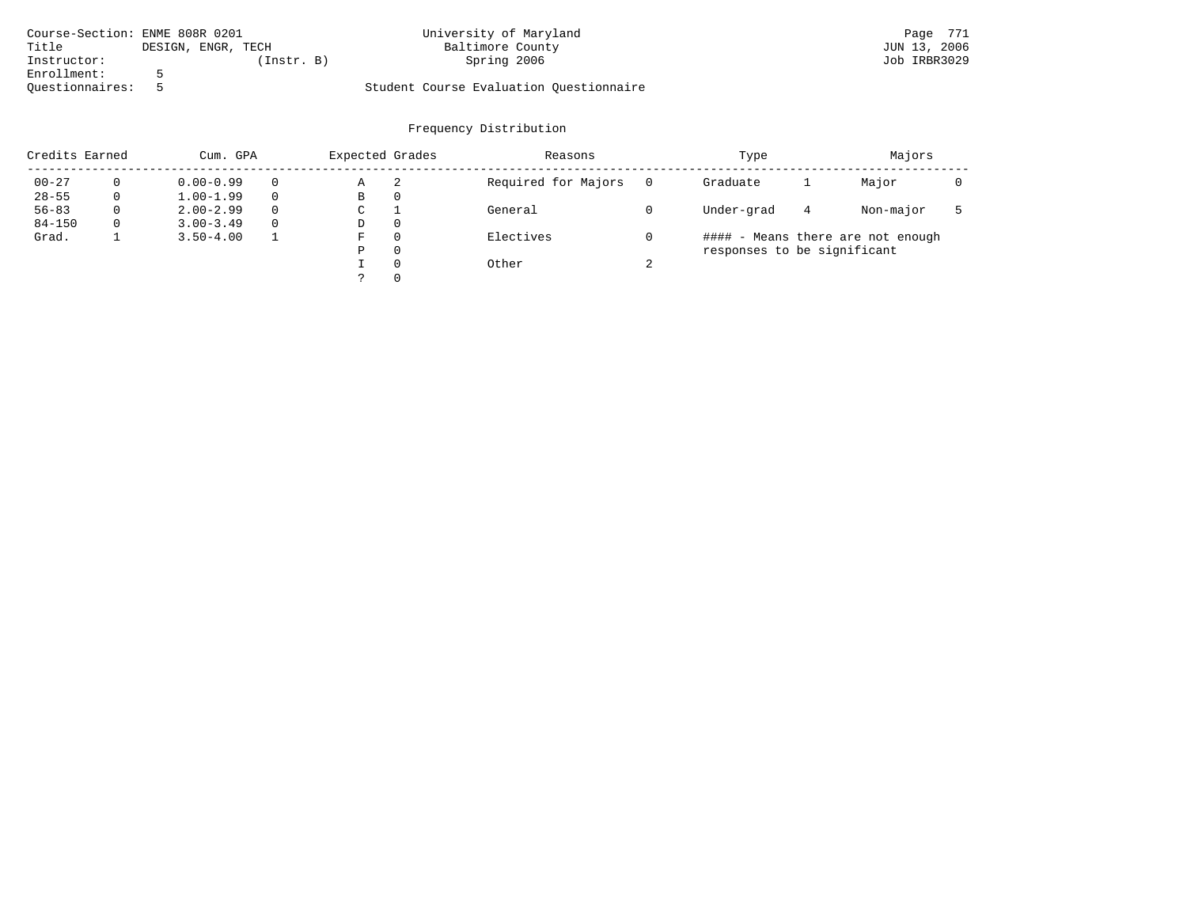Course-Section: ENME 808R 0201
Title DESIGN, ENGR, TECH
Instructor: (Instr. B)
Enrollment: 5
Questionnaires: 5

University of Maryland
Baltimore County
Spring 2006

Student Course Evaluation Questionnaire

JUN 13, 2006
Job IRBR3029

## Frequency Distribution

| Credits Earned | | Cum. GPA | | Expected Grades | | Reasons | | Type | | Majors | |
|---|---|---|---|---|---|---|---|---|---|---|---|
| 00-27 | 0 | 0.00-0.99 | 0 | A | 2 | Required for Majors | 0 | Graduate | 1 | Major | 0 |
| 28-55 | 0 | 1.00-1.99 | 0 | B | 0 | | | | | | |
| 56-83 | 0 | 2.00-2.99 | 0 | C | 1 | General | 0 | Under-grad | 4 | Non-major | 5 |
| 84-150 | 0 | 3.00-3.49 | 0 | D | 0 | | | | | | |
| Grad. | 1 | 3.50-4.00 | 1 | F | 0 | Electives | 0 | | | | |
| | | | | P | 0 | | | | | | |
| | | | | I | 0 | Other | 2 | | | | |
| | | | | ? | 0 | | | | | | |

#### - Means there are not enough responses to be significant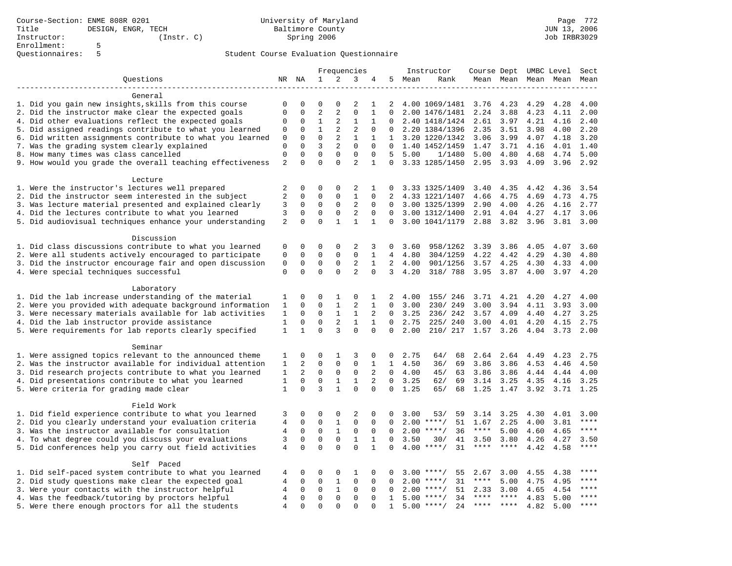Course-Section: ENME 808R 0201
Title: DESIGN, ENGR, TECH
Instructor: (Instr. C)
Enrollment: 5
Questionnaires: 5

University of Maryland
Baltimore County
Spring 2006

JUN 13, 2006
Job IRBR3029

## Student Course Evaluation Questionnaire

| Questions | NR | NA | 1 | 2 | 3 | 4 | 5 | Instructor Mean | Rank | Course Mean | Dept Mean | UMBC Mean | Level Mean | Sect Mean |
|---|---|---|---|---|---|---|---|---|---|---|---|---|---|---|
| **General** | | | | | | | | | | | | | | |
| 1. Did you gain new insights,skills from this course | 0 | 0 | 0 | 0 | 2 | 1 | 2 | 4.00 | 1069/1481 | 3.76 | 4.23 | 4.29 | 4.28 | 4.00 |
| 2. Did the instructor make clear the expected goals | 0 | 0 | 2 | 2 | 0 | 1 | 0 | 2.00 | 1476/1481 | 2.24 | 3.88 | 4.23 | 4.11 | 2.00 |
| 4. Did other evaluations reflect the expected goals | 0 | 0 | 1 | 2 | 1 | 1 | 0 | 2.40 | 1418/1424 | 2.61 | 3.97 | 4.21 | 4.16 | 2.40 |
| 5. Did assigned readings contribute to what you learned | 0 | 0 | 1 | 2 | 2 | 0 | 0 | 2.20 | 1384/1396 | 2.35 | 3.51 | 3.98 | 4.00 | 2.20 |
| 6. Did written assignments contribute to what you learned | 0 | 0 | 0 | 2 | 1 | 1 | 1 | 3.20 | 1220/1342 | 3.06 | 3.99 | 4.07 | 4.18 | 3.20 |
| 7. Was the grading system clearly explained | 0 | 0 | 3 | 2 | 0 | 0 | 0 | 1.40 | 1452/1459 | 1.47 | 3.71 | 4.16 | 4.01 | 1.40 |
| 8. How many times was class cancelled | 0 | 0 | 0 | 0 | 0 | 0 | 5 | 5.00 | 1/1480 | 5.00 | 4.80 | 4.68 | 4.74 | 5.00 |
| 9. How would you grade the overall teaching effectiveness | 2 | 0 | 0 | 0 | 2 | 1 | 0 | 3.33 | 1285/1450 | 2.95 | 3.93 | 4.09 | 3.96 | 2.92 |
| **Lecture** | | | | | | | | | | | | | | |
| 1. Were the instructor's lectures well prepared | 2 | 0 | 0 | 0 | 2 | 1 | 0 | 3.33 | 1325/1409 | 3.40 | 4.35 | 4.42 | 4.36 | 3.54 |
| 2. Did the instructor seem interested in the subject | 2 | 0 | 0 | 0 | 1 | 0 | 2 | 4.33 | 1221/1407 | 4.66 | 4.75 | 4.69 | 4.73 | 4.75 |
| 3. Was lecture material presented and explained clearly | 3 | 0 | 0 | 0 | 2 | 0 | 0 | 3.00 | 1325/1399 | 2.90 | 4.00 | 4.26 | 4.16 | 2.77 |
| 4. Did the lectures contribute to what you learned | 3 | 0 | 0 | 0 | 2 | 0 | 0 | 3.00 | 1312/1400 | 2.91 | 4.04 | 4.27 | 4.17 | 3.06 |
| 5. Did audiovisual techniques enhance your understanding | 2 | 0 | 0 | 1 | 1 | 1 | 0 | 3.00 | 1041/1179 | 2.88 | 3.82 | 3.96 | 3.81 | 3.00 |
| **Discussion** | | | | | | | | | | | | | | |
| 1. Did class discussions contribute to what you learned | 0 | 0 | 0 | 0 | 2 | 3 | 0 | 3.60 | 958/1262 | 3.39 | 3.86 | 4.05 | 4.07 | 3.60 |
| 2. Were all students actively encouraged to participate | 0 | 0 | 0 | 0 | 0 | 1 | 4 | 4.80 | 304/1259 | 4.22 | 4.42 | 4.29 | 4.30 | 4.80 |
| 3. Did the instructor encourage fair and open discussion | 0 | 0 | 0 | 0 | 2 | 1 | 2 | 4.00 | 901/1256 | 3.57 | 4.25 | 4.30 | 4.33 | 4.00 |
| 4. Were special techniques successful | 0 | 0 | 0 | 0 | 2 | 0 | 3 | 4.20 | 318/ 788 | 3.95 | 3.87 | 4.00 | 3.97 | 4.20 |
| **Laboratory** | | | | | | | | | | | | | | |
| 1. Did the lab increase understanding of the material | 1 | 0 | 0 | 1 | 0 | 1 | 2 | 4.00 | 155/ 246 | 3.71 | 4.21 | 4.20 | 4.27 | 4.00 |
| 2. Were you provided with adequate background information | 1 | 0 | 0 | 1 | 2 | 1 | 0 | 3.00 | 230/ 249 | 3.00 | 3.94 | 4.11 | 3.93 | 3.00 |
| 3. Were necessary materials available for lab activities | 1 | 0 | 0 | 1 | 1 | 2 | 0 | 3.25 | 236/ 242 | 3.57 | 4.09 | 4.40 | 4.27 | 3.25 |
| 4. Did the lab instructor provide assistance | 1 | 0 | 0 | 2 | 1 | 1 | 0 | 2.75 | 225/ 240 | 3.00 | 4.01 | 4.20 | 4.15 | 2.75 |
| 5. Were requirements for lab reports clearly specified | 1 | 1 | 0 | 3 | 0 | 0 | 0 | 2.00 | 210/ 217 | 1.57 | 3.26 | 4.04 | 3.73 | 2.00 |
| **Seminar** | | | | | | | | | | | | | | |
| 1. Were assigned topics relevant to the announced theme | 1 | 0 | 0 | 1 | 3 | 0 | 0 | 2.75 | 64/ 68 | 2.64 | 2.64 | 4.49 | 4.23 | 2.75 |
| 2. Was the instructor available for individual attention | 1 | 2 | 0 | 0 | 0 | 1 | 1 | 4.50 | 36/ 69 | 3.86 | 3.86 | 4.53 | 4.46 | 4.50 |
| 3. Did research projects contribute to what you learned | 1 | 2 | 0 | 0 | 0 | 2 | 0 | 4.00 | 45/ 63 | 3.86 | 3.86 | 4.44 | 4.44 | 4.00 |
| 4. Did presentations contribute to what you learned | 1 | 0 | 0 | 1 | 1 | 2 | 0 | 3.25 | 62/ 69 | 3.14 | 3.25 | 4.35 | 4.16 | 3.25 |
| 5. Were criteria for grading made clear | 1 | 0 | 3 | 1 | 0 | 0 | 0 | 1.25 | 65/ 68 | 1.25 | 1.47 | 3.92 | 3.71 | 1.25 |
| **Field Work** | | | | | | | | | | | | | | |
| 1. Did field experience contribute to what you learned | 3 | 0 | 0 | 0 | 2 | 0 | 0 | 3.00 | 53/ 59 | 3.14 | 3.25 | 4.30 | 4.01 | 3.00 |
| 2. Did you clearly understand your evaluation criteria | 4 | 0 | 0 | 1 | 0 | 0 | 0 | 2.00 | ****/ 51 | 1.67 | 2.25 | 4.00 | 3.81 | **** |
| 3. Was the instructor available for consultation | 4 | 0 | 0 | 1 | 0 | 0 | 0 | 2.00 | ****/ 36 | **** | 5.00 | 4.60 | 4.65 | **** |
| 4. To what degree could you discuss your evaluations | 3 | 0 | 0 | 0 | 1 | 1 | 0 | 3.50 | 30/ 41 | 3.50 | 3.80 | 4.26 | 4.27 | 3.50 |
| 5. Did conferences help you carry out field activities | 4 | 0 | 0 | 0 | 0 | 1 | 0 | 4.00 | ****/ 31 | **** | **** | 4.42 | 4.58 | **** |
| **Self Paced** | | | | | | | | | | | | | | |
| 1. Did self-paced system contribute to what you learned | 4 | 0 | 0 | 0 | 1 | 0 | 0 | 3.00 | ****/ 55 | 2.67 | 3.00 | 4.55 | 4.38 | **** |
| 2. Did study questions make clear the expected goal | 4 | 0 | 0 | 1 | 0 | 0 | 0 | 2.00 | ****/ 31 | **** | 5.00 | 4.75 | 4.95 | **** |
| 3. Were your contacts with the instructor helpful | 4 | 0 | 0 | 1 | 0 | 0 | 0 | 2.00 | ****/ 51 | 2.33 | 3.00 | 4.65 | 4.54 | **** |
| 4. Was the feedback/tutoring by proctors helpful | 4 | 0 | 0 | 0 | 0 | 0 | 1 | 5.00 | ****/ 34 | **** | **** | 4.83 | 5.00 | **** |
| 5. Were there enough proctors for all the students | 4 | 0 | 0 | 0 | 0 | 0 | 1 | 5.00 | ****/ 24 | **** | **** | 4.82 | 5.00 | **** |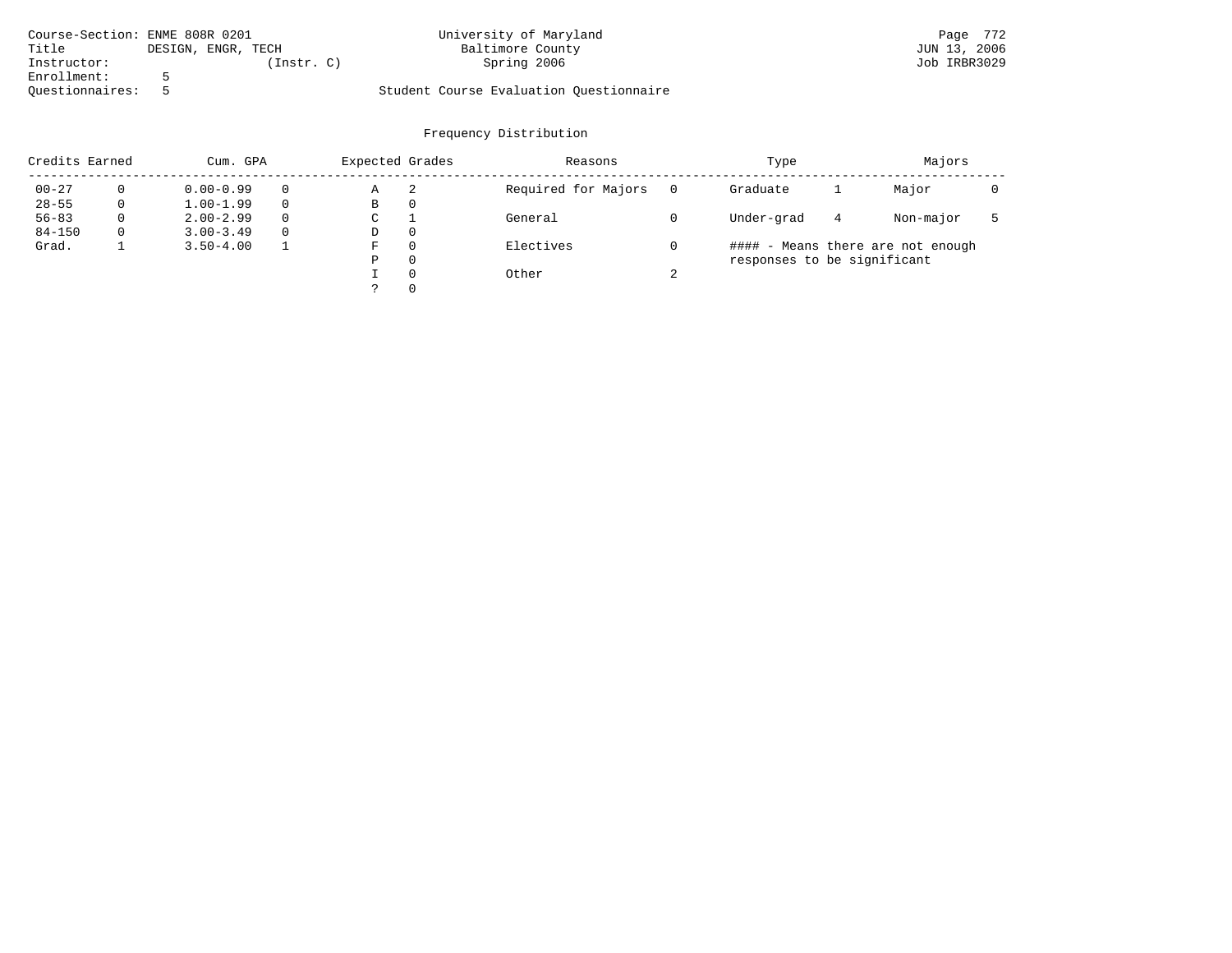Course-Section: ENME 808R 0201
Title DESIGN, ENGR, TECH
Instructor: (Instr. C)
Enrollment: 5
Questionnaires: 5

University of Maryland
Baltimore County
Spring 2006

Student Course Evaluation Questionnaire

Page 772
JUN 13, 2006
Job IRBR3029

## Frequency Distribution

| Credits Earned | | Cum. GPA | | Expected Grades | | Reasons | | Type | | Majors | |
|---|---|---|---|---|---|---|---|---|---|---|---|
| 00-27 | 0 | 0.00-0.99 | 0 | A | 2 | Required for Majors | 0 | Graduate | 1 | Major | 0 |
| 28-55 | 0 | 1.00-1.99 | 0 | B | 0 | | | | | | |
| 56-83 | 0 | 2.00-2.99 | 0 | C | 1 | General | 0 | Under-grad | 4 | Non-major | 5 |
| 84-150 | 0 | 3.00-3.49 | 0 | D | 0 | | | | | | |
| Grad. | 1 | 3.50-4.00 | 1 | F | 0 | Electives | 0 | | | | |
| | | | | P | 0 | | | | | | |
| | | | | I | 0 | Other | 2 | | | | |
| | | | | ? | 0 | | | | | | |

#### - Means there are not enough responses to be significant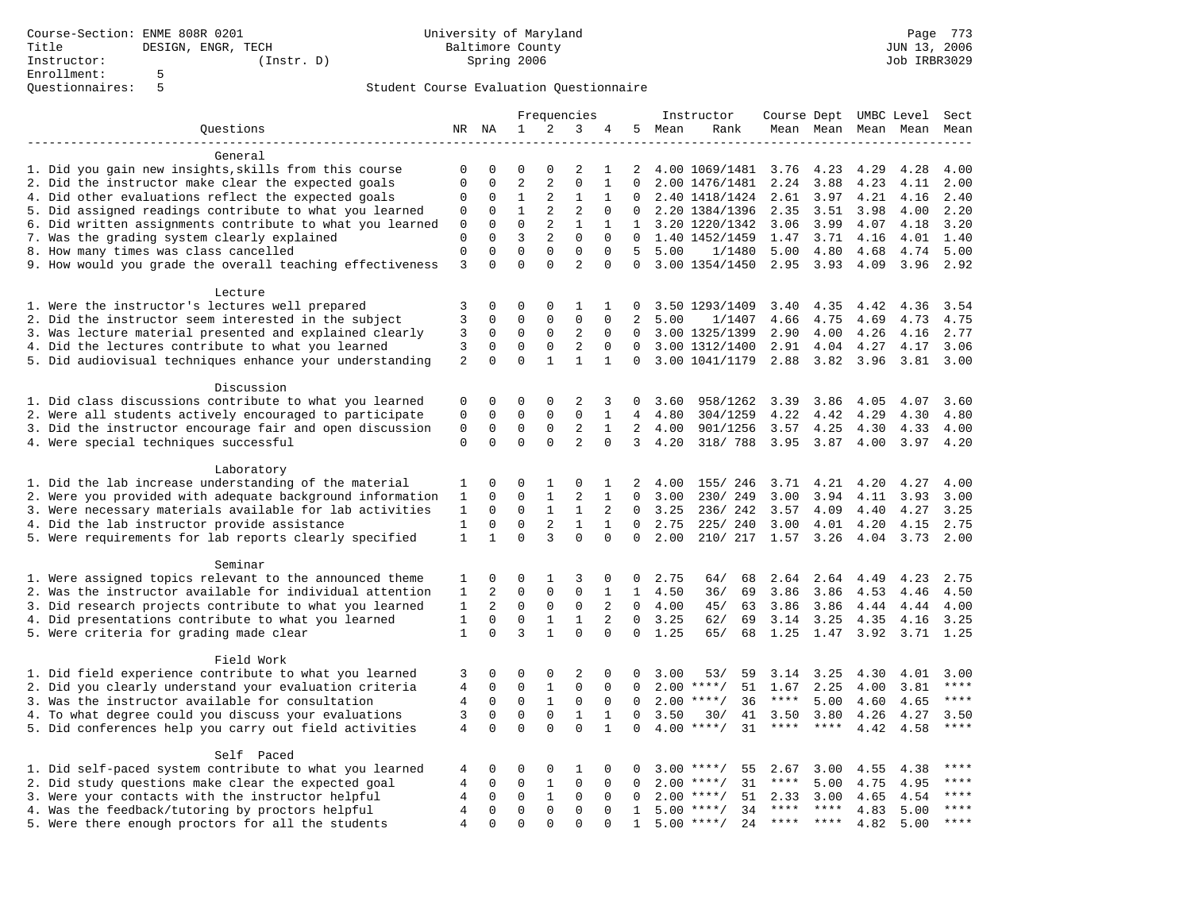Course-Section: ENME 808R 0201
Title: DESIGN, ENGR, TECH
Instructor: (Instr. D)
Enrollment: 5
Questionnaires: 5

University of Maryland
Baltimore County
Spring 2006

JUN 13, 2006
Job IRBR3029

## Student Course Evaluation Questionnaire

| Questions | NR | NA | 1 | 2 | 3 | 4 | 5 | Instructor Mean | Rank | Course Mean | Dept Mean | UMBC Mean | Level Mean | Sect Mean |
|---|---|---|---|---|---|---|---|---|---|---|---|---|---|---|
| **General** | | | | | | | | | | | | | | |
| 1. Did you gain new insights,skills from this course | 0 | 0 | 0 | 0 | 2 | 1 | 2 | 4.00 | 1069/1481 | 3.76 | 4.23 | 4.29 | 4.28 | 4.00 |
| 2. Did the instructor make clear the expected goals | 0 | 0 | 2 | 2 | 0 | 1 | 0 | 2.00 | 1476/1481 | 2.24 | 3.88 | 4.23 | 4.11 | 2.00 |
| 4. Did other evaluations reflect the expected goals | 0 | 0 | 1 | 2 | 1 | 1 | 0 | 2.40 | 1418/1424 | 2.61 | 3.97 | 4.21 | 4.16 | 2.40 |
| 5. Did assigned readings contribute to what you learned | 0 | 0 | 1 | 2 | 2 | 0 | 0 | 2.20 | 1384/1396 | 2.35 | 3.51 | 3.98 | 4.00 | 2.20 |
| 6. Did written assignments contribute to what you learned | 0 | 0 | 0 | 2 | 1 | 1 | 1 | 3.20 | 1220/1342 | 3.06 | 3.99 | 4.07 | 4.18 | 3.20 |
| 7. Was the grading system clearly explained | 0 | 0 | 3 | 2 | 0 | 0 | 0 | 1.40 | 1452/1459 | 1.47 | 3.71 | 4.16 | 4.01 | 1.40 |
| 8. How many times was class cancelled | 0 | 0 | 0 | 0 | 0 | 0 | 5 | 5.00 | 1/1480 | 5.00 | 4.80 | 4.68 | 4.74 | 5.00 |
| 9. How would you grade the overall teaching effectiveness | 3 | 0 | 0 | 0 | 2 | 0 | 0 | 3.00 | 1354/1450 | 2.95 | 3.93 | 4.09 | 3.96 | 2.92 |
| **Lecture** | | | | | | | | | | | | | | |
| 1. Were the instructor's lectures well prepared | 3 | 0 | 0 | 0 | 1 | 1 | 0 | 3.50 | 1293/1409 | 3.40 | 4.35 | 4.42 | 4.36 | 3.54 |
| 2. Did the instructor seem interested in the subject | 3 | 0 | 0 | 0 | 0 | 0 | 2 | 5.00 | 1/1407 | 4.66 | 4.75 | 4.69 | 4.73 | 4.75 |
| 3. Was lecture material presented and explained clearly | 3 | 0 | 0 | 0 | 2 | 0 | 0 | 3.00 | 1325/1399 | 2.90 | 4.00 | 4.26 | 4.16 | 2.77 |
| 4. Did the lectures contribute to what you learned | 3 | 0 | 0 | 0 | 2 | 0 | 0 | 3.00 | 1312/1400 | 2.91 | 4.04 | 4.27 | 4.17 | 3.06 |
| 5. Did audiovisual techniques enhance your understanding | 2 | 0 | 0 | 1 | 1 | 1 | 0 | 3.00 | 1041/1179 | 2.88 | 3.82 | 3.96 | 3.81 | 3.00 |
| **Discussion** | | | | | | | | | | | | | | |
| 1. Did class discussions contribute to what you learned | 0 | 0 | 0 | 0 | 2 | 3 | 0 | 3.60 | 958/1262 | 3.39 | 3.86 | 4.05 | 4.07 | 3.60 |
| 2. Were all students actively encouraged to participate | 0 | 0 | 0 | 0 | 0 | 1 | 4 | 4.80 | 304/1259 | 4.22 | 4.42 | 4.29 | 4.30 | 4.80 |
| 3. Did the instructor encourage fair and open discussion | 0 | 0 | 0 | 0 | 2 | 1 | 2 | 4.00 | 901/1256 | 3.57 | 4.25 | 4.30 | 4.33 | 4.00 |
| 4. Were special techniques successful | 0 | 0 | 0 | 0 | 2 | 0 | 3 | 4.20 | 318/ 788 | 3.95 | 3.87 | 4.00 | 3.97 | 4.20 |
| **Laboratory** | | | | | | | | | | | | | | |
| 1. Did the lab increase understanding of the material | 1 | 0 | 0 | 1 | 0 | 1 | 2 | 4.00 | 155/ 246 | 3.71 | 4.21 | 4.20 | 4.27 | 4.00 |
| 2. Were you provided with adequate background information | 1 | 0 | 0 | 1 | 2 | 1 | 0 | 3.00 | 230/ 249 | 3.00 | 3.94 | 4.11 | 3.93 | 3.00 |
| 3. Were necessary materials available for lab activities | 1 | 0 | 0 | 1 | 1 | 2 | 0 | 3.25 | 236/ 242 | 3.57 | 4.09 | 4.40 | 4.27 | 3.25 |
| 4. Did the lab instructor provide assistance | 1 | 0 | 0 | 2 | 1 | 1 | 0 | 2.75 | 225/ 240 | 3.00 | 4.01 | 4.20 | 4.15 | 2.75 |
| 5. Were requirements for lab reports clearly specified | 1 | 1 | 0 | 3 | 0 | 0 | 0 | 2.00 | 210/ 217 | 1.57 | 3.26 | 4.04 | 3.73 | 2.00 |
| **Seminar** | | | | | | | | | | | | | | |
| 1. Were assigned topics relevant to the announced theme | 1 | 0 | 0 | 1 | 3 | 0 | 0 | 2.75 | 64/ 68 | 2.64 | 2.64 | 4.49 | 4.23 | 2.75 |
| 2. Was the instructor available for individual attention | 1 | 2 | 0 | 0 | 0 | 1 | 1 | 4.50 | 36/ 69 | 3.86 | 3.86 | 4.53 | 4.46 | 4.50 |
| 3. Did research projects contribute to what you learned | 1 | 2 | 0 | 0 | 0 | 2 | 0 | 4.00 | 45/ 63 | 3.86 | 3.86 | 4.44 | 4.44 | 4.00 |
| 4. Did presentations contribute to what you learned | 1 | 0 | 0 | 1 | 1 | 2 | 0 | 3.25 | 62/ 69 | 3.14 | 3.25 | 4.35 | 4.16 | 3.25 |
| 5. Were criteria for grading made clear | 1 | 0 | 3 | 1 | 0 | 0 | 0 | 1.25 | 65/ 68 | 1.25 | 1.47 | 3.92 | 3.71 | 1.25 |
| **Field Work** | | | | | | | | | | | | | | |
| 1. Did field experience contribute to what you learned | 3 | 0 | 0 | 0 | 2 | 0 | 0 | 3.00 | 53/ 59 | 3.14 | 3.25 | 4.30 | 4.01 | 3.00 |
| 2. Did you clearly understand your evaluation criteria | 4 | 0 | 0 | 1 | 0 | 0 | 0 | 2.00 | ****/ 51 | 1.67 | 2.25 | 4.00 | 3.81 | **** |
| 3. Was the instructor available for consultation | 4 | 0 | 0 | 1 | 0 | 0 | 0 | 2.00 | ****/ 36 | **** | 5.00 | 4.60 | 4.65 | **** |
| 4. To what degree could you discuss your evaluations | 3 | 0 | 0 | 0 | 1 | 1 | 0 | 3.50 | 30/ 41 | 3.50 | 3.80 | 4.26 | 4.27 | 3.50 |
| 5. Did conferences help you carry out field activities | 4 | 0 | 0 | 0 | 0 | 1 | 0 | 4.00 | ****/ 31 | **** | **** | 4.42 | 4.58 | **** |
| **Self Paced** | | | | | | | | | | | | | | |
| 1. Did self-paced system contribute to what you learned | 4 | 0 | 0 | 0 | 1 | 0 | 0 | 3.00 | ****/ 55 | 2.67 | 3.00 | 4.55 | 4.38 | **** |
| 2. Did study questions make clear the expected goal | 4 | 0 | 0 | 1 | 0 | 0 | 0 | 2.00 | ****/ 31 | **** | 5.00 | 4.75 | 4.95 | **** |
| 3. Were your contacts with the instructor helpful | 4 | 0 | 0 | 1 | 0 | 0 | 0 | 2.00 | ****/ 51 | 2.33 | 3.00 | 4.65 | 4.54 | **** |
| 4. Was the feedback/tutoring by proctors helpful | 4 | 0 | 0 | 0 | 0 | 0 | 1 | 5.00 | ****/ 34 | **** | **** | 4.83 | 5.00 | **** |
| 5. Were there enough proctors for all the students | 4 | 0 | 0 | 0 | 0 | 0 | 1 | 5.00 | ****/ 24 | **** | **** | 4.82 | 5.00 | **** |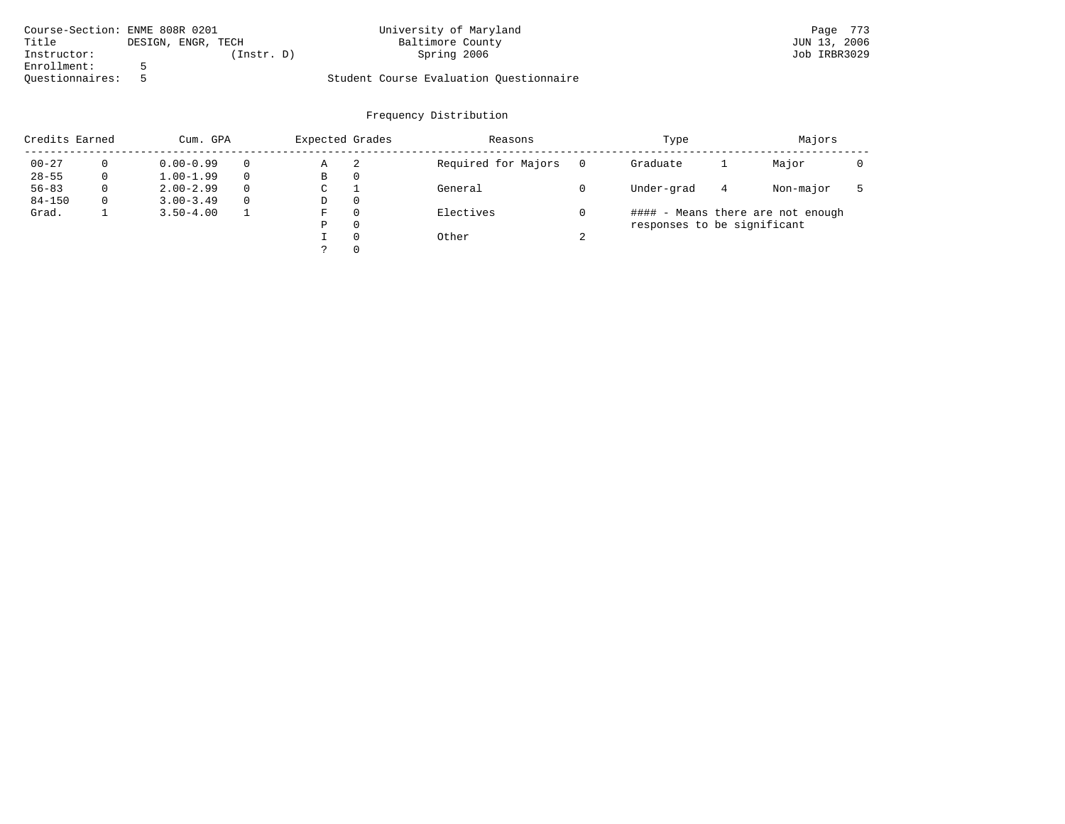Course-Section: ENME 808R 0201
Title DESIGN, ENGR, TECH
Instructor: (Instr. D)
Enrollment: 5
Questionnaires: 5

University of Maryland
Baltimore County
Spring 2006

Student Course Evaluation Questionnaire

Page 773
JUN 13, 2006
Job IRBR3029

## Frequency Distribution

| Credits Earned | | Cum. GPA | | Expected Grades | | Reasons | | Type | | Majors | |
|---|---|---|---|---|---|---|---|---|---|---|---|
| 00-27 | 0 | 0.00-0.99 | 0 | A | 2 | Required for Majors | 0 | Graduate | 1 | Major | 0 |
| 28-55 | 0 | 1.00-1.99 | 0 | B | 0 | | | | | | |
| 56-83 | 0 | 2.00-2.99 | 0 | C | 1 | General | 0 | Under-grad | 4 | Non-major | 5 |
| 84-150 | 0 | 3.00-3.49 | 0 | D | 0 | | | | | | |
| Grad. | 1 | 3.50-4.00 | 1 | F | 0 | Electives | 0 | | | | |
| | | | | P | 0 | | | | | | |
| | | | | I | 0 | Other | 2 | | | | |
| | | | | ? | 0 | | | | | | |

#### - Means there are not enough responses to be significant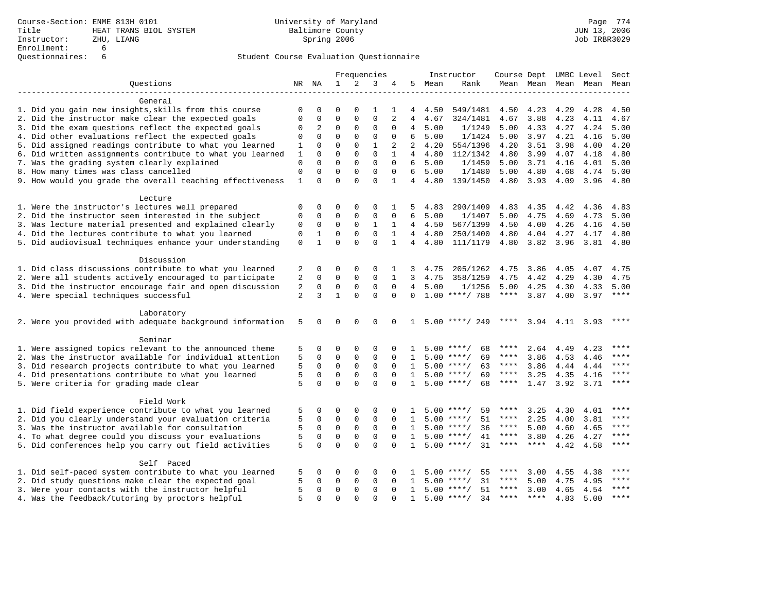Course-Section: ENME 813H 0101
Title: HEAT TRANS BIOL SYSTEM
Instructor: ZHU, LIANG
Enrollment: 6
Questionnaires: 6

University of Maryland
Baltimore County
Spring 2006

Student Course Evaluation Questionnaire

| Questions | NR | NA | 1 | 2 | 3 | 4 | 5 | Instructor Mean | Rank | Course Mean | Dept Mean | UMBC Level Mean | Level Mean | Sect Mean |
|---|---|---|---|---|---|---|---|---|---|---|---|---|---|---|
| **General** | | | | | | | | | | | | | | |
| 1. Did you gain new insights,skills from this course | 0 | 0 | 0 | 0 | 1 | 1 | 4 | 4.50 | 549/1481 | 4.50 | 4.23 | 4.29 | 4.28 | 4.50 |
| 2. Did the instructor make clear the expected goals | 0 | 0 | 0 | 0 | 0 | 2 | 4 | 4.67 | 324/1481 | 4.67 | 3.88 | 4.23 | 4.11 | 4.67 |
| 3. Did the exam questions reflect the expected goals | 0 | 2 | 0 | 0 | 0 | 0 | 4 | 5.00 | 1/1249 | 5.00 | 4.33 | 4.27 | 4.24 | 5.00 |
| 4. Did other evaluations reflect the expected goals | 0 | 0 | 0 | 0 | 0 | 0 | 6 | 5.00 | 1/1424 | 5.00 | 3.97 | 4.21 | 4.16 | 5.00 |
| 5. Did assigned readings contribute to what you learned | 1 | 0 | 0 | 0 | 1 | 2 | 2 | 4.20 | 554/1396 | 4.20 | 3.51 | 3.98 | 4.00 | 4.20 |
| 6. Did written assignments contribute to what you learned | 1 | 0 | 0 | 0 | 0 | 1 | 4 | 4.80 | 112/1342 | 4.80 | 3.99 | 4.07 | 4.18 | 4.80 |
| 7. Was the grading system clearly explained | 0 | 0 | 0 | 0 | 0 | 0 | 6 | 5.00 | 1/1459 | 5.00 | 3.71 | 4.16 | 4.01 | 5.00 |
| 8. How many times was class cancelled | 0 | 0 | 0 | 0 | 0 | 0 | 6 | 5.00 | 1/1480 | 5.00 | 4.80 | 4.68 | 4.74 | 5.00 |
| 9. How would you grade the overall teaching effectiveness | 1 | 0 | 0 | 0 | 0 | 1 | 4 | 4.80 | 139/1450 | 4.80 | 3.93 | 4.09 | 3.96 | 4.80 |
| **Lecture** | | | | | | | | | | | | | | |
| 1. Were the instructor's lectures well prepared | 0 | 0 | 0 | 0 | 0 | 1 | 5 | 4.83 | 290/1409 | 4.83 | 4.35 | 4.42 | 4.36 | 4.83 |
| 2. Did the instructor seem interested in the subject | 0 | 0 | 0 | 0 | 0 | 0 | 6 | 5.00 | 1/1407 | 5.00 | 4.75 | 4.69 | 4.73 | 5.00 |
| 3. Was lecture material presented and explained clearly | 0 | 0 | 0 | 0 | 1 | 1 | 4 | 4.50 | 567/1399 | 4.50 | 4.00 | 4.26 | 4.16 | 4.50 |
| 4. Did the lectures contribute to what you learned | 0 | 1 | 0 | 0 | 0 | 1 | 4 | 4.80 | 250/1400 | 4.80 | 4.04 | 4.27 | 4.17 | 4.80 |
| 5. Did audiovisual techniques enhance your understanding | 0 | 1 | 0 | 0 | 0 | 1 | 4 | 4.80 | 111/1179 | 4.80 | 3.82 | 3.96 | 3.81 | 4.80 |
| **Discussion** | | | | | | | | | | | | | | |
| 1. Did class discussions contribute to what you learned | 2 | 0 | 0 | 0 | 0 | 1 | 3 | 4.75 | 205/1262 | 4.75 | 3.86 | 4.05 | 4.07 | 4.75 |
| 2. Were all students actively encouraged to participate | 2 | 0 | 0 | 0 | 0 | 1 | 3 | 4.75 | 358/1259 | 4.75 | 4.42 | 4.29 | 4.30 | 4.75 |
| 3. Did the instructor encourage fair and open discussion | 2 | 0 | 0 | 0 | 0 | 0 | 4 | 5.00 | 1/1256 | 5.00 | 4.25 | 4.30 | 4.33 | 5.00 |
| 4. Were special techniques successful | 2 | 3 | 1 | 0 | 0 | 0 | 0 | 1.00 | ****/ 788 | **** | 3.87 | 4.00 | 3.97 | **** |
| **Laboratory** | | | | | | | | | | | | | | |
| 2. Were you provided with adequate background information | 5 | 0 | 0 | 0 | 0 | 0 | 1 | 5.00 | ****/ 249 | **** | 3.94 | 4.11 | 3.93 | **** |
| **Seminar** | | | | | | | | | | | | | | |
| 1. Were assigned topics relevant to the announced theme | 5 | 0 | 0 | 0 | 0 | 0 | 1 | 5.00 | ****/ 68 | **** | 2.64 | 4.49 | 4.23 | **** |
| 2. Was the instructor available for individual attention | 5 | 0 | 0 | 0 | 0 | 0 | 1 | 5.00 | ****/ 69 | **** | 3.86 | 4.53 | 4.46 | **** |
| 3. Did research projects contribute to what you learned | 5 | 0 | 0 | 0 | 0 | 0 | 1 | 5.00 | ****/ 63 | **** | 3.86 | 4.44 | 4.44 | **** |
| 4. Did presentations contribute to what you learned | 5 | 0 | 0 | 0 | 0 | 0 | 1 | 5.00 | ****/ 69 | **** | 3.25 | 4.35 | 4.16 | **** |
| 5. Were criteria for grading made clear | 5 | 0 | 0 | 0 | 0 | 0 | 1 | 5.00 | ****/ 68 | **** | 1.47 | 3.92 | 3.71 | **** |
| **Field Work** | | | | | | | | | | | | | | |
| 1. Did field experience contribute to what you learned | 5 | 0 | 0 | 0 | 0 | 0 | 1 | 5.00 | ****/ 59 | **** | 3.25 | 4.30 | 4.01 | **** |
| 2. Did you clearly understand your evaluation criteria | 5 | 0 | 0 | 0 | 0 | 0 | 1 | 5.00 | ****/ 51 | **** | 2.25 | 4.00 | 3.81 | **** |
| 3. Was the instructor available for consultation | 5 | 0 | 0 | 0 | 0 | 0 | 1 | 5.00 | ****/ 36 | **** | 5.00 | 4.60 | 4.65 | **** |
| 4. To what degree could you discuss your evaluations | 5 | 0 | 0 | 0 | 0 | 0 | 1 | 5.00 | ****/ 41 | **** | 3.80 | 4.26 | 4.27 | **** |
| 5. Did conferences help you carry out field activities | 5 | 0 | 0 | 0 | 0 | 0 | 1 | 5.00 | ****/ 31 | **** | **** | 4.42 | 4.58 | **** |
| **Self Paced** | | | | | | | | | | | | | | |
| 1. Did self-paced system contribute to what you learned | 5 | 0 | 0 | 0 | 0 | 0 | 1 | 5.00 | ****/ 55 | **** | 3.00 | 4.55 | 4.38 | **** |
| 2. Did study questions make clear the expected goal | 5 | 0 | 0 | 0 | 0 | 0 | 1 | 5.00 | ****/ 31 | **** | 5.00 | 4.75 | 4.95 | **** |
| 3. Were your contacts with the instructor helpful | 5 | 0 | 0 | 0 | 0 | 0 | 1 | 5.00 | ****/ 51 | **** | 3.00 | 4.65 | 4.54 | **** |
| 4. Was the feedback/tutoring by proctors helpful | 5 | 0 | 0 | 0 | 0 | 0 | 1 | 5.00 | ****/ 34 | **** | **** | 4.83 | 5.00 | **** |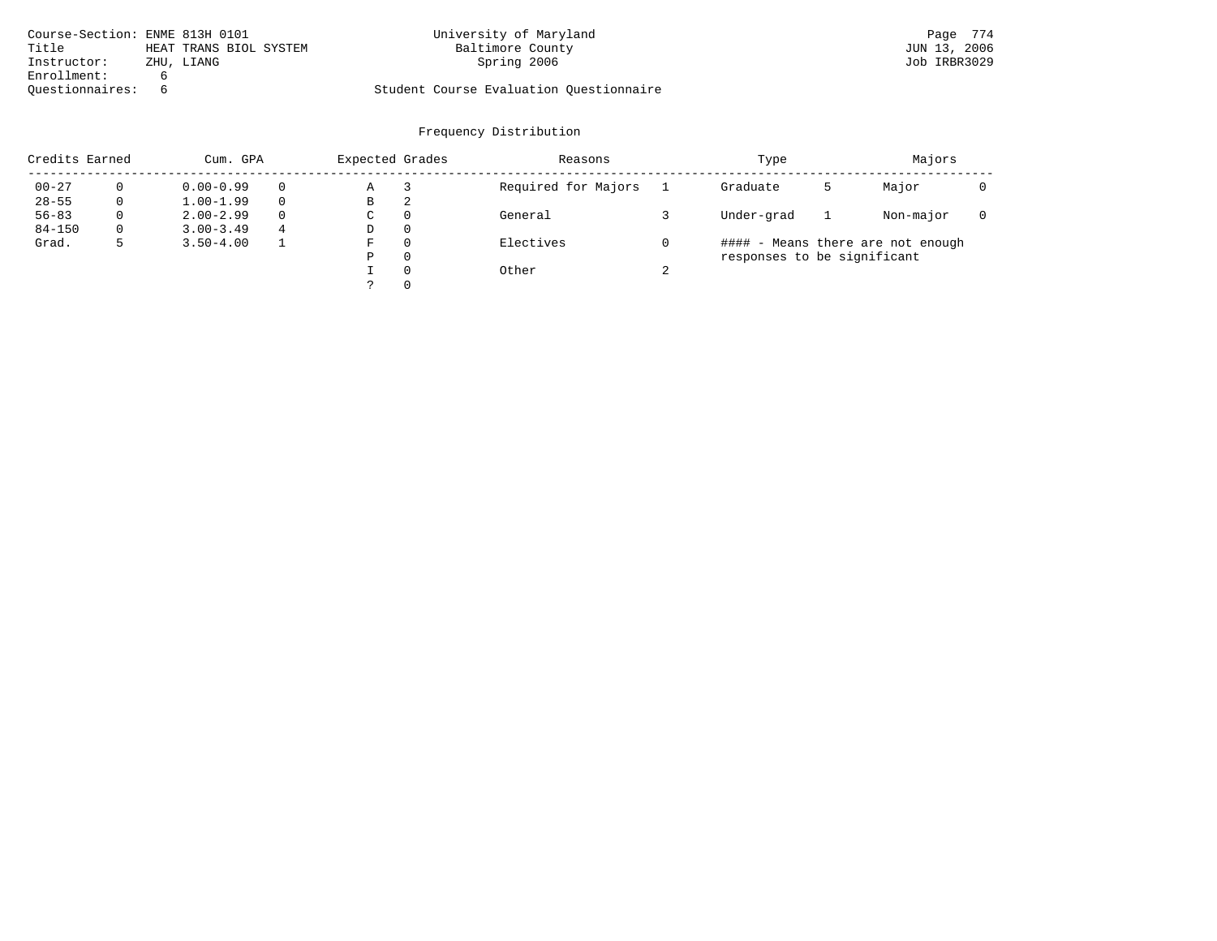Course-Section: ENME 813H 0101
Title: HEAT TRANS BIOL SYSTEM
Instructor: ZHU, LIANG
Enrollment: 6
Questionnaires: 6

University of Maryland
Baltimore County
Spring 2006

Student Course Evaluation Questionnaire

## Frequency Distribution

| Credits Earned | | Cum. GPA | | Expected Grades | | Reasons | | Type | | Majors | |
|---|---|---|---|---|---|---|---|---|---|---|---|
| 00-27 | 0 | 0.00-0.99 | 0 | A | 3 | Required for Majors | 1 | Graduate | 5 | Major | 0 |
| 28-55 | 0 | 1.00-1.99 | 0 | B | 2 | | | | | | |
| 56-83 | 0 | 2.00-2.99 | 0 | C | 0 | General | 3 | Under-grad | 1 | Non-major | 0 |
| 84-150 | 0 | 3.00-3.49 | 4 | D | 0 | | | | | | |
| Grad. | 5 | 3.50-4.00 | 1 | F | 0 | Electives | 0 | | | | |
| | | | | P | 0 | | | | | | |
| | | | | I | 0 | Other | 2 | | | | |
| | | | | ? | 0 | | | | | | |

#### - Means there are not enough responses to be significant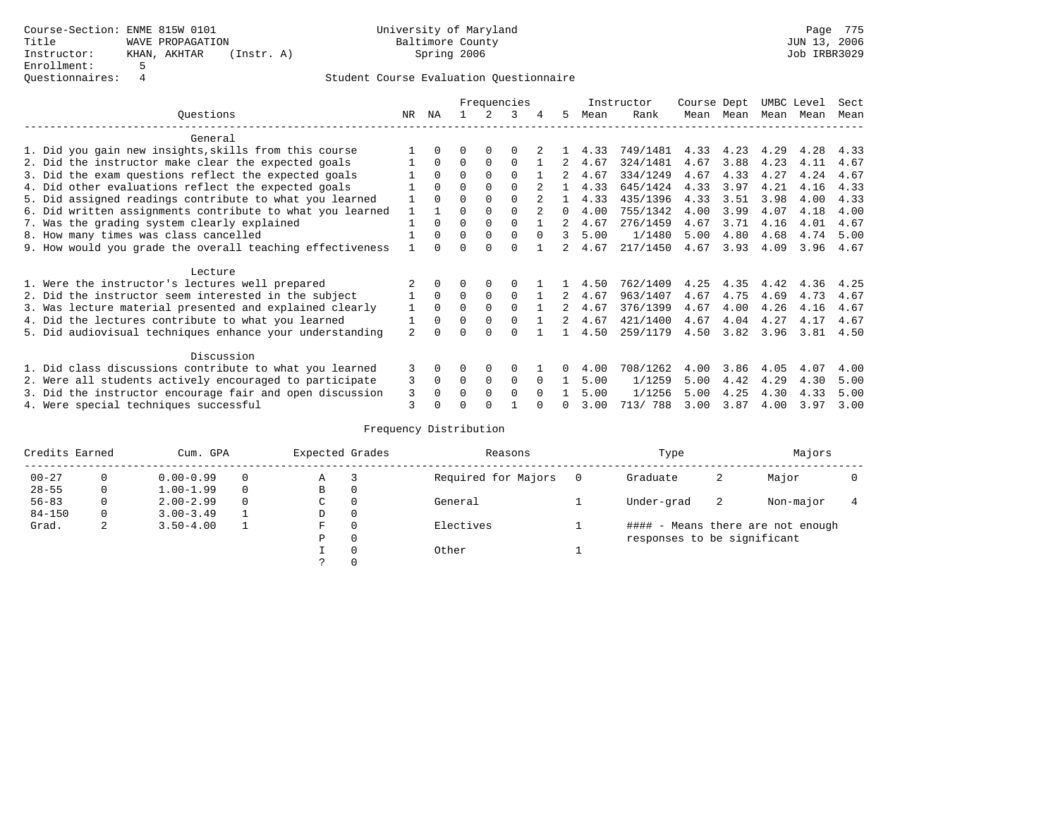Course-Section: ENME 815W 0101
Title: WAVE PROPAGATION
Instructor: KHAN, AKHTAR (Instr. A)
Enrollment: 5
Questionnaires: 4

University of Maryland
Baltimore County
Spring 2006

Student Course Evaluation Questionnaire

| Questions | NR | NA | 1 | 2 | 3 | 4 | 5 | Instructor Mean | Rank | Course Mean | Dept Mean | UMBC Mean | Level Mean | Sect Mean |
|---|---|---|---|---|---|---|---|---|---|---|---|---|---|---|
| **General** | | | | | | | | | | | | | | |
| 1. Did you gain new insights,skills from this course | 1 | 0 | 0 | 0 | 0 | 2 | 1 | 4.33 | 749/1481 | 4.33 | 4.23 | 4.29 | 4.28 | 4.33 |
| 2. Did the instructor make clear the expected goals | 1 | 0 | 0 | 0 | 0 | 1 | 2 | 4.67 | 324/1481 | 4.67 | 3.88 | 4.23 | 4.11 | 4.67 |
| 3. Did the exam questions reflect the expected goals | 1 | 0 | 0 | 0 | 0 | 1 | 2 | 4.67 | 334/1249 | 4.67 | 4.33 | 4.27 | 4.24 | 4.67 |
| 4. Did other evaluations reflect the expected goals | 1 | 0 | 0 | 0 | 0 | 2 | 1 | 4.33 | 645/1424 | 4.33 | 3.97 | 4.21 | 4.16 | 4.33 |
| 5. Did assigned readings contribute to what you learned | 1 | 0 | 0 | 0 | 0 | 2 | 1 | 4.33 | 435/1396 | 4.33 | 3.51 | 3.98 | 4.00 | 4.33 |
| 6. Did written assignments contribute to what you learned | 1 | 1 | 0 | 0 | 0 | 2 | 0 | 4.00 | 755/1342 | 4.00 | 3.99 | 4.07 | 4.18 | 4.00 |
| 7. Was the grading system clearly explained | 1 | 0 | 0 | 0 | 0 | 1 | 2 | 4.67 | 276/1459 | 4.67 | 3.71 | 4.16 | 4.01 | 4.67 |
| 8. How many times was class cancelled | 1 | 0 | 0 | 0 | 0 | 0 | 3 | 5.00 | 1/1480 | 5.00 | 4.80 | 4.68 | 4.74 | 5.00 |
| 9. How would you grade the overall teaching effectiveness | 1 | 0 | 0 | 0 | 0 | 1 | 2 | 4.67 | 217/1450 | 4.67 | 3.93 | 4.09 | 3.96 | 4.67 |
| **Lecture** | | | | | | | | | | | | | | |
| 1. Were the instructor's lectures well prepared | 2 | 0 | 0 | 0 | 0 | 1 | 1 | 4.50 | 762/1409 | 4.25 | 4.35 | 4.42 | 4.36 | 4.25 |
| 2. Did the instructor seem interested in the subject | 1 | 0 | 0 | 0 | 0 | 1 | 2 | 4.67 | 963/1407 | 4.67 | 4.75 | 4.69 | 4.73 | 4.67 |
| 3. Was lecture material presented and explained clearly | 1 | 0 | 0 | 0 | 0 | 1 | 2 | 4.67 | 376/1399 | 4.67 | 4.00 | 4.26 | 4.16 | 4.67 |
| 4. Did the lectures contribute to what you learned | 1 | 0 | 0 | 0 | 0 | 1 | 2 | 4.67 | 421/1400 | 4.67 | 4.04 | 4.27 | 4.17 | 4.67 |
| 5. Did audiovisual techniques enhance your understanding | 2 | 0 | 0 | 0 | 0 | 1 | 1 | 4.50 | 259/1179 | 4.50 | 3.82 | 3.96 | 3.81 | 4.50 |
| **Discussion** | | | | | | | | | | | | | | |
| 1. Did class discussions contribute to what you learned | 3 | 0 | 0 | 0 | 0 | 1 | 0 | 4.00 | 708/1262 | 4.00 | 3.86 | 4.05 | 4.07 | 4.00 |
| 2. Were all students actively encouraged to participate | 3 | 0 | 0 | 0 | 0 | 0 | 1 | 5.00 | 1/1259 | 5.00 | 4.42 | 4.29 | 4.30 | 5.00 |
| 3. Did the instructor encourage fair and open discussion | 3 | 0 | 0 | 0 | 0 | 0 | 1 | 5.00 | 1/1256 | 5.00 | 4.25 | 4.30 | 4.33 | 5.00 |
| 4. Were special techniques successful | 3 | 0 | 0 | 0 | 1 | 0 | 0 | 3.00 | 713/ 788 | 3.00 | 3.87 | 4.00 | 3.97 | 3.00 |

## Frequency Distribution

| Credits Earned | | Cum. GPA | | Expected Grades | | Reasons | | Type | | Majors | |
|---|---|---|---|---|---|---|---|---|---|---|---|
| 00-27 | 0 | 0.00-0.99 | 0 | A | 3 | Required for Majors | 0 | Graduate | 2 | Major | 0 |
| 28-55 | 0 | 1.00-1.99 | 0 | B | 0 | | | | | | |
| 56-83 | 0 | 2.00-2.99 | 0 | C | 0 | General | 1 | Under-grad | 2 | Non-major | 4 |
| 84-150 | 0 | 3.00-3.49 | 1 | D | 0 | | | | | | |
| Grad. | 2 | 3.50-4.00 | 1 | F | 0 | Electives | 1 | | | | |
| | | | | P | 0 | | | | | | |
| | | | | I | 0 | Other | 1 | | | | |
| | | | | ? | 0 | | | | | | |

#### - Means there are not enough responses to be significant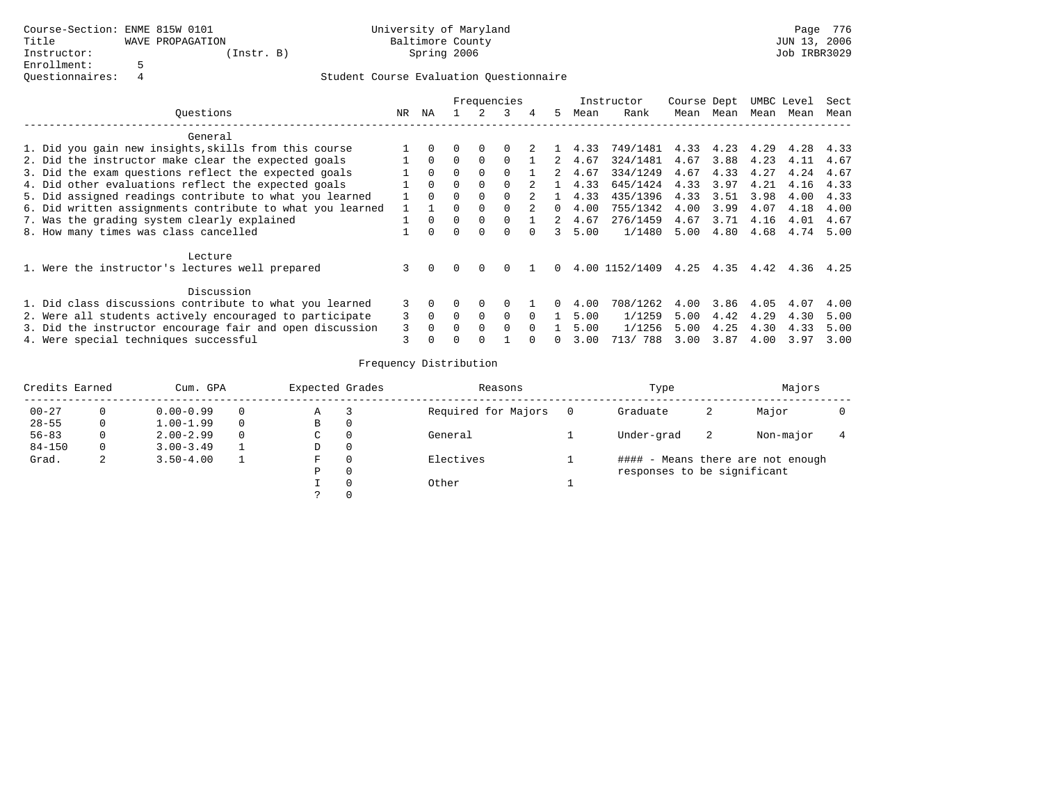Course-Section: ENME 815W 0101
Title: WAVE PROPAGATION
Instructor: (Instr. B)
Enrollment: 5
Questionnaires: 4

University of Maryland
Baltimore County
Spring 2006

JUN 13, 2006
Job IRBR3029

## Student Course Evaluation Questionnaire

| Questions | NR | NA | 1 | 2 | 3 | 4 | 5 | Instructor Mean | Instructor Rank | Course Mean | Dept Mean | UMBC Mean | Level Mean | Sect Mean |
|---|---|---|---|---|---|---|---|---|---|---|---|---|---|---|
| **General** | | | | | | | | | | | | | | |
| 1. Did you gain new insights,skills from this course | 1 | 0 | 0 | 0 | 0 | 2 | 1 | 4.33 | 749/1481 | 4.33 | 4.23 | 4.29 | 4.28 | 4.33 |
| 2. Did the instructor make clear the expected goals | 1 | 0 | 0 | 0 | 0 | 1 | 2 | 4.67 | 324/1481 | 4.67 | 3.88 | 4.23 | 4.11 | 4.67 |
| 3. Did the exam questions reflect the expected goals | 1 | 0 | 0 | 0 | 0 | 1 | 2 | 4.67 | 334/1249 | 4.67 | 4.33 | 4.27 | 4.24 | 4.67 |
| 4. Did other evaluations reflect the expected goals | 1 | 0 | 0 | 0 | 0 | 2 | 1 | 4.33 | 645/1424 | 4.33 | 3.97 | 4.21 | 4.16 | 4.33 |
| 5. Did assigned readings contribute to what you learned | 1 | 0 | 0 | 0 | 0 | 2 | 1 | 4.33 | 435/1396 | 4.33 | 3.51 | 3.98 | 4.00 | 4.33 |
| 6. Did written assignments contribute to what you learned | 1 | 1 | 0 | 0 | 0 | 2 | 0 | 4.00 | 755/1342 | 4.00 | 3.99 | 4.07 | 4.18 | 4.00 |
| 7. Was the grading system clearly explained | 1 | 0 | 0 | 0 | 0 | 1 | 2 | 4.67 | 276/1459 | 4.67 | 3.71 | 4.16 | 4.01 | 4.67 |
| 8. How many times was class cancelled | 1 | 0 | 0 | 0 | 0 | 0 | 3 | 5.00 | 1/1480 | 5.00 | 4.80 | 4.68 | 4.74 | 5.00 |
| **Lecture** | | | | | | | | | | | | | | |
| 1. Were the instructor's lectures well prepared | 3 | 0 | 0 | 0 | 0 | 1 | 0 | 4.00 | 1152/1409 | 4.25 | 4.35 | 4.42 | 4.36 | 4.25 |
| **Discussion** | | | | | | | | | | | | | | |
| 1. Did class discussions contribute to what you learned | 3 | 0 | 0 | 0 | 0 | 1 | 0 | 4.00 | 708/1262 | 4.00 | 3.86 | 4.05 | 4.07 | 4.00 |
| 2. Were all students actively encouraged to participate | 3 | 0 | 0 | 0 | 0 | 0 | 1 | 5.00 | 1/1259 | 5.00 | 4.42 | 4.29 | 4.30 | 5.00 |
| 3. Did the instructor encourage fair and open discussion | 3 | 0 | 0 | 0 | 0 | 0 | 1 | 5.00 | 1/1256 | 5.00 | 4.25 | 4.30 | 4.33 | 5.00 |
| 4. Were special techniques successful | 3 | 0 | 0 | 0 | 1 | 0 | 0 | 3.00 | 713/ 788 | 3.00 | 3.87 | 4.00 | 3.97 | 3.00 |

## Frequency Distribution

| Credits Earned | | Cum. GPA | | Expected Grades | | Reasons | | Type | | Majors | |
|---|---|---|---|---|---|---|---|---|---|---|---|
| 00-27 | 0 | 0.00-0.99 | 0 | A | 3 | Required for Majors | 0 | Graduate | 2 | Major | 0 |
| 28-55 | 0 | 1.00-1.99 | 0 | B | 0 | | | | | | |
| 56-83 | 0 | 2.00-2.99 | 0 | C | 0 | General | 1 | Under-grad | 2 | Non-major | 4 |
| 84-150 | 0 | 3.00-3.49 | 1 | D | 0 | | | | | | |
| Grad. | 2 | 3.50-4.00 | 1 | F | 0 | Electives | 1 | #### - Means there are not enough responses to be significant | | | |
| | | | | P | 0 | | | | | | |
| | | | | I | 0 | Other | 1 | | | | |
| | | | | ? | 0 | | | | | | |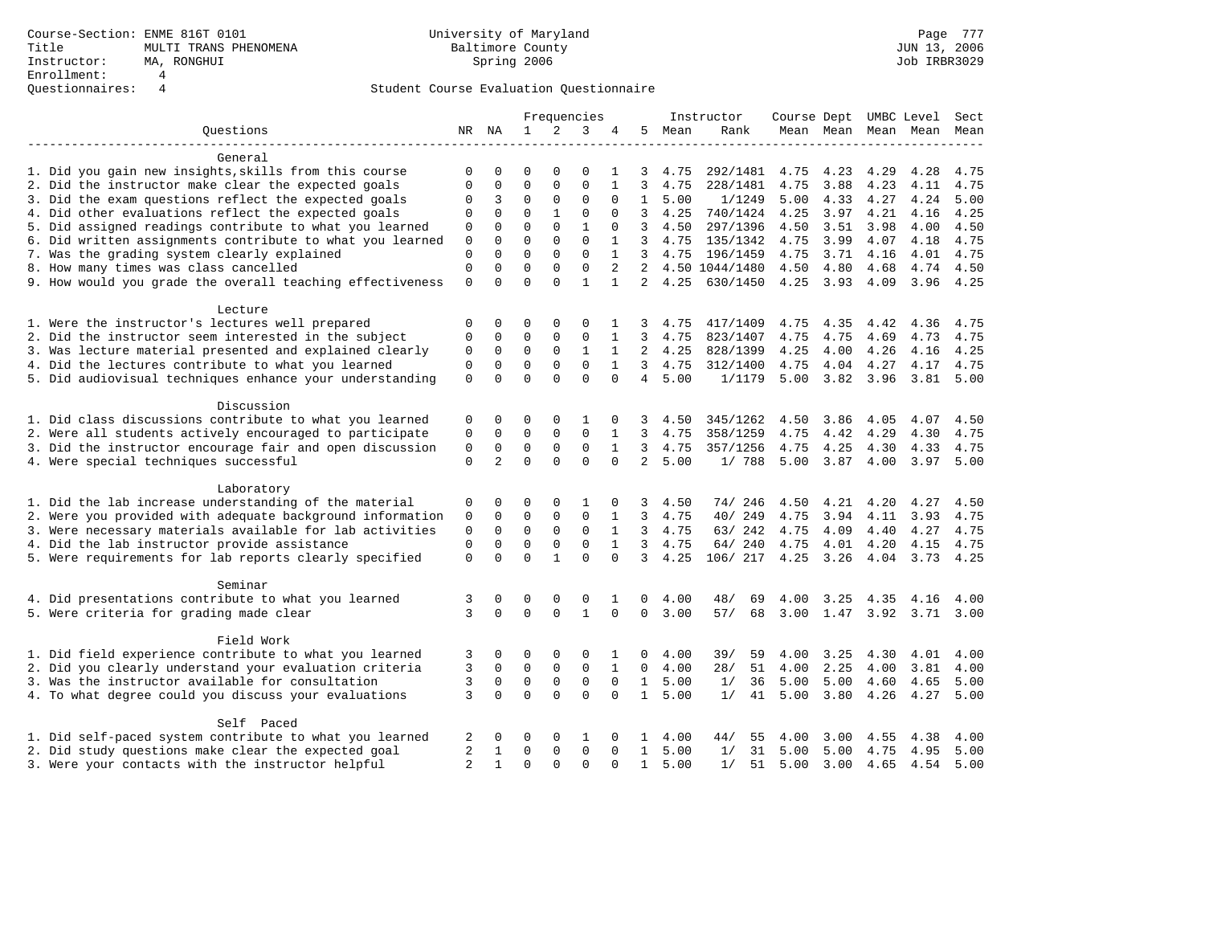Course-Section: ENME 816T 0101
Title: MULTI TRANS PHENOMENA
Instructor: MA, RONGHUI
Enrollment: 4
Questionnaires: 4

University of Maryland
Baltimore County
Spring 2006

JUN 13, 2006
Job IRBR3029

## Student Course Evaluation Questionnaire

| Questions | NR | NA | 1 | 2 | 3 | 4 | 5 | Instructor Mean | Instructor Rank | Course Mean | Dept Mean | UMBC Level Mean | Level Mean | Sect Mean |
|---|---|---|---|---|---|---|---|---|---|---|---|---|---|---|
| **General** | | | | | | | | | | | | | | |
| 1. Did you gain new insights,skills from this course | 0 | 0 | 0 | 0 | 0 | 1 | 3 | 4.75 | 292/1481 | 4.75 | 4.23 | 4.29 | 4.28 | 4.75 |
| 2. Did the instructor make clear the expected goals | 0 | 0 | 0 | 0 | 0 | 1 | 3 | 4.75 | 228/1481 | 4.75 | 3.88 | 4.23 | 4.11 | 4.75 |
| 3. Did the exam questions reflect the expected goals | 0 | 3 | 0 | 0 | 0 | 0 | 1 | 5.00 | 1/1249 | 5.00 | 4.33 | 4.27 | 4.24 | 5.00 |
| 4. Did other evaluations reflect the expected goals | 0 | 0 | 0 | 1 | 0 | 0 | 3 | 4.25 | 740/1424 | 4.25 | 3.97 | 4.21 | 4.16 | 4.25 |
| 5. Did assigned readings contribute to what you learned | 0 | 0 | 0 | 0 | 1 | 0 | 3 | 4.50 | 297/1396 | 4.50 | 3.51 | 3.98 | 4.00 | 4.50 |
| 6. Did written assignments contribute to what you learned | 0 | 0 | 0 | 0 | 0 | 1 | 3 | 4.75 | 135/1342 | 4.75 | 3.99 | 4.07 | 4.18 | 4.75 |
| 7. Was the grading system clearly explained | 0 | 0 | 0 | 0 | 0 | 1 | 3 | 4.75 | 196/1459 | 4.75 | 3.71 | 4.16 | 4.01 | 4.75 |
| 8. How many times was class cancelled | 0 | 0 | 0 | 0 | 0 | 2 | 2 | 4.50 | 1044/1480 | 4.50 | 4.80 | 4.68 | 4.74 | 4.50 |
| 9. How would you grade the overall teaching effectiveness | 0 | 0 | 0 | 0 | 1 | 1 | 2 | 4.25 | 630/1450 | 4.25 | 3.93 | 4.09 | 3.96 | 4.25 |
| **Lecture** | | | | | | | | | | | | | | |
| 1. Were the instructor's lectures well prepared | 0 | 0 | 0 | 0 | 0 | 1 | 3 | 4.75 | 417/1409 | 4.75 | 4.35 | 4.42 | 4.36 | 4.75 |
| 2. Did the instructor seem interested in the subject | 0 | 0 | 0 | 0 | 0 | 1 | 3 | 4.75 | 823/1407 | 4.75 | 4.75 | 4.69 | 4.73 | 4.75 |
| 3. Was lecture material presented and explained clearly | 0 | 0 | 0 | 0 | 1 | 1 | 2 | 4.25 | 828/1399 | 4.25 | 4.00 | 4.26 | 4.16 | 4.25 |
| 4. Did the lectures contribute to what you learned | 0 | 0 | 0 | 0 | 0 | 1 | 3 | 4.75 | 312/1400 | 4.75 | 4.04 | 4.27 | 4.17 | 4.75 |
| 5. Did audiovisual techniques enhance your understanding | 0 | 0 | 0 | 0 | 0 | 0 | 4 | 5.00 | 1/1179 | 5.00 | 3.82 | 3.96 | 3.81 | 5.00 |
| **Discussion** | | | | | | | | | | | | | | |
| 1. Did class discussions contribute to what you learned | 0 | 0 | 0 | 0 | 1 | 0 | 3 | 4.50 | 345/1262 | 4.50 | 3.86 | 4.05 | 4.07 | 4.50 |
| 2. Were all students actively encouraged to participate | 0 | 0 | 0 | 0 | 0 | 1 | 3 | 4.75 | 358/1259 | 4.75 | 4.42 | 4.29 | 4.30 | 4.75 |
| 3. Did the instructor encourage fair and open discussion | 0 | 0 | 0 | 0 | 0 | 1 | 3 | 4.75 | 357/1256 | 4.75 | 4.25 | 4.30 | 4.33 | 4.75 |
| 4. Were special techniques successful | 0 | 2 | 0 | 0 | 0 | 0 | 2 | 5.00 | 1/ 788 | 5.00 | 3.87 | 4.00 | 3.97 | 5.00 |
| **Laboratory** | | | | | | | | | | | | | | |
| 1. Did the lab increase understanding of the material | 0 | 0 | 0 | 0 | 1 | 0 | 3 | 4.50 | 74/ 246 | 4.50 | 4.21 | 4.20 | 4.27 | 4.50 |
| 2. Were you provided with adequate background information | 0 | 0 | 0 | 0 | 0 | 1 | 3 | 4.75 | 40/ 249 | 4.75 | 3.94 | 4.11 | 3.93 | 4.75 |
| 3. Were necessary materials available for lab activities | 0 | 0 | 0 | 0 | 0 | 1 | 3 | 4.75 | 63/ 242 | 4.75 | 4.09 | 4.40 | 4.27 | 4.75 |
| 4. Did the lab instructor provide assistance | 0 | 0 | 0 | 0 | 0 | 1 | 3 | 4.75 | 64/ 240 | 4.75 | 4.01 | 4.20 | 4.15 | 4.75 |
| 5. Were requirements for lab reports clearly specified | 0 | 0 | 0 | 1 | 0 | 0 | 3 | 4.25 | 106/ 217 | 4.25 | 3.26 | 4.04 | 3.73 | 4.25 |
| **Seminar** | | | | | | | | | | | | | | |
| 4. Did presentations contribute to what you learned | 3 | 0 | 0 | 0 | 0 | 1 | 0 | 4.00 | 48/ 69 | 4.00 | 3.25 | 4.35 | 4.16 | 4.00 |
| 5. Were criteria for grading made clear | 3 | 0 | 0 | 0 | 1 | 0 | 0 | 3.00 | 57/ 68 | 3.00 | 1.47 | 3.92 | 3.71 | 3.00 |
| **Field Work** | | | | | | | | | | | | | | |
| 1. Did field experience contribute to what you learned | 3 | 0 | 0 | 0 | 0 | 1 | 0 | 4.00 | 39/ 59 | 4.00 | 3.25 | 4.30 | 4.01 | 4.00 |
| 2. Did you clearly understand your evaluation criteria | 3 | 0 | 0 | 0 | 0 | 1 | 0 | 4.00 | 28/ 51 | 4.00 | 2.25 | 4.00 | 3.81 | 4.00 |
| 3. Was the instructor available for consultation | 3 | 0 | 0 | 0 | 0 | 0 | 1 | 5.00 | 1/ 36 | 5.00 | 5.00 | 4.60 | 4.65 | 5.00 |
| 4. To what degree could you discuss your evaluations | 3 | 0 | 0 | 0 | 0 | 0 | 1 | 5.00 | 1/ 41 | 5.00 | 3.80 | 4.26 | 4.27 | 5.00 |
| **Self Paced** | | | | | | | | | | | | | | |
| 1. Did self-paced system contribute to what you learned | 2 | 0 | 0 | 0 | 1 | 0 | 1 | 4.00 | 44/ 55 | 4.00 | 3.00 | 4.55 | 4.38 | 4.00 |
| 2. Did study questions make clear the expected goal | 2 | 1 | 0 | 0 | 0 | 0 | 1 | 5.00 | 1/ 31 | 5.00 | 5.00 | 4.75 | 4.95 | 5.00 |
| 3. Were your contacts with the instructor helpful | 2 | 1 | 0 | 0 | 0 | 0 | 1 | 5.00 | 1/ 51 | 5.00 | 3.00 | 4.65 | 4.54 | 5.00 |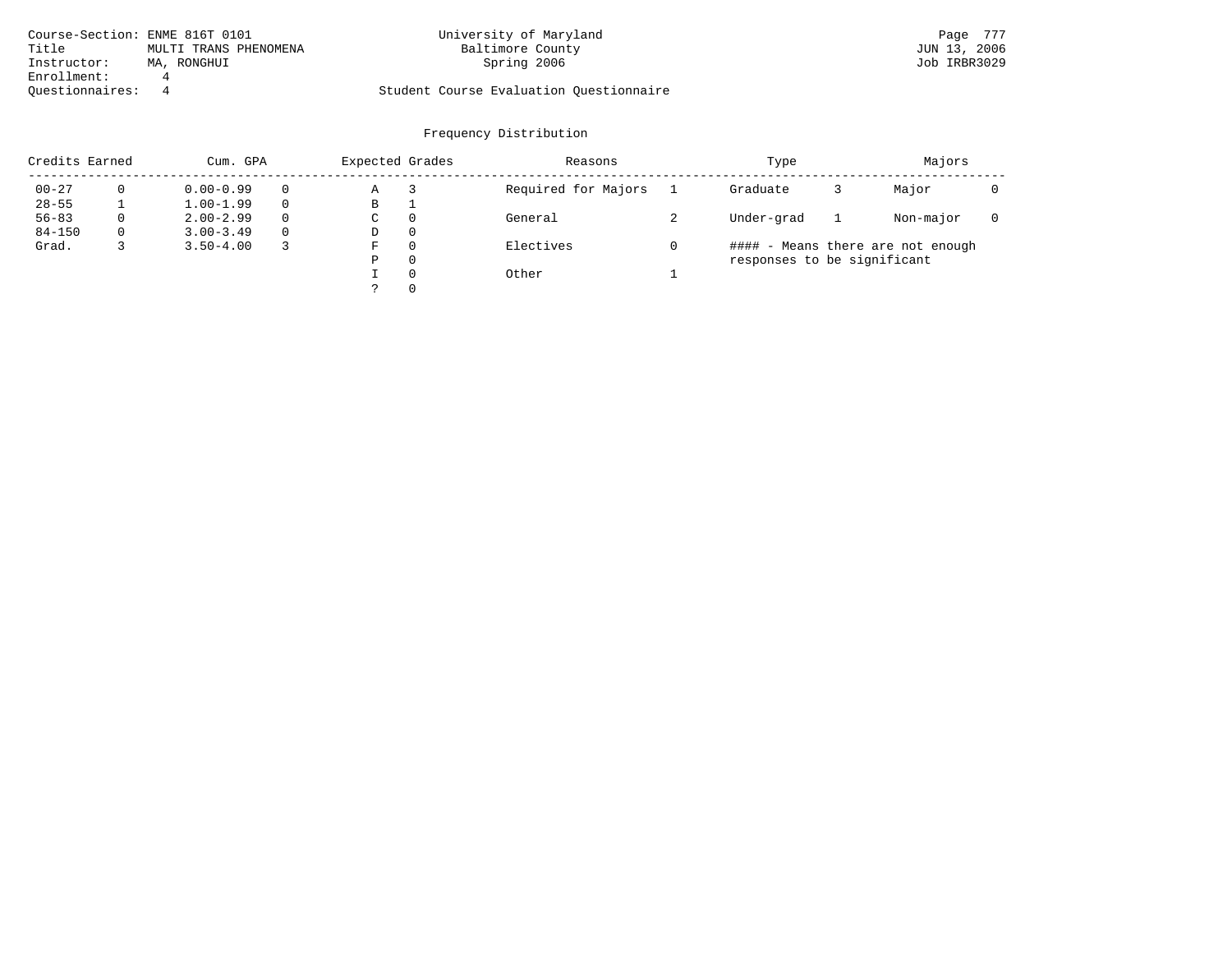Course-Section: ENME 816T 0101
Title MULTI TRANS PHENOMENA
Instructor: MA, RONGHUI
Enrollment: 4
Questionnaires: 4

University of Maryland
Baltimore County
Spring 2006

Student Course Evaluation Questionnaire

Page 777
JUN 13, 2006
Job IRBR3029

## Frequency Distribution

| Credits Earned | | Cum. GPA | | Expected Grades | | Reasons | | Type | | Majors | |
|---|---|---|---|---|---|---|---|---|---|---|---|
| 00-27 | 0 | 0.00-0.99 | 0 | A | 3 | Required for Majors | 1 | Graduate | 3 | Major | 0 |
| 28-55 | 1 | 1.00-1.99 | 0 | B | 1 | | | | | | |
| 56-83 | 0 | 2.00-2.99 | 0 | C | 0 | General | 2 | Under-grad | 1 | Non-major | 0 |
| 84-150 | 0 | 3.00-3.49 | 0 | D | 0 | | | | | | |
| Grad. | 3 | 3.50-4.00 | 3 | F | 0 | Electives | 0 | | | | |
| | | | | P | 0 | | | | | | |
| | | | | I | 0 | Other | 1 | | | | |
| | | | | ? | 0 | | | | | | |

#### - Means there are not enough responses to be significant